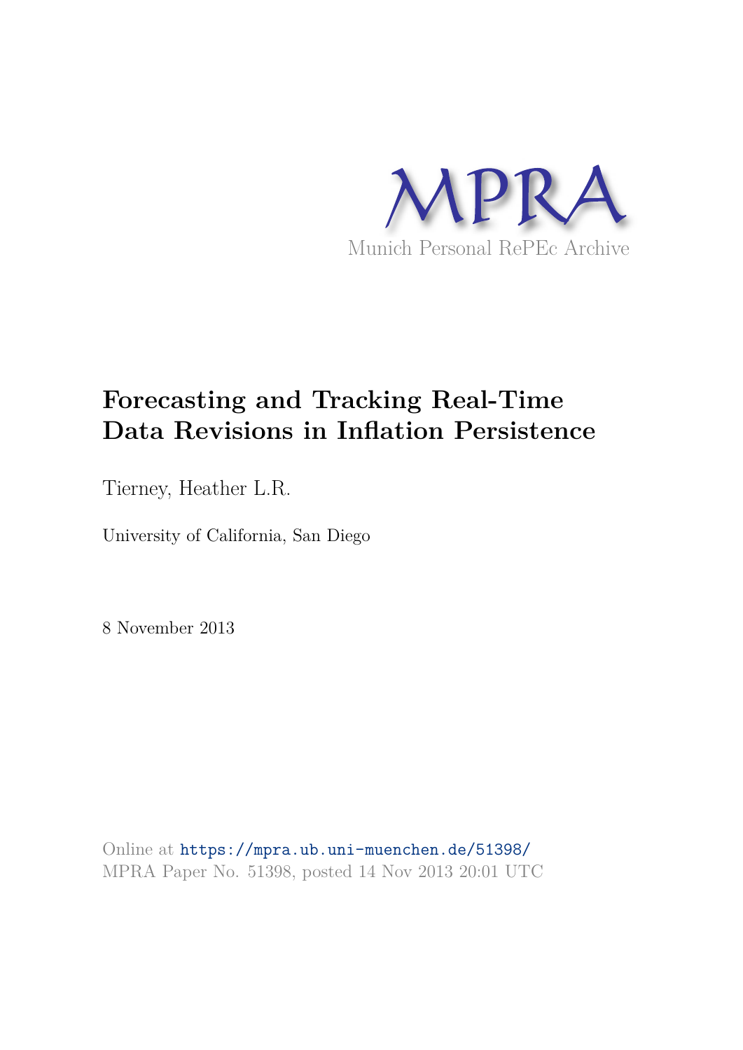MPRA

Munich Personal RePEc Archive

# Forecasting and Tracking Real-Time Data Revisions in Inflation Persistence

Tierney, Heather L.R.

University of California, San Diego

8 November 2013

Online at https://mpra.ub.uni-muenchen.de/51398/
MPRA Paper No. 51398, posted 14 Nov 2013 20:01 UTC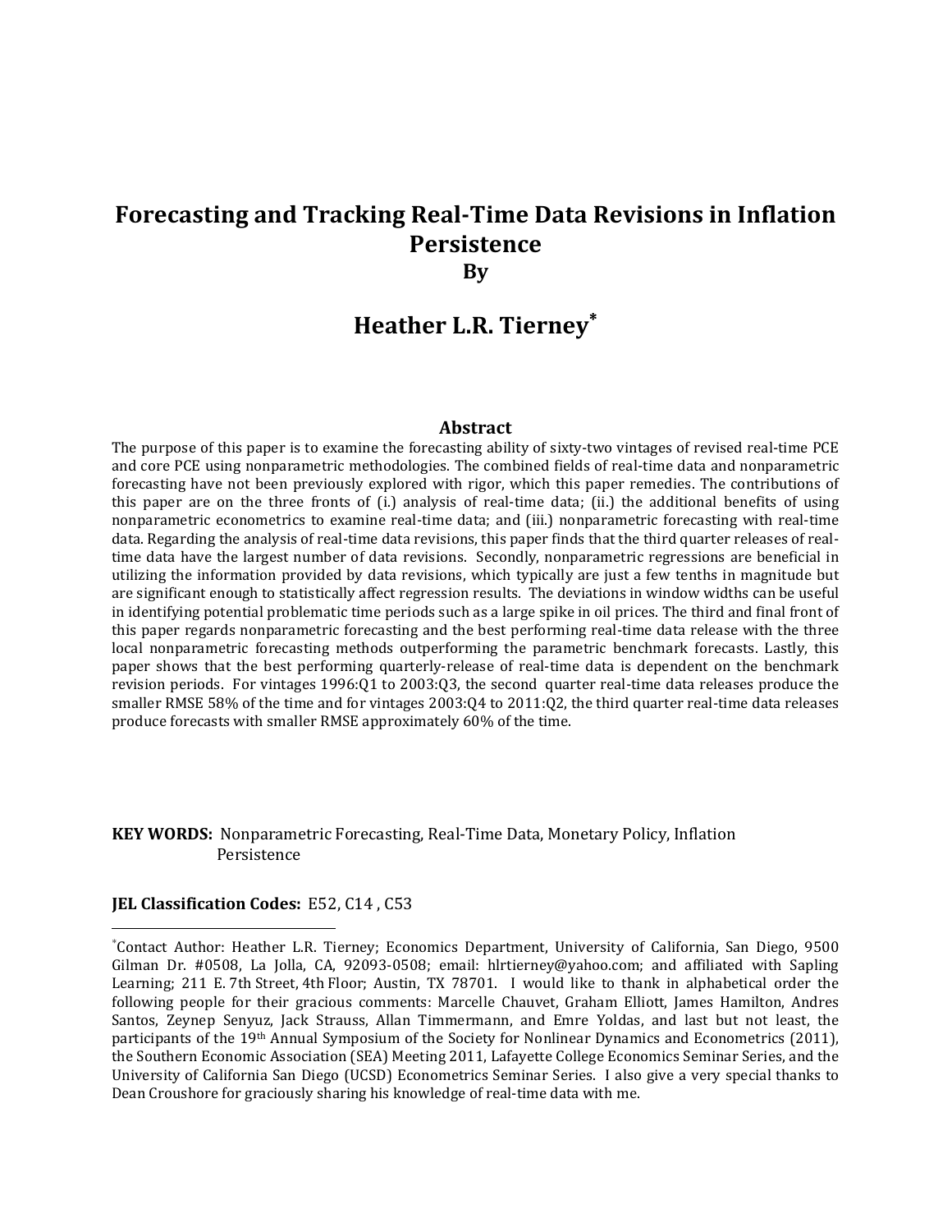# Forecasting and Tracking Real-Time Data Revisions in Inflation Persistence

**By**

## Heather L.R. Tierney*

### Abstract

The purpose of this paper is to examine the forecasting ability of sixty-two vintages of revised real-time PCE and core PCE using nonparametric methodologies. The combined fields of real-time data and nonparametric forecasting have not been previously explored with rigor, which this paper remedies. The contributions of this paper are on the three fronts of (i.) analysis of real-time data; (ii.) the additional benefits of using nonparametric econometrics to examine real-time data; and (iii.) nonparametric forecasting with real-time data. Regarding the analysis of real-time data revisions, this paper finds that the third quarter releases of real-time data have the largest number of data revisions. Secondly, nonparametric regressions are beneficial in utilizing the information provided by data revisions, which typically are just a few tenths in magnitude but are significant enough to statistically affect regression results. The deviations in window widths can be useful in identifying potential problematic time periods such as a large spike in oil prices. The third and final front of this paper regards nonparametric forecasting and the best performing real-time data release with the three local nonparametric forecasting methods outperforming the parametric benchmark forecasts. Lastly, this paper shows that the best performing quarterly-release of real-time data is dependent on the benchmark revision periods. For vintages 1996:Q1 to 2003:Q3, the second quarter real-time data releases produce the smaller RMSE 58% of the time and for vintages 2003:Q4 to 2011:Q2, the third quarter real-time data releases produce forecasts with smaller RMSE approximately 60% of the time.

**KEY WORDS:** Nonparametric Forecasting, Real-Time Data, Monetary Policy, Inflation Persistence

**JEL Classification Codes:** E52, C14 , C53

---

*Contact Author: Heather L.R. Tierney; Economics Department, University of California, San Diego, 9500 Gilman Dr. #0508, La Jolla, CA, 92093-0508; email: hlrtierney@yahoo.com; and affiliated with Sapling Learning; 211 E. 7th Street, 4th Floor; Austin, TX 78701. I would like to thank in alphabetical order the following people for their gracious comments: Marcelle Chauvet, Graham Elliott, James Hamilton, Andres Santos, Zeynep Senyuz, Jack Strauss, Allan Timmermann, and Emre Yoldas, and last but not least, the participants of the 19th Annual Symposium of the Society for Nonlinear Dynamics and Econometrics (2011), the Southern Economic Association (SEA) Meeting 2011, Lafayette College Economics Seminar Series, and the University of California San Diego (UCSD) Econometrics Seminar Series. I also give a very special thanks to Dean Croushore for graciously sharing his knowledge of real-time data with me.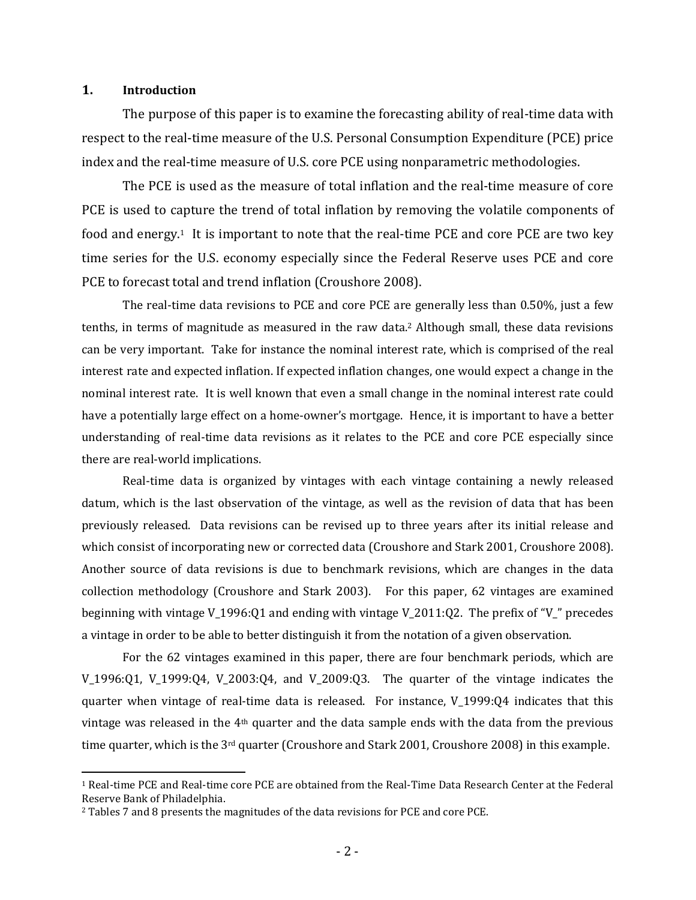## 1. Introduction

The purpose of this paper is to examine the forecasting ability of real-time data with respect to the real-time measure of the U.S. Personal Consumption Expenditure (PCE) price index and the real-time measure of U.S. core PCE using nonparametric methodologies.

The PCE is used as the measure of total inflation and the real-time measure of core PCE is used to capture the trend of total inflation by removing the volatile components of food and energy.[1] It is important to note that the real-time PCE and core PCE are two key time series for the U.S. economy especially since the Federal Reserve uses PCE and core PCE to forecast total and trend inflation (Croushore 2008).

The real-time data revisions to PCE and core PCE are generally less than 0.50%, just a few tenths, in terms of magnitude as measured in the raw data.[2] Although small, these data revisions can be very important. Take for instance the nominal interest rate, which is comprised of the real interest rate and expected inflation. If expected inflation changes, one would expect a change in the nominal interest rate. It is well known that even a small change in the nominal interest rate could have a potentially large effect on a home-owner's mortgage. Hence, it is important to have a better understanding of real-time data revisions as it relates to the PCE and core PCE especially since there are real-world implications.

Real-time data is organized by vintages with each vintage containing a newly released datum, which is the last observation of the vintage, as well as the revision of data that has been previously released. Data revisions can be revised up to three years after its initial release and which consist of incorporating new or corrected data (Croushore and Stark 2001, Croushore 2008). Another source of data revisions is due to benchmark revisions, which are changes in the data collection methodology (Croushore and Stark 2003). For this paper, 62 vintages are examined beginning with vintage V_1996:Q1 and ending with vintage V_2011:Q2. The prefix of "V_" precedes a vintage in order to be able to better distinguish it from the notation of a given observation.

For the 62 vintages examined in this paper, there are four benchmark periods, which are V_1996:Q1, V_1999:Q4, V_2003:Q4, and V_2009:Q3. The quarter of the vintage indicates the quarter when vintage of real-time data is released. For instance, V_1999:Q4 indicates that this vintage was released in the 4th quarter and the data sample ends with the data from the previous time quarter, which is the 3rd quarter (Croushore and Stark 2001, Croushore 2008) in this example.

---

[1] Real-time PCE and Real-time core PCE are obtained from the Real-Time Data Research Center at the Federal Reserve Bank of Philadelphia.

[2] Tables 7 and 8 presents the magnitudes of the data revisions for PCE and core PCE.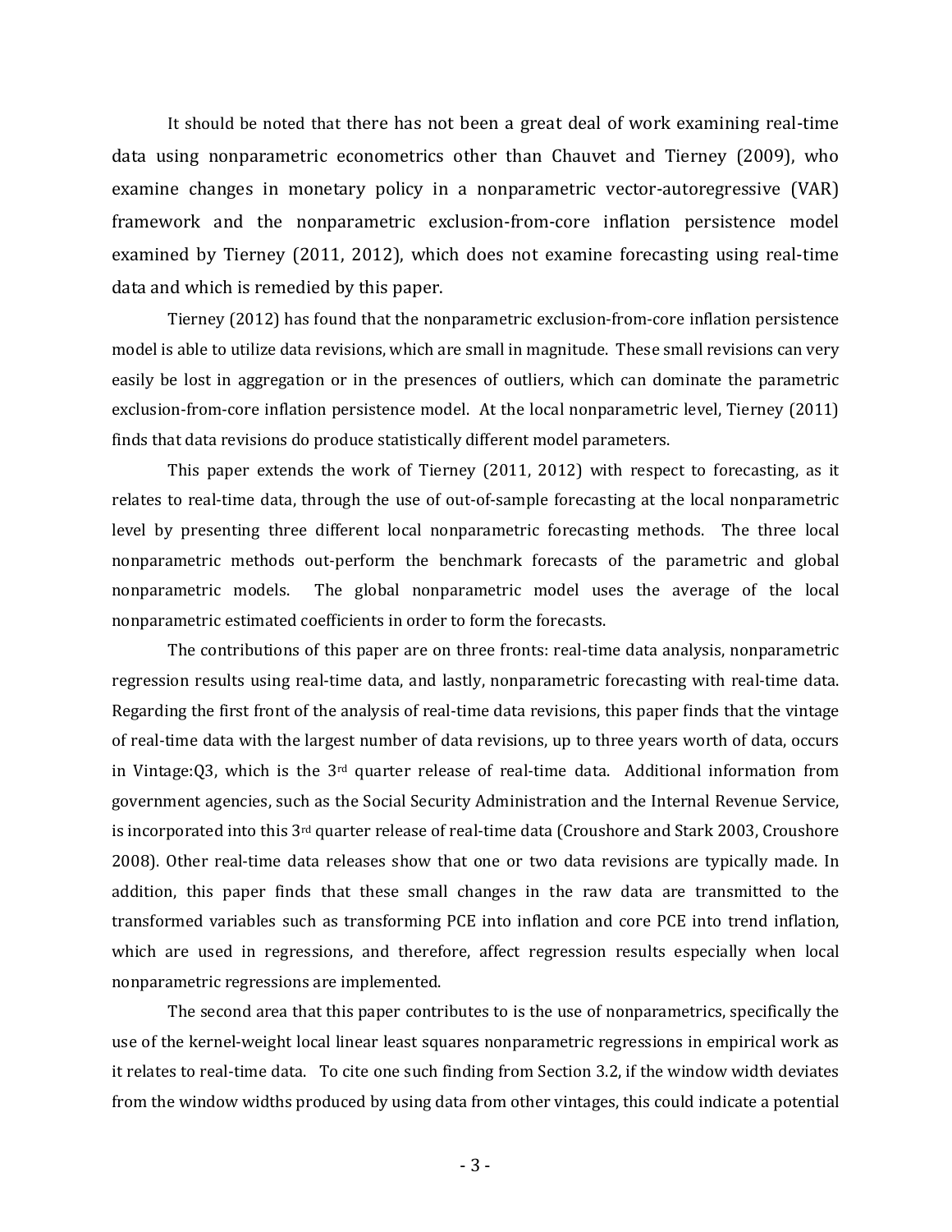It should be noted that there has not been a great deal of work examining real-time data using nonparametric econometrics other than Chauvet and Tierney (2009), who examine changes in monetary policy in a nonparametric vector-autoregressive (VAR) framework and the nonparametric exclusion-from-core inflation persistence model examined by Tierney (2011, 2012), which does not examine forecasting using real-time data and which is remedied by this paper.

Tierney (2012) has found that the nonparametric exclusion-from-core inflation persistence model is able to utilize data revisions, which are small in magnitude. These small revisions can very easily be lost in aggregation or in the presences of outliers, which can dominate the parametric exclusion-from-core inflation persistence model. At the local nonparametric level, Tierney (2011) finds that data revisions do produce statistically different model parameters.

This paper extends the work of Tierney (2011, 2012) with respect to forecasting, as it relates to real-time data, through the use of out-of-sample forecasting at the local nonparametric level by presenting three different local nonparametric forecasting methods. The three local nonparametric methods out-perform the benchmark forecasts of the parametric and global nonparametric models. The global nonparametric model uses the average of the local nonparametric estimated coefficients in order to form the forecasts.

The contributions of this paper are on three fronts: real-time data analysis, nonparametric regression results using real-time data, and lastly, nonparametric forecasting with real-time data. Regarding the first front of the analysis of real-time data revisions, this paper finds that the vintage of real-time data with the largest number of data revisions, up to three years worth of data, occurs in Vintage:Q3, which is the 3rd quarter release of real-time data. Additional information from government agencies, such as the Social Security Administration and the Internal Revenue Service, is incorporated into this 3rd quarter release of real-time data (Croushore and Stark 2003, Croushore 2008). Other real-time data releases show that one or two data revisions are typically made. In addition, this paper finds that these small changes in the raw data are transmitted to the transformed variables such as transforming PCE into inflation and core PCE into trend inflation, which are used in regressions, and therefore, affect regression results especially when local nonparametric regressions are implemented.

The second area that this paper contributes to is the use of nonparametrics, specifically the use of the kernel-weight local linear least squares nonparametric regressions in empirical work as it relates to real-time data. To cite one such finding from Section 3.2, if the window width deviates from the window widths produced by using data from other vintages, this could indicate a potential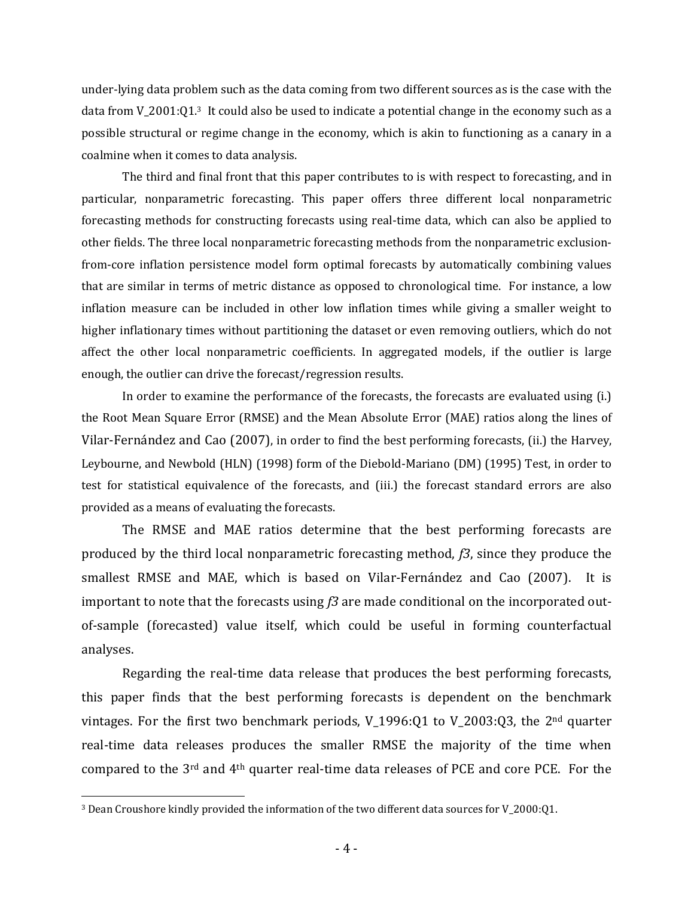under-lying data problem such as the data coming from two different sources as is the case with the data from V_2001:Q1.[3] It could also be used to indicate a potential change in the economy such as a possible structural or regime change in the economy, which is akin to functioning as a canary in a coalmine when it comes to data analysis.

The third and final front that this paper contributes to is with respect to forecasting, and in particular, nonparametric forecasting. This paper offers three different local nonparametric forecasting methods for constructing forecasts using real-time data, which can also be applied to other fields. The three local nonparametric forecasting methods from the nonparametric exclusion-from-core inflation persistence model form optimal forecasts by automatically combining values that are similar in terms of metric distance as opposed to chronological time. For instance, a low inflation measure can be included in other low inflation times while giving a smaller weight to higher inflationary times without partitioning the dataset or even removing outliers, which do not affect the other local nonparametric coefficients. In aggregated models, if the outlier is large enough, the outlier can drive the forecast/regression results.

In order to examine the performance of the forecasts, the forecasts are evaluated using (i.) the Root Mean Square Error (RMSE) and the Mean Absolute Error (MAE) ratios along the lines of Vilar-Fernández and Cao (2007), in order to find the best performing forecasts, (ii.) the Harvey, Leybourne, and Newbold (HLN) (1998) form of the Diebold-Mariano (DM) (1995) Test, in order to test for statistical equivalence of the forecasts, and (iii.) the forecast standard errors are also provided as a means of evaluating the forecasts.

The RMSE and MAE ratios determine that the best performing forecasts are produced by the third local nonparametric forecasting method, *f3*, since they produce the smallest RMSE and MAE, which is based on Vilar-Fernández and Cao (2007). It is important to note that the forecasts using *f3* are made conditional on the incorporated out-of-sample (forecasted) value itself, which could be useful in forming counterfactual analyses.

Regarding the real-time data release that produces the best performing forecasts, this paper finds that the best performing forecasts is dependent on the benchmark vintages. For the first two benchmark periods, V_1996:Q1 to V_2003:Q3, the 2nd quarter real-time data releases produces the smaller RMSE the majority of the time when compared to the 3rd and 4th quarter real-time data releases of PCE and core PCE. For the

[3] Dean Croushore kindly provided the information of the two different data sources for V_2000:Q1.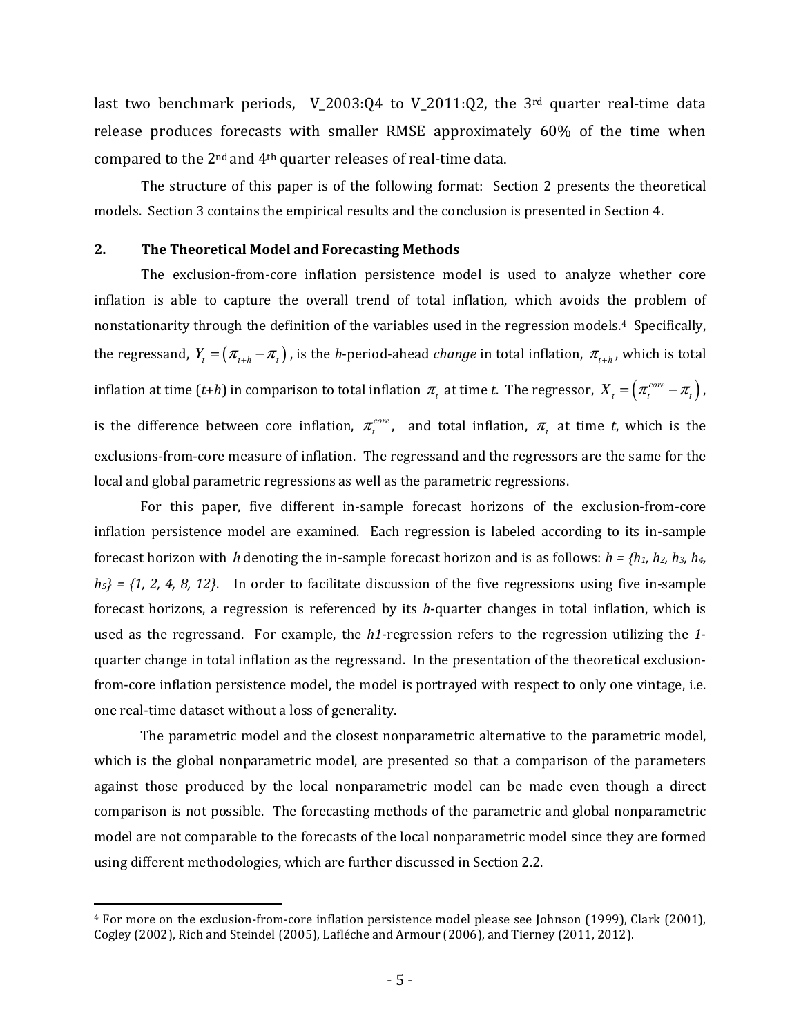last two benchmark periods, V_2003:Q4 to V_2011:Q2, the 3rd quarter real-time data release produces forecasts with smaller RMSE approximately 60% of the time when compared to the 2nd and 4th quarter releases of real-time data.

The structure of this paper is of the following format: Section 2 presents the theoretical models. Section 3 contains the empirical results and the conclusion is presented in Section 4.

## 2. The Theoretical Model and Forecasting Methods

The exclusion-from-core inflation persistence model is used to analyze whether core inflation is able to capture the overall trend of total inflation, which avoids the problem of nonstationarity through the definition of the variables used in the regression models.[4] Specifically, the regressand, $Y_t = (\pi_{t+h} - \pi_t)$, is the *h*-period-ahead *change* in total inflation, $\pi_{t+h}$, which is total inflation at time (*t*+*h*) in comparison to total inflation $\pi_t$ at time *t*. The regressor, $X_t = (\pi_t^{core} - \pi_t)$, is the difference between core inflation, $\pi_t^{core}$, and total inflation, $\pi_t$ at time *t*, which is the exclusions-from-core measure of inflation. The regressand and the regressors are the same for the local and global parametric regressions as well as the parametric regressions.

For this paper, five different in-sample forecast horizons of the exclusion-from-core inflation persistence model are examined. Each regression is labeled according to its in-sample forecast horizon with *h* denoting the in-sample forecast horizon and is as follows: $h = \{h_1, h_2, h_3, h_4, h_5\} = \{1, 2, 4, 8, 12\}$. In order to facilitate discussion of the five regressions using five in-sample forecast horizons, a regression is referenced by its *h*-quarter changes in total inflation, which is used as the regressand. For example, the *h1*-regression refers to the regression utilizing the *1*-quarter change in total inflation as the regressand. In the presentation of the theoretical exclusion-from-core inflation persistence model, the model is portrayed with respect to only one vintage, i.e. one real-time dataset without a loss of generality.

The parametric model and the closest nonparametric alternative to the parametric model, which is the global nonparametric model, are presented so that a comparison of the parameters against those produced by the local nonparametric model can be made even though a direct comparison is not possible. The forecasting methods of the parametric and global nonparametric model are not comparable to the forecasts of the local nonparametric model since they are formed using different methodologies, which are further discussed in Section 2.2.

---

[4] For more on the exclusion-from-core inflation persistence model please see Johnson (1999), Clark (2001), Cogley (2002), Rich and Steindel (2005), Lafléche and Armour (2006), and Tierney (2011, 2012).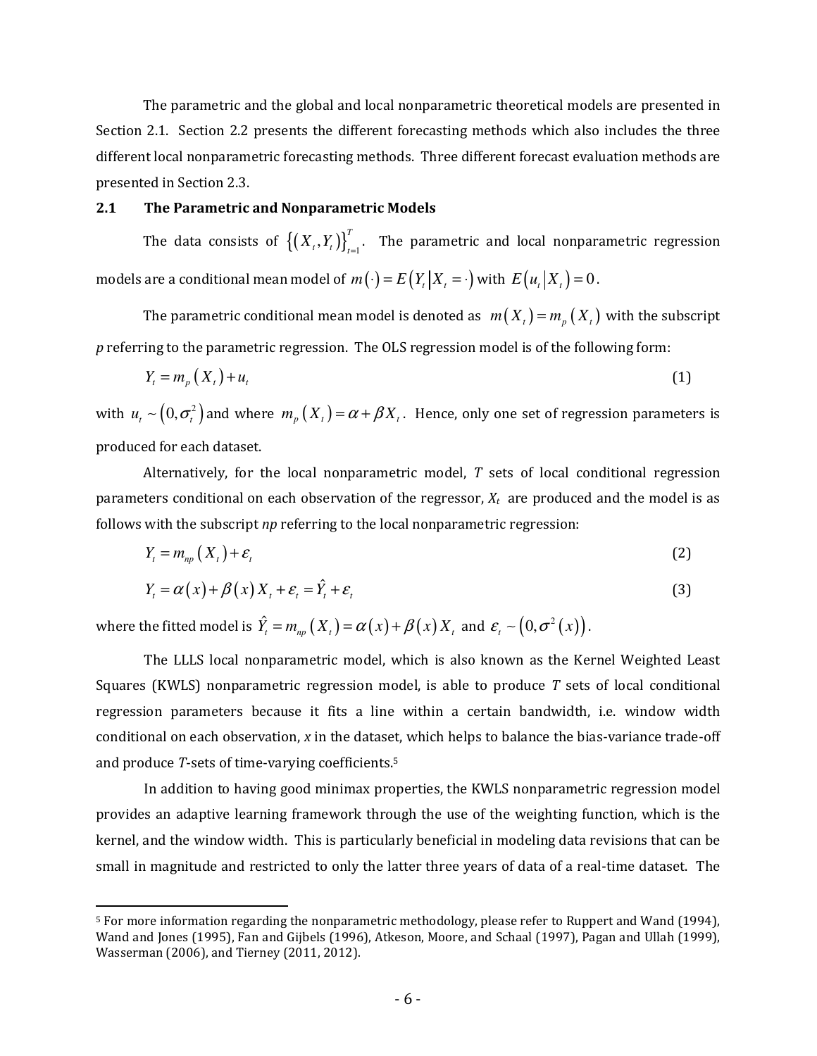The parametric and the global and local nonparametric theoretical models are presented in Section 2.1. Section 2.2 presents the different forecasting methods which also includes the three different local nonparametric forecasting methods. Three different forecast evaluation methods are presented in Section 2.3.

## 2.1 The Parametric and Nonparametric Models

The data consists of $\left\{\left(X_t, Y_t\right)\right\}_{t=1}^{T}$. The parametric and local nonparametric regression models are a conditional mean model of $m(\cdot) = E\left(Y_t \middle| X_t = \cdot\right)$ with $E\left(u_t \middle| X_t\right) = 0$.

The parametric conditional mean model is denoted as $m\left(X_t\right) = m_p\left(X_t\right)$ with the subscript *p* referring to the parametric regression. The OLS regression model is of the following form:

$$Y_t = m_p\left(X_t\right) + u_t \tag{1}$$

with $u_t \sim \left(0, \sigma_t^2\right)$ and where $m_p\left(X_t\right) = \alpha + \beta X_t$. Hence, only one set of regression parameters is produced for each dataset.

Alternatively, for the local nonparametric model, *T* sets of local conditional regression parameters conditional on each observation of the regressor, $X_t$ are produced and the model is as follows with the subscript *np* referring to the local nonparametric regression:

$$Y_t = m_{np}\left(X_t\right) + \varepsilon_t \tag{2}$$

$$Y_t = \alpha(x) + \beta(x) X_t + \varepsilon_t = \hat{Y}_t + \varepsilon_t \tag{3}$$

where the fitted model is $\hat{Y}_t = m_{np}\left(X_t\right) = \alpha(x) + \beta(x) X_t$ and $\varepsilon_t \sim \left(0, \sigma^2(x)\right)$.

The LLLS local nonparametric model, which is also known as the Kernel Weighted Least Squares (KWLS) nonparametric regression model, is able to produce *T* sets of local conditional regression parameters because it fits a line within a certain bandwidth, i.e. window width conditional on each observation, *x* in the dataset, which helps to balance the bias-variance trade-off and produce *T*-sets of time-varying coefficients.[5]

In addition to having good minimax properties, the KWLS nonparametric regression model provides an adaptive learning framework through the use of the weighting function, which is the kernel, and the window width. This is particularly beneficial in modeling data revisions that can be small in magnitude and restricted to only the latter three years of data of a real-time dataset. The

[5] For more information regarding the nonparametric methodology, please refer to Ruppert and Wand (1994), Wand and Jones (1995), Fan and Gijbels (1996), Atkeson, Moore, and Schaal (1997), Pagan and Ullah (1999), Wasserman (2006), and Tierney (2011, 2012).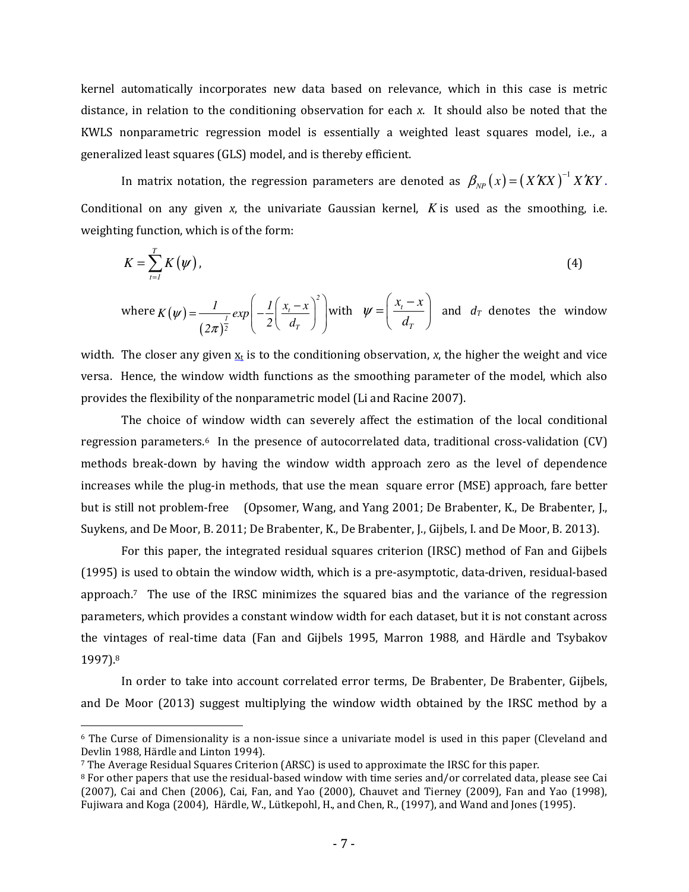kernel automatically incorporates new data based on relevance, which in this case is metric distance, in relation to the conditioning observation for each *x*. It should also be noted that the KWLS nonparametric regression model is essentially a weighted least squares model, i.e., a generalized least squares (GLS) model, and is thereby efficient.

In matrix notation, the regression parameters are denoted as $\beta_{NP}(x) = (X'KX)^{-1} X'KY$. Conditional on any given *x*, the univariate Gaussian kernel, $K$ is used as the smoothing, i.e. weighting function, which is of the form:

$$K = \sum_{t=1}^{T} K(\psi), \tag{4}$$

where $K(\psi) = \frac{1}{(2\pi)^{\frac{1}{2}}} exp\left(-\frac{1}{2}\left(\frac{x_t - x}{d_T}\right)^2\right)$ with $\psi = \left(\frac{x_t - x}{d_T}\right)$ and $d_T$ denotes the window width. The closer any given $x_t$ is to the conditioning observation, *x*, the higher the weight and vice versa. Hence, the window width functions as the smoothing parameter of the model, which also provides the flexibility of the nonparametric model (Li and Racine 2007).

The choice of window width can severely affect the estimation of the local conditional regression parameters.[6] In the presence of autocorrelated data, traditional cross-validation (CV) methods break-down by having the window width approach zero as the level of dependence increases while the plug-in methods, that use the mean square error (MSE) approach, fare better but is still not problem-free (Opsomer, Wang, and Yang 2001; De Brabenter, K., De Brabenter, J., Suykens, and De Moor, B. 2011; De Brabenter, K., De Brabenter, J., Gijbels, I. and De Moor, B. 2013).

For this paper, the integrated residual squares criterion (IRSC) method of Fan and Gijbels (1995) is used to obtain the window width, which is a pre-asymptotic, data-driven, residual-based approach.[7] The use of the IRSC minimizes the squared bias and the variance of the regression parameters, which provides a constant window width for each dataset, but it is not constant across the vintages of real-time data (Fan and Gijbels 1995, Marron 1988, and Härdle and Tsybakov 1997).[8]

In order to take into account correlated error terms, De Brabenter, De Brabenter, Gijbels, and De Moor (2013) suggest multiplying the window width obtained by the IRSC method by a

---

[6] The Curse of Dimensionality is a non-issue since a univariate model is used in this paper (Cleveland and Devlin 1988, Härdle and Linton 1994).

[7] The Average Residual Squares Criterion (ARSC) is used to approximate the IRSC for this paper.

[8] For other papers that use the residual-based window with time series and/or correlated data, please see Cai (2007), Cai and Chen (2006), Cai, Fan, and Yao (2000), Chauvet and Tierney (2009), Fan and Yao (1998), Fujiwara and Koga (2004), Härdle, W., Lütkepohl, H., and Chen, R., (1997), and Wand and Jones (1995).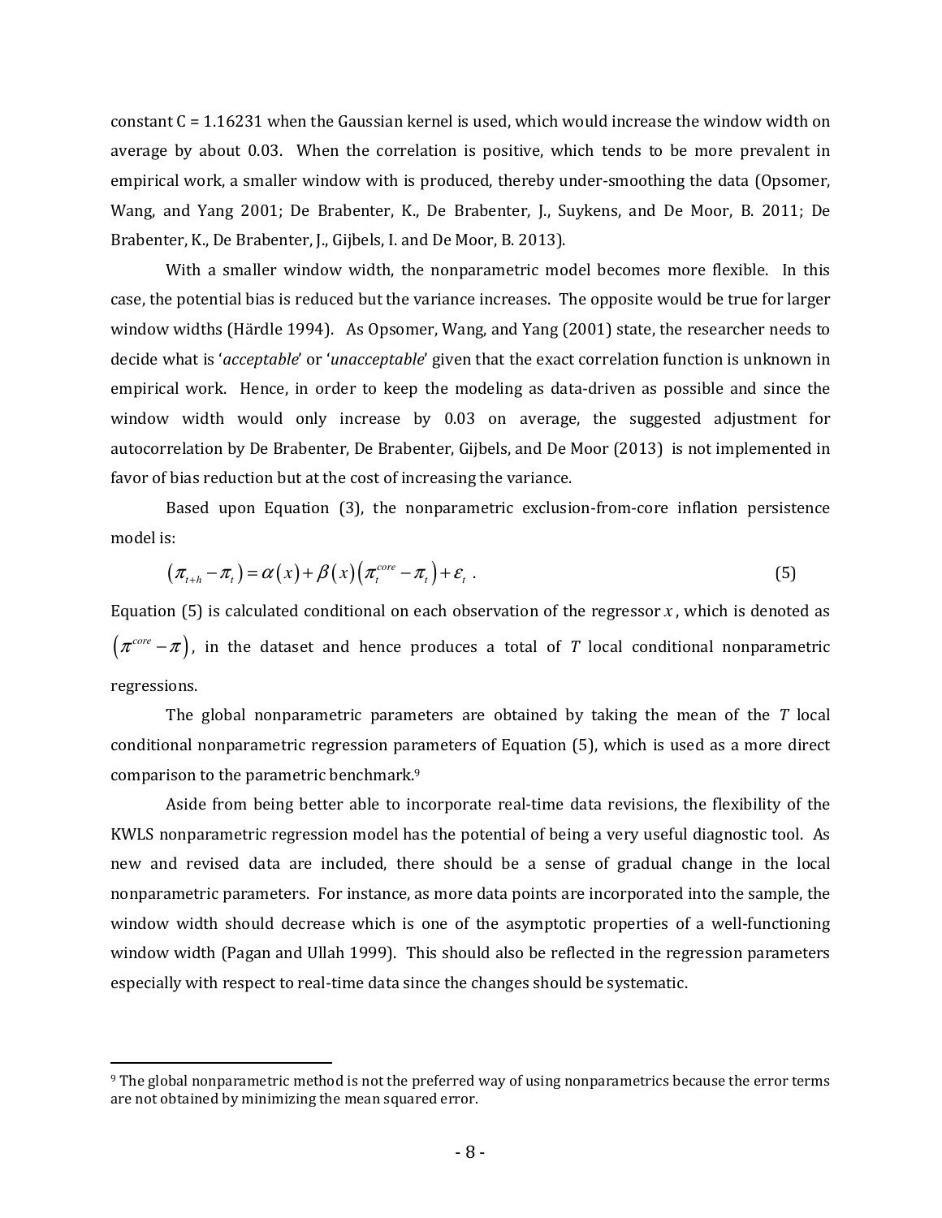constant C = 1.16231 when the Gaussian kernel is used, which would increase the window width on average by about 0.03. When the correlation is positive, which tends to be more prevalent in empirical work, a smaller window with is produced, thereby under-smoothing the data (Opsomer, Wang, and Yang 2001; De Brabenter, K., De Brabenter, J., Suykens, and De Moor, B. 2011; De Brabenter, K., De Brabenter, J., Gijbels, I. and De Moor, B. 2013).

With a smaller window width, the nonparametric model becomes more flexible. In this case, the potential bias is reduced but the variance increases. The opposite would be true for larger window widths (Härdle 1994). As Opsomer, Wang, and Yang (2001) state, the researcher needs to decide what is '*acceptable*' or '*unacceptable*' given that the exact correlation function is unknown in empirical work. Hence, in order to keep the modeling as data-driven as possible and since the window width would only increase by 0.03 on average, the suggested adjustment for autocorrelation by De Brabenter, De Brabenter, Gijbels, and De Moor (2013) is not implemented in favor of bias reduction but at the cost of increasing the variance.

Based upon Equation (3), the nonparametric exclusion-from-core inflation persistence model is:

$$\left(\pi_{t+h}-\pi_{t}\right)=\alpha\left(x\right)+\beta\left(x\right)\left(\pi_{t}^{core}-\pi_{t}\right)+\varepsilon_{t}\ . \tag{5}$$

Equation (5) is calculated conditional on each observation of the regressor $x$, which is denoted as $\left(\pi^{core}-\pi\right)$, in the dataset and hence produces a total of $T$ local conditional nonparametric regressions.

The global nonparametric parameters are obtained by taking the mean of the $T$ local conditional nonparametric regression parameters of Equation (5), which is used as a more direct comparison to the parametric benchmark.[9]

Aside from being better able to incorporate real-time data revisions, the flexibility of the KWLS nonparametric regression model has the potential of being a very useful diagnostic tool. As new and revised data are included, there should be a sense of gradual change in the local nonparametric parameters. For instance, as more data points are incorporated into the sample, the window width should decrease which is one of the asymptotic properties of a well-functioning window width (Pagan and Ullah 1999). This should also be reflected in the regression parameters especially with respect to real-time data since the changes should be systematic.

[9] The global nonparametric method is not the preferred way of using nonparametrics because the error terms are not obtained by minimizing the mean squared error.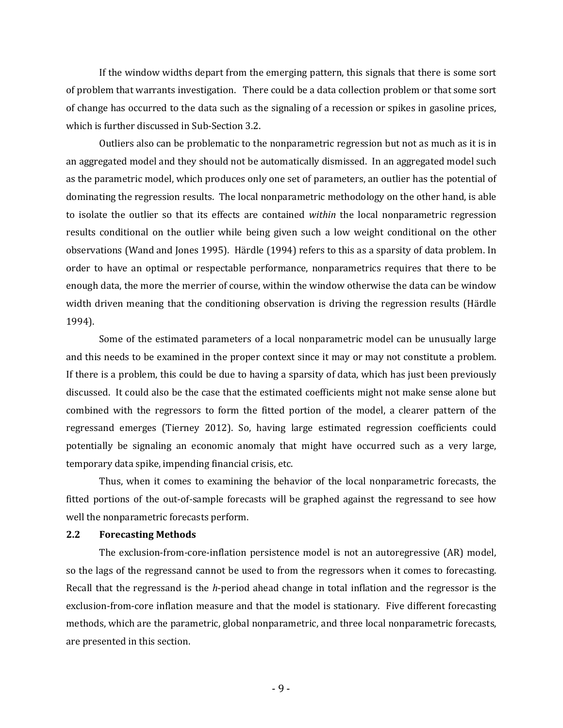If the window widths depart from the emerging pattern, this signals that there is some sort of problem that warrants investigation. There could be a data collection problem or that some sort of change has occurred to the data such as the signaling of a recession or spikes in gasoline prices, which is further discussed in Sub-Section 3.2.

Outliers also can be problematic to the nonparametric regression but not as much as it is in an aggregated model and they should not be automatically dismissed. In an aggregated model such as the parametric model, which produces only one set of parameters, an outlier has the potential of dominating the regression results. The local nonparametric methodology on the other hand, is able to isolate the outlier so that its effects are contained *within* the local nonparametric regression results conditional on the outlier while being given such a low weight conditional on the other observations (Wand and Jones 1995). Härdle (1994) refers to this as a sparsity of data problem. In order to have an optimal or respectable performance, nonparametrics requires that there to be enough data, the more the merrier of course, within the window otherwise the data can be window width driven meaning that the conditioning observation is driving the regression results (Härdle 1994).

Some of the estimated parameters of a local nonparametric model can be unusually large and this needs to be examined in the proper context since it may or may not constitute a problem. If there is a problem, this could be due to having a sparsity of data, which has just been previously discussed. It could also be the case that the estimated coefficients might not make sense alone but combined with the regressors to form the fitted portion of the model, a clearer pattern of the regressand emerges (Tierney 2012). So, having large estimated regression coefficients could potentially be signaling an economic anomaly that might have occurred such as a very large, temporary data spike, impending financial crisis, etc.

Thus, when it comes to examining the behavior of the local nonparametric forecasts, the fitted portions of the out-of-sample forecasts will be graphed against the regressand to see how well the nonparametric forecasts perform.

## 2.2 Forecasting Methods

The exclusion-from-core-inflation persistence model is not an autoregressive (AR) model, so the lags of the regressand cannot be used to from the regressors when it comes to forecasting. Recall that the regressand is the *h*-period ahead change in total inflation and the regressor is the exclusion-from-core inflation measure and that the model is stationary. Five different forecasting methods, which are the parametric, global nonparametric, and three local nonparametric forecasts, are presented in this section.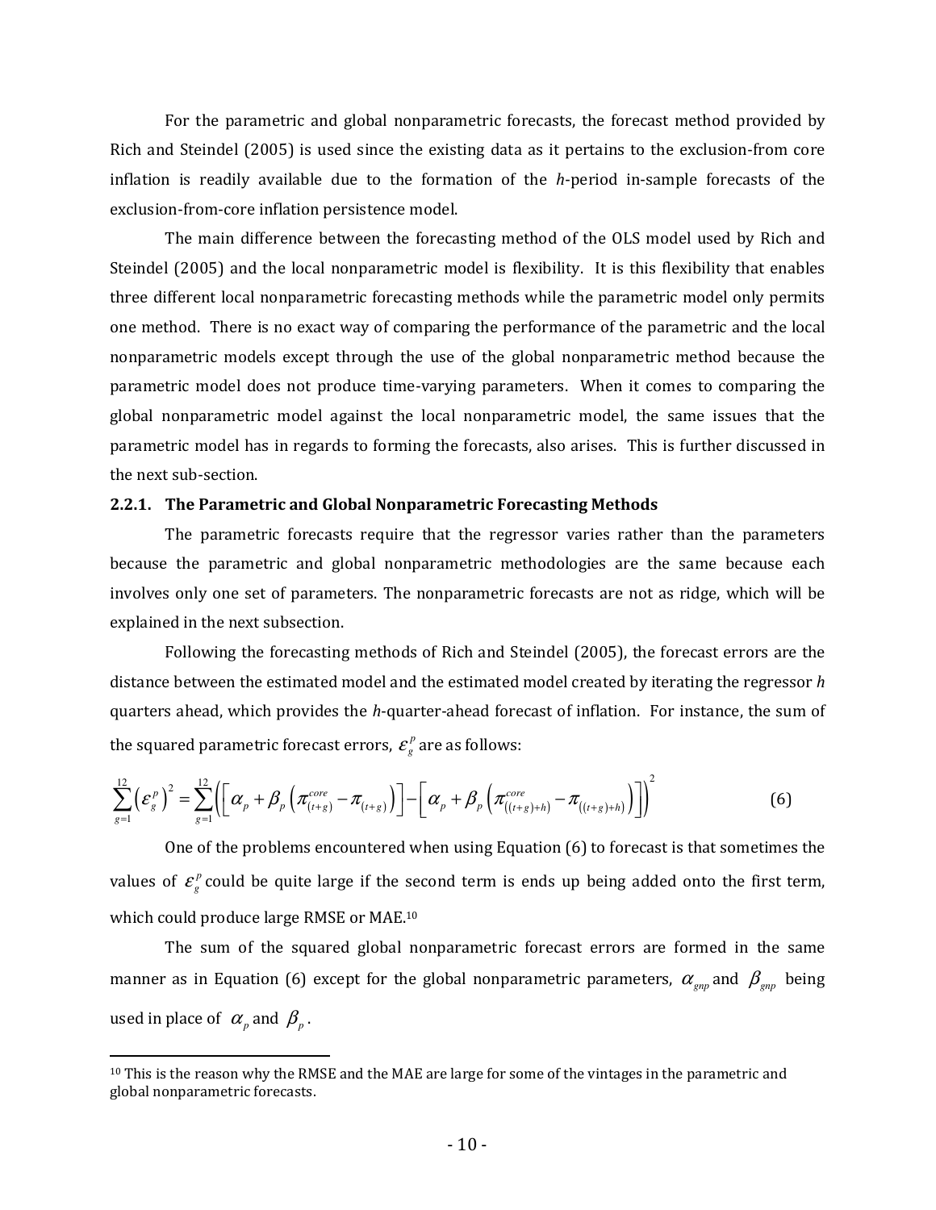For the parametric and global nonparametric forecasts, the forecast method provided by Rich and Steindel (2005) is used since the existing data as it pertains to the exclusion-from core inflation is readily available due to the formation of the *h*-period in-sample forecasts of the exclusion-from-core inflation persistence model.

The main difference between the forecasting method of the OLS model used by Rich and Steindel (2005) and the local nonparametric model is flexibility. It is this flexibility that enables three different local nonparametric forecasting methods while the parametric model only permits one method. There is no exact way of comparing the performance of the parametric and the local nonparametric models except through the use of the global nonparametric method because the parametric model does not produce time-varying parameters. When it comes to comparing the global nonparametric model against the local nonparametric model, the same issues that the parametric model has in regards to forming the forecasts, also arises. This is further discussed in the next sub-section.

### 2.2.1. The Parametric and Global Nonparametric Forecasting Methods

The parametric forecasts require that the regressor varies rather than the parameters because the parametric and global nonparametric methodologies are the same because each involves only one set of parameters. The nonparametric forecasts are not as ridge, which will be explained in the next subsection.

Following the forecasting methods of Rich and Steindel (2005), the forecast errors are the distance between the estimated model and the estimated model created by iterating the regressor *h* quarters ahead, which provides the *h*-quarter-ahead forecast of inflation. For instance, the sum of the squared parametric forecast errors, $\varepsilon_g^p$ are as follows:

$$\sum_{g=1}^{12}\left(\varepsilon_g^p\right)^2 = \sum_{g=1}^{12}\left(\left[\alpha_p + \beta_p\left(\pi_{(t+g)}^{core} - \pi_{(t+g)}\right)\right] - \left[\alpha_p + \beta_p\left(\pi_{((t+g)+h)}^{core} - \pi_{((t+g)+h)}\right)\right]\right)^2 \tag{6}$$

One of the problems encountered when using Equation (6) to forecast is that sometimes the values of $\varepsilon_g^p$ could be quite large if the second term is ends up being added onto the first term, which could produce large RMSE or MAE.[10]

The sum of the squared global nonparametric forecast errors are formed in the same manner as in Equation (6) except for the global nonparametric parameters, $\alpha_{gnp}$ and $\beta_{gnp}$ being used in place of $\alpha_p$ and $\beta_p$.

[10] This is the reason why the RMSE and the MAE are large for some of the vintages in the parametric and global nonparametric forecasts.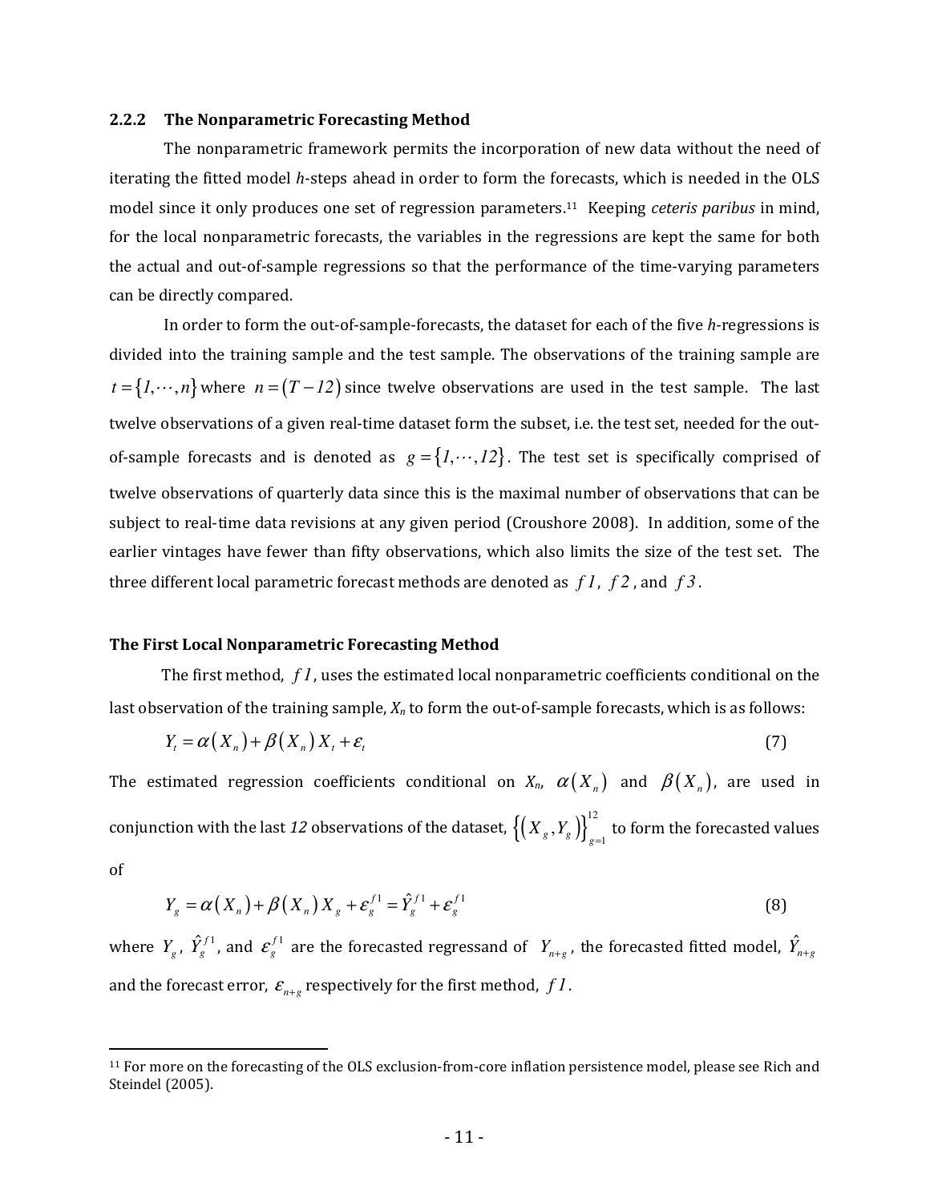### 2.2.2 The Nonparametric Forecasting Method

The nonparametric framework permits the incorporation of new data without the need of iterating the fitted model *h*-steps ahead in order to form the forecasts, which is needed in the OLS model since it only produces one set of regression parameters.[11] Keeping *ceteris paribus* in mind, for the local nonparametric forecasts, the variables in the regressions are kept the same for both the actual and out-of-sample regressions so that the performance of the time-varying parameters can be directly compared.

In order to form the out-of-sample-forecasts, the dataset for each of the five *h*-regressions is divided into the training sample and the test sample. The observations of the training sample are $t = \{1, \cdots, n\}$ where $n = (T - 12)$ since twelve observations are used in the test sample. The last twelve observations of a given real-time dataset form the subset, i.e. the test set, needed for the out-of-sample forecasts and is denoted as $g = \{1, \cdots, 12\}$. The test set is specifically comprised of twelve observations of quarterly data since this is the maximal number of observations that can be subject to real-time data revisions at any given period (Croushore 2008). In addition, some of the earlier vintages have fewer than fifty observations, which also limits the size of the test set. The three different local parametric forecast methods are denoted as $f1$, $f2$, and $f3$.

**The First Local Nonparametric Forecasting Method**

The first method, $f1$, uses the estimated local nonparametric coefficients conditional on the last observation of the training sample, $X_n$ to form the out-of-sample forecasts, which is as follows:

$$Y_t = \alpha(X_n) + \beta(X_n) X_t + \varepsilon_t \tag{7}$$

The estimated regression coefficients conditional on $X_n$, $\alpha(X_n)$ and $\beta(X_n)$, are used in conjunction with the last *12* observations of the dataset, $\left\{(X_g, Y_g)\right\}_{g=1}^{12}$ to form the forecasted values of

$$Y_g = \alpha(X_n) + \beta(X_n) X_g + \varepsilon_g^{f1} = \hat{Y}_g^{f1} + \varepsilon_g^{f1} \tag{8}$$

where $Y_g$, $\hat{Y}_g^{f1}$, and $\varepsilon_g^{f1}$ are the forecasted regressand of $Y_{n+g}$, the forecasted fitted model, $\hat{Y}_{n+g}$ and the forecast error, $\varepsilon_{n+g}$ respectively for the first method, $f1$.

---

[11] For more on the forecasting of the OLS exclusion-from-core inflation persistence model, please see Rich and Steindel (2005).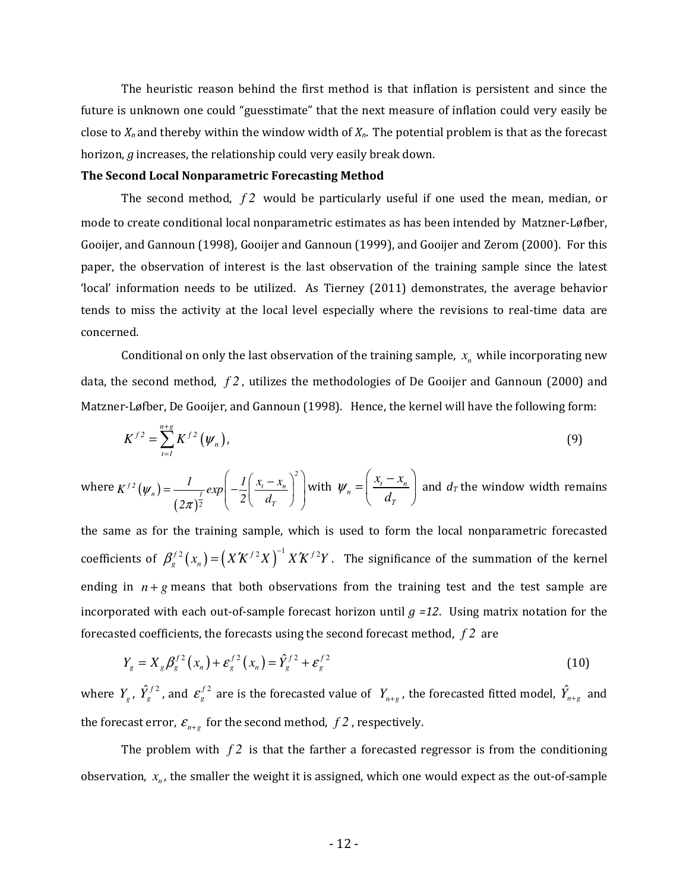The heuristic reason behind the first method is that inflation is persistent and since the future is unknown one could "guesstimate" that the next measure of inflation could very easily be close to $X_n$ and thereby within the window width of $X_n$. The potential problem is that as the forecast horizon, $g$ increases, the relationship could very easily break down.

**The Second Local Nonparametric Forecasting Method**

The second method, $f2$ would be particularly useful if one used the mean, median, or mode to create conditional local nonparametric estimates as has been intended by Matzner-Løfber, Gooijer, and Gannoun (1998), Gooijer and Gannoun (1999), and Gooijer and Zerom (2000). For this paper, the observation of interest is the last observation of the training sample since the latest 'local' information needs to be utilized. As Tierney (2011) demonstrates, the average behavior tends to miss the activity at the local level especially where the revisions to real-time data are concerned.

Conditional on only the last observation of the training sample, $x_n$ while incorporating new data, the second method, $f2$, utilizes the methodologies of De Gooijer and Gannoun (2000) and Matzner-Løfber, De Gooijer, and Gannoun (1998). Hence, the kernel will have the following form:

$$K^{f2} = \sum_{t=1}^{n+g} K^{f2}(\psi_n), \tag{9}$$

where $K^{f2}(\psi_n) = \frac{1}{(2\pi)^{\frac{1}{2}}} exp\left(-\frac{1}{2}\left(\frac{x_t - x_n}{d_T}\right)^2\right)$ with $\psi_n = \left(\frac{x_t - x_n}{d_T}\right)$ and $d_T$ the window width remains the same as for the training sample, which is used to form the local nonparametric forecasted coefficients of $\beta_g^{f2}(x_n) = \left(X'K^{f2}X\right)^{-1} X'K^{f2}Y$. The significance of the summation of the kernel ending in $n+g$ means that both observations from the training test and the test sample are incorporated with each out-of-sample forecast horizon until $g = 12$. Using matrix notation for the forecasted coefficients, the forecasts using the second forecast method, $f2$ are

$$Y_g = X_g \beta_g^{f2}(x_n) + \varepsilon_g^{f2}(x_n) = \hat{Y}_g^{f2} + \varepsilon_g^{f2} \tag{10}$$

where $Y_g$, $\hat{Y}_g^{f2}$, and $\varepsilon_g^{f2}$ are is the forecasted value of $Y_{n+g}$, the forecasted fitted model, $\hat{Y}_{n+g}$ and the forecast error, $\varepsilon_{n+g}$ for the second method, $f2$, respectively.

The problem with $f2$ is that the farther a forecasted regressor is from the conditioning observation, $x_n$, the smaller the weight it is assigned, which one would expect as the out-of-sample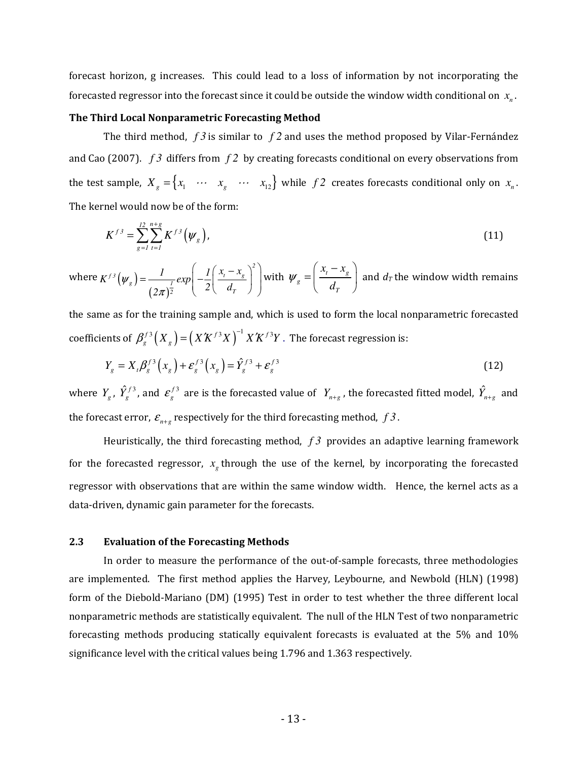forecast horizon, g increases. This could lead to a loss of information by not incorporating the forecasted regressor into the forecast since it could be outside the window width conditional on $x_n$.

**The Third Local Nonparametric Forecasting Method**

The third method, $f3$ is similar to $f2$ and uses the method proposed by Vilar-Fernández and Cao (2007). $f3$ differs from $f2$ by creating forecasts conditional on every observations from the test sample, $X_g = \{x_1 \quad \cdots \quad x_g \quad \cdots \quad x_{12}\}$ while $f2$ creates forecasts conditional only on $x_n$. The kernel would now be of the form:

$$K^{f3} = \sum_{g=1}^{12} \sum_{t=1}^{n+g} K^{f3}(\psi_g), \tag{11}$$

where $K^{f3}(\psi_g) = \frac{1}{(2\pi)^{\frac{1}{2}}} exp\left(-\frac{1}{2}\left(\frac{x_t - x_g}{d_T}\right)^2\right)$ with $\psi_g = \left(\frac{x_t - x_g}{d_T}\right)$ and $d_T$ the window width remains the same as for the training sample and, which is used to form the local nonparametric forecasted coefficients of $\beta_g^{f3}(X_g) = (X'K^{f3}X)^{-1} X'K^{f3}Y$. The forecast regression is:

$$Y_g = X_t \beta_g^{f3}(x_g) + \varepsilon_g^{f3}(x_g) = \hat{Y}_g^{f3} + \varepsilon_g^{f3} \tag{12}$$

where $Y_g$, $\hat{Y}_g^{f3}$, and $\varepsilon_g^{f3}$ are is the forecasted value of $Y_{n+g}$, the forecasted fitted model, $\hat{Y}_{n+g}$ and the forecast error, $\varepsilon_{n+g}$ respectively for the third forecasting method, $f3$.

Heuristically, the third forecasting method, $f3$ provides an adaptive learning framework for the forecasted regressor, $x_g$ through the use of the kernel, by incorporating the forecasted regressor with observations that are within the same window width. Hence, the kernel acts as a data-driven, dynamic gain parameter for the forecasts.

## 2.3 Evaluation of the Forecasting Methods

In order to measure the performance of the out-of-sample forecasts, three methodologies are implemented. The first method applies the Harvey, Leybourne, and Newbold (HLN) (1998) form of the Diebold-Mariano (DM) (1995) Test in order to test whether the three different local nonparametric methods are statistically equivalent. The null of the HLN Test of two nonparametric forecasting methods producing statically equivalent forecasts is evaluated at the 5% and 10% significance level with the critical values being 1.796 and 1.363 respectively.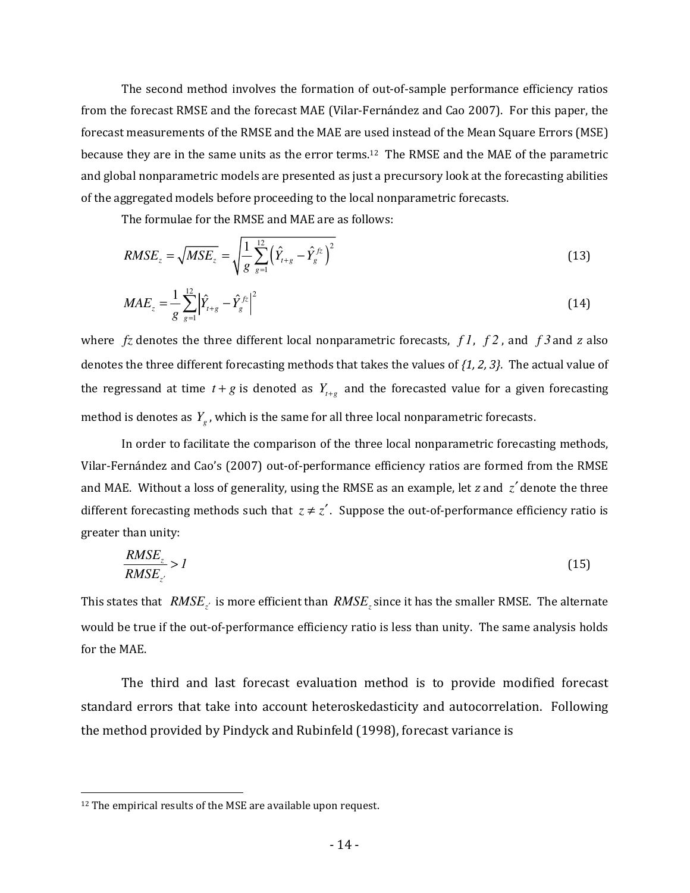The second method involves the formation of out-of-sample performance efficiency ratios from the forecast RMSE and the forecast MAE (Vilar-Fernández and Cao 2007). For this paper, the forecast measurements of the RMSE and the MAE are used instead of the Mean Square Errors (MSE) because they are in the same units as the error terms.[12] The RMSE and the MAE of the parametric and global nonparametric models are presented as just a precursory look at the forecasting abilities of the aggregated models before proceeding to the local nonparametric forecasts.

The formulae for the RMSE and MAE are as follows:

$$RMSE_z = \sqrt{MSE_z} = \sqrt{\frac{1}{g}\sum_{g=1}^{12}\left(\hat{Y}_{t+g} - \hat{Y}_g^{fz}\right)^2} \tag{13}$$

$$MAE_z = \frac{1}{g}\sum_{g=1}^{12}\left|\hat{Y}_{t+g} - \hat{Y}_g^{fz}\right|^2 \tag{14}$$

where $fz$ denotes the three different local nonparametric forecasts, $f1$, $f2$, and $f3$ and $z$ also denotes the three different forecasting methods that takes the values of *{1, 2, 3}.* The actual value of the regressand at time $t+g$ is denoted as $Y_{t+g}$ and the forecasted value for a given forecasting method is denotes as $Y_g$, which is the same for all three local nonparametric forecasts.

In order to facilitate the comparison of the three local nonparametric forecasting methods, Vilar-Fernández and Cao's (2007) out-of-performance efficiency ratios are formed from the RMSE and MAE. Without a loss of generality, using the RMSE as an example, let $z$ and $z'$ denote the three different forecasting methods such that $z \neq z'$. Suppose the out-of-performance efficiency ratio is greater than unity:

$$\frac{RMSE_z}{RMSE_{z'}} > 1 \tag{15}$$

This states that $RMSE_{z'}$ is more efficient than $RMSE_z$ since it has the smaller RMSE. The alternate would be true if the out-of-performance efficiency ratio is less than unity. The same analysis holds for the MAE.

The third and last forecast evaluation method is to provide modified forecast standard errors that take into account heteroskedasticity and autocorrelation. Following the method provided by Pindyck and Rubinfeld (1998), forecast variance is

[12] The empirical results of the MSE are available upon request.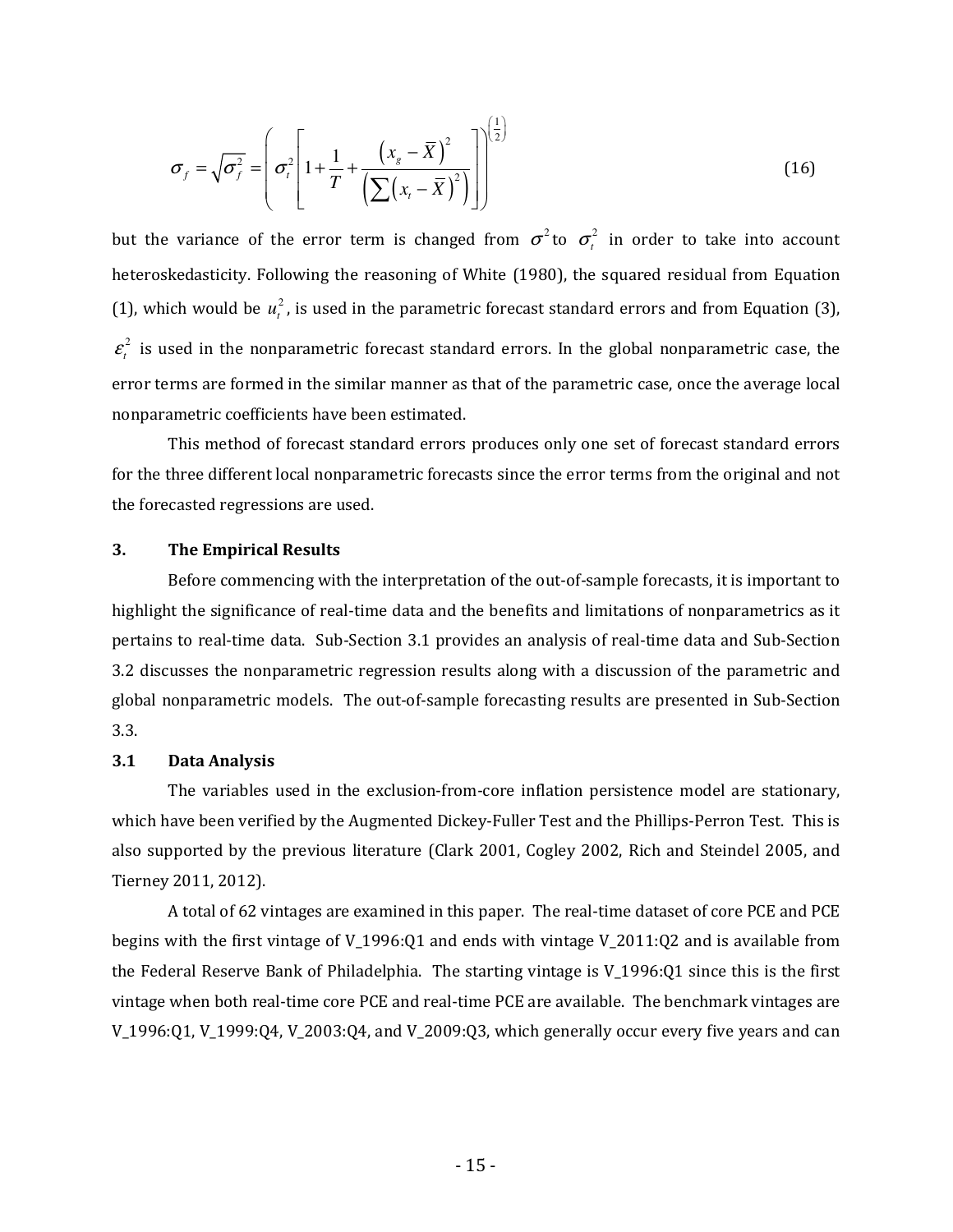$$\sigma_f = \sqrt{\sigma_f^2} = \left( \sigma_t^2 \left[ 1 + \frac{1}{T} + \frac{\left(x_g - \bar{X}\right)^2}{\left(\sum \left(x_t - \bar{X}\right)^2\right)} \right] \right)^{\left(\frac{1}{2}\right)} \tag{16}$$

but the variance of the error term is changed from $\sigma^2$ to $\sigma_t^2$ in order to take into account heteroskedasticity. Following the reasoning of White (1980), the squared residual from Equation (1), which would be $u_t^2$, is used in the parametric forecast standard errors and from Equation (3), $\varepsilon_t^2$ is used in the nonparametric forecast standard errors. In the global nonparametric case, the error terms are formed in the similar manner as that of the parametric case, once the average local nonparametric coefficients have been estimated.

This method of forecast standard errors produces only one set of forecast standard errors for the three different local nonparametric forecasts since the error terms from the original and not the forecasted regressions are used.

## 3. The Empirical Results

Before commencing with the interpretation of the out-of-sample forecasts, it is important to highlight the significance of real-time data and the benefits and limitations of nonparametrics as it pertains to real-time data. Sub-Section 3.1 provides an analysis of real-time data and Sub-Section 3.2 discusses the nonparametric regression results along with a discussion of the parametric and global nonparametric models. The out-of-sample forecasting results are presented in Sub-Section 3.3.

### 3.1 Data Analysis

The variables used in the exclusion-from-core inflation persistence model are stationary, which have been verified by the Augmented Dickey-Fuller Test and the Phillips-Perron Test. This is also supported by the previous literature (Clark 2001, Cogley 2002, Rich and Steindel 2005, and Tierney 2011, 2012).

A total of 62 vintages are examined in this paper. The real-time dataset of core PCE and PCE begins with the first vintage of V_1996:Q1 and ends with vintage V_2011:Q2 and is available from the Federal Reserve Bank of Philadelphia. The starting vintage is V_1996:Q1 since this is the first vintage when both real-time core PCE and real-time PCE are available. The benchmark vintages are V_1996:Q1, V_1999:Q4, V_2003:Q4, and V_2009:Q3, which generally occur every five years and can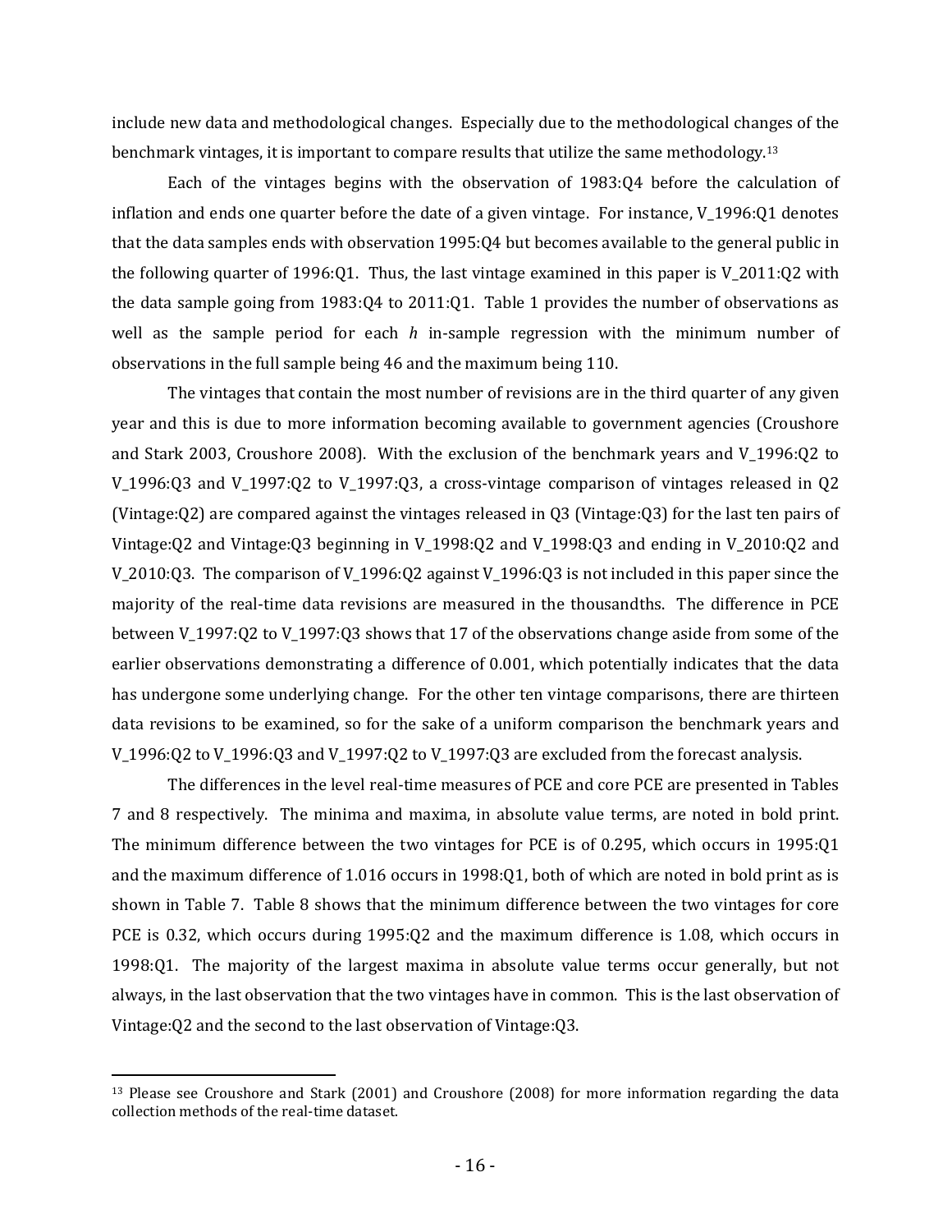include new data and methodological changes. Especially due to the methodological changes of the benchmark vintages, it is important to compare results that utilize the same methodology.[13]

Each of the vintages begins with the observation of 1983:Q4 before the calculation of inflation and ends one quarter before the date of a given vintage. For instance, V_1996:Q1 denotes that the data samples ends with observation 1995:Q4 but becomes available to the general public in the following quarter of 1996:Q1. Thus, the last vintage examined in this paper is V_2011:Q2 with the data sample going from 1983:Q4 to 2011:Q1. Table 1 provides the number of observations as well as the sample period for each $h$ in-sample regression with the minimum number of observations in the full sample being 46 and the maximum being 110.

The vintages that contain the most number of revisions are in the third quarter of any given year and this is due to more information becoming available to government agencies (Croushore and Stark 2003, Croushore 2008). With the exclusion of the benchmark years and V_1996:Q2 to V_1996:Q3 and V_1997:Q2 to V_1997:Q3, a cross-vintage comparison of vintages released in Q2 (Vintage:Q2) are compared against the vintages released in Q3 (Vintage:Q3) for the last ten pairs of Vintage:Q2 and Vintage:Q3 beginning in V_1998:Q2 and V_1998:Q3 and ending in V_2010:Q2 and V_2010:Q3. The comparison of V_1996:Q2 against V_1996:Q3 is not included in this paper since the majority of the real-time data revisions are measured in the thousandths. The difference in PCE between V_1997:Q2 to V_1997:Q3 shows that 17 of the observations change aside from some of the earlier observations demonstrating a difference of 0.001, which potentially indicates that the data has undergone some underlying change. For the other ten vintage comparisons, there are thirteen data revisions to be examined, so for the sake of a uniform comparison the benchmark years and V_1996:Q2 to V_1996:Q3 and V_1997:Q2 to V_1997:Q3 are excluded from the forecast analysis.

The differences in the level real-time measures of PCE and core PCE are presented in Tables 7 and 8 respectively. The minima and maxima, in absolute value terms, are noted in bold print. The minimum difference between the two vintages for PCE is of 0.295, which occurs in 1995:Q1 and the maximum difference of 1.016 occurs in 1998:Q1, both of which are noted in bold print as is shown in Table 7. Table 8 shows that the minimum difference between the two vintages for core PCE is 0.32, which occurs during 1995:Q2 and the maximum difference is 1.08, which occurs in 1998:Q1. The majority of the largest maxima in absolute value terms occur generally, but not always, in the last observation that the two vintages have in common. This is the last observation of Vintage:Q2 and the second to the last observation of Vintage:Q3.

---

[13] Please see Croushore and Stark (2001) and Croushore (2008) for more information regarding the data collection methods of the real-time dataset.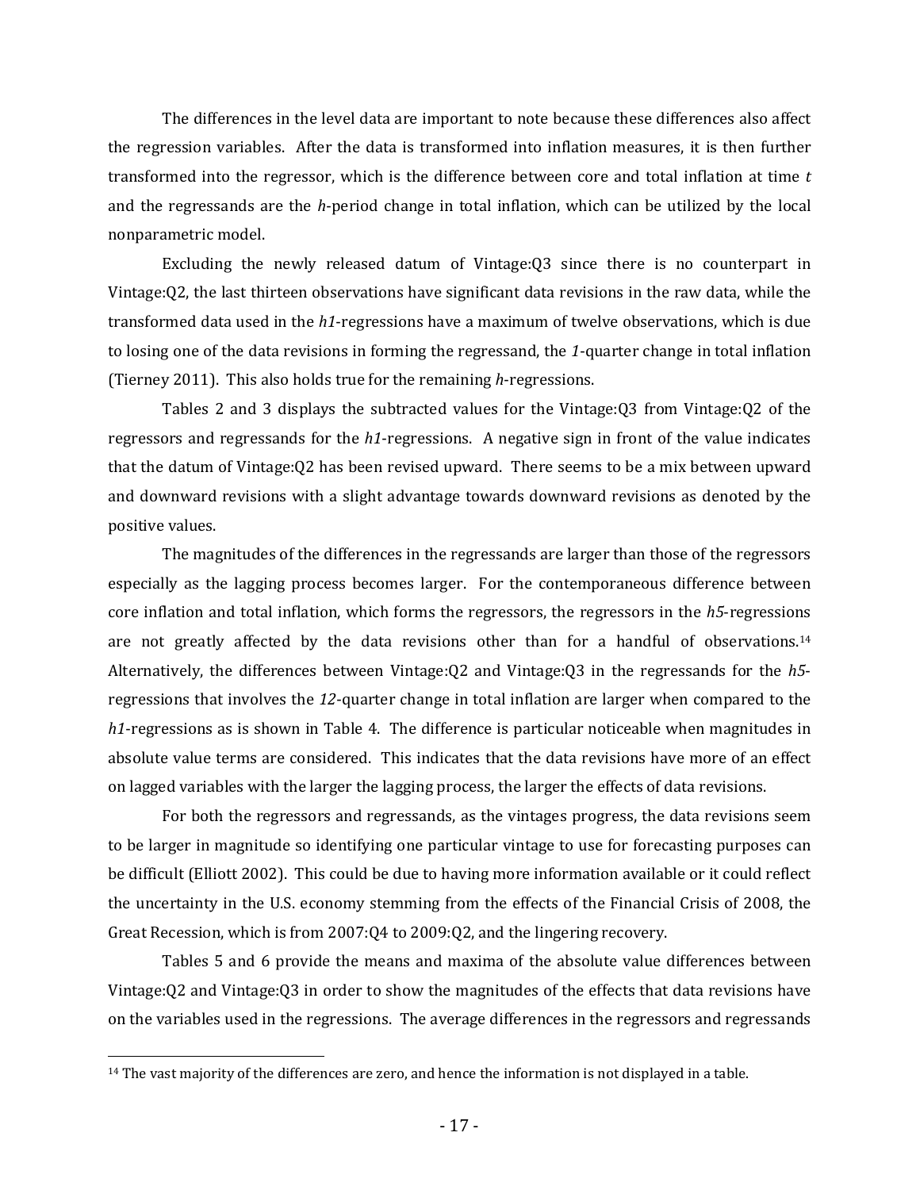The differences in the level data are important to note because these differences also affect the regression variables. After the data is transformed into inflation measures, it is then further transformed into the regressor, which is the difference between core and total inflation at time *t* and the regressands are the *h*-period change in total inflation, which can be utilized by the local nonparametric model.

Excluding the newly released datum of Vintage:Q3 since there is no counterpart in Vintage:Q2, the last thirteen observations have significant data revisions in the raw data, while the transformed data used in the *h1*-regressions have a maximum of twelve observations, which is due to losing one of the data revisions in forming the regressand, the *1*-quarter change in total inflation (Tierney 2011). This also holds true for the remaining *h*-regressions.

Tables 2 and 3 displays the subtracted values for the Vintage:Q3 from Vintage:Q2 of the regressors and regressands for the *h1*-regressions. A negative sign in front of the value indicates that the datum of Vintage:Q2 has been revised upward. There seems to be a mix between upward and downward revisions with a slight advantage towards downward revisions as denoted by the positive values.

The magnitudes of the differences in the regressands are larger than those of the regressors especially as the lagging process becomes larger. For the contemporaneous difference between core inflation and total inflation, which forms the regressors, the regressors in the *h5*-regressions are not greatly affected by the data revisions other than for a handful of observations.[14] Alternatively, the differences between Vintage:Q2 and Vintage:Q3 in the regressands for the *h5*-regressions that involves the *12*-quarter change in total inflation are larger when compared to the *h1*-regressions as is shown in Table 4. The difference is particular noticeable when magnitudes in absolute value terms are considered. This indicates that the data revisions have more of an effect on lagged variables with the larger the lagging process, the larger the effects of data revisions.

For both the regressors and regressands, as the vintages progress, the data revisions seem to be larger in magnitude so identifying one particular vintage to use for forecasting purposes can be difficult (Elliott 2002). This could be due to having more information available or it could reflect the uncertainty in the U.S. economy stemming from the effects of the Financial Crisis of 2008, the Great Recession, which is from 2007:Q4 to 2009:Q2, and the lingering recovery.

Tables 5 and 6 provide the means and maxima of the absolute value differences between Vintage:Q2 and Vintage:Q3 in order to show the magnitudes of the effects that data revisions have on the variables used in the regressions. The average differences in the regressors and regressands

[14] The vast majority of the differences are zero, and hence the information is not displayed in a table.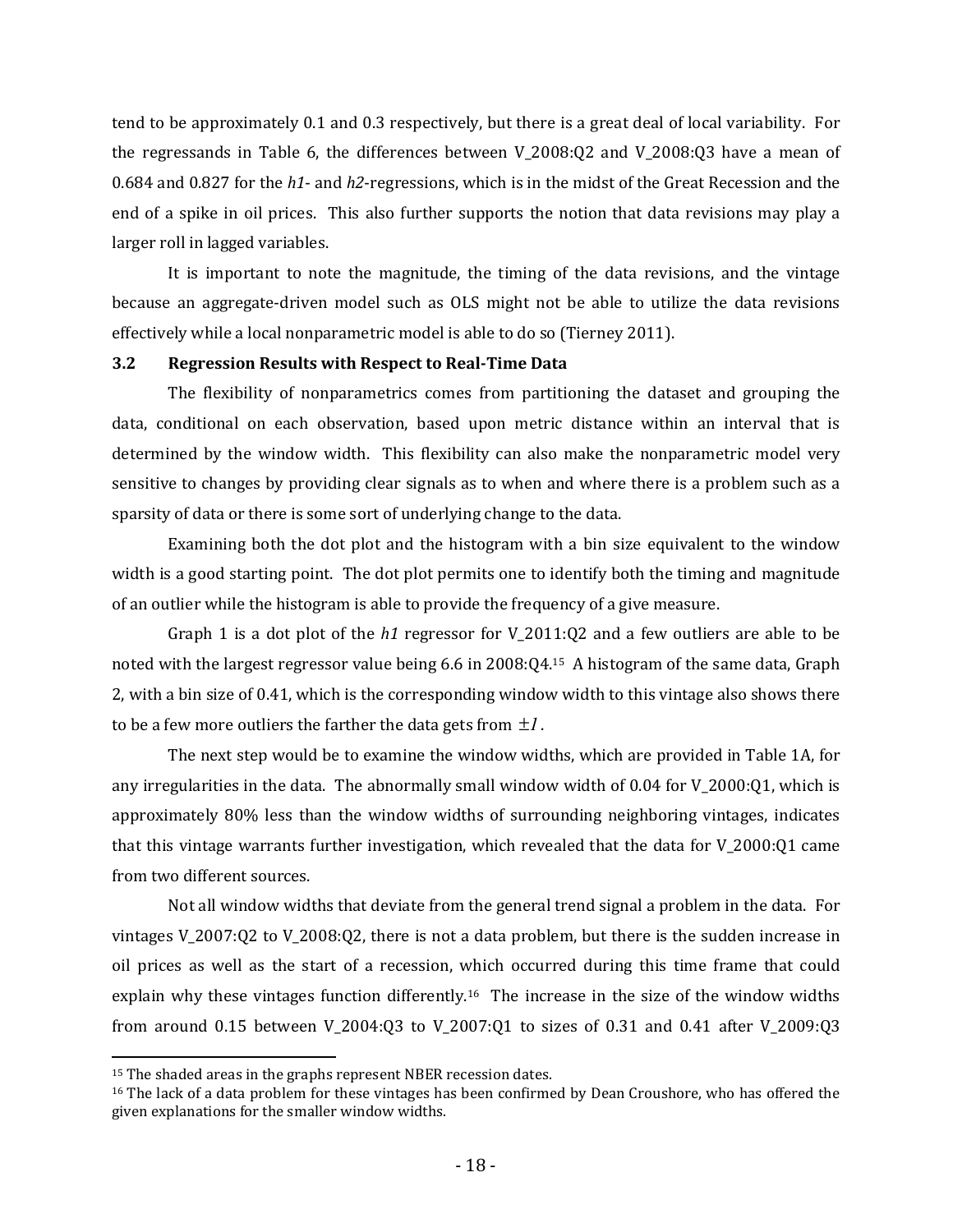tend to be approximately 0.1 and 0.3 respectively, but there is a great deal of local variability. For the regressands in Table 6, the differences between V_2008:Q2 and V_2008:Q3 have a mean of 0.684 and 0.827 for the *h1*- and *h2*-regressions, which is in the midst of the Great Recession and the end of a spike in oil prices. This also further supports the notion that data revisions may play a larger roll in lagged variables.

It is important to note the magnitude, the timing of the data revisions, and the vintage because an aggregate-driven model such as OLS might not be able to utilize the data revisions effectively while a local nonparametric model is able to do so (Tierney 2011).

### 3.2 Regression Results with Respect to Real-Time Data

The flexibility of nonparametrics comes from partitioning the dataset and grouping the data, conditional on each observation, based upon metric distance within an interval that is determined by the window width. This flexibility can also make the nonparametric model very sensitive to changes by providing clear signals as to when and where there is a problem such as a sparsity of data or there is some sort of underlying change to the data.

Examining both the dot plot and the histogram with a bin size equivalent to the window width is a good starting point. The dot plot permits one to identify both the timing and magnitude of an outlier while the histogram is able to provide the frequency of a give measure.

Graph 1 is a dot plot of the *h1* regressor for V_2011:Q2 and a few outliers are able to be noted with the largest regressor value being 6.6 in 2008:Q4.[15] A histogram of the same data, Graph 2, with a bin size of 0.41, which is the corresponding window width to this vintage also shows there to be a few more outliers the farther the data gets from $\pm 1$.

The next step would be to examine the window widths, which are provided in Table 1A, for any irregularities in the data. The abnormally small window width of 0.04 for V_2000:Q1, which is approximately 80% less than the window widths of surrounding neighboring vintages, indicates that this vintage warrants further investigation, which revealed that the data for V_2000:Q1 came from two different sources.

Not all window widths that deviate from the general trend signal a problem in the data. For vintages V_2007:Q2 to V_2008:Q2, there is not a data problem, but there is the sudden increase in oil prices as well as the start of a recession, which occurred during this time frame that could explain why these vintages function differently.[16] The increase in the size of the window widths from around 0.15 between V_2004:Q3 to V_2007:Q1 to sizes of 0.31 and 0.41 after V_2009:Q3

[15] The shaded areas in the graphs represent NBER recession dates.

[16] The lack of a data problem for these vintages has been confirmed by Dean Croushore, who has offered the given explanations for the smaller window widths.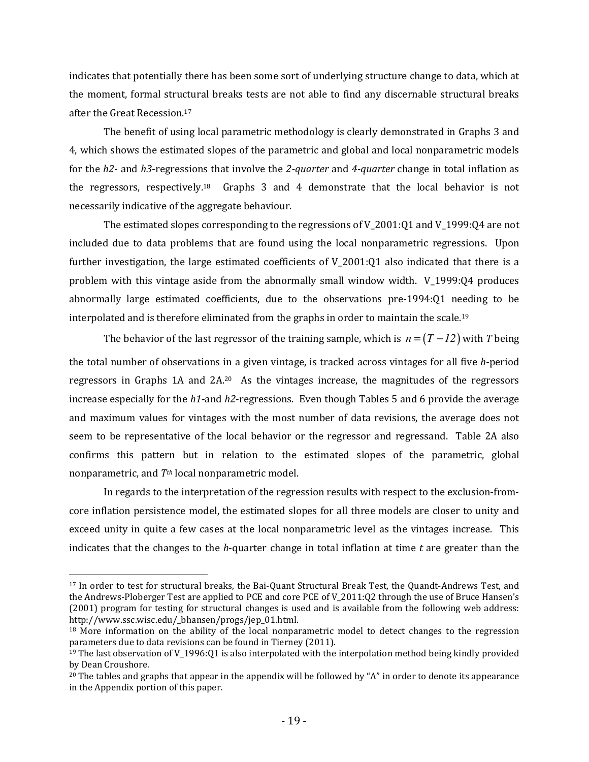indicates that potentially there has been some sort of underlying structure change to data, which at the moment, formal structural breaks tests are not able to find any discernable structural breaks after the Great Recession.[17]

The benefit of using local parametric methodology is clearly demonstrated in Graphs 3 and 4, which shows the estimated slopes of the parametric and global and local nonparametric models for the *h2*- and *h3*-regressions that involve the *2-quarter* and *4-quarter* change in total inflation as the regressors, respectively.[18] Graphs 3 and 4 demonstrate that the local behavior is not necessarily indicative of the aggregate behaviour.

The estimated slopes corresponding to the regressions of V_2001:Q1 and V_1999:Q4 are not included due to data problems that are found using the local nonparametric regressions. Upon further investigation, the large estimated coefficients of V_2001:Q1 also indicated that there is a problem with this vintage aside from the abnormally small window width. V_1999:Q4 produces abnormally large estimated coefficients, due to the observations pre-1994:Q1 needing to be interpolated and is therefore eliminated from the graphs in order to maintain the scale.[19]

The behavior of the last regressor of the training sample, which is $n = (T - 12)$ with $T$ being the total number of observations in a given vintage, is tracked across vintages for all five *h*-period regressors in Graphs 1A and 2A.[20] As the vintages increase, the magnitudes of the regressors increase especially for the *h1*-and *h2*-regressions. Even though Tables 5 and 6 provide the average and maximum values for vintages with the most number of data revisions, the average does not seem to be representative of the local behavior or the regressor and regressand. Table 2A also confirms this pattern but in relation to the estimated slopes of the parametric, global nonparametric, and $T^{th}$ local nonparametric model.

In regards to the interpretation of the regression results with respect to the exclusion-from-core inflation persistence model, the estimated slopes for all three models are closer to unity and exceed unity in quite a few cases at the local nonparametric level as the vintages increase. This indicates that the changes to the *h*-quarter change in total inflation at time *t* are greater than the

---

[17] In order to test for structural breaks, the Bai-Quant Structural Break Test, the Quandt-Andrews Test, and the Andrews-Ploberger Test are applied to PCE and core PCE of V_2011:Q2 through the use of Bruce Hansen's (2001) program for testing for structural changes is used and is available from the following web address: http://www.ssc.wisc.edu/_bhansen/progs/jep_01.html.

[18] More information on the ability of the local nonparametric model to detect changes to the regression parameters due to data revisions can be found in Tierney (2011).

[19] The last observation of V_1996:Q1 is also interpolated with the interpolation method being kindly provided by Dean Croushore.

[20] The tables and graphs that appear in the appendix will be followed by "A" in order to denote its appearance in the Appendix portion of this paper.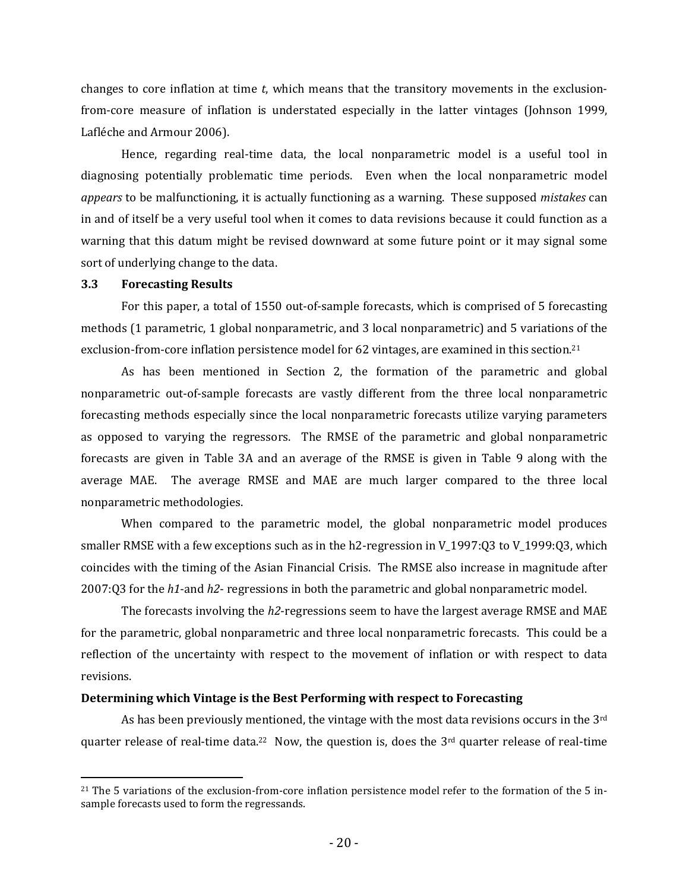changes to core inflation at time *t*, which means that the transitory movements in the exclusion-from-core measure of inflation is understated especially in the latter vintages (Johnson 1999, Lafléche and Armour 2006).

Hence, regarding real-time data, the local nonparametric model is a useful tool in diagnosing potentially problematic time periods. Even when the local nonparametric model *appears* to be malfunctioning, it is actually functioning as a warning. These supposed *mistakes* can in and of itself be a very useful tool when it comes to data revisions because it could function as a warning that this datum might be revised downward at some future point or it may signal some sort of underlying change to the data.

### 3.3 Forecasting Results

For this paper, a total of 1550 out-of-sample forecasts, which is comprised of 5 forecasting methods (1 parametric, 1 global nonparametric, and 3 local nonparametric) and 5 variations of the exclusion-from-core inflation persistence model for 62 vintages, are examined in this section.[21]

As has been mentioned in Section 2, the formation of the parametric and global nonparametric out-of-sample forecasts are vastly different from the three local nonparametric forecasting methods especially since the local nonparametric forecasts utilize varying parameters as opposed to varying the regressors. The RMSE of the parametric and global nonparametric forecasts are given in Table 3A and an average of the RMSE is given in Table 9 along with the average MAE. The average RMSE and MAE are much larger compared to the three local nonparametric methodologies.

When compared to the parametric model, the global nonparametric model produces smaller RMSE with a few exceptions such as in the h2-regression in V_1997:Q3 to V_1999:Q3, which coincides with the timing of the Asian Financial Crisis. The RMSE also increase in magnitude after 2007:Q3 for the *h1*-and *h2*- regressions in both the parametric and global nonparametric model.

The forecasts involving the *h2*-regressions seem to have the largest average RMSE and MAE for the parametric, global nonparametric and three local nonparametric forecasts. This could be a reflection of the uncertainty with respect to the movement of inflation or with respect to data revisions.

**Determining which Vintage is the Best Performing with respect to Forecasting**

As has been previously mentioned, the vintage with the most data revisions occurs in the 3rd quarter release of real-time data.[22] Now, the question is, does the 3rd quarter release of real-time

---

[21] The 5 variations of the exclusion-from-core inflation persistence model refer to the formation of the 5 in-sample forecasts used to form the regressands.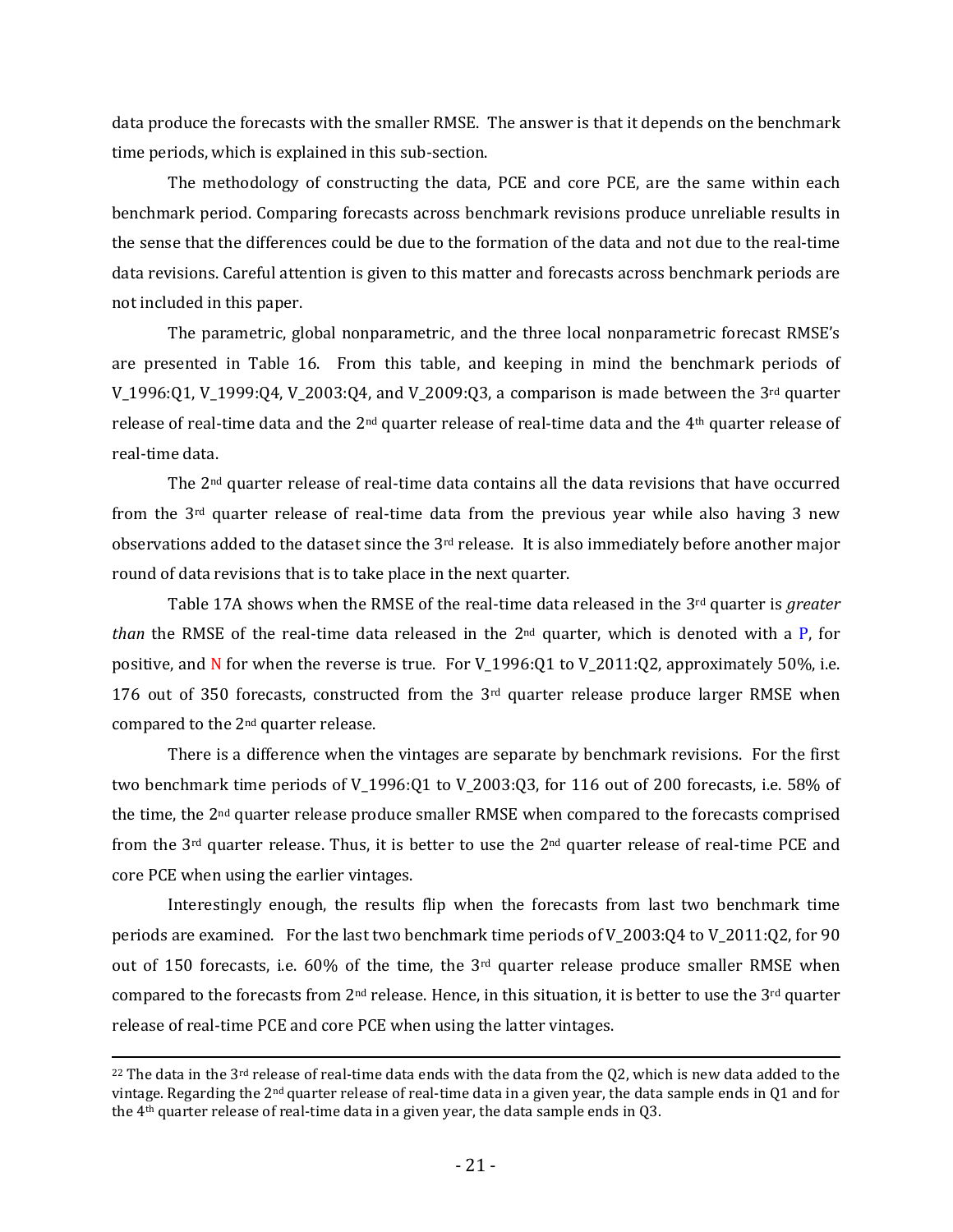data produce the forecasts with the smaller RMSE. The answer is that it depends on the benchmark time periods, which is explained in this sub-section.

The methodology of constructing the data, PCE and core PCE, are the same within each benchmark period. Comparing forecasts across benchmark revisions produce unreliable results in the sense that the differences could be due to the formation of the data and not due to the real-time data revisions. Careful attention is given to this matter and forecasts across benchmark periods are not included in this paper.

The parametric, global nonparametric, and the three local nonparametric forecast RMSE's are presented in Table 16. From this table, and keeping in mind the benchmark periods of V_1996:Q1, V_1999:Q4, V_2003:Q4, and V_2009:Q3, a comparison is made between the 3rd quarter release of real-time data and the 2nd quarter release of real-time data and the 4th quarter release of real-time data.

The 2nd quarter release of real-time data contains all the data revisions that have occurred from the 3rd quarter release of real-time data from the previous year while also having 3 new observations added to the dataset since the 3rd release. It is also immediately before another major round of data revisions that is to take place in the next quarter.

Table 17A shows when the RMSE of the real-time data released in the 3rd quarter is *greater than* the RMSE of the real-time data released in the 2nd quarter, which is denoted with a P, for positive, and N for when the reverse is true. For V_1996:Q1 to V_2011:Q2, approximately 50%, i.e. 176 out of 350 forecasts, constructed from the 3rd quarter release produce larger RMSE when compared to the 2nd quarter release.

There is a difference when the vintages are separate by benchmark revisions. For the first two benchmark time periods of V_1996:Q1 to V_2003:Q3, for 116 out of 200 forecasts, i.e. 58% of the time, the 2nd quarter release produce smaller RMSE when compared to the forecasts comprised from the 3rd quarter release. Thus, it is better to use the 2nd quarter release of real-time PCE and core PCE when using the earlier vintages.

Interestingly enough, the results flip when the forecasts from last two benchmark time periods are examined. For the last two benchmark time periods of V_2003:Q4 to V_2011:Q2, for 90 out of 150 forecasts, i.e. 60% of the time, the 3rd quarter release produce smaller RMSE when compared to the forecasts from 2nd release. Hence, in this situation, it is better to use the 3rd quarter release of real-time PCE and core PCE when using the latter vintages.

---

[22] The data in the 3rd release of real-time data ends with the data from the Q2, which is new data added to the vintage. Regarding the 2nd quarter release of real-time data in a given year, the data sample ends in Q1 and for the 4th quarter release of real-time data in a given year, the data sample ends in Q3.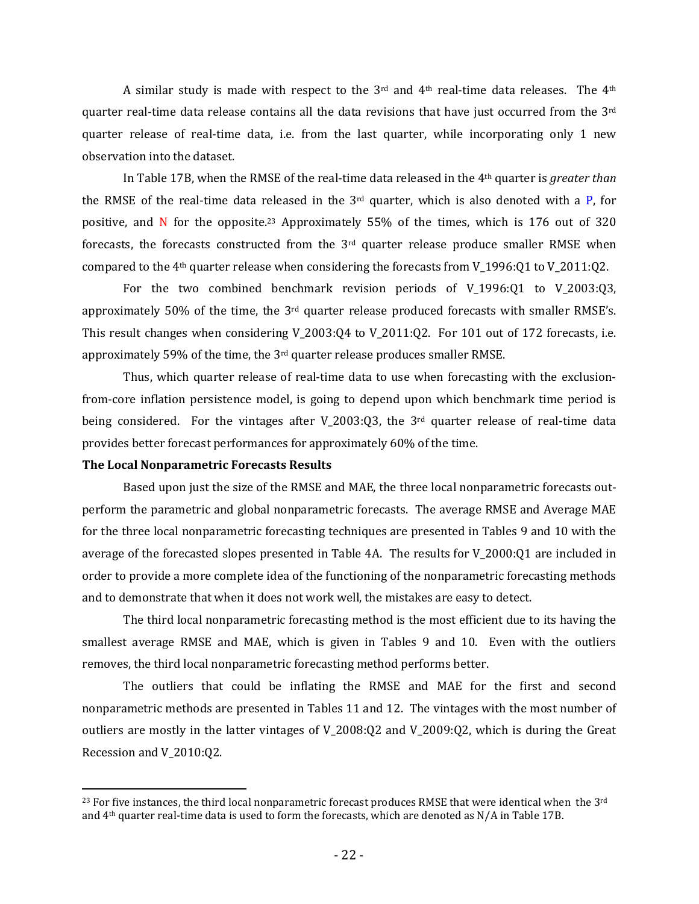A similar study is made with respect to the 3rd and 4th real-time data releases. The 4th quarter real-time data release contains all the data revisions that have just occurred from the 3rd quarter release of real-time data, i.e. from the last quarter, while incorporating only 1 new observation into the dataset.

In Table 17B, when the RMSE of the real-time data released in the 4th quarter is *greater than* the RMSE of the real-time data released in the 3rd quarter, which is also denoted with a P, for positive, and N for the opposite.[23] Approximately 55% of the times, which is 176 out of 320 forecasts, the forecasts constructed from the 3rd quarter release produce smaller RMSE when compared to the 4th quarter release when considering the forecasts from V_1996:Q1 to V_2011:Q2.

For the two combined benchmark revision periods of V_1996:Q1 to V_2003:Q3, approximately 50% of the time, the 3rd quarter release produced forecasts with smaller RMSE's. This result changes when considering V_2003:Q4 to V_2011:Q2. For 101 out of 172 forecasts, i.e. approximately 59% of the time, the 3rd quarter release produces smaller RMSE.

Thus, which quarter release of real-time data to use when forecasting with the exclusion-from-core inflation persistence model, is going to depend upon which benchmark time period is being considered. For the vintages after V_2003:Q3, the 3rd quarter release of real-time data provides better forecast performances for approximately 60% of the time.

**The Local Nonparametric Forecasts Results**

Based upon just the size of the RMSE and MAE, the three local nonparametric forecasts out-perform the parametric and global nonparametric forecasts. The average RMSE and Average MAE for the three local nonparametric forecasting techniques are presented in Tables 9 and 10 with the average of the forecasted slopes presented in Table 4A. The results for V_2000:Q1 are included in order to provide a more complete idea of the functioning of the nonparametric forecasting methods and to demonstrate that when it does not work well, the mistakes are easy to detect.

The third local nonparametric forecasting method is the most efficient due to its having the smallest average RMSE and MAE, which is given in Tables 9 and 10. Even with the outliers removes, the third local nonparametric forecasting method performs better.

The outliers that could be inflating the RMSE and MAE for the first and second nonparametric methods are presented in Tables 11 and 12. The vintages with the most number of outliers are mostly in the latter vintages of V_2008:Q2 and V_2009:Q2, which is during the Great Recession and V_2010:Q2.

[23] For five instances, the third local nonparametric forecast produces RMSE that were identical when the 3rd and 4th quarter real-time data is used to form the forecasts, which are denoted as N/A in Table 17B.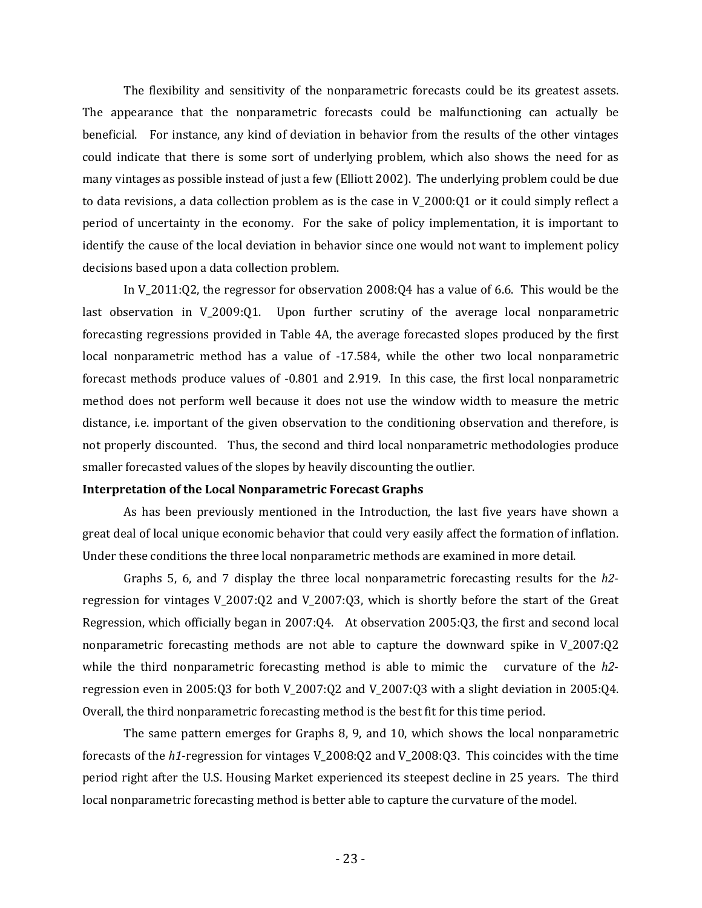The flexibility and sensitivity of the nonparametric forecasts could be its greatest assets. The appearance that the nonparametric forecasts could be malfunctioning can actually be beneficial. For instance, any kind of deviation in behavior from the results of the other vintages could indicate that there is some sort of underlying problem, which also shows the need for as many vintages as possible instead of just a few (Elliott 2002). The underlying problem could be due to data revisions, a data collection problem as is the case in V_2000:Q1 or it could simply reflect a period of uncertainty in the economy. For the sake of policy implementation, it is important to identify the cause of the local deviation in behavior since one would not want to implement policy decisions based upon a data collection problem.

In V_2011:Q2, the regressor for observation 2008:Q4 has a value of 6.6. This would be the last observation in V_2009:Q1. Upon further scrutiny of the average local nonparametric forecasting regressions provided in Table 4A, the average forecasted slopes produced by the first local nonparametric method has a value of -17.584, while the other two local nonparametric forecast methods produce values of -0.801 and 2.919. In this case, the first local nonparametric method does not perform well because it does not use the window width to measure the metric distance, i.e. important of the given observation to the conditioning observation and therefore, is not properly discounted. Thus, the second and third local nonparametric methodologies produce smaller forecasted values of the slopes by heavily discounting the outlier.

**Interpretation of the Local Nonparametric Forecast Graphs**

As has been previously mentioned in the Introduction, the last five years have shown a great deal of local unique economic behavior that could very easily affect the formation of inflation. Under these conditions the three local nonparametric methods are examined in more detail.

Graphs 5, 6, and 7 display the three local nonparametric forecasting results for the *h2*-regression for vintages V_2007:Q2 and V_2007:Q3, which is shortly before the start of the Great Regression, which officially began in 2007:Q4. At observation 2005:Q3, the first and second local nonparametric forecasting methods are not able to capture the downward spike in V_2007:Q2 while the third nonparametric forecasting method is able to mimic the curvature of the *h2*-regression even in 2005:Q3 for both V_2007:Q2 and V_2007:Q3 with a slight deviation in 2005:Q4. Overall, the third nonparametric forecasting method is the best fit for this time period.

The same pattern emerges for Graphs 8, 9, and 10, which shows the local nonparametric forecasts of the *h1*-regression for vintages V_2008:Q2 and V_2008:Q3. This coincides with the time period right after the U.S. Housing Market experienced its steepest decline in 25 years. The third local nonparametric forecasting method is better able to capture the curvature of the model.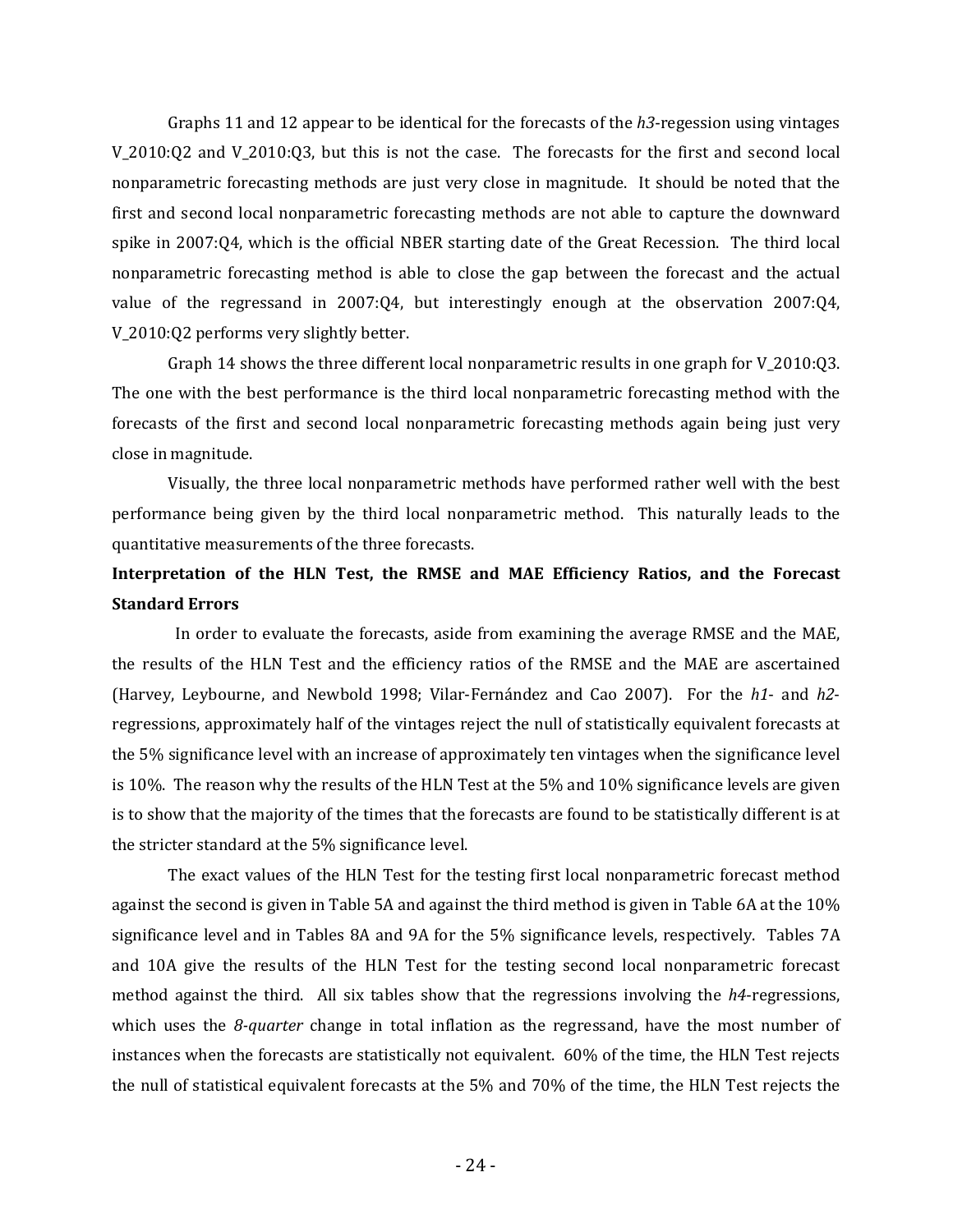Graphs 11 and 12 appear to be identical for the forecasts of the *h3*-regession using vintages V_2010:Q2 and V_2010:Q3, but this is not the case. The forecasts for the first and second local nonparametric forecasting methods are just very close in magnitude. It should be noted that the first and second local nonparametric forecasting methods are not able to capture the downward spike in 2007:Q4, which is the official NBER starting date of the Great Recession. The third local nonparametric forecasting method is able to close the gap between the forecast and the actual value of the regressand in 2007:Q4, but interestingly enough at the observation 2007:Q4, V_2010:Q2 performs very slightly better.

Graph 14 shows the three different local nonparametric results in one graph for V_2010:Q3. The one with the best performance is the third local nonparametric forecasting method with the forecasts of the first and second local nonparametric forecasting methods again being just very close in magnitude.

Visually, the three local nonparametric methods have performed rather well with the best performance being given by the third local nonparametric method. This naturally leads to the quantitative measurements of the three forecasts.

**Interpretation of the HLN Test, the RMSE and MAE Efficiency Ratios, and the Forecast Standard Errors**

In order to evaluate the forecasts, aside from examining the average RMSE and the MAE, the results of the HLN Test and the efficiency ratios of the RMSE and the MAE are ascertained (Harvey, Leybourne, and Newbold 1998; Vilar-Fernández and Cao 2007). For the *h1*- and *h2*-regressions, approximately half of the vintages reject the null of statistically equivalent forecasts at the 5% significance level with an increase of approximately ten vintages when the significance level is 10%. The reason why the results of the HLN Test at the 5% and 10% significance levels are given is to show that the majority of the times that the forecasts are found to be statistically different is at the stricter standard at the 5% significance level.

The exact values of the HLN Test for the testing first local nonparametric forecast method against the second is given in Table 5A and against the third method is given in Table 6A at the 10% significance level and in Tables 8A and 9A for the 5% significance levels, respectively. Tables 7A and 10A give the results of the HLN Test for the testing second local nonparametric forecast method against the third. All six tables show that the regressions involving the *h4*-regressions, which uses the *8-quarter* change in total inflation as the regressand, have the most number of instances when the forecasts are statistically not equivalent. 60% of the time, the HLN Test rejects the null of statistical equivalent forecasts at the 5% and 70% of the time, the HLN Test rejects the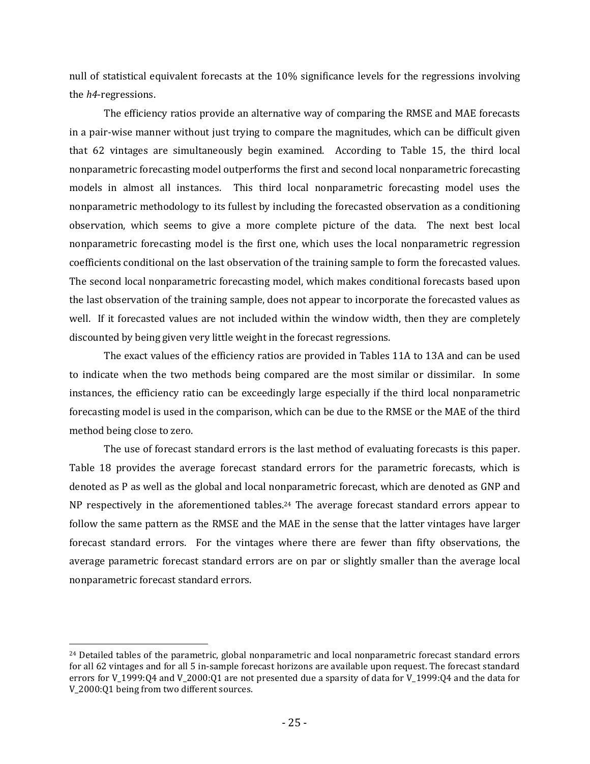null of statistical equivalent forecasts at the 10% significance levels for the regressions involving the *h4*-regressions.

The efficiency ratios provide an alternative way of comparing the RMSE and MAE forecasts in a pair-wise manner without just trying to compare the magnitudes, which can be difficult given that 62 vintages are simultaneously begin examined. According to Table 15, the third local nonparametric forecasting model outperforms the first and second local nonparametric forecasting models in almost all instances. This third local nonparametric forecasting model uses the nonparametric methodology to its fullest by including the forecasted observation as a conditioning observation, which seems to give a more complete picture of the data. The next best local nonparametric forecasting model is the first one, which uses the local nonparametric regression coefficients conditional on the last observation of the training sample to form the forecasted values. The second local nonparametric forecasting model, which makes conditional forecasts based upon the last observation of the training sample, does not appear to incorporate the forecasted values as well. If it forecasted values are not included within the window width, then they are completely discounted by being given very little weight in the forecast regressions.

The exact values of the efficiency ratios are provided in Tables 11A to 13A and can be used to indicate when the two methods being compared are the most similar or dissimilar. In some instances, the efficiency ratio can be exceedingly large especially if the third local nonparametric forecasting model is used in the comparison, which can be due to the RMSE or the MAE of the third method being close to zero.

The use of forecast standard errors is the last method of evaluating forecasts is this paper. Table 18 provides the average forecast standard errors for the parametric forecasts, which is denoted as P as well as the global and local nonparametric forecast, which are denoted as GNP and NP respectively in the aforementioned tables.[24] The average forecast standard errors appear to follow the same pattern as the RMSE and the MAE in the sense that the latter vintages have larger forecast standard errors. For the vintages where there are fewer than fifty observations, the average parametric forecast standard errors are on par or slightly smaller than the average local nonparametric forecast standard errors.

[24] Detailed tables of the parametric, global nonparametric and local nonparametric forecast standard errors for all 62 vintages and for all 5 in-sample forecast horizons are available upon request. The forecast standard errors for V_1999:Q4 and V_2000:Q1 are not presented due a sparsity of data for V_1999:Q4 and the data for V_2000:Q1 being from two different sources.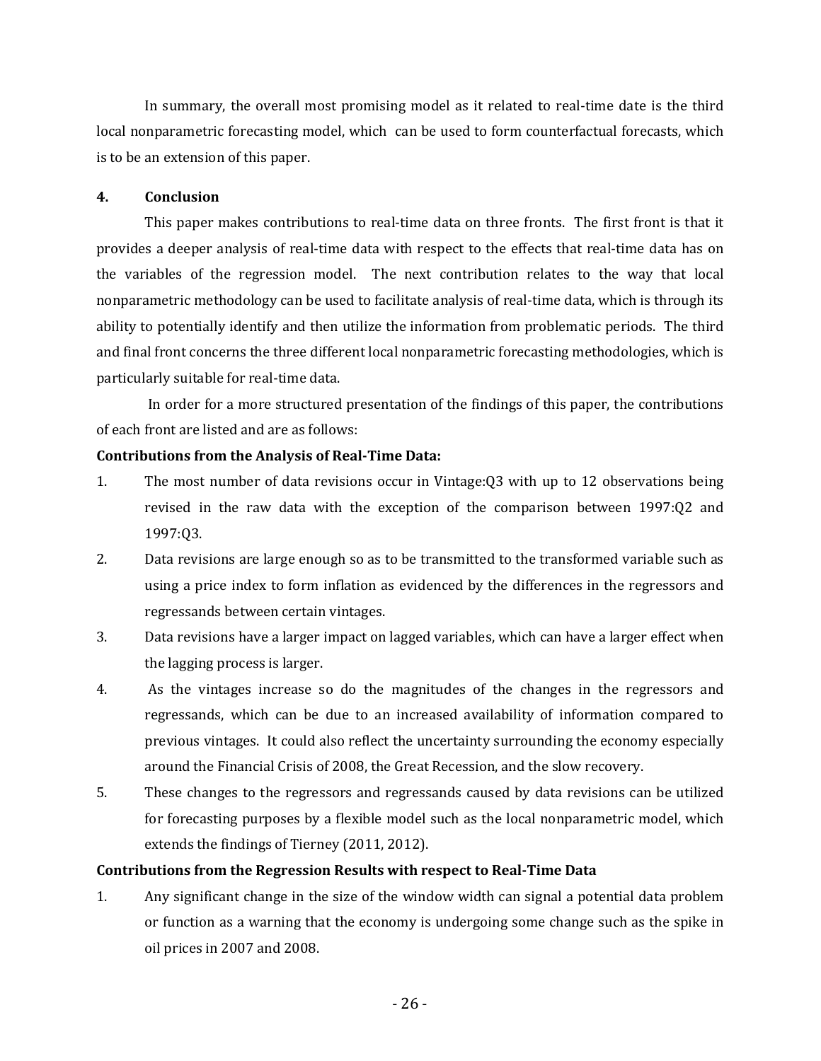In summary, the overall most promising model as it related to real-time date is the third local nonparametric forecasting model, which can be used to form counterfactual forecasts, which is to be an extension of this paper.

## 4. Conclusion

This paper makes contributions to real-time data on three fronts. The first front is that it provides a deeper analysis of real-time data with respect to the effects that real-time data has on the variables of the regression model. The next contribution relates to the way that local nonparametric methodology can be used to facilitate analysis of real-time data, which is through its ability to potentially identify and then utilize the information from problematic periods. The third and final front concerns the three different local nonparametric forecasting methodologies, which is particularly suitable for real-time data.

In order for a more structured presentation of the findings of this paper, the contributions of each front are listed and are as follows:

**Contributions from the Analysis of Real-Time Data:**

1. The most number of data revisions occur in Vintage:Q3 with up to 12 observations being revised in the raw data with the exception of the comparison between 1997:Q2 and 1997:Q3.
2. Data revisions are large enough so as to be transmitted to the transformed variable such as using a price index to form inflation as evidenced by the differences in the regressors and regressands between certain vintages.
3. Data revisions have a larger impact on lagged variables, which can have a larger effect when the lagging process is larger.
4. As the vintages increase so do the magnitudes of the changes in the regressors and regressands, which can be due to an increased availability of information compared to previous vintages. It could also reflect the uncertainty surrounding the economy especially around the Financial Crisis of 2008, the Great Recession, and the slow recovery.
5. These changes to the regressors and regressands caused by data revisions can be utilized for forecasting purposes by a flexible model such as the local nonparametric model, which extends the findings of Tierney (2011, 2012).

**Contributions from the Regression Results with respect to Real-Time Data**

1. Any significant change in the size of the window width can signal a potential data problem or function as a warning that the economy is undergoing some change such as the spike in oil prices in 2007 and 2008.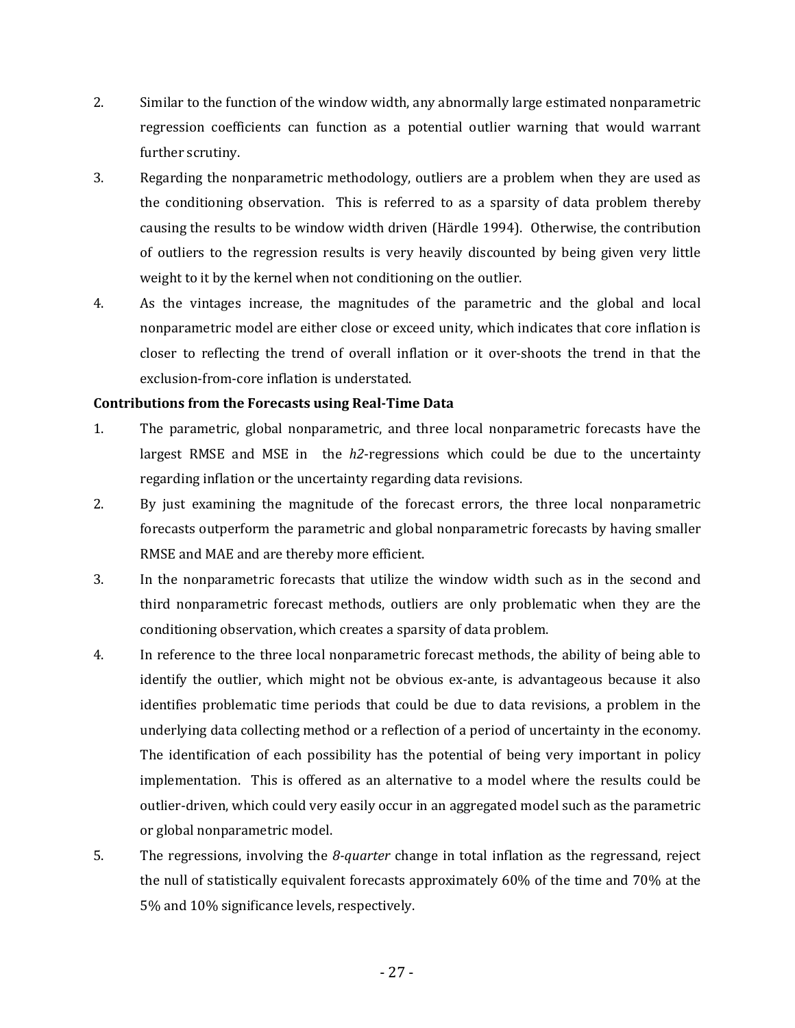2. Similar to the function of the window width, any abnormally large estimated nonparametric regression coefficients can function as a potential outlier warning that would warrant further scrutiny.
3. Regarding the nonparametric methodology, outliers are a problem when they are used as the conditioning observation. This is referred to as a sparsity of data problem thereby causing the results to be window width driven (Härdle 1994). Otherwise, the contribution of outliers to the regression results is very heavily discounted by being given very little weight to it by the kernel when not conditioning on the outlier.
4. As the vintages increase, the magnitudes of the parametric and the global and local nonparametric model are either close or exceed unity, which indicates that core inflation is closer to reflecting the trend of overall inflation or it over-shoots the trend in that the exclusion-from-core inflation is understated.

**Contributions from the Forecasts using Real-Time Data**

1. The parametric, global nonparametric, and three local nonparametric forecasts have the largest RMSE and MSE in the *h2*-regressions which could be due to the uncertainty regarding inflation or the uncertainty regarding data revisions.
2. By just examining the magnitude of the forecast errors, the three local nonparametric forecasts outperform the parametric and global nonparametric forecasts by having smaller RMSE and MAE and are thereby more efficient.
3. In the nonparametric forecasts that utilize the window width such as in the second and third nonparametric forecast methods, outliers are only problematic when they are the conditioning observation, which creates a sparsity of data problem.
4. In reference to the three local nonparametric forecast methods, the ability of being able to identify the outlier, which might not be obvious ex-ante, is advantageous because it also identifies problematic time periods that could be due to data revisions, a problem in the underlying data collecting method or a reflection of a period of uncertainty in the economy. The identification of each possibility has the potential of being very important in policy implementation. This is offered as an alternative to a model where the results could be outlier-driven, which could very easily occur in an aggregated model such as the parametric or global nonparametric model.
5. The regressions, involving the *8-quarter* change in total inflation as the regressand, reject the null of statistically equivalent forecasts approximately 60% of the time and 70% at the 5% and 10% significance levels, respectively.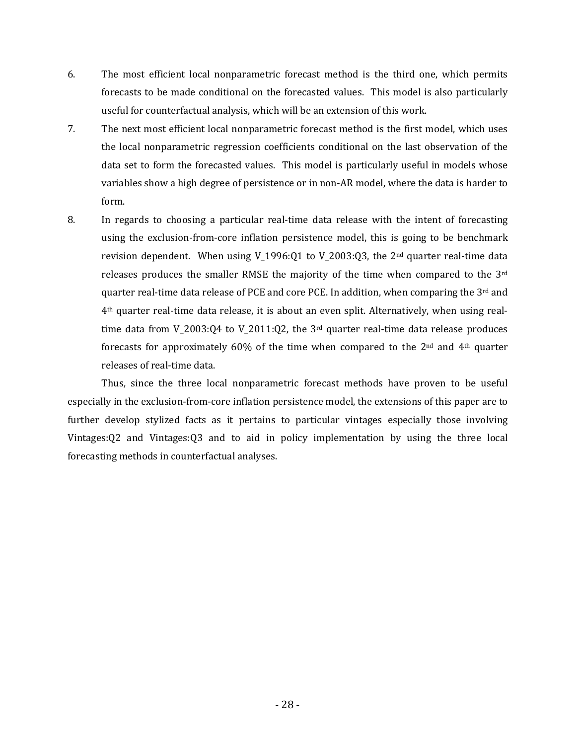6. The most efficient local nonparametric forecast method is the third one, which permits forecasts to be made conditional on the forecasted values. This model is also particularly useful for counterfactual analysis, which will be an extension of this work.
7. The next most efficient local nonparametric forecast method is the first model, which uses the local nonparametric regression coefficients conditional on the last observation of the data set to form the forecasted values. This model is particularly useful in models whose variables show a high degree of persistence or in non-AR model, where the data is harder to form.
8. In regards to choosing a particular real-time data release with the intent of forecasting using the exclusion-from-core inflation persistence model, this is going to be benchmark revision dependent. When using V_1996:Q1 to V_2003:Q3, the 2nd quarter real-time data releases produces the smaller RMSE the majority of the time when compared to the 3rd quarter real-time data release of PCE and core PCE. In addition, when comparing the 3rd and 4th quarter real-time data release, it is about an even split. Alternatively, when using real-time data from V_2003:Q4 to V_2011:Q2, the 3rd quarter real-time data release produces forecasts for approximately 60% of the time when compared to the 2nd and 4th quarter releases of real-time data.

Thus, since the three local nonparametric forecast methods have proven to be useful especially in the exclusion-from-core inflation persistence model, the extensions of this paper are to further develop stylized facts as it pertains to particular vintages especially those involving Vintages:Q2 and Vintages:Q3 and to aid in policy implementation by using the three local forecasting methods in counterfactual analyses.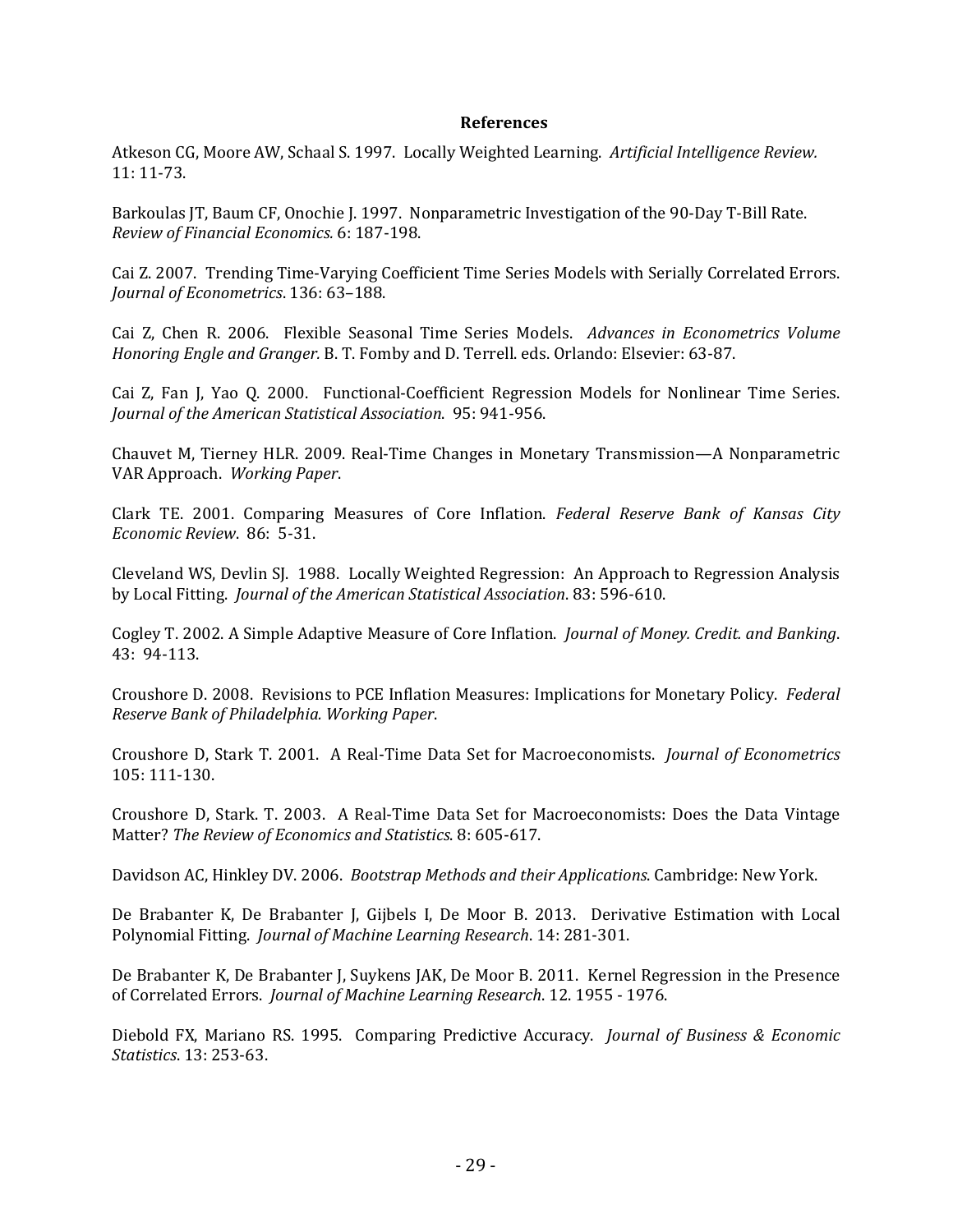**References**

Atkeson CG, Moore AW, Schaal S. 1997. Locally Weighted Learning. *Artificial Intelligence Review.* 11: 11-73.

Barkoulas JT, Baum CF, Onochie J. 1997. Nonparametric Investigation of the 90-Day T-Bill Rate. *Review of Financial Economics.* 6: 187-198.

Cai Z. 2007. Trending Time-Varying Coefficient Time Series Models with Serially Correlated Errors. *Journal of Econometrics*. 136: 63–188.

Cai Z, Chen R. 2006. Flexible Seasonal Time Series Models. *Advances in Econometrics Volume Honoring Engle and Granger.* B. T. Fomby and D. Terrell. eds. Orlando: Elsevier: 63-87.

Cai Z, Fan J, Yao Q. 2000. Functional-Coefficient Regression Models for Nonlinear Time Series. *Journal of the American Statistical Association*. 95: 941-956.

Chauvet M, Tierney HLR. 2009. Real-Time Changes in Monetary Transmission—A Nonparametric VAR Approach. *Working Paper*.

Clark TE. 2001. Comparing Measures of Core Inflation. *Federal Reserve Bank of Kansas City Economic Review*. 86: 5-31.

Cleveland WS, Devlin SJ. 1988. Locally Weighted Regression: An Approach to Regression Analysis by Local Fitting. *Journal of the American Statistical Association*. 83: 596-610.

Cogley T. 2002. A Simple Adaptive Measure of Core Inflation. *Journal of Money. Credit. and Banking*. 43: 94-113.

Croushore D. 2008. Revisions to PCE Inflation Measures: Implications for Monetary Policy. *Federal Reserve Bank of Philadelphia. Working Paper*.

Croushore D, Stark T. 2001. A Real-Time Data Set for Macroeconomists. *Journal of Econometrics* 105: 111-130.

Croushore D, Stark. T. 2003. A Real-Time Data Set for Macroeconomists: Does the Data Vintage Matter? *The Review of Economics and Statistics.* 8: 605-617.

Davidson AC, Hinkley DV. 2006. *Bootstrap Methods and their Applications*. Cambridge: New York.

De Brabanter K, De Brabanter J, Gijbels I, De Moor B. 2013. Derivative Estimation with Local Polynomial Fitting. *Journal of Machine Learning Research*. 14: 281-301.

De Brabanter K, De Brabanter J, Suykens JAK, De Moor B. 2011. Kernel Regression in the Presence of Correlated Errors. *Journal of Machine Learning Research*. 12. 1955 - 1976.

Diebold FX, Mariano RS. 1995. Comparing Predictive Accuracy. *Journal of Business & Economic Statistics*. 13: 253-63.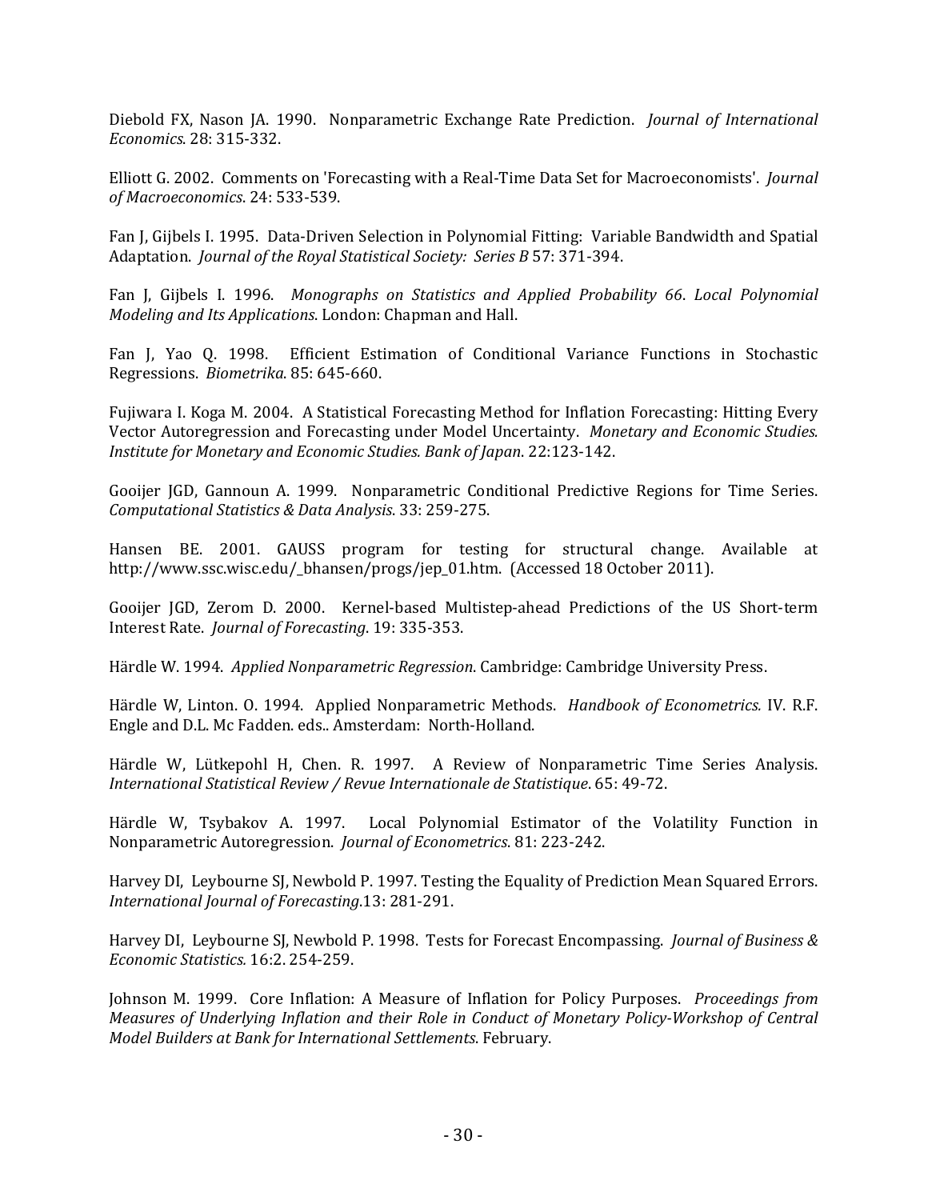Diebold FX, Nason JA. 1990. Nonparametric Exchange Rate Prediction. *Journal of International Economics*. 28: 315-332.

Elliott G. 2002. Comments on 'Forecasting with a Real-Time Data Set for Macroeconomists'. *Journal of Macroeconomics*. 24: 533-539.

Fan J, Gijbels I. 1995. Data-Driven Selection in Polynomial Fitting: Variable Bandwidth and Spatial Adaptation. *Journal of the Royal Statistical Society: Series B* 57: 371-394.

Fan J, Gijbels I. 1996. *Monographs on Statistics and Applied Probability 66*. *Local Polynomial Modeling and Its Applications*. London: Chapman and Hall.

Fan J, Yao Q. 1998. Efficient Estimation of Conditional Variance Functions in Stochastic Regressions. *Biometrika*. 85: 645-660.

Fujiwara I. Koga M. 2004. A Statistical Forecasting Method for Inflation Forecasting: Hitting Every Vector Autoregression and Forecasting under Model Uncertainty. *Monetary and Economic Studies. Institute for Monetary and Economic Studies. Bank of Japan*. 22:123-142.

Gooijer JGD, Gannoun A. 1999. Nonparametric Conditional Predictive Regions for Time Series. *Computational Statistics & Data Analysis*. 33: 259-275.

Hansen BE. 2001. GAUSS program for testing for structural change. Available at http://www.ssc.wisc.edu/_bhansen/progs/jep_01.htm. (Accessed 18 October 2011).

Gooijer JGD, Zerom D. 2000. Kernel-based Multistep-ahead Predictions of the US Short-term Interest Rate. *Journal of Forecasting*. 19: 335-353.

Härdle W. 1994. *Applied Nonparametric Regression*. Cambridge: Cambridge University Press.

Härdle W, Linton. O. 1994. Applied Nonparametric Methods. *Handbook of Econometrics.* IV. R.F. Engle and D.L. Mc Fadden. eds.. Amsterdam: North-Holland.

Härdle W, Lütkepohl H, Chen. R. 1997. A Review of Nonparametric Time Series Analysis. *International Statistical Review / Revue Internationale de Statistique*. 65: 49-72.

Härdle W, Tsybakov A. 1997. Local Polynomial Estimator of the Volatility Function in Nonparametric Autoregression. *Journal of Econometrics*. 81: 223-242.

Harvey DI, Leybourne SJ, Newbold P. 1997. Testing the Equality of Prediction Mean Squared Errors. *International Journal of Forecasting*.13: 281-291.

Harvey DI, Leybourne SJ, Newbold P. 1998. Tests for Forecast Encompassing. *Journal of Business & Economic Statistics.* 16:2. 254-259.

Johnson M. 1999. Core Inflation: A Measure of Inflation for Policy Purposes. *Proceedings from Measures of Underlying Inflation and their Role in Conduct of Monetary Policy-Workshop of Central Model Builders at Bank for International Settlements*. February.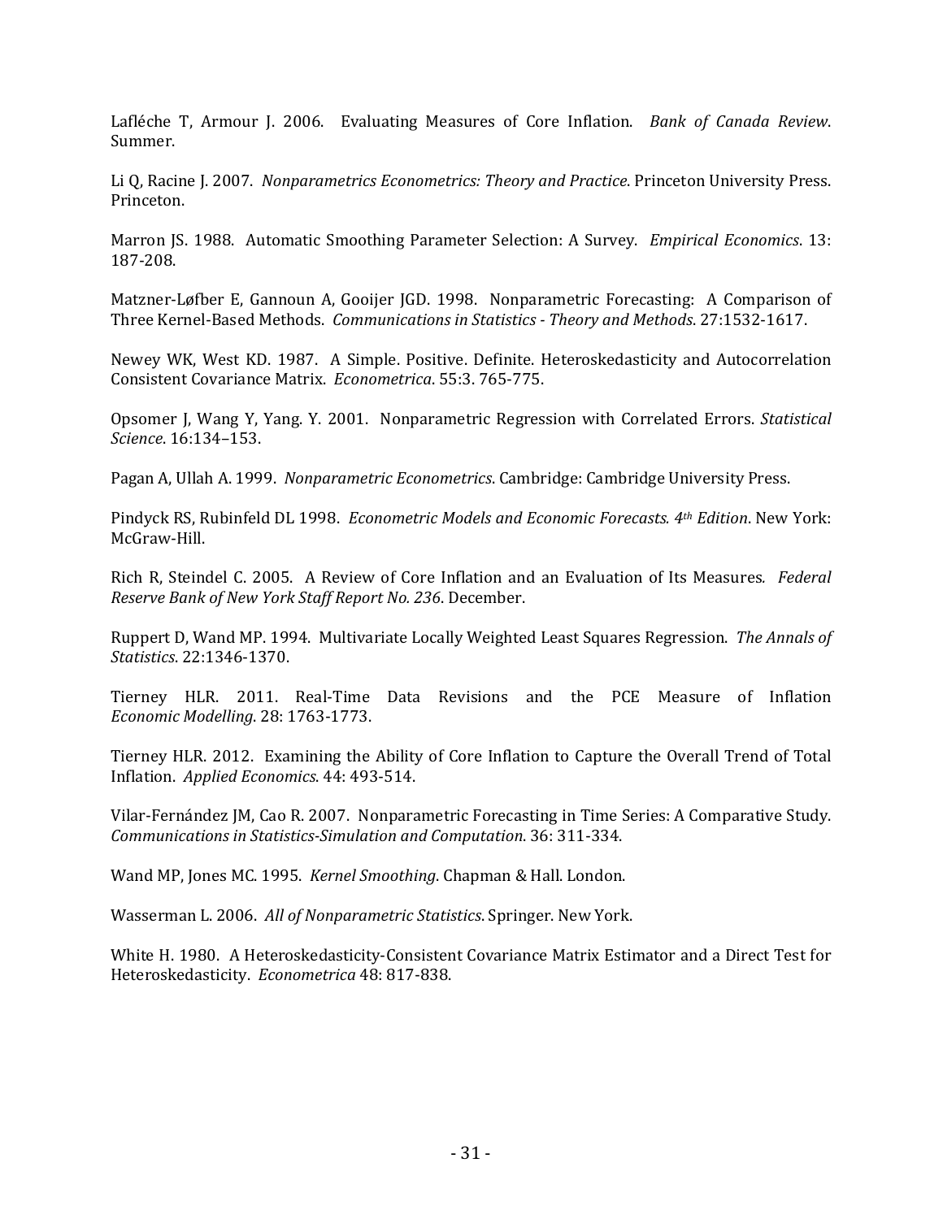Lafléche T, Armour J. 2006. Evaluating Measures of Core Inflation. *Bank of Canada Review*. Summer.

Li Q, Racine J. 2007. *Nonparametrics Econometrics: Theory and Practice*. Princeton University Press. Princeton.

Marron JS. 1988. Automatic Smoothing Parameter Selection: A Survey. *Empirical Economics*. 13: 187-208.

Matzner-Løfber E, Gannoun A, Gooijer JGD. 1998. Nonparametric Forecasting: A Comparison of Three Kernel-Based Methods. *Communications in Statistics - Theory and Methods*. 27:1532-1617.

Newey WK, West KD. 1987. A Simple. Positive. Definite. Heteroskedasticity and Autocorrelation Consistent Covariance Matrix. *Econometrica*. 55:3. 765-775.

Opsomer J, Wang Y, Yang. Y. 2001. Nonparametric Regression with Correlated Errors. *Statistical Science*. 16:134–153.

Pagan A, Ullah A. 1999. *Nonparametric Econometrics*. Cambridge: Cambridge University Press.

Pindyck RS, Rubinfeld DL 1998. *Econometric Models and Economic Forecasts. 4th Edition*. New York: McGraw-Hill.

Rich R, Steindel C. 2005. A Review of Core Inflation and an Evaluation of Its Measures. *Federal Reserve Bank of New York Staff Report No. 236*. December.

Ruppert D, Wand MP. 1994. Multivariate Locally Weighted Least Squares Regression. *The Annals of Statistics*. 22:1346-1370.

Tierney HLR. 2011. Real-Time Data Revisions and the PCE Measure of Inflation *Economic Modelling*. 28: 1763-1773.

Tierney HLR. 2012. Examining the Ability of Core Inflation to Capture the Overall Trend of Total Inflation. *Applied Economics*. 44: 493-514.

Vilar-Fernández JM, Cao R. 2007. Nonparametric Forecasting in Time Series: A Comparative Study. *Communications in Statistics-Simulation and Computation*. 36: 311-334.

Wand MP, Jones MC. 1995. *Kernel Smoothing*. Chapman & Hall. London.

Wasserman L. 2006. *All of Nonparametric Statistics*. Springer. New York.

White H. 1980. A Heteroskedasticity-Consistent Covariance Matrix Estimator and a Direct Test for Heteroskedasticity. *Econometrica* 48: 817-838.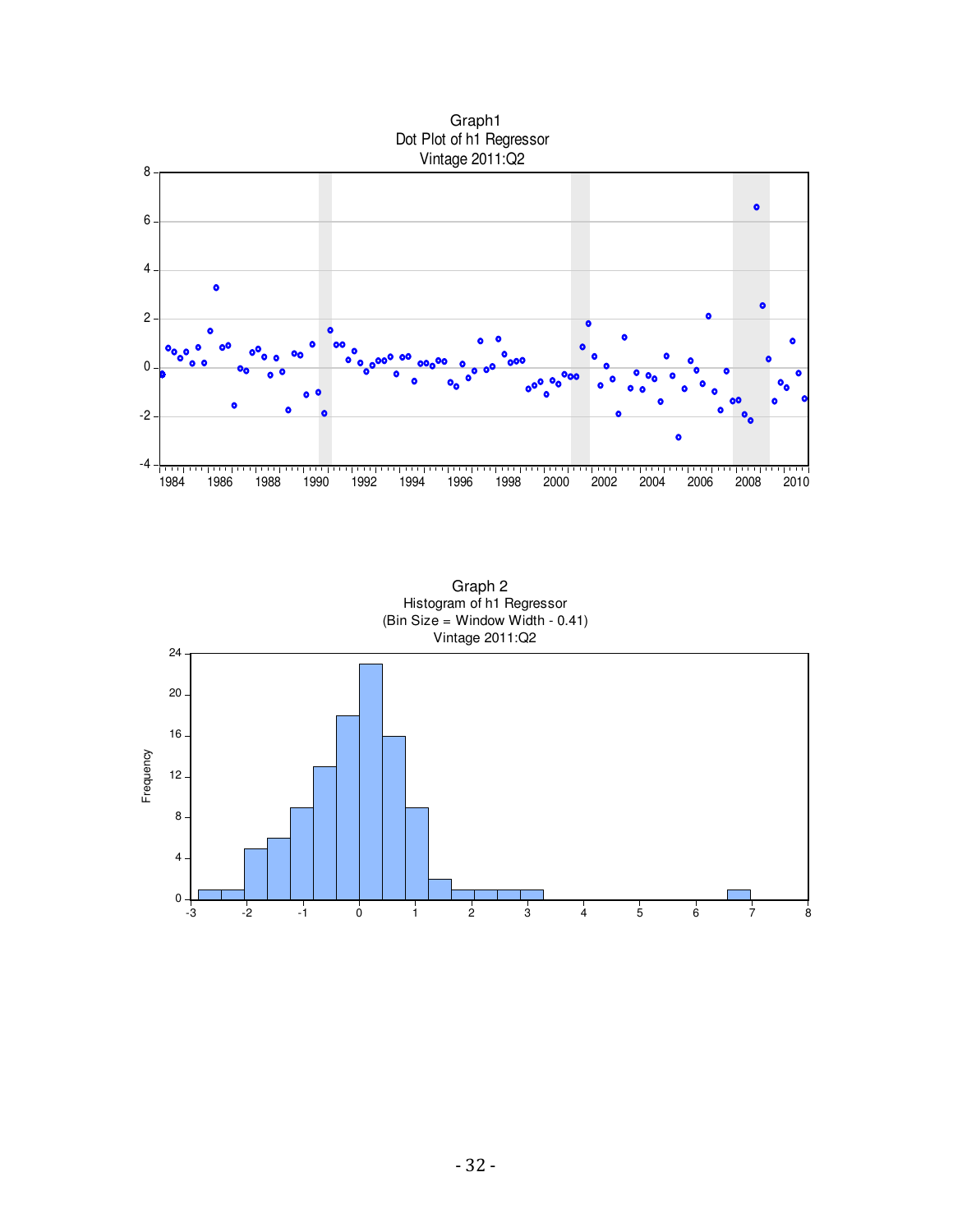Graph1
Dot Plot of h1 Regressor
Vintage 2011:Q2

Graph 2
Histogram of h1 Regressor
(Bin Size = Window Width - 0.41)
Vintage 2011:Q2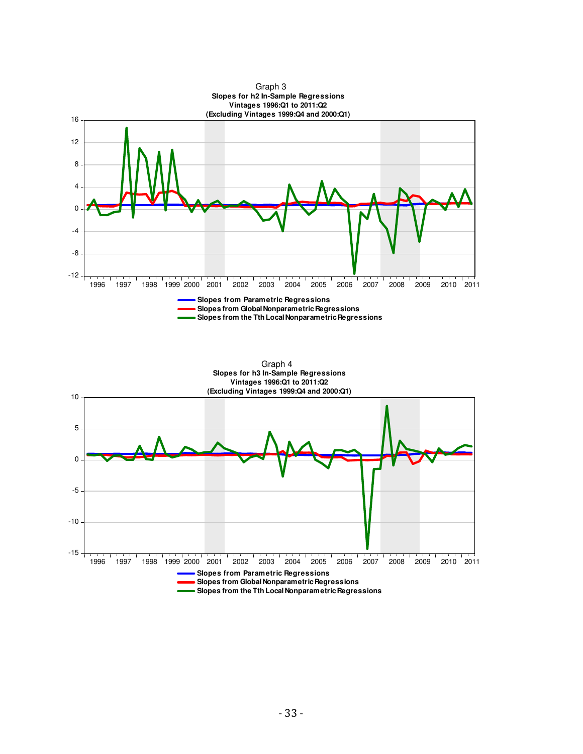Graph 3

**Slopes for h2 In-Sample Regressions**
**Vintages 1996:Q1 to 2011:Q2**
**(Excluding Vintages 1999:Q4 and 2000:Q1)**

- **Slopes from Parametric Regressions**
- **Slopes from Global Nonparametric Regressions**
- **Slopes from the Tth Local Nonparametric Regressions**

Graph 4

**Slopes for h3 In-Sample Regressions**
**Vintages 1996:Q1 to 2011:Q2**
**(Excluding Vintages 1999:Q4 and 2000:Q1)**

- **Slopes from Parametric Regressions**
- **Slopes from Global Nonparametric Regressions**
- **Slopes from the Tth Local Nonparametric Regressions**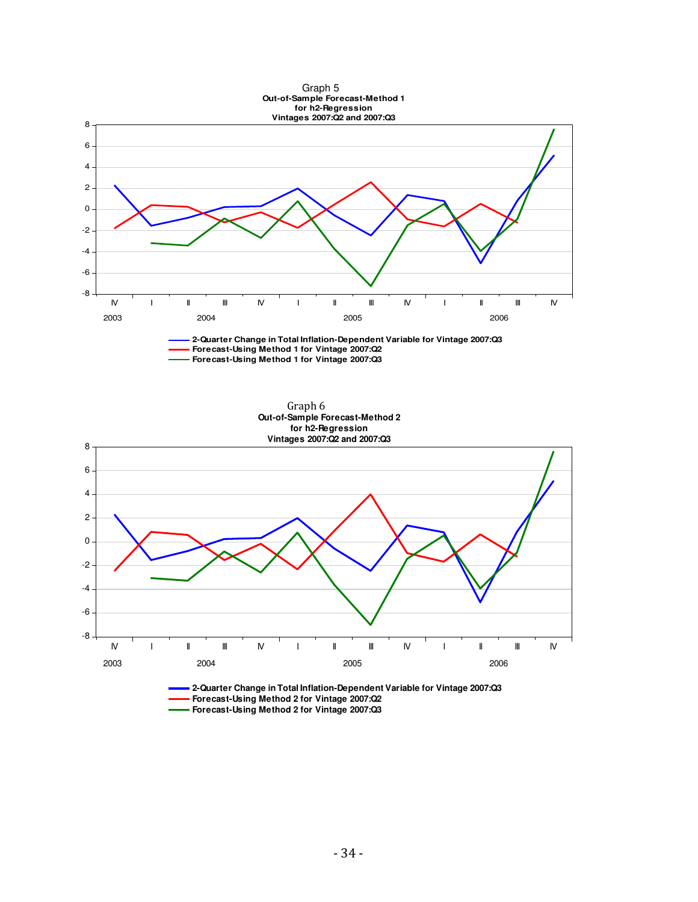Graph 5

**Out-of-Sample Forecast-Method 1 for h2-Regression Vintages 2007:Q2 and 2007:Q3**

- 2-Quarter Change in Total Inflation-Dependent Variable for Vintage 2007:Q3
- Forecast-Using Method 1 for Vintage 2007:Q2
- Forecast-Using Method 1 for Vintage 2007:Q3

Graph 6

**Out-of-Sample Forecast-Method 2 for h2-Regression Vintages 2007:Q2 and 2007:Q3**

- 2-Quarter Change in Total Inflation-Dependent Variable for Vintage 2007:Q3
- Forecast-Using Method 2 for Vintage 2007:Q2
- Forecast-Using Method 2 for Vintage 2007:Q3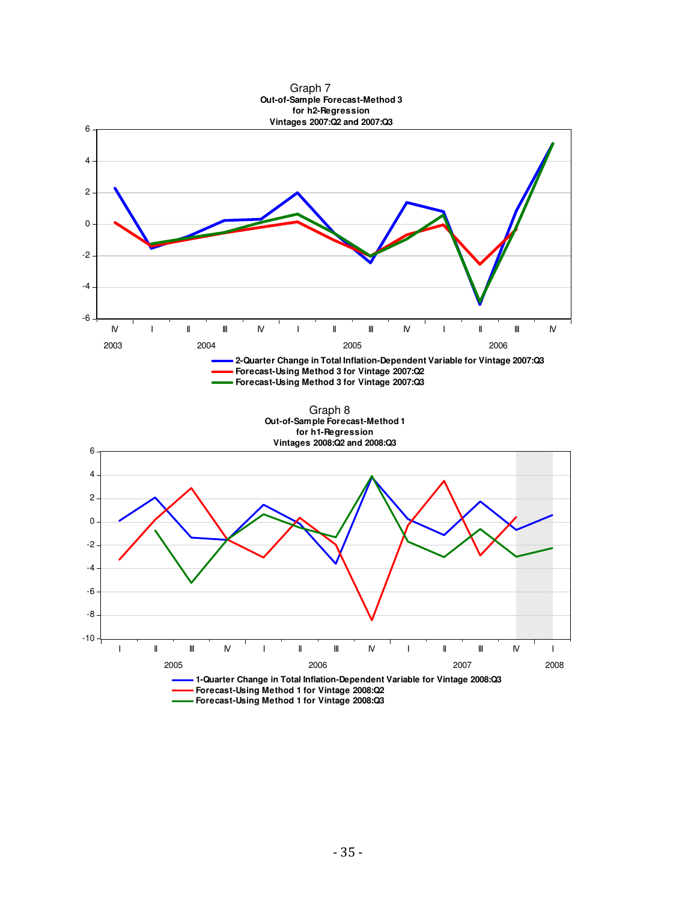Graph 7

**Out-of-Sample Forecast-Method 3 for h2-Regression Vintages 2007:Q2 and 2007:Q3**

- 2-Quarter Change in Total Inflation-Dependent Variable for Vintage 2007:Q3
- Forecast-Using Method 3 for Vintage 2007:Q2
- Forecast-Using Method 3 for Vintage 2007:Q3

Graph 8

**Out-of-Sample Forecast-Method 1 for h1-Regression Vintages 2008:Q2 and 2008:Q3**

- 1-Quarter Change in Total Inflation-Dependent Variable for Vintage 2008:Q3
- Forecast-Using Method 1 for Vintage 2008:Q2
- Forecast-Using Method 1 for Vintage 2008:Q3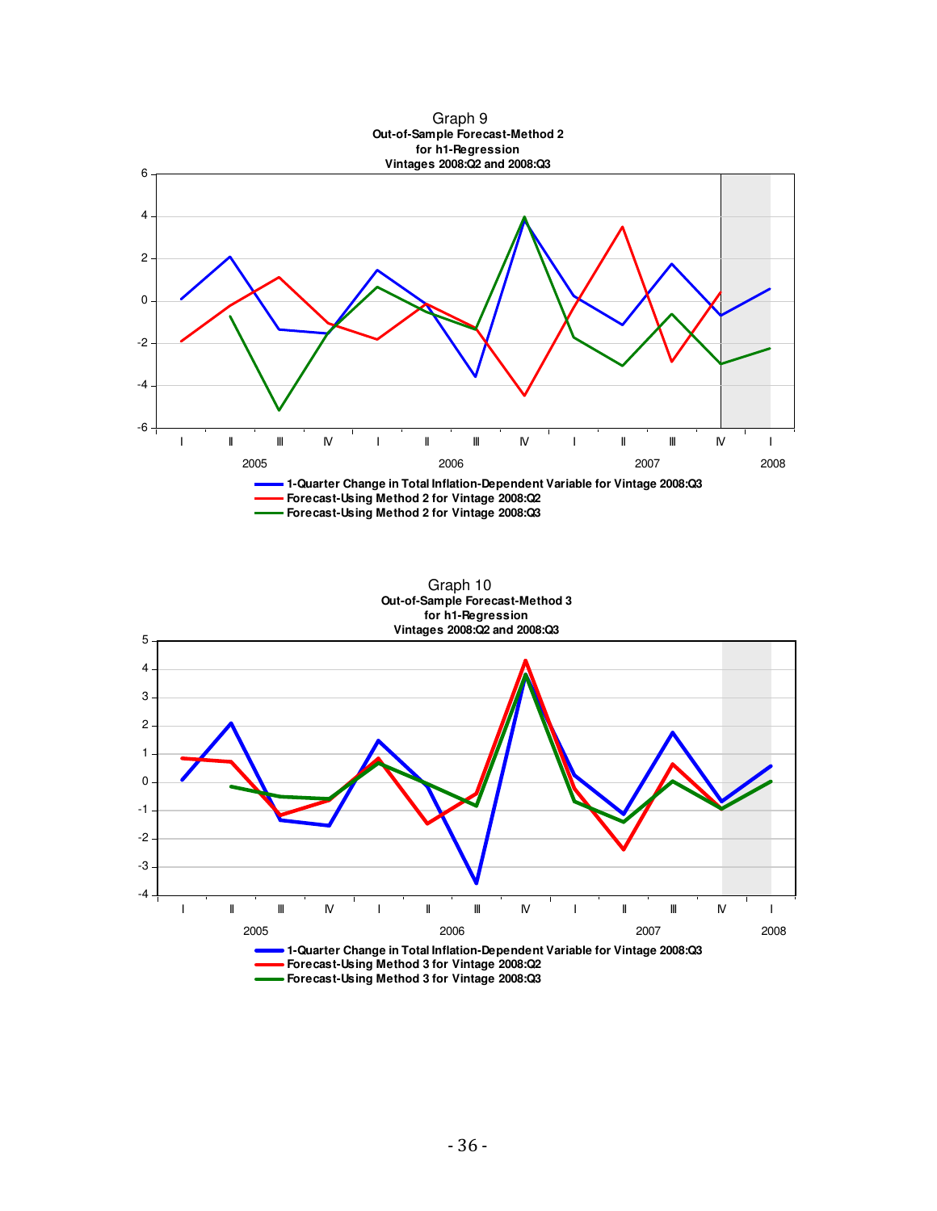Graph 9

**Out-of-Sample Forecast-Method 2**
**for h1-Regression**
**Vintages 2008:Q2 and 2008:Q3**

**1-Quarter Change in Total Inflation-Dependent Variable for Vintage 2008:Q3**
**Forecast-Using Method 2 for Vintage 2008:Q2**
**Forecast-Using Method 2 for Vintage 2008:Q3**

Graph 10

**Out-of-Sample Forecast-Method 3**
**for h1-Regression**
**Vintages 2008:Q2 and 2008:Q3**

**1-Quarter Change in Total Inflation-Dependent Variable for Vintage 2008:Q3**
**Forecast-Using Method 3 for Vintage 2008:Q2**
**Forecast-Using Method 3 for Vintage 2008:Q3**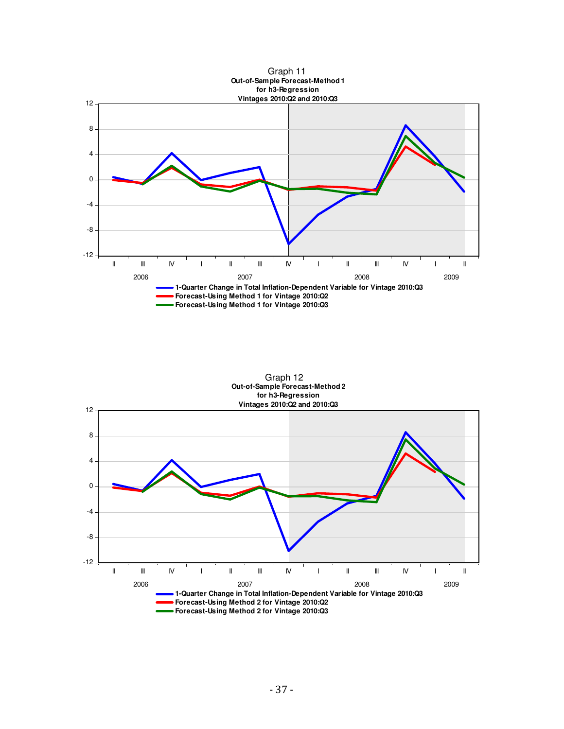Graph 11
**Out-of-Sample Forecast-Method 1**
**for h3-Regression**
**Vintages 2010:Q2 and 2010:Q3**

- 1-Quarter Change in Total Inflation-Dependent Variable for Vintage 2010:Q3
- Forecast-Using Method 1 for Vintage 2010:Q2
- Forecast-Using Method 1 for Vintage 2010:Q3

Graph 12
**Out-of-Sample Forecast-Method 2**
**for h3-Regression**
**Vintages 2010:Q2 and 2010:Q3**

- 1-Quarter Change in Total Inflation-Dependent Variable for Vintage 2010:Q3
- Forecast-Using Method 2 for Vintage 2010:Q2
- Forecast-Using Method 2 for Vintage 2010:Q3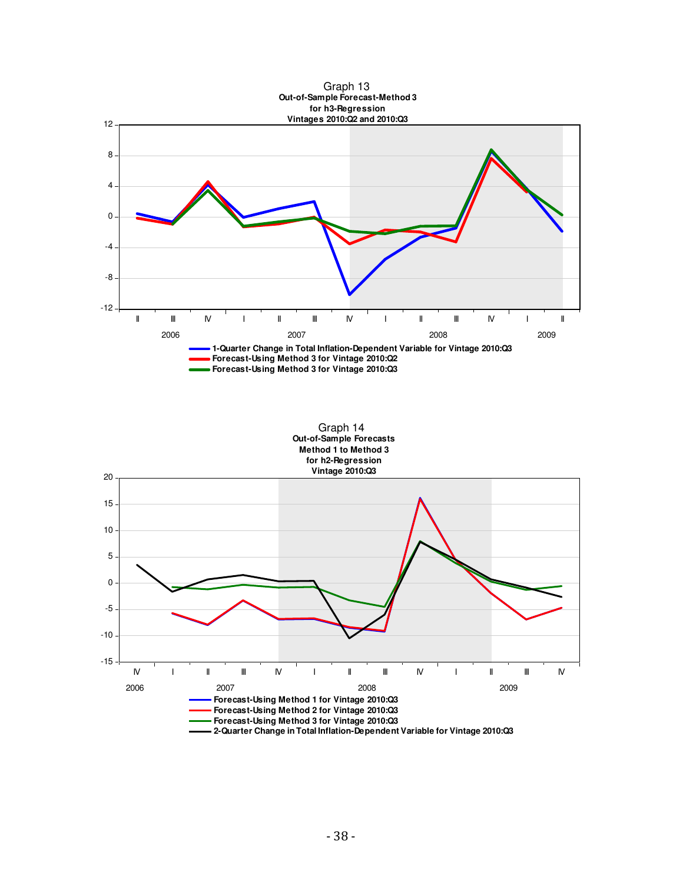Graph 13
**Out-of-Sample Forecast-Method 3**
**for h3-Regression**
**Vintages 2010:Q2 and 2010:Q3**

- 1-Quarter Change in Total Inflation-Dependent Variable for Vintage 2010:Q3
- Forecast-Using Method 3 for Vintage 2010:Q2
- Forecast-Using Method 3 for Vintage 2010:Q3

Graph 14
**Out-of-Sample Forecasts**
**Method 1 to Method 3**
**for h2-Regression**
**Vintage 2010:Q3**

- Forecast-Using Method 1 for Vintage 2010:Q3
- Forecast-Using Method 2 for Vintage 2010:Q3
- Forecast-Using Method 3 for Vintage 2010:Q3
- 2-Quarter Change in Total Inflation-Dependent Variable for Vintage 2010:Q3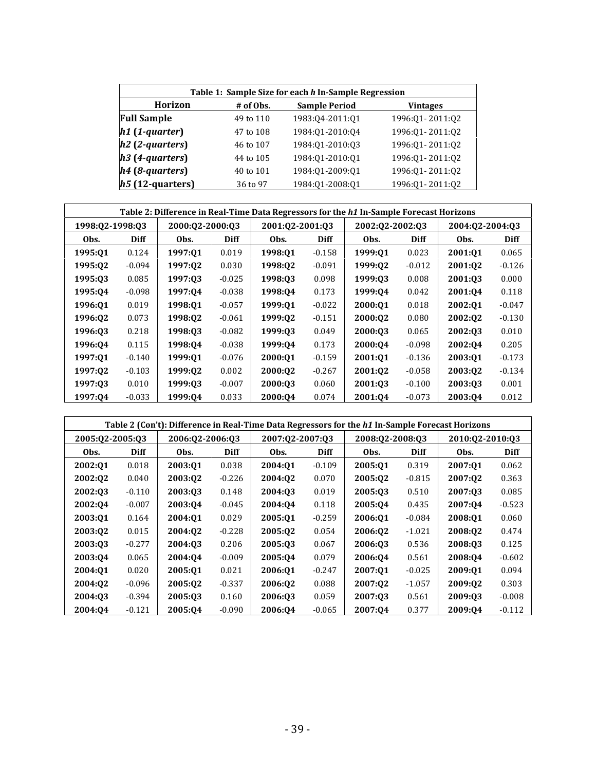| Table 1: Sample Size for each *h* In-Sample Regression | | | |
|---|---|---|---|
| **Horizon** | **# of Obs.** | **Sample Period** | **Vintages** |
| **Full Sample** | 49 to 110 | 1983:Q4-2011:Q1 | 1996:Q1- 2011:Q2 |
| ***h1*** **(*1-quarter*)** | 47 to 108 | 1984:Q1-2010:Q4 | 1996:Q1- 2011:Q2 |
| ***h2*** **(*2-quarters*)** | 46 to 107 | 1984:Q1-2010:Q3 | 1996:Q1- 2011:Q2 |
| ***h3*** **(*4-quarters*)** | 44 to 105 | 1984:Q1-2010:Q1 | 1996:Q1- 2011:Q2 |
| ***h4*** **(*8-quarters*)** | 40 to 101 | 1984:Q1-2009:Q1 | 1996:Q1- 2011:Q2 |
| ***h5*** **(12-quarters)** | 36 to 97 | 1984:Q1-2008:Q1 | 1996:Q1- 2011:Q2 |

| Table 2: Difference in Real-Time Data Regressors for the *h1* In-Sample Forecast Horizons | | | | | | | | | |
|---|---|---|---|---|---|---|---|---|---|
| 1998:Q2-1998:Q3 | | 2000:Q2-2000:Q3 | | 2001:Q2-2001:Q3 | | 2002:Q2-2002:Q3 | | 2004:Q2-2004:Q3 | |
| **Obs.** | **Diff** | **Obs.** | **Diff** | **Obs.** | **Diff** | **Obs.** | **Diff** | **Obs.** | **Diff** |
| **1995:Q1** | 0.124 | **1997:Q1** | 0.019 | **1998:Q1** | -0.158 | **1999:Q1** | 0.023 | **2001:Q1** | 0.065 |
| **1995:Q2** | -0.094 | **1997:Q2** | 0.030 | **1998:Q2** | -0.091 | **1999:Q2** | -0.012 | **2001:Q2** | -0.126 |
| **1995:Q3** | 0.085 | **1997:Q3** | -0.025 | **1998:Q3** | 0.098 | **1999:Q3** | 0.008 | **2001:Q3** | 0.000 |
| **1995:Q4** | -0.098 | **1997:Q4** | -0.038 | **1998:Q4** | 0.173 | **1999:Q4** | 0.042 | **2001:Q4** | 0.118 |
| **1996:Q1** | 0.019 | **1998:Q1** | -0.057 | **1999:Q1** | -0.022 | **2000:Q1** | 0.018 | **2002:Q1** | -0.047 |
| **1996:Q2** | 0.073 | **1998:Q2** | -0.061 | **1999:Q2** | -0.151 | **2000:Q2** | 0.080 | **2002:Q2** | -0.130 |
| **1996:Q3** | 0.218 | **1998:Q3** | -0.082 | **1999:Q3** | 0.049 | **2000:Q3** | 0.065 | **2002:Q3** | 0.010 |
| **1996:Q4** | 0.115 | **1998:Q4** | -0.038 | **1999:Q4** | 0.173 | **2000:Q4** | -0.098 | **2002:Q4** | 0.205 |
| **1997:Q1** | -0.140 | **1999:Q1** | -0.076 | **2000:Q1** | -0.159 | **2001:Q1** | -0.136 | **2003:Q1** | -0.173 |
| **1997:Q2** | -0.103 | **1999:Q2** | 0.002 | **2000:Q2** | -0.267 | **2001:Q2** | -0.058 | **2003:Q2** | -0.134 |
| **1997:Q3** | 0.010 | **1999:Q3** | -0.007 | **2000:Q3** | 0.060 | **2001:Q3** | -0.100 | **2003:Q3** | 0.001 |
| **1997:Q4** | -0.033 | **1999:Q4** | 0.033 | **2000:Q4** | 0.074 | **2001:Q4** | -0.073 | **2003:Q4** | 0.012 |

| Table 2 (Con't): Difference in Real-Time Data Regressors for the *h1* In-Sample Forecast Horizons | | | | | | | | | |
|---|---|---|---|---|---|---|---|---|---|
| 2005:Q2-2005:Q3 | | 2006:Q2-2006:Q3 | | 2007:Q2-2007:Q3 | | 2008:Q2-2008:Q3 | | 2010:Q2-2010:Q3 | |
| **Obs.** | **Diff** | **Obs.** | **Diff** | **Obs.** | **Diff** | **Obs.** | **Diff** | **Obs.** | **Diff** |
| **2002:Q1** | 0.018 | **2003:Q1** | 0.038 | **2004:Q1** | -0.109 | **2005:Q1** | 0.319 | **2007:Q1** | 0.062 |
| **2002:Q2** | 0.040 | **2003:Q2** | -0.226 | **2004:Q2** | 0.070 | **2005:Q2** | -0.815 | **2007:Q2** | 0.363 |
| **2002:Q3** | -0.110 | **2003:Q3** | 0.148 | **2004:Q3** | 0.019 | **2005:Q3** | 0.510 | **2007:Q3** | 0.085 |
| **2002:Q4** | -0.007 | **2003:Q4** | -0.045 | **2004:Q4** | 0.118 | **2005:Q4** | 0.435 | **2007:Q4** | -0.523 |
| **2003:Q1** | 0.164 | **2004:Q1** | 0.029 | **2005:Q1** | -0.259 | **2006:Q1** | -0.084 | **2008:Q1** | 0.060 |
| **2003:Q2** | 0.015 | **2004:Q2** | -0.228 | **2005:Q2** | 0.054 | **2006:Q2** | -1.021 | **2008:Q2** | 0.474 |
| **2003:Q3** | -0.277 | **2004:Q3** | 0.206 | **2005:Q3** | 0.067 | **2006:Q3** | 0.536 | **2008:Q3** | 0.125 |
| **2003:Q4** | 0.065 | **2004:Q4** | -0.009 | **2005:Q4** | 0.079 | **2006:Q4** | 0.561 | **2008:Q4** | -0.602 |
| **2004:Q1** | 0.020 | **2005:Q1** | 0.021 | **2006:Q1** | -0.247 | **2007:Q1** | -0.025 | **2009:Q1** | 0.094 |
| **2004:Q2** | -0.096 | **2005:Q2** | -0.337 | **2006:Q2** | 0.088 | **2007:Q2** | -1.057 | **2009:Q2** | 0.303 |
| **2004:Q3** | -0.394 | **2005:Q3** | 0.160 | **2006:Q3** | 0.059 | **2007:Q3** | 0.561 | **2009:Q3** | -0.008 |
| **2004:Q4** | -0.121 | **2005:Q4** | -0.090 | **2006:Q4** | -0.065 | **2007:Q4** | 0.377 | **2009:Q4** | -0.112 |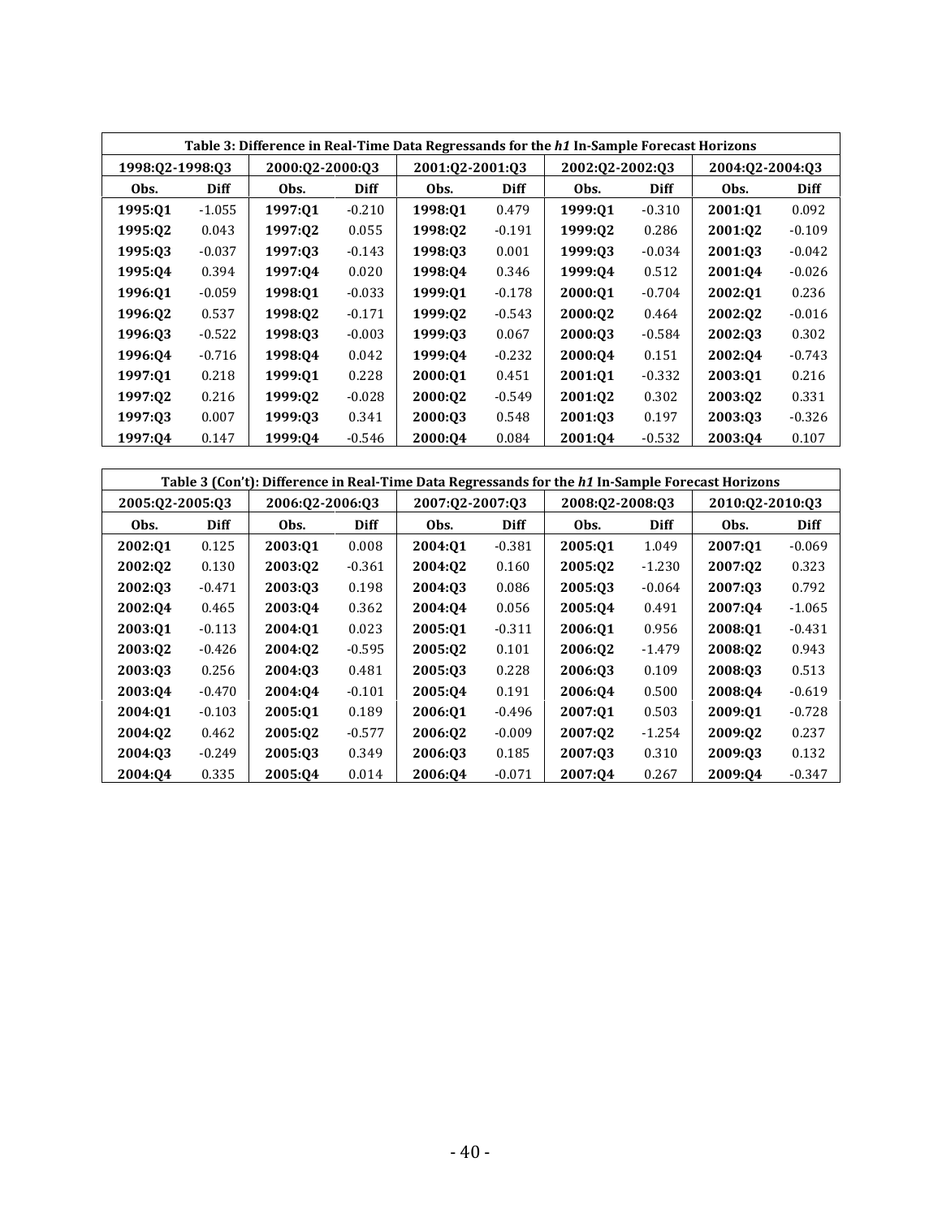**Table 3: Difference in Real-Time Data Regressands for the *h1* In-Sample Forecast Horizons**

| 1998:Q2-1998:Q3 | | 2000:Q2-2000:Q3 | | 2001:Q2-2001:Q3 | | 2002:Q2-2002:Q3 | | 2004:Q2-2004:Q3 | |
|---|---|---|---|---|---|---|---|---|---|
| **Obs.** | **Diff** | **Obs.** | **Diff** | **Obs.** | **Diff** | **Obs.** | **Diff** | **Obs.** | **Diff** |
| **1995:Q1** | -1.055 | **1997:Q1** | -0.210 | **1998:Q1** | 0.479 | **1999:Q1** | -0.310 | **2001:Q1** | 0.092 |
| **1995:Q2** | 0.043 | **1997:Q2** | 0.055 | **1998:Q2** | -0.191 | **1999:Q2** | 0.286 | **2001:Q2** | -0.109 |
| **1995:Q3** | -0.037 | **1997:Q3** | -0.143 | **1998:Q3** | 0.001 | **1999:Q3** | -0.034 | **2001:Q3** | -0.042 |
| **1995:Q4** | 0.394 | **1997:Q4** | 0.020 | **1998:Q4** | 0.346 | **1999:Q4** | 0.512 | **2001:Q4** | -0.026 |
| **1996:Q1** | -0.059 | **1998:Q1** | -0.033 | **1999:Q1** | -0.178 | **2000:Q1** | -0.704 | **2002:Q1** | 0.236 |
| **1996:Q2** | 0.537 | **1998:Q2** | -0.171 | **1999:Q2** | -0.543 | **2000:Q2** | 0.464 | **2002:Q2** | -0.016 |
| **1996:Q3** | -0.522 | **1998:Q3** | -0.003 | **1999:Q3** | 0.067 | **2000:Q3** | -0.584 | **2002:Q3** | 0.302 |
| **1996:Q4** | -0.716 | **1998:Q4** | 0.042 | **1999:Q4** | -0.232 | **2000:Q4** | 0.151 | **2002:Q4** | -0.743 |
| **1997:Q1** | 0.218 | **1999:Q1** | 0.228 | **2000:Q1** | 0.451 | **2001:Q1** | -0.332 | **2003:Q1** | 0.216 |
| **1997:Q2** | 0.216 | **1999:Q2** | -0.028 | **2000:Q2** | -0.549 | **2001:Q2** | 0.302 | **2003:Q2** | 0.331 |
| **1997:Q3** | 0.007 | **1999:Q3** | 0.341 | **2000:Q3** | 0.548 | **2001:Q3** | 0.197 | **2003:Q3** | -0.326 |
| **1997:Q4** | 0.147 | **1999:Q4** | -0.546 | **2000:Q4** | 0.084 | **2001:Q4** | -0.532 | **2003:Q4** | 0.107 |

**Table 3 (Con't): Difference in Real-Time Data Regressands for the *h1* In-Sample Forecast Horizons**

| 2005:Q2-2005:Q3 | | 2006:Q2-2006:Q3 | | 2007:Q2-2007:Q3 | | 2008:Q2-2008:Q3 | | 2010:Q2-2010:Q3 | |
|---|---|---|---|---|---|---|---|---|---|
| **Obs.** | **Diff** | **Obs.** | **Diff** | **Obs.** | **Diff** | **Obs.** | **Diff** | **Obs.** | **Diff** |
| **2002:Q1** | 0.125 | **2003:Q1** | 0.008 | **2004:Q1** | -0.381 | **2005:Q1** | 1.049 | **2007:Q1** | -0.069 |
| **2002:Q2** | 0.130 | **2003:Q2** | -0.361 | **2004:Q2** | 0.160 | **2005:Q2** | -1.230 | **2007:Q2** | 0.323 |
| **2002:Q3** | -0.471 | **2003:Q3** | 0.198 | **2004:Q3** | 0.086 | **2005:Q3** | -0.064 | **2007:Q3** | 0.792 |
| **2002:Q4** | 0.465 | **2003:Q4** | 0.362 | **2004:Q4** | 0.056 | **2005:Q4** | 0.491 | **2007:Q4** | -1.065 |
| **2003:Q1** | -0.113 | **2004:Q1** | 0.023 | **2005:Q1** | -0.311 | **2006:Q1** | 0.956 | **2008:Q1** | -0.431 |
| **2003:Q2** | -0.426 | **2004:Q2** | -0.595 | **2005:Q2** | 0.101 | **2006:Q2** | -1.479 | **2008:Q2** | 0.943 |
| **2003:Q3** | 0.256 | **2004:Q3** | 0.481 | **2005:Q3** | 0.228 | **2006:Q3** | 0.109 | **2008:Q3** | 0.513 |
| **2003:Q4** | -0.470 | **2004:Q4** | -0.101 | **2005:Q4** | 0.191 | **2006:Q4** | 0.500 | **2008:Q4** | -0.619 |
| **2004:Q1** | -0.103 | **2005:Q1** | 0.189 | **2006:Q1** | -0.496 | **2007:Q1** | 0.503 | **2009:Q1** | -0.728 |
| **2004:Q2** | 0.462 | **2005:Q2** | -0.577 | **2006:Q2** | -0.009 | **2007:Q2** | -1.254 | **2009:Q2** | 0.237 |
| **2004:Q3** | -0.249 | **2005:Q3** | 0.349 | **2006:Q3** | 0.185 | **2007:Q3** | 0.310 | **2009:Q3** | 0.132 |
| **2004:Q4** | 0.335 | **2005:Q4** | 0.014 | **2006:Q4** | -0.071 | **2007:Q4** | 0.267 | **2009:Q4** | -0.347 |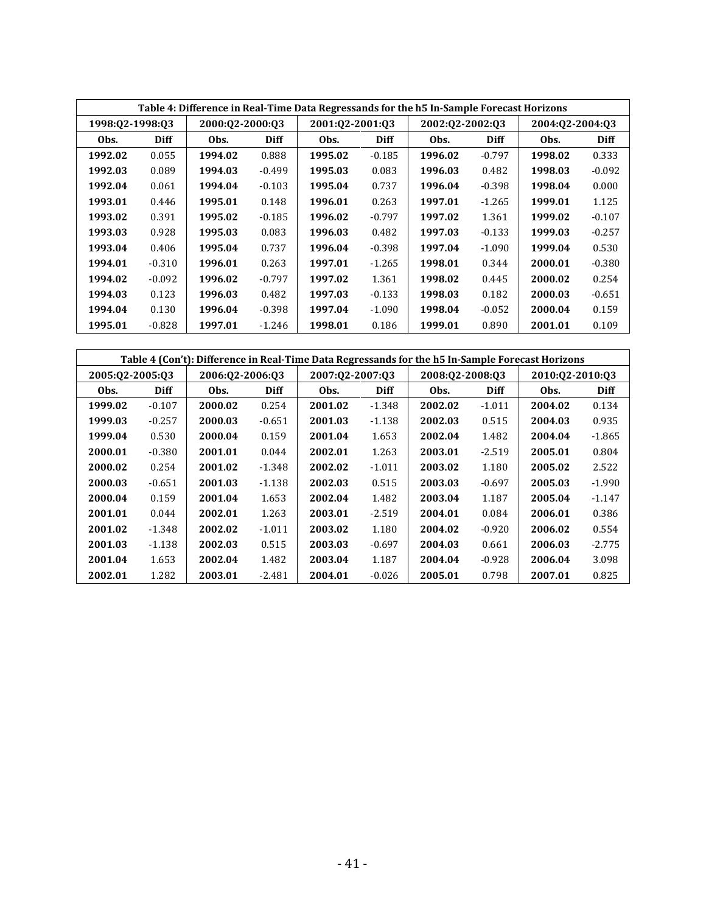| Table 4: Difference in Real-Time Data Regressands for the h5 In-Sample Forecast Horizons | | | | | | | | | |
|---|---|---|---|---|---|---|---|---|---|
| 1998:Q2-1998:Q3 | | 2000:Q2-2000:Q3 | | 2001:Q2-2001:Q3 | | 2002:Q2-2002:Q3 | | 2004:Q2-2004:Q3 | |
| **Obs.** | **Diff** | **Obs.** | **Diff** | **Obs.** | **Diff** | **Obs.** | **Diff** | **Obs.** | **Diff** |
| **1992.02** | 0.055 | **1994.02** | 0.888 | **1995.02** | -0.185 | **1996.02** | -0.797 | **1998.02** | 0.333 |
| **1992.03** | 0.089 | **1994.03** | -0.499 | **1995.03** | 0.083 | **1996.03** | 0.482 | **1998.03** | -0.092 |
| **1992.04** | 0.061 | **1994.04** | -0.103 | **1995.04** | 0.737 | **1996.04** | -0.398 | **1998.04** | 0.000 |
| **1993.01** | 0.446 | **1995.01** | 0.148 | **1996.01** | 0.263 | **1997.01** | -1.265 | **1999.01** | 1.125 |
| **1993.02** | 0.391 | **1995.02** | -0.185 | **1996.02** | -0.797 | **1997.02** | 1.361 | **1999.02** | -0.107 |
| **1993.03** | 0.928 | **1995.03** | 0.083 | **1996.03** | 0.482 | **1997.03** | -0.133 | **1999.03** | -0.257 |
| **1993.04** | 0.406 | **1995.04** | 0.737 | **1996.04** | -0.398 | **1997.04** | -1.090 | **1999.04** | 0.530 |
| **1994.01** | -0.310 | **1996.01** | 0.263 | **1997.01** | -1.265 | **1998.01** | 0.344 | **2000.01** | -0.380 |
| **1994.02** | -0.092 | **1996.02** | -0.797 | **1997.02** | 1.361 | **1998.02** | 0.445 | **2000.02** | 0.254 |
| **1994.03** | 0.123 | **1996.03** | 0.482 | **1997.03** | -0.133 | **1998.03** | 0.182 | **2000.03** | -0.651 |
| **1994.04** | 0.130 | **1996.04** | -0.398 | **1997.04** | -1.090 | **1998.04** | -0.052 | **2000.04** | 0.159 |
| **1995.01** | -0.828 | **1997.01** | -1.246 | **1998.01** | 0.186 | **1999.01** | 0.890 | **2001.01** | 0.109 |

| Table 4 (Con't): Difference in Real-Time Data Regressands for the h5 In-Sample Forecast Horizons | | | | | | | | | |
|---|---|---|---|---|---|---|---|---|---|
| 2005:Q2-2005:Q3 | | 2006:Q2-2006:Q3 | | 2007:Q2-2007:Q3 | | 2008:Q2-2008:Q3 | | 2010:Q2-2010:Q3 | |
| **Obs.** | **Diff** | **Obs.** | **Diff** | **Obs.** | **Diff** | **Obs.** | **Diff** | **Obs.** | **Diff** |
| **1999.02** | -0.107 | **2000.02** | 0.254 | **2001.02** | -1.348 | **2002.02** | -1.011 | **2004.02** | 0.134 |
| **1999.03** | -0.257 | **2000.03** | -0.651 | **2001.03** | -1.138 | **2002.03** | 0.515 | **2004.03** | 0.935 |
| **1999.04** | 0.530 | **2000.04** | 0.159 | **2001.04** | 1.653 | **2002.04** | 1.482 | **2004.04** | -1.865 |
| **2000.01** | -0.380 | **2001.01** | 0.044 | **2002.01** | 1.263 | **2003.01** | -2.519 | **2005.01** | 0.804 |
| **2000.02** | 0.254 | **2001.02** | -1.348 | **2002.02** | -1.011 | **2003.02** | 1.180 | **2005.02** | 2.522 |
| **2000.03** | -0.651 | **2001.03** | -1.138 | **2002.03** | 0.515 | **2003.03** | -0.697 | **2005.03** | -1.990 |
| **2000.04** | 0.159 | **2001.04** | 1.653 | **2002.04** | 1.482 | **2003.04** | 1.187 | **2005.04** | -1.147 |
| **2001.01** | 0.044 | **2002.01** | 1.263 | **2003.01** | -2.519 | **2004.01** | 0.084 | **2006.01** | 0.386 |
| **2001.02** | -1.348 | **2002.02** | -1.011 | **2003.02** | 1.180 | **2004.02** | -0.920 | **2006.02** | 0.554 |
| **2001.03** | -1.138 | **2002.03** | 0.515 | **2003.03** | -0.697 | **2004.03** | 0.661 | **2006.03** | -2.775 |
| **2001.04** | 1.653 | **2002.04** | 1.482 | **2003.04** | 1.187 | **2004.04** | -0.928 | **2006.04** | 3.098 |
| **2002.01** | 1.282 | **2003.01** | -2.481 | **2004.01** | -0.026 | **2005.01** | 0.798 | **2007.01** | 0.825 |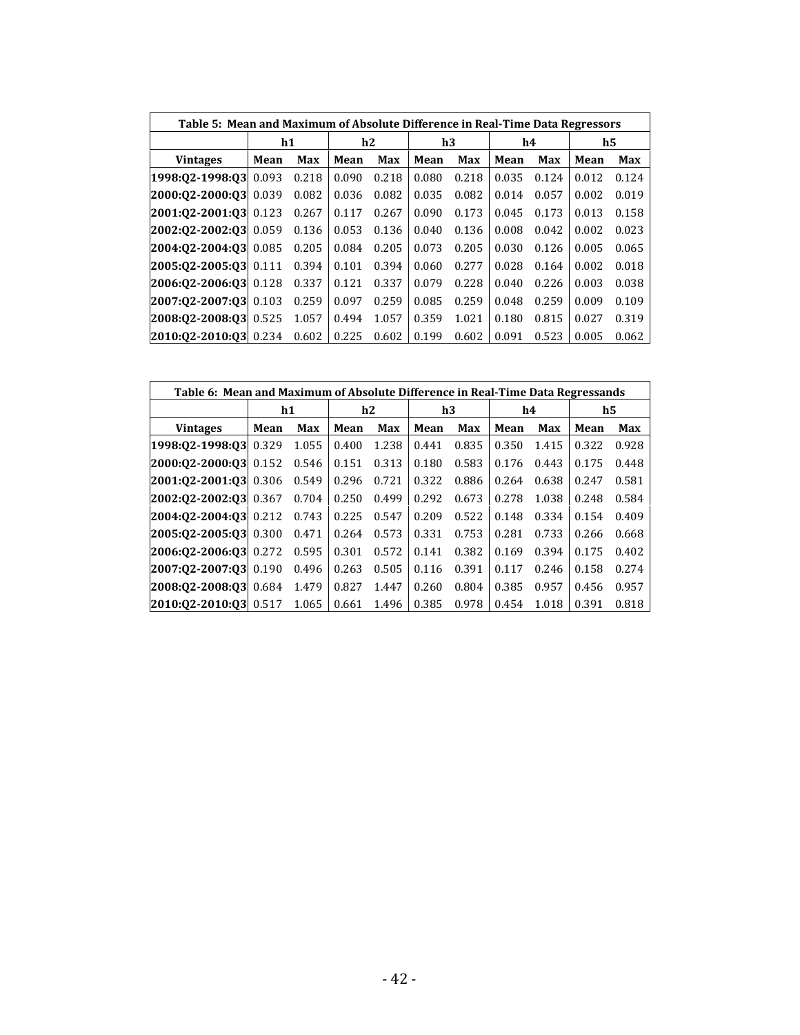| Table 5: Mean and Maximum of Absolute Difference in Real-Time Data Regressors | | | | | | | | | | |
|---|---|---|---|---|---|---|---|---|---|---|
| | h1 | | h2 | | h3 | | h4 | | h5 | |
| **Vintages** | **Mean** | **Max** | **Mean** | **Max** | **Mean** | **Max** | **Mean** | **Max** | **Mean** | **Max** |
| **1998:Q2-1998:Q3** | 0.093 | 0.218 | 0.090 | 0.218 | 0.080 | 0.218 | 0.035 | 0.124 | 0.012 | 0.124 |
| **2000:Q2-2000:Q3** | 0.039 | 0.082 | 0.036 | 0.082 | 0.035 | 0.082 | 0.014 | 0.057 | 0.002 | 0.019 |
| **2001:Q2-2001:Q3** | 0.123 | 0.267 | 0.117 | 0.267 | 0.090 | 0.173 | 0.045 | 0.173 | 0.013 | 0.158 |
| **2002:Q2-2002:Q3** | 0.059 | 0.136 | 0.053 | 0.136 | 0.040 | 0.136 | 0.008 | 0.042 | 0.002 | 0.023 |
| **2004:Q2-2004:Q3** | 0.085 | 0.205 | 0.084 | 0.205 | 0.073 | 0.205 | 0.030 | 0.126 | 0.005 | 0.065 |
| **2005:Q2-2005:Q3** | 0.111 | 0.394 | 0.101 | 0.394 | 0.060 | 0.277 | 0.028 | 0.164 | 0.002 | 0.018 |
| **2006:Q2-2006:Q3** | 0.128 | 0.337 | 0.121 | 0.337 | 0.079 | 0.228 | 0.040 | 0.226 | 0.003 | 0.038 |
| **2007:Q2-2007:Q3** | 0.103 | 0.259 | 0.097 | 0.259 | 0.085 | 0.259 | 0.048 | 0.259 | 0.009 | 0.109 |
| **2008:Q2-2008:Q3** | 0.525 | 1.057 | 0.494 | 1.057 | 0.359 | 1.021 | 0.180 | 0.815 | 0.027 | 0.319 |
| **2010:Q2-2010:Q3** | 0.234 | 0.602 | 0.225 | 0.602 | 0.199 | 0.602 | 0.091 | 0.523 | 0.005 | 0.062 |

| Table 6: Mean and Maximum of Absolute Difference in Real-Time Data Regressands | | | | | | | | | | |
|---|---|---|---|---|---|---|---|---|---|---|
| | h1 | | h2 | | h3 | | h4 | | h5 | |
| **Vintages** | **Mean** | **Max** | **Mean** | **Max** | **Mean** | **Max** | **Mean** | **Max** | **Mean** | **Max** |
| **1998:Q2-1998:Q3** | 0.329 | 1.055 | 0.400 | 1.238 | 0.441 | 0.835 | 0.350 | 1.415 | 0.322 | 0.928 |
| **2000:Q2-2000:Q3** | 0.152 | 0.546 | 0.151 | 0.313 | 0.180 | 0.583 | 0.176 | 0.443 | 0.175 | 0.448 |
| **2001:Q2-2001:Q3** | 0.306 | 0.549 | 0.296 | 0.721 | 0.322 | 0.886 | 0.264 | 0.638 | 0.247 | 0.581 |
| **2002:Q2-2002:Q3** | 0.367 | 0.704 | 0.250 | 0.499 | 0.292 | 0.673 | 0.278 | 1.038 | 0.248 | 0.584 |
| **2004:Q2-2004:Q3** | 0.212 | 0.743 | 0.225 | 0.547 | 0.209 | 0.522 | 0.148 | 0.334 | 0.154 | 0.409 |
| **2005:Q2-2005:Q3** | 0.300 | 0.471 | 0.264 | 0.573 | 0.331 | 0.753 | 0.281 | 0.733 | 0.266 | 0.668 |
| **2006:Q2-2006:Q3** | 0.272 | 0.595 | 0.301 | 0.572 | 0.141 | 0.382 | 0.169 | 0.394 | 0.175 | 0.402 |
| **2007:Q2-2007:Q3** | 0.190 | 0.496 | 0.263 | 0.505 | 0.116 | 0.391 | 0.117 | 0.246 | 0.158 | 0.274 |
| **2008:Q2-2008:Q3** | 0.684 | 1.479 | 0.827 | 1.447 | 0.260 | 0.804 | 0.385 | 0.957 | 0.456 | 0.957 |
| **2010:Q2-2010:Q3** | 0.517 | 1.065 | 0.661 | 1.496 | 0.385 | 0.978 | 0.454 | 1.018 | 0.391 | 0.818 |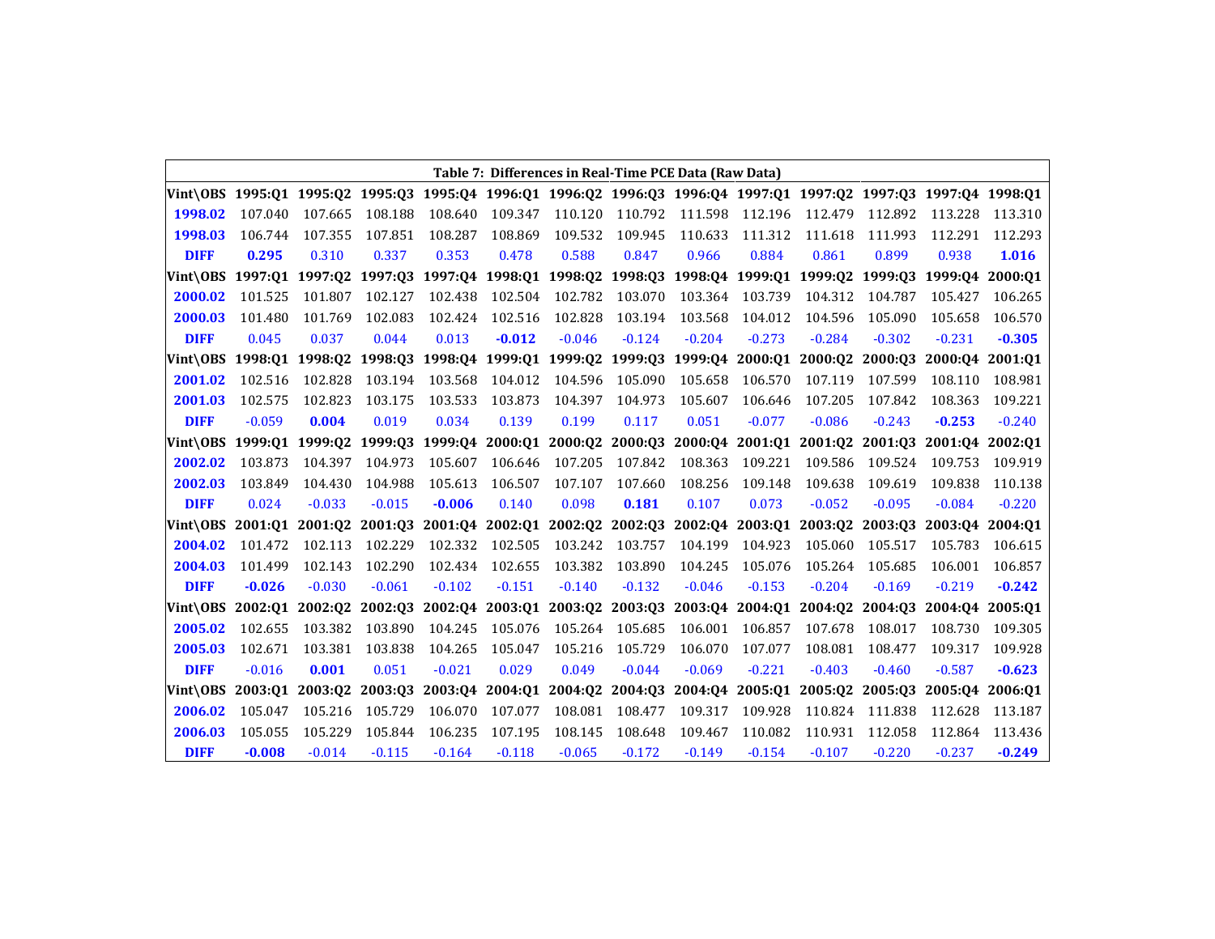**Table 7: Differences in Real-Time PCE Data (Raw Data)**

| Vint\OBS | 1995:Q1 | 1995:Q2 | 1995:Q3 | 1995:Q4 | 1996:Q1 | 1996:Q2 | 1996:Q3 | 1996:Q4 | 1997:Q1 | 1997:Q2 | 1997:Q3 | 1997:Q4 | 1998:Q1 |
|---|---|---|---|---|---|---|---|---|---|---|---|---|---|
| **1998.02** | 107.040 | 107.665 | 108.188 | 108.640 | 109.347 | 110.120 | 110.792 | 111.598 | 112.196 | 112.479 | 112.892 | 113.228 | 113.310 |
| **1998.03** | 106.744 | 107.355 | 107.851 | 108.287 | 108.869 | 109.532 | 109.945 | 110.633 | 111.312 | 111.618 | 111.993 | 112.291 | 112.293 |
| **DIFF** | **0.295** | 0.310 | 0.337 | 0.353 | 0.478 | 0.588 | 0.847 | 0.966 | 0.884 | 0.861 | 0.899 | 0.938 | **1.016** |
| **Vint\OBS** | **1997:Q1** | **1997:Q2** | **1997:Q3** | **1997:Q4** | **1998:Q1** | **1998:Q2** | **1998:Q3** | **1998:Q4** | **1999:Q1** | **1999:Q2** | **1999:Q3** | **1999:Q4** | **2000:Q1** |
| **2000.02** | 101.525 | 101.807 | 102.127 | 102.438 | 102.504 | 102.782 | 103.070 | 103.364 | 103.739 | 104.312 | 104.787 | 105.427 | 106.265 |
| **2000.03** | 101.480 | 101.769 | 102.083 | 102.424 | 102.516 | 102.828 | 103.194 | 103.568 | 104.012 | 104.596 | 105.090 | 105.658 | 106.570 |
| **DIFF** | 0.045 | 0.037 | 0.044 | 0.013 | **-0.012** | -0.046 | -0.124 | -0.204 | -0.273 | -0.284 | -0.302 | -0.231 | **-0.305** |
| **Vint\OBS** | **1998:Q1** | **1998:Q2** | **1998:Q3** | **1998:Q4** | **1999:Q1** | **1999:Q2** | **1999:Q3** | **1999:Q4** | **2000:Q1** | **2000:Q2** | **2000:Q3** | **2000:Q4** | **2001:Q1** |
| **2001.02** | 102.516 | 102.828 | 103.194 | 103.568 | 104.012 | 104.596 | 105.090 | 105.658 | 106.570 | 107.119 | 107.599 | 108.110 | 108.981 |
| **2001.03** | 102.575 | 102.823 | 103.175 | 103.533 | 103.873 | 104.397 | 104.973 | 105.607 | 106.646 | 107.205 | 107.842 | 108.363 | 109.221 |
| **DIFF** | -0.059 | **0.004** | 0.019 | 0.034 | 0.139 | 0.199 | 0.117 | 0.051 | -0.077 | -0.086 | -0.243 | **-0.253** | -0.240 |
| **Vint\OBS** | **1999:Q1** | **1999:Q2** | **1999:Q3** | **1999:Q4** | **2000:Q1** | **2000:Q2** | **2000:Q3** | **2000:Q4** | **2001:Q1** | **2001:Q2** | **2001:Q3** | **2001:Q4** | **2002:Q1** |
| **2002.02** | 103.873 | 104.397 | 104.973 | 105.607 | 106.646 | 107.205 | 107.842 | 108.363 | 109.221 | 109.586 | 109.524 | 109.753 | 109.919 |
| **2002.03** | 103.849 | 104.430 | 104.988 | 105.613 | 106.507 | 107.107 | 107.660 | 108.256 | 109.148 | 109.638 | 109.619 | 109.838 | 110.138 |
| **DIFF** | 0.024 | -0.033 | -0.015 | **-0.006** | 0.140 | 0.098 | **0.181** | 0.107 | 0.073 | -0.052 | -0.095 | -0.084 | -0.220 |
| **Vint\OBS** | **2001:Q1** | **2001:Q2** | **2001:Q3** | **2001:Q4** | **2002:Q1** | **2002:Q2** | **2002:Q3** | **2002:Q4** | **2003:Q1** | **2003:Q2** | **2003:Q3** | **2003:Q4** | **2004:Q1** |
| **2004.02** | 101.472 | 102.113 | 102.229 | 102.332 | 102.505 | 103.242 | 103.757 | 104.199 | 104.923 | 105.060 | 105.517 | 105.783 | 106.615 |
| **2004.03** | 101.499 | 102.143 | 102.290 | 102.434 | 102.655 | 103.382 | 103.890 | 104.245 | 105.076 | 105.264 | 105.685 | 106.001 | 106.857 |
| **DIFF** | **-0.026** | -0.030 | -0.061 | -0.102 | -0.151 | -0.140 | -0.132 | -0.046 | -0.153 | -0.204 | -0.169 | -0.219 | **-0.242** |
| **Vint\OBS** | **2002:Q1** | **2002:Q2** | **2002:Q3** | **2002:Q4** | **2003:Q1** | **2003:Q2** | **2003:Q3** | **2003:Q4** | **2004:Q1** | **2004:Q2** | **2004:Q3** | **2004:Q4** | **2005:Q1** |
| **2005.02** | 102.655 | 103.382 | 103.890 | 104.245 | 105.076 | 105.264 | 105.685 | 106.001 | 106.857 | 107.678 | 108.017 | 108.730 | 109.305 |
| **2005.03** | 102.671 | 103.381 | 103.838 | 104.265 | 105.047 | 105.216 | 105.729 | 106.070 | 107.077 | 108.081 | 108.477 | 109.317 | 109.928 |
| **DIFF** | -0.016 | **0.001** | 0.051 | -0.021 | 0.029 | 0.049 | -0.044 | -0.069 | -0.221 | -0.403 | -0.460 | -0.587 | **-0.623** |
| **Vint\OBS** | **2003:Q1** | **2003:Q2** | **2003:Q3** | **2003:Q4** | **2004:Q1** | **2004:Q2** | **2004:Q3** | **2004:Q4** | **2005:Q1** | **2005:Q2** | **2005:Q3** | **2005:Q4** | **2006:Q1** |
| **2006.02** | 105.047 | 105.216 | 105.729 | 106.070 | 107.077 | 108.081 | 108.477 | 109.317 | 109.928 | 110.824 | 111.838 | 112.628 | 113.187 |
| **2006.03** | 105.055 | 105.229 | 105.844 | 106.235 | 107.195 | 108.145 | 108.648 | 109.467 | 110.082 | 110.931 | 112.058 | 112.864 | 113.436 |
| **DIFF** | **-0.008** | -0.014 | -0.115 | -0.164 | -0.118 | -0.065 | -0.172 | -0.149 | -0.154 | -0.107 | -0.220 | -0.237 | **-0.249** |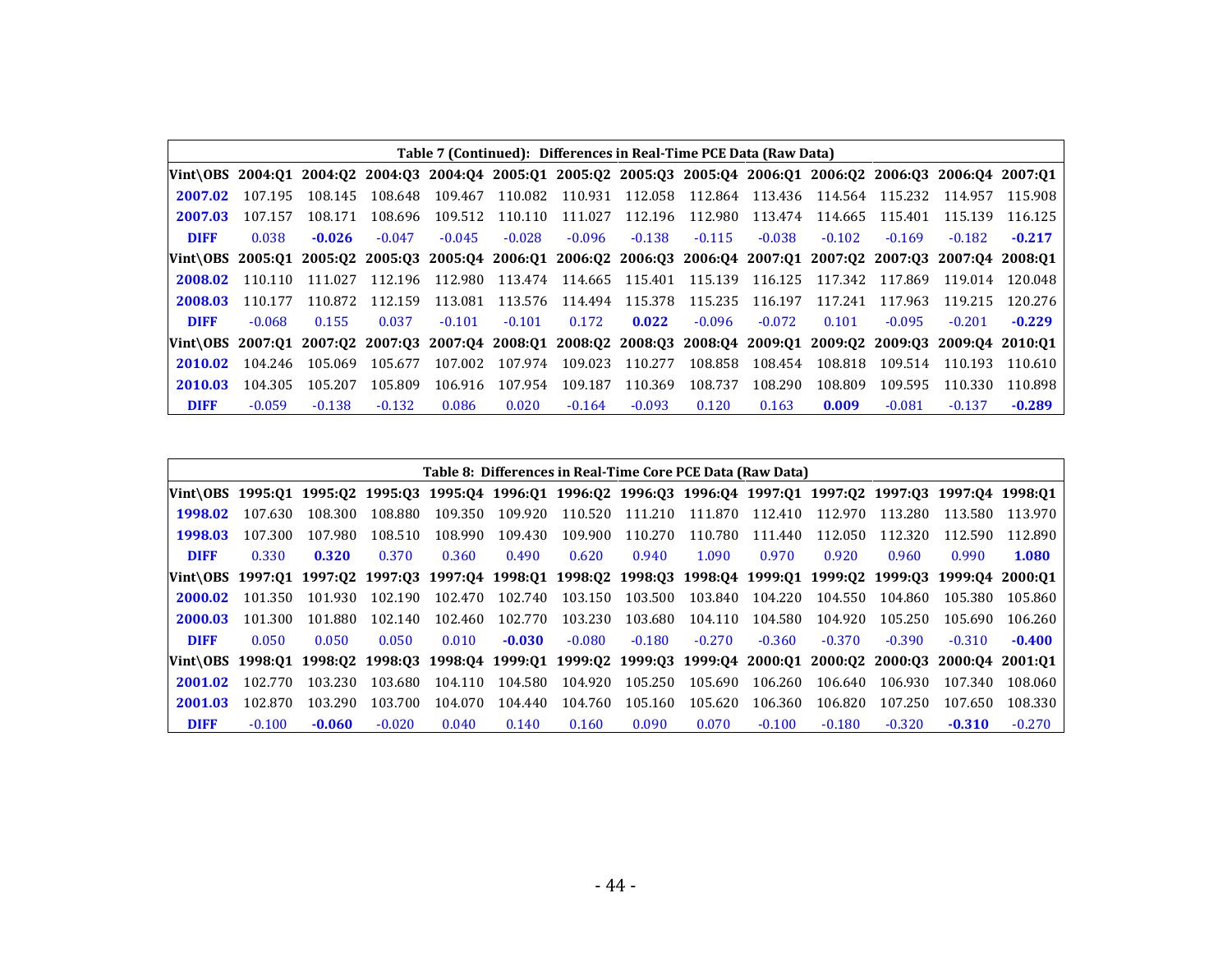| Table 7 (Continued): Differences in Real-Time PCE Data (Raw Data) | | | | | | | | | | | | | |
|---|---|---|---|---|---|---|---|---|---|---|---|---|---|
| **Vint\OBS** | **2004:Q1** | **2004:Q2** | **2004:Q3** | **2004:Q4** | **2005:Q1** | **2005:Q2** | **2005:Q3** | **2005:Q4** | **2006:Q1** | **2006:Q2** | **2006:Q3** | **2006:Q4** | **2007:Q1** |
| **2007.02** | 107.195 | 108.145 | 108.648 | 109.467 | 110.082 | 110.931 | 112.058 | 112.864 | 113.436 | 114.564 | 115.232 | 114.957 | 115.908 |
| **2007.03** | 107.157 | 108.171 | 108.696 | 109.512 | 110.110 | 111.027 | 112.196 | 112.980 | 113.474 | 114.665 | 115.401 | 115.139 | 116.125 |
| **DIFF** | 0.038 | **-0.026** | -0.047 | -0.045 | -0.028 | -0.096 | -0.138 | -0.115 | -0.038 | -0.102 | -0.169 | -0.182 | **-0.217** |
| **Vint\OBS** | **2005:Q1** | **2005:Q2** | **2005:Q3** | **2005:Q4** | **2006:Q1** | **2006:Q2** | **2006:Q3** | **2006:Q4** | **2007:Q1** | **2007:Q2** | **2007:Q3** | **2007:Q4** | **2008:Q1** |
| **2008.02** | 110.110 | 111.027 | 112.196 | 112.980 | 113.474 | 114.665 | 115.401 | 115.139 | 116.125 | 117.342 | 117.869 | 119.014 | 120.048 |
| **2008.03** | 110.177 | 110.872 | 112.159 | 113.081 | 113.576 | 114.494 | 115.378 | 115.235 | 116.197 | 117.241 | 117.963 | 119.215 | 120.276 |
| **DIFF** | -0.068 | 0.155 | 0.037 | -0.101 | -0.101 | 0.172 | **0.022** | -0.096 | -0.072 | 0.101 | -0.095 | -0.201 | **-0.229** |
| **Vint\OBS** | **2007:Q1** | **2007:Q2** | **2007:Q3** | **2007:Q4** | **2008:Q1** | **2008:Q2** | **2008:Q3** | **2008:Q4** | **2009:Q1** | **2009:Q2** | **2009:Q3** | **2009:Q4** | **2010:Q1** |
| **2010.02** | 104.246 | 105.069 | 105.677 | 107.002 | 107.974 | 109.023 | 110.277 | 108.858 | 108.454 | 108.818 | 109.514 | 110.193 | 110.610 |
| **2010.03** | 104.305 | 105.207 | 105.809 | 106.916 | 107.954 | 109.187 | 110.369 | 108.737 | 108.290 | 108.809 | 109.595 | 110.330 | 110.898 |
| **DIFF** | -0.059 | -0.138 | -0.132 | 0.086 | 0.020 | -0.164 | -0.093 | 0.120 | 0.163 | **0.009** | -0.081 | -0.137 | **-0.289** |

| Table 8: Differences in Real-Time Core PCE Data (Raw Data) | | | | | | | | | | | | | |
|---|---|---|---|---|---|---|---|---|---|---|---|---|---|
| **Vint\OBS** | **1995:Q1** | **1995:Q2** | **1995:Q3** | **1995:Q4** | **1996:Q1** | **1996:Q2** | **1996:Q3** | **1996:Q4** | **1997:Q1** | **1997:Q2** | **1997:Q3** | **1997:Q4** | **1998:Q1** |
| **1998.02** | 107.630 | 108.300 | 108.880 | 109.350 | 109.920 | 110.520 | 111.210 | 111.870 | 112.410 | 112.970 | 113.280 | 113.580 | 113.970 |
| **1998.03** | 107.300 | 107.980 | 108.510 | 108.990 | 109.430 | 109.900 | 110.270 | 110.780 | 111.440 | 112.050 | 112.320 | 112.590 | 112.890 |
| **DIFF** | 0.330 | **0.320** | 0.370 | 0.360 | 0.490 | 0.620 | 0.940 | 1.090 | 0.970 | 0.920 | 0.960 | 0.990 | **1.080** |
| **Vint\OBS** | **1997:Q1** | **1997:Q2** | **1997:Q3** | **1997:Q4** | **1998:Q1** | **1998:Q2** | **1998:Q3** | **1998:Q4** | **1999:Q1** | **1999:Q2** | **1999:Q3** | **1999:Q4** | **2000:Q1** |
| **2000.02** | 101.350 | 101.930 | 102.190 | 102.470 | 102.740 | 103.150 | 103.500 | 103.840 | 104.220 | 104.550 | 104.860 | 105.380 | 105.860 |
| **2000.03** | 101.300 | 101.880 | 102.140 | 102.460 | 102.770 | 103.230 | 103.680 | 104.110 | 104.580 | 104.920 | 105.250 | 105.690 | 106.260 |
| **DIFF** | 0.050 | 0.050 | 0.050 | 0.010 | **-0.030** | -0.080 | -0.180 | -0.270 | -0.360 | -0.370 | -0.390 | -0.310 | **-0.400** |
| **Vint\OBS** | **1998:Q1** | **1998:Q2** | **1998:Q3** | **1998:Q4** | **1999:Q1** | **1999:Q2** | **1999:Q3** | **1999:Q4** | **2000:Q1** | **2000:Q2** | **2000:Q3** | **2000:Q4** | **2001:Q1** |
| **2001.02** | 102.770 | 103.230 | 103.680 | 104.110 | 104.580 | 104.920 | 105.250 | 105.690 | 106.260 | 106.640 | 106.930 | 107.340 | 108.060 |
| **2001.03** | 102.870 | 103.290 | 103.700 | 104.070 | 104.440 | 104.760 | 105.160 | 105.620 | 106.360 | 106.820 | 107.250 | 107.650 | 108.330 |
| **DIFF** | -0.100 | **-0.060** | -0.020 | 0.040 | 0.140 | 0.160 | 0.090 | 0.070 | -0.100 | -0.180 | -0.320 | **-0.310** | -0.270 |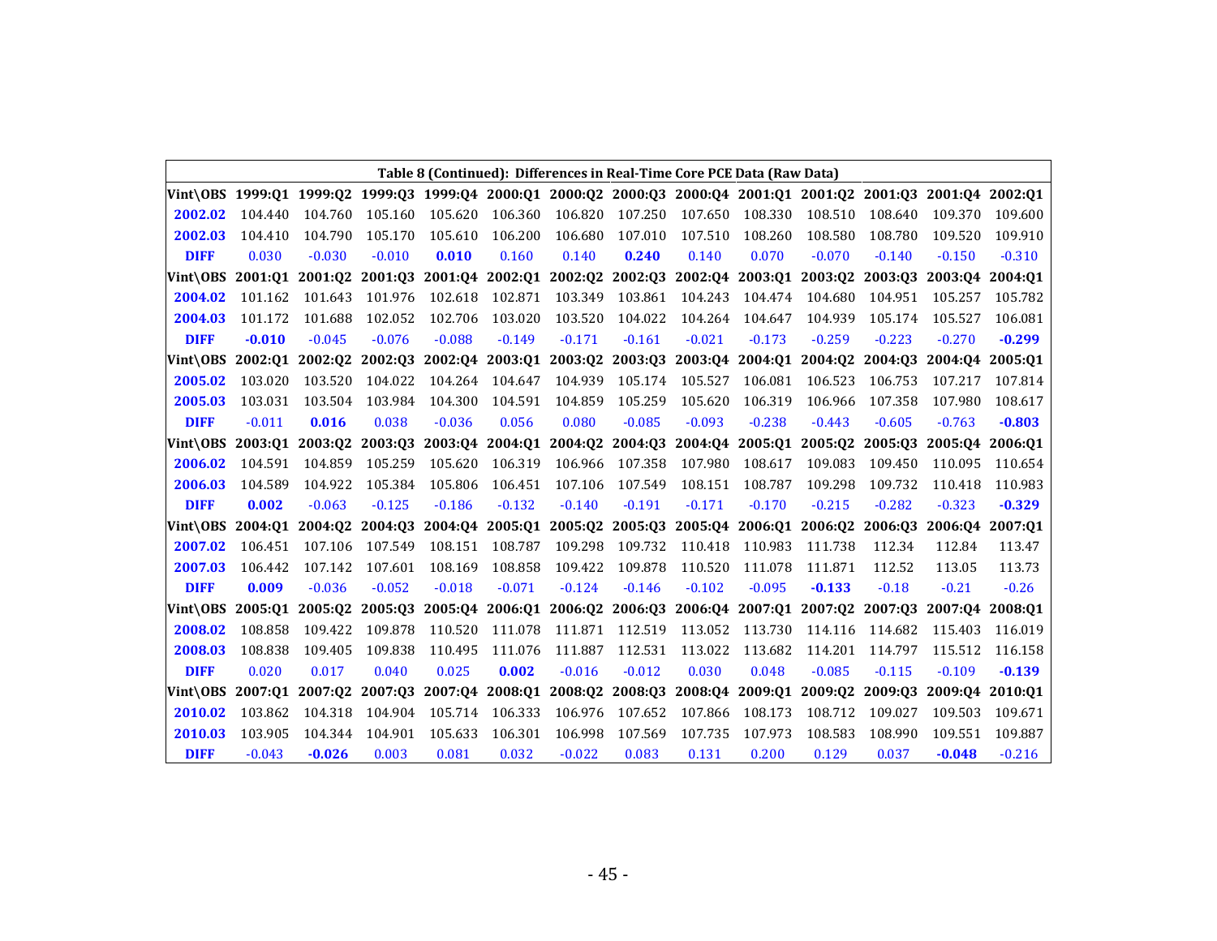**Table 8 (Continued): Differences in Real-Time Core PCE Data (Raw Data)**

| Vint\OBS | 1999:Q1 | 1999:Q2 | 1999:Q3 | 1999:Q4 | 2000:Q1 | 2000:Q2 | 2000:Q3 | 2000:Q4 | 2001:Q1 | 2001:Q2 | 2001:Q3 | 2001:Q4 | 2002:Q1 |
|---|---|---|---|---|---|---|---|---|---|---|---|---|---|
| **2002.02** | 104.440 | 104.760 | 105.160 | 105.620 | 106.360 | 106.820 | 107.250 | 107.650 | 108.330 | 108.510 | 108.640 | 109.370 | 109.600 |
| **2002.03** | 104.410 | 104.790 | 105.170 | 105.610 | 106.200 | 106.680 | 107.010 | 107.510 | 108.260 | 108.580 | 108.780 | 109.520 | 109.910 |
| **DIFF** | 0.030 | -0.030 | -0.010 | **0.010** | 0.160 | 0.140 | **0.240** | 0.140 | 0.070 | -0.070 | -0.140 | -0.150 | -0.310 |
| **Vint\OBS** | **2001:Q1** | **2001:Q2** | **2001:Q3** | **2001:Q4** | **2002:Q1** | **2002:Q2** | **2002:Q3** | **2002:Q4** | **2003:Q1** | **2003:Q2** | **2003:Q3** | **2003:Q4** | **2004:Q1** |
| **2004.02** | 101.162 | 101.643 | 101.976 | 102.618 | 102.871 | 103.349 | 103.861 | 104.243 | 104.474 | 104.680 | 104.951 | 105.257 | 105.782 |
| **2004.03** | 101.172 | 101.688 | 102.052 | 102.706 | 103.020 | 103.520 | 104.022 | 104.264 | 104.647 | 104.939 | 105.174 | 105.527 | 106.081 |
| **DIFF** | **-0.010** | -0.045 | -0.076 | -0.088 | -0.149 | -0.171 | -0.161 | -0.021 | -0.173 | -0.259 | -0.223 | -0.270 | **-0.299** |
| **Vint\OBS** | **2002:Q1** | **2002:Q2** | **2002:Q3** | **2002:Q4** | **2003:Q1** | **2003:Q2** | **2003:Q3** | **2003:Q4** | **2004:Q1** | **2004:Q2** | **2004:Q3** | **2004:Q4** | **2005:Q1** |
| **2005.02** | 103.020 | 103.520 | 104.022 | 104.264 | 104.647 | 104.939 | 105.174 | 105.527 | 106.081 | 106.523 | 106.753 | 107.217 | 107.814 |
| **2005.03** | 103.031 | 103.504 | 103.984 | 104.300 | 104.591 | 104.859 | 105.259 | 105.620 | 106.319 | 106.966 | 107.358 | 107.980 | 108.617 |
| **DIFF** | -0.011 | **0.016** | 0.038 | -0.036 | 0.056 | 0.080 | -0.085 | -0.093 | -0.238 | -0.443 | -0.605 | -0.763 | **-0.803** |
| **Vint\OBS** | **2003:Q1** | **2003:Q2** | **2003:Q3** | **2003:Q4** | **2004:Q1** | **2004:Q2** | **2004:Q3** | **2004:Q4** | **2005:Q1** | **2005:Q2** | **2005:Q3** | **2005:Q4** | **2006:Q1** |
| **2006.02** | 104.591 | 104.859 | 105.259 | 105.620 | 106.319 | 106.966 | 107.358 | 107.980 | 108.617 | 109.083 | 109.450 | 110.095 | 110.654 |
| **2006.03** | 104.589 | 104.922 | 105.384 | 105.806 | 106.451 | 107.106 | 107.549 | 108.151 | 108.787 | 109.298 | 109.732 | 110.418 | 110.983 |
| **DIFF** | **0.002** | -0.063 | -0.125 | -0.186 | -0.132 | -0.140 | -0.191 | -0.171 | -0.170 | -0.215 | -0.282 | -0.323 | **-0.329** |
| **Vint\OBS** | **2004:Q1** | **2004:Q2** | **2004:Q3** | **2004:Q4** | **2005:Q1** | **2005:Q2** | **2005:Q3** | **2005:Q4** | **2006:Q1** | **2006:Q2** | **2006:Q3** | **2006:Q4** | **2007:Q1** |
| **2007.02** | 106.451 | 107.106 | 107.549 | 108.151 | 108.787 | 109.298 | 109.732 | 110.418 | 110.983 | 111.738 | 112.34 | 112.84 | 113.47 |
| **2007.03** | 106.442 | 107.142 | 107.601 | 108.169 | 108.858 | 109.422 | 109.878 | 110.520 | 111.078 | 111.871 | 112.52 | 113.05 | 113.73 |
| **DIFF** | **0.009** | -0.036 | -0.052 | -0.018 | -0.071 | -0.124 | -0.146 | -0.102 | -0.095 | **-0.133** | -0.18 | -0.21 | -0.26 |
| **Vint\OBS** | **2005:Q1** | **2005:Q2** | **2005:Q3** | **2005:Q4** | **2006:Q1** | **2006:Q2** | **2006:Q3** | **2006:Q4** | **2007:Q1** | **2007:Q2** | **2007:Q3** | **2007:Q4** | **2008:Q1** |
| **2008.02** | 108.858 | 109.422 | 109.878 | 110.520 | 111.078 | 111.871 | 112.519 | 113.052 | 113.730 | 114.116 | 114.682 | 115.403 | 116.019 |
| **2008.03** | 108.838 | 109.405 | 109.838 | 110.495 | 111.076 | 111.887 | 112.531 | 113.022 | 113.682 | 114.201 | 114.797 | 115.512 | 116.158 |
| **DIFF** | 0.020 | 0.017 | 0.040 | 0.025 | **0.002** | -0.016 | -0.012 | 0.030 | 0.048 | -0.085 | -0.115 | -0.109 | **-0.139** |
| **Vint\OBS** | **2007:Q1** | **2007:Q2** | **2007:Q3** | **2007:Q4** | **2008:Q1** | **2008:Q2** | **2008:Q3** | **2008:Q4** | **2009:Q1** | **2009:Q2** | **2009:Q3** | **2009:Q4** | **2010:Q1** |
| **2010.02** | 103.862 | 104.318 | 104.904 | 105.714 | 106.333 | 106.976 | 107.652 | 107.866 | 108.173 | 108.712 | 109.027 | 109.503 | 109.671 |
| **2010.03** | 103.905 | 104.344 | 104.901 | 105.633 | 106.301 | 106.998 | 107.569 | 107.735 | 107.973 | 108.583 | 108.990 | 109.551 | 109.887 |
| **DIFF** | -0.043 | **-0.026** | 0.003 | 0.081 | 0.032 | -0.022 | 0.083 | 0.131 | 0.200 | 0.129 | 0.037 | **-0.048** | -0.216 |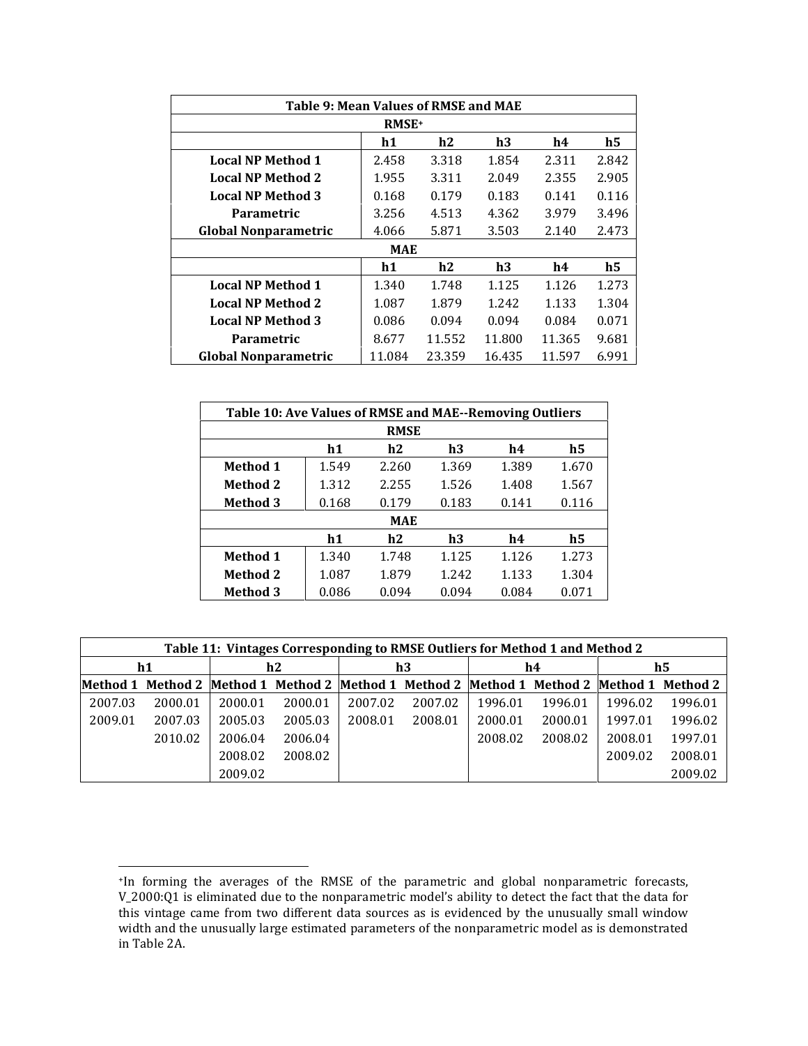| Table 9: Mean Values of RMSE and MAE | | | | | |
|---|---|---|---|---|---|
| **RMSE**[+] | | | | | |
| | **h1** | **h2** | **h3** | **h4** | **h5** |
| **Local NP Method 1** | 2.458 | 3.318 | 1.854 | 2.311 | 2.842 |
| **Local NP Method 2** | 1.955 | 3.311 | 2.049 | 2.355 | 2.905 |
| **Local NP Method 3** | 0.168 | 0.179 | 0.183 | 0.141 | 0.116 |
| **Parametric** | 3.256 | 4.513 | 4.362 | 3.979 | 3.496 |
| **Global Nonparametric** | 4.066 | 5.871 | 3.503 | 2.140 | 2.473 |
| **MAE** | | | | | |
| | **h1** | **h2** | **h3** | **h4** | **h5** |
| **Local NP Method 1** | 1.340 | 1.748 | 1.125 | 1.126 | 1.273 |
| **Local NP Method 2** | 1.087 | 1.879 | 1.242 | 1.133 | 1.304 |
| **Local NP Method 3** | 0.086 | 0.094 | 0.094 | 0.084 | 0.071 |
| **Parametric** | 8.677 | 11.552 | 11.800 | 11.365 | 9.681 |
| **Global Nonparametric** | 11.084 | 23.359 | 16.435 | 11.597 | 6.991 |

| Table 10: Ave Values of RMSE and MAE--Removing Outliers | | | | | |
|---|---|---|---|---|---|
| **RMSE** | | | | | |
| | **h1** | **h2** | **h3** | **h4** | **h5** |
| **Method 1** | 1.549 | 2.260 | 1.369 | 1.389 | 1.670 |
| **Method 2** | 1.312 | 2.255 | 1.526 | 1.408 | 1.567 |
| **Method 3** | 0.168 | 0.179 | 0.183 | 0.141 | 0.116 |
| **MAE** | | | | | |
| | **h1** | **h2** | **h3** | **h4** | **h5** |
| **Method 1** | 1.340 | 1.748 | 1.125 | 1.126 | 1.273 |
| **Method 2** | 1.087 | 1.879 | 1.242 | 1.133 | 1.304 |
| **Method 3** | 0.086 | 0.094 | 0.094 | 0.084 | 0.071 |

| Table 11: Vintages Corresponding to RMSE Outliers for Method 1 and Method 2 | | | | | | | | | |
|---|---|---|---|---|---|---|---|---|---|
| **h1** | | **h2** | | **h3** | | **h4** | | **h5** | |
| **Method 1** | **Method 2** | **Method 1** | **Method 2** | **Method 1** | **Method 2** | **Method 1** | **Method 2** | **Method 1** | **Method 2** |
| 2007.03 | 2000.01 | 2000.01 | 2000.01 | 2007.02 | 2007.02 | 1996.01 | 1996.01 | 1996.02 | 1996.01 |
| 2009.01 | 2007.03 | 2005.03 | 2005.03 | 2008.01 | 2008.01 | 2000.01 | 2000.01 | 1997.01 | 1996.02 |
| | 2010.02 | 2006.04 | 2006.04 | | | 2008.02 | 2008.02 | 2008.01 | 1997.01 |
| | | 2008.02 | 2008.02 | | | | | 2009.02 | 2008.01 |
| | | 2009.02 | | | | | | | 2009.02 |

[+]In forming the averages of the RMSE of the parametric and global nonparametric forecasts, V_2000:Q1 is eliminated due to the nonparametric model's ability to detect the fact that the data for this vintage came from two different data sources as is evidenced by the unusually small window width and the unusually large estimated parameters of the nonparametric model as is demonstrated in Table 2A.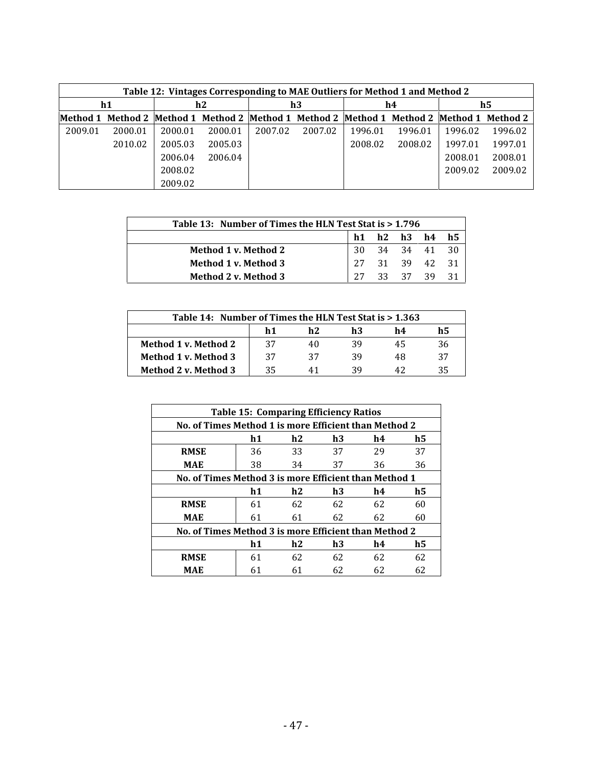**Table 12: Vintages Corresponding to MAE Outliers for Method 1 and Method 2**

| h1 | | h2 | | h3 | | h4 | | h5 | |
|---|---|---|---|---|---|---|---|---|---|
| Method 1 | Method 2 | Method 1 | Method 2 | Method 1 | Method 2 | Method 1 | Method 2 | Method 1 | Method 2 |
| 2009.01 | 2000.01 | 2000.01 | 2000.01 | 2007.02 | 2007.02 | 1996.01 | 1996.01 | 1996.02 | 1996.02 |
| | 2010.02 | 2005.03 | 2005.03 | | | 2008.02 | 2008.02 | 1997.01 | 1997.01 |
| | | 2006.04 | 2006.04 | | | | | 2008.01 | 2008.01 |
| | | 2008.02 | | | | | | 2009.02 | 2009.02 |
| | | 2009.02 | | | | | | | |

**Table 13: Number of Times the HLN Test Stat is > 1.796**

| | h1 | h2 | h3 | h4 | h5 |
|---|---|---|---|---|---|
| **Method 1 v. Method 2** | 30 | 34 | 34 | 41 | 30 |
| **Method 1 v. Method 3** | 27 | 31 | 39 | 42 | 31 |
| **Method 2 v. Method 3** | 27 | 33 | 37 | 39 | 31 |

**Table 14: Number of Times the HLN Test Stat is > 1.363**

| | h1 | h2 | h3 | h4 | h5 |
|---|---|---|---|---|---|
| **Method 1 v. Method 2** | 37 | 40 | 39 | 45 | 36 |
| **Method 1 v. Method 3** | 37 | 37 | 39 | 48 | 37 |
| **Method 2 v. Method 3** | 35 | 41 | 39 | 42 | 35 |

**Table 15: Comparing Efficiency Ratios**

| No. of Times Method 1 is more Efficient than Method 2 | | | | | |
|---|---|---|---|---|---|
| | h1 | h2 | h3 | h4 | h5 |
| **RMSE** | 36 | 33 | 37 | 29 | 37 |
| **MAE** | 38 | 34 | 37 | 36 | 36 |
| **No. of Times Method 3 is more Efficient than Method 1** | | | | | |
| | h1 | h2 | h3 | h4 | h5 |
| **RMSE** | 61 | 62 | 62 | 62 | 60 |
| **MAE** | 61 | 61 | 62 | 62 | 60 |
| **No. of Times Method 3 is more Efficient than Method 2** | | | | | |
| | h1 | h2 | h3 | h4 | h5 |
| **RMSE** | 61 | 62 | 62 | 62 | 62 |
| **MAE** | 61 | 61 | 62 | 62 | 62 |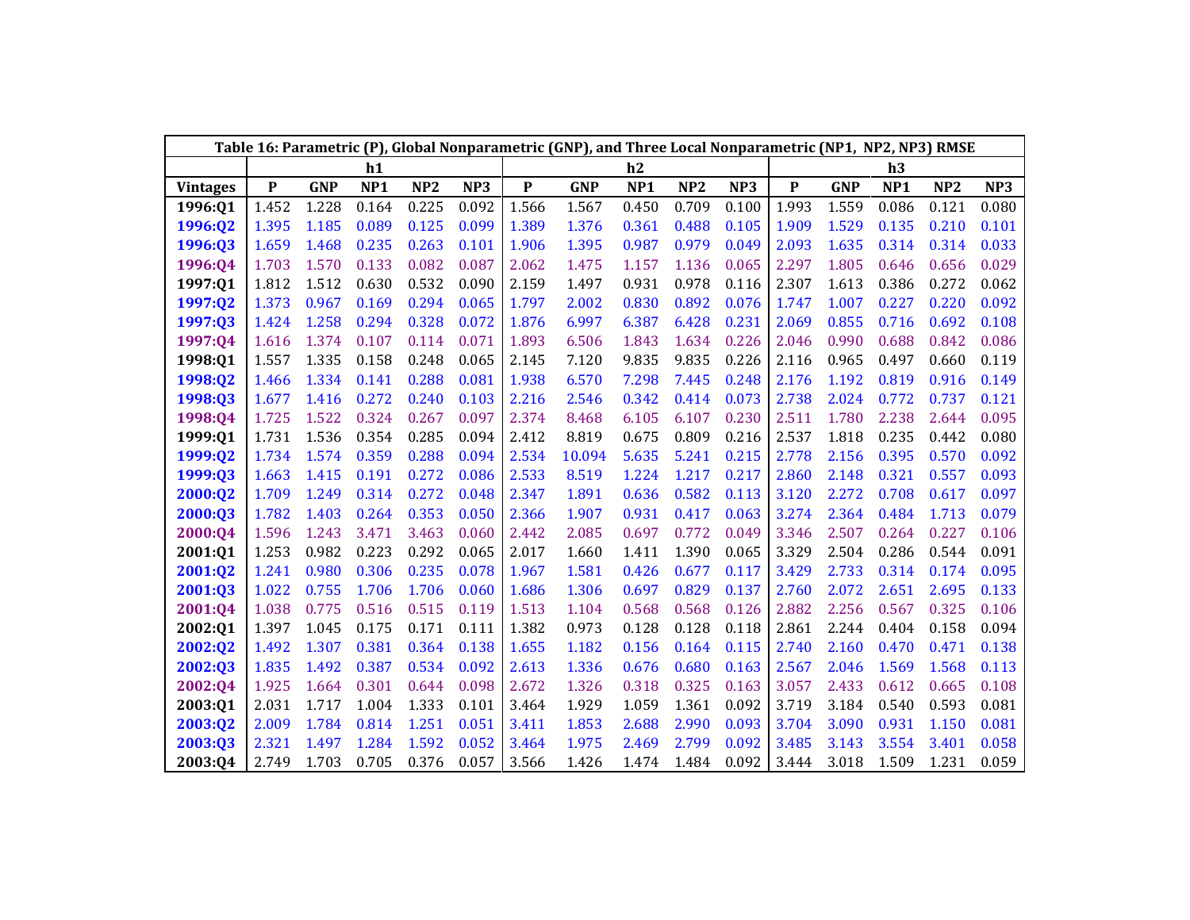**Table 16: Parametric (P), Global Nonparametric (GNP), and Three Local Nonparametric (NP1, NP2, NP3) RMSE**

| | h1 | | | | | h2 | | | | | h3 | | | | |
|---|---|---|---|---|---|---|---|---|---|---|---|---|---|---|---|
| **Vintages** | **P** | **GNP** | **NP1** | **NP2** | **NP3** | **P** | **GNP** | **NP1** | **NP2** | **NP3** | **P** | **GNP** | **NP1** | **NP2** | **NP3** |
| **1996:Q1** | 1.452 | 1.228 | 0.164 | 0.225 | 0.092 | 1.566 | 1.567 | 0.450 | 0.709 | 0.100 | 1.993 | 1.559 | 0.086 | 0.121 | 0.080 |
| **1996:Q2** | 1.395 | 1.185 | 0.089 | 0.125 | 0.099 | 1.389 | 1.376 | 0.361 | 0.488 | 0.105 | 1.909 | 1.529 | 0.135 | 0.210 | 0.101 |
| **1996:Q3** | 1.659 | 1.468 | 0.235 | 0.263 | 0.101 | 1.906 | 1.395 | 0.987 | 0.979 | 0.049 | 2.093 | 1.635 | 0.314 | 0.314 | 0.033 |
| **1996:Q4** | 1.703 | 1.570 | 0.133 | 0.082 | 0.087 | 2.062 | 1.475 | 1.157 | 1.136 | 0.065 | 2.297 | 1.805 | 0.646 | 0.656 | 0.029 |
| **1997:Q1** | 1.812 | 1.512 | 0.630 | 0.532 | 0.090 | 2.159 | 1.497 | 0.931 | 0.978 | 0.116 | 2.307 | 1.613 | 0.386 | 0.272 | 0.062 |
| **1997:Q2** | 1.373 | 0.967 | 0.169 | 0.294 | 0.065 | 1.797 | 2.002 | 0.830 | 0.892 | 0.076 | 1.747 | 1.007 | 0.227 | 0.220 | 0.092 |
| **1997:Q3** | 1.424 | 1.258 | 0.294 | 0.328 | 0.072 | 1.876 | 6.997 | 6.387 | 6.428 | 0.231 | 2.069 | 0.855 | 0.716 | 0.692 | 0.108 |
| **1997:Q4** | 1.616 | 1.374 | 0.107 | 0.114 | 0.071 | 1.893 | 6.506 | 1.843 | 1.634 | 0.226 | 2.046 | 0.990 | 0.688 | 0.842 | 0.086 |
| **1998:Q1** | 1.557 | 1.335 | 0.158 | 0.248 | 0.065 | 2.145 | 7.120 | 9.835 | 9.835 | 0.226 | 2.116 | 0.965 | 0.497 | 0.660 | 0.119 |
| **1998:Q2** | 1.466 | 1.334 | 0.141 | 0.288 | 0.081 | 1.938 | 6.570 | 7.298 | 7.445 | 0.248 | 2.176 | 1.192 | 0.819 | 0.916 | 0.149 |
| **1998:Q3** | 1.677 | 1.416 | 0.272 | 0.240 | 0.103 | 2.216 | 2.546 | 0.342 | 0.414 | 0.073 | 2.738 | 2.024 | 0.772 | 0.737 | 0.121 |
| **1998:Q4** | 1.725 | 1.522 | 0.324 | 0.267 | 0.097 | 2.374 | 8.468 | 6.105 | 6.107 | 0.230 | 2.511 | 1.780 | 2.238 | 2.644 | 0.095 |
| **1999:Q1** | 1.731 | 1.536 | 0.354 | 0.285 | 0.094 | 2.412 | 8.819 | 0.675 | 0.809 | 0.216 | 2.537 | 1.818 | 0.235 | 0.442 | 0.080 |
| **1999:Q2** | 1.734 | 1.574 | 0.359 | 0.288 | 0.094 | 2.534 | 10.094 | 5.635 | 5.241 | 0.215 | 2.778 | 2.156 | 0.395 | 0.570 | 0.092 |
| **1999:Q3** | 1.663 | 1.415 | 0.191 | 0.272 | 0.086 | 2.533 | 8.519 | 1.224 | 1.217 | 0.217 | 2.860 | 2.148 | 0.321 | 0.557 | 0.093 |
| **2000:Q2** | 1.709 | 1.249 | 0.314 | 0.272 | 0.048 | 2.347 | 1.891 | 0.636 | 0.582 | 0.113 | 3.120 | 2.272 | 0.708 | 0.617 | 0.097 |
| **2000:Q3** | 1.782 | 1.403 | 0.264 | 0.353 | 0.050 | 2.366 | 1.907 | 0.931 | 0.417 | 0.063 | 3.274 | 2.364 | 0.484 | 1.713 | 0.079 |
| **2000:Q4** | 1.596 | 1.243 | 3.471 | 3.463 | 0.060 | 2.442 | 2.085 | 0.697 | 0.772 | 0.049 | 3.346 | 2.507 | 0.264 | 0.227 | 0.106 |
| **2001:Q1** | 1.253 | 0.982 | 0.223 | 0.292 | 0.065 | 2.017 | 1.660 | 1.411 | 1.390 | 0.065 | 3.329 | 2.504 | 0.286 | 0.544 | 0.091 |
| **2001:Q2** | 1.241 | 0.980 | 0.306 | 0.235 | 0.078 | 1.967 | 1.581 | 0.426 | 0.677 | 0.117 | 3.429 | 2.733 | 0.314 | 0.174 | 0.095 |
| **2001:Q3** | 1.022 | 0.755 | 1.706 | 1.706 | 0.060 | 1.686 | 1.306 | 0.697 | 0.829 | 0.137 | 2.760 | 2.072 | 2.651 | 2.695 | 0.133 |
| **2001:Q4** | 1.038 | 0.775 | 0.516 | 0.515 | 0.119 | 1.513 | 1.104 | 0.568 | 0.568 | 0.126 | 2.882 | 2.256 | 0.567 | 0.325 | 0.106 |
| **2002:Q1** | 1.397 | 1.045 | 0.175 | 0.171 | 0.111 | 1.382 | 0.973 | 0.128 | 0.128 | 0.118 | 2.861 | 2.244 | 0.404 | 0.158 | 0.094 |
| **2002:Q2** | 1.492 | 1.307 | 0.381 | 0.364 | 0.138 | 1.655 | 1.182 | 0.156 | 0.164 | 0.115 | 2.740 | 2.160 | 0.470 | 0.471 | 0.138 |
| **2002:Q3** | 1.835 | 1.492 | 0.387 | 0.534 | 0.092 | 2.613 | 1.336 | 0.676 | 0.680 | 0.163 | 2.567 | 2.046 | 1.569 | 1.568 | 0.113 |
| **2002:Q4** | 1.925 | 1.664 | 0.301 | 0.644 | 0.098 | 2.672 | 1.326 | 0.318 | 0.325 | 0.163 | 3.057 | 2.433 | 0.612 | 0.665 | 0.108 |
| **2003:Q1** | 2.031 | 1.717 | 1.004 | 1.333 | 0.101 | 3.464 | 1.929 | 1.059 | 1.361 | 0.092 | 3.719 | 3.184 | 0.540 | 0.593 | 0.081 |
| **2003:Q2** | 2.009 | 1.784 | 0.814 | 1.251 | 0.051 | 3.411 | 1.853 | 2.688 | 2.990 | 0.093 | 3.704 | 3.090 | 0.931 | 1.150 | 0.081 |
| **2003:Q3** | 2.321 | 1.497 | 1.284 | 1.592 | 0.052 | 3.464 | 1.975 | 2.469 | 2.799 | 0.092 | 3.485 | 3.143 | 3.554 | 3.401 | 0.058 |
| **2003:Q4** | 2.749 | 1.703 | 0.705 | 0.376 | 0.057 | 3.566 | 1.426 | 1.474 | 1.484 | 0.092 | 3.444 | 3.018 | 1.509 | 1.231 | 0.059 |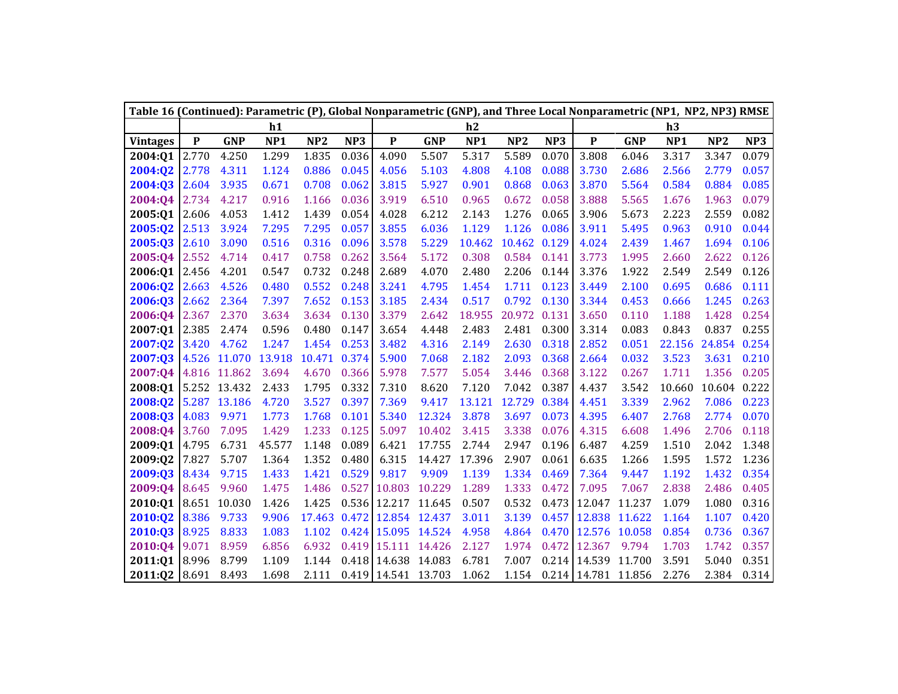**Table 16 (Continued): Parametric (P), Global Nonparametric (GNP), and Three Local Nonparametric (NP1, NP2, NP3) RMSE**

| | h1 | | | | | h2 | | | | | h3 | | | | |
|---|---|---|---|---|---|---|---|---|---|---|---|---|---|---|---|
| **Vintages** | **P** | **GNP** | **NP1** | **NP2** | **NP3** | **P** | **GNP** | **NP1** | **NP2** | **NP3** | **P** | **GNP** | **NP1** | **NP2** | **NP3** |
| **2004:Q1** | 2.770 | 4.250 | 1.299 | 1.835 | 0.036 | 4.090 | 5.507 | 5.317 | 5.589 | 0.070 | 3.808 | 6.046 | 3.317 | 3.347 | 0.079 |
| **2004:Q2** | 2.778 | 4.311 | 1.124 | 0.886 | 0.045 | 4.056 | 5.103 | 4.808 | 4.108 | 0.088 | 3.730 | 2.686 | 2.566 | 2.779 | 0.057 |
| **2004:Q3** | 2.604 | 3.935 | 0.671 | 0.708 | 0.062 | 3.815 | 5.927 | 0.901 | 0.868 | 0.063 | 3.870 | 5.564 | 0.584 | 0.884 | 0.085 |
| **2004:Q4** | 2.734 | 4.217 | 0.916 | 1.166 | 0.036 | 3.919 | 6.510 | 0.965 | 0.672 | 0.058 | 3.888 | 5.565 | 1.676 | 1.963 | 0.079 |
| **2005:Q1** | 2.606 | 4.053 | 1.412 | 1.439 | 0.054 | 4.028 | 6.212 | 2.143 | 1.276 | 0.065 | 3.906 | 5.673 | 2.223 | 2.559 | 0.082 |
| **2005:Q2** | 2.513 | 3.924 | 7.295 | 7.295 | 0.057 | 3.855 | 6.036 | 1.129 | 1.126 | 0.086 | 3.911 | 5.495 | 0.963 | 0.910 | 0.044 |
| **2005:Q3** | 2.610 | 3.090 | 0.516 | 0.316 | 0.096 | 3.578 | 5.229 | 10.462 | 10.462 | 0.129 | 4.024 | 2.439 | 1.467 | 1.694 | 0.106 |
| **2005:Q4** | 2.552 | 4.714 | 0.417 | 0.758 | 0.262 | 3.564 | 5.172 | 0.308 | 0.584 | 0.141 | 3.773 | 1.995 | 2.660 | 2.622 | 0.126 |
| **2006:Q1** | 2.456 | 4.201 | 0.547 | 0.732 | 0.248 | 2.689 | 4.070 | 2.480 | 2.206 | 0.144 | 3.376 | 1.922 | 2.549 | 2.549 | 0.126 |
| **2006:Q2** | 2.663 | 4.526 | 0.480 | 0.552 | 0.248 | 3.241 | 4.795 | 1.454 | 1.711 | 0.123 | 3.449 | 2.100 | 0.695 | 0.686 | 0.111 |
| **2006:Q3** | 2.662 | 2.364 | 7.397 | 7.652 | 0.153 | 3.185 | 2.434 | 0.517 | 0.792 | 0.130 | 3.344 | 0.453 | 0.666 | 1.245 | 0.263 |
| **2006:Q4** | 2.367 | 2.370 | 3.634 | 3.634 | 0.130 | 3.379 | 2.642 | 18.955 | 20.972 | 0.131 | 3.650 | 0.110 | 1.188 | 1.428 | 0.254 |
| **2007:Q1** | 2.385 | 2.474 | 0.596 | 0.480 | 0.147 | 3.654 | 4.448 | 2.483 | 2.481 | 0.300 | 3.314 | 0.083 | 0.843 | 0.837 | 0.255 |
| **2007:Q2** | 3.420 | 4.762 | 1.247 | 1.454 | 0.253 | 3.482 | 4.316 | 2.149 | 2.630 | 0.318 | 2.852 | 0.051 | 22.156 | 24.854 | 0.254 |
| **2007:Q3** | 4.526 | 11.070 | 13.918 | 10.471 | 0.374 | 5.900 | 7.068 | 2.182 | 2.093 | 0.368 | 2.664 | 0.032 | 3.523 | 3.631 | 0.210 |
| **2007:Q4** | 4.816 | 11.862 | 3.694 | 4.670 | 0.366 | 5.978 | 7.577 | 5.054 | 3.446 | 0.368 | 3.122 | 0.267 | 1.711 | 1.356 | 0.205 |
| **2008:Q1** | 5.252 | 13.432 | 2.433 | 1.795 | 0.332 | 7.310 | 8.620 | 7.120 | 7.042 | 0.387 | 4.437 | 3.542 | 10.660 | 10.604 | 0.222 |
| **2008:Q2** | 5.287 | 13.186 | 4.720 | 3.527 | 0.397 | 7.369 | 9.417 | 13.121 | 12.729 | 0.384 | 4.451 | 3.339 | 2.962 | 7.086 | 0.223 |
| **2008:Q3** | 4.083 | 9.971 | 1.773 | 1.768 | 0.101 | 5.340 | 12.324 | 3.878 | 3.697 | 0.073 | 4.395 | 6.407 | 2.768 | 2.774 | 0.070 |
| **2008:Q4** | 3.760 | 7.095 | 1.429 | 1.233 | 0.125 | 5.097 | 10.402 | 3.415 | 3.338 | 0.076 | 4.315 | 6.608 | 1.496 | 2.706 | 0.118 |
| **2009:Q1** | 4.795 | 6.731 | 45.577 | 1.148 | 0.089 | 6.421 | 17.755 | 2.744 | 2.947 | 0.196 | 6.487 | 4.259 | 1.510 | 2.042 | 1.348 |
| **2009:Q2** | 7.827 | 5.707 | 1.364 | 1.352 | 0.480 | 6.315 | 14.427 | 17.396 | 2.907 | 0.061 | 6.635 | 1.266 | 1.595 | 1.572 | 1.236 |
| **2009:Q3** | 8.434 | 9.715 | 1.433 | 1.421 | 0.529 | 9.817 | 9.909 | 1.139 | 1.334 | 0.469 | 7.364 | 9.447 | 1.192 | 1.432 | 0.354 |
| **2009:Q4** | 8.645 | 9.960 | 1.475 | 1.486 | 0.527 | 10.803 | 10.229 | 1.289 | 1.333 | 0.472 | 7.095 | 7.067 | 2.838 | 2.486 | 0.405 |
| **2010:Q1** | 8.651 | 10.030 | 1.426 | 1.425 | 0.536 | 12.217 | 11.645 | 0.507 | 0.532 | 0.473 | 12.047 | 11.237 | 1.079 | 1.080 | 0.316 |
| **2010:Q2** | 8.386 | 9.733 | 9.906 | 17.463 | 0.472 | 12.854 | 12.437 | 3.011 | 3.139 | 0.457 | 12.838 | 11.622 | 1.164 | 1.107 | 0.420 |
| **2010:Q3** | 8.925 | 8.833 | 1.083 | 1.102 | 0.424 | 15.095 | 14.524 | 4.958 | 4.864 | 0.470 | 12.576 | 10.058 | 0.854 | 0.736 | 0.367 |
| **2010:Q4** | 9.071 | 8.959 | 6.856 | 6.932 | 0.419 | 15.111 | 14.426 | 2.127 | 1.974 | 0.472 | 12.367 | 9.794 | 1.703 | 1.742 | 0.357 |
| **2011:Q1** | 8.996 | 8.799 | 1.109 | 1.144 | 0.418 | 14.638 | 14.083 | 6.781 | 7.007 | 0.214 | 14.539 | 11.700 | 3.591 | 5.040 | 0.351 |
| **2011:Q2** | 8.691 | 8.493 | 1.698 | 2.111 | 0.419 | 14.541 | 13.703 | 1.062 | 1.154 | 0.214 | 14.781 | 11.856 | 2.276 | 2.384 | 0.314 |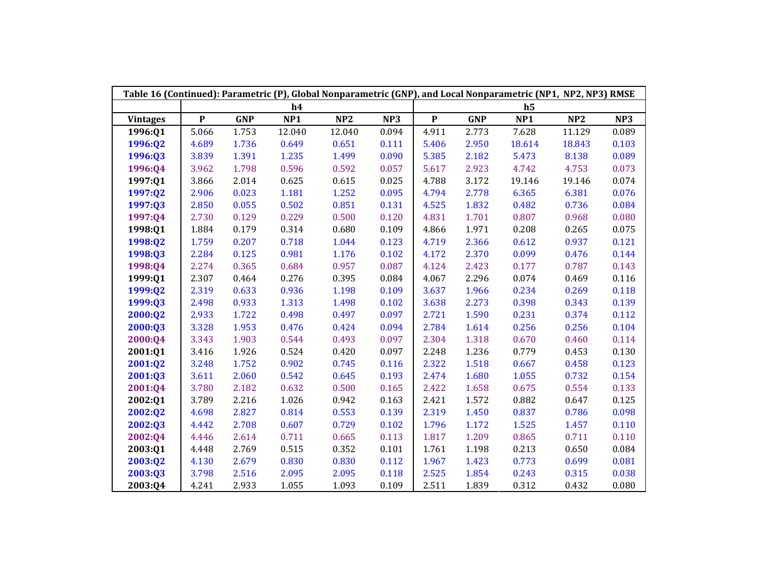| Table 16 (Continued): Parametric (P), Global Nonparametric (GNP), and Local Nonparametric (NP1, NP2, NP3) RMSE | | | | | | | | | | |
|---|---|---|---|---|---|---|---|---|---|---|
| | h4 | | | | | h5 | | | | |
| Vintages | P | GNP | NP1 | NP2 | NP3 | P | GNP | NP1 | NP2 | NP3 |
| 1996:Q1 | 5.066 | 1.753 | 12.040 | 12.040 | 0.094 | 4.911 | 2.773 | 7.628 | 11.129 | 0.089 |
| 1996:Q2 | 4.689 | 1.736 | 0.649 | 0.651 | 0.111 | 5.406 | 2.950 | 18.614 | 18.843 | 0.103 |
| 1996:Q3 | 3.839 | 1.391 | 1.235 | 1.499 | 0.090 | 5.385 | 2.182 | 5.473 | 8.138 | 0.089 |
| 1996:Q4 | 3.962 | 1.798 | 0.596 | 0.592 | 0.057 | 5.617 | 2.923 | 4.742 | 4.753 | 0.073 |
| 1997:Q1 | 3.866 | 2.014 | 0.625 | 0.615 | 0.025 | 4.788 | 3.172 | 19.146 | 19.146 | 0.074 |
| 1997:Q2 | 2.906 | 0.023 | 1.181 | 1.252 | 0.095 | 4.794 | 2.778 | 6.365 | 6.381 | 0.076 |
| 1997:Q3 | 2.850 | 0.055 | 0.502 | 0.851 | 0.131 | 4.525 | 1.832 | 0.482 | 0.736 | 0.084 |
| 1997:Q4 | 2.730 | 0.129 | 0.229 | 0.500 | 0.120 | 4.831 | 1.701 | 0.807 | 0.968 | 0.080 |
| 1998:Q1 | 1.884 | 0.179 | 0.314 | 0.680 | 0.109 | 4.866 | 1.971 | 0.208 | 0.265 | 0.075 |
| 1998:Q2 | 1.759 | 0.207 | 0.718 | 1.044 | 0.123 | 4.719 | 2.366 | 0.612 | 0.937 | 0.121 |
| 1998:Q3 | 2.284 | 0.125 | 0.981 | 1.176 | 0.102 | 4.172 | 2.370 | 0.099 | 0.476 | 0.144 |
| 1998:Q4 | 2.274 | 0.365 | 0.684 | 0.957 | 0.087 | 4.124 | 2.423 | 0.177 | 0.787 | 0.143 |
| 1999:Q1 | 2.307 | 0.464 | 0.276 | 0.395 | 0.084 | 4.067 | 2.296 | 0.074 | 0.469 | 0.116 |
| 1999:Q2 | 2.319 | 0.633 | 0.936 | 1.198 | 0.109 | 3.637 | 1.966 | 0.234 | 0.269 | 0.118 |
| 1999:Q3 | 2.498 | 0.933 | 1.313 | 1.498 | 0.102 | 3.638 | 2.273 | 0.398 | 0.343 | 0.139 |
| 2000:Q2 | 2.933 | 1.722 | 0.498 | 0.497 | 0.097 | 2.721 | 1.590 | 0.231 | 0.374 | 0.112 |
| 2000:Q3 | 3.328 | 1.953 | 0.476 | 0.424 | 0.094 | 2.784 | 1.614 | 0.256 | 0.256 | 0.104 |
| 2000:Q4 | 3.343 | 1.903 | 0.544 | 0.493 | 0.097 | 2.304 | 1.318 | 0.670 | 0.460 | 0.114 |
| 2001:Q1 | 3.416 | 1.926 | 0.524 | 0.420 | 0.097 | 2.248 | 1.236 | 0.779 | 0.453 | 0.130 |
| 2001:Q2 | 3.248 | 1.752 | 0.902 | 0.745 | 0.116 | 2.322 | 1.518 | 0.667 | 0.458 | 0.123 |
| 2001:Q3 | 3.611 | 2.060 | 0.542 | 0.645 | 0.193 | 2.474 | 1.680 | 1.055 | 0.732 | 0.154 |
| 2001:Q4 | 3.780 | 2.182 | 0.632 | 0.500 | 0.165 | 2.422 | 1.658 | 0.675 | 0.554 | 0.133 |
| 2002:Q1 | 3.789 | 2.216 | 1.026 | 0.942 | 0.163 | 2.421 | 1.572 | 0.882 | 0.647 | 0.125 |
| 2002:Q2 | 4.698 | 2.827 | 0.814 | 0.553 | 0.139 | 2.319 | 1.450 | 0.837 | 0.786 | 0.098 |
| 2002:Q3 | 4.442 | 2.708 | 0.607 | 0.729 | 0.102 | 1.796 | 1.172 | 1.525 | 1.457 | 0.110 |
| 2002:Q4 | 4.446 | 2.614 | 0.711 | 0.665 | 0.113 | 1.817 | 1.209 | 0.865 | 0.711 | 0.110 |
| 2003:Q1 | 4.448 | 2.769 | 0.515 | 0.352 | 0.101 | 1.761 | 1.198 | 0.213 | 0.650 | 0.084 |
| 2003:Q2 | 4.130 | 2.679 | 0.830 | 0.830 | 0.112 | 1.967 | 1.423 | 0.773 | 0.699 | 0.081 |
| 2003:Q3 | 3.798 | 2.516 | 2.095 | 2.095 | 0.118 | 2.525 | 1.854 | 0.243 | 0.315 | 0.038 |
| 2003:Q4 | 4.241 | 2.933 | 1.055 | 1.093 | 0.109 | 2.511 | 1.839 | 0.312 | 0.432 | 0.080 |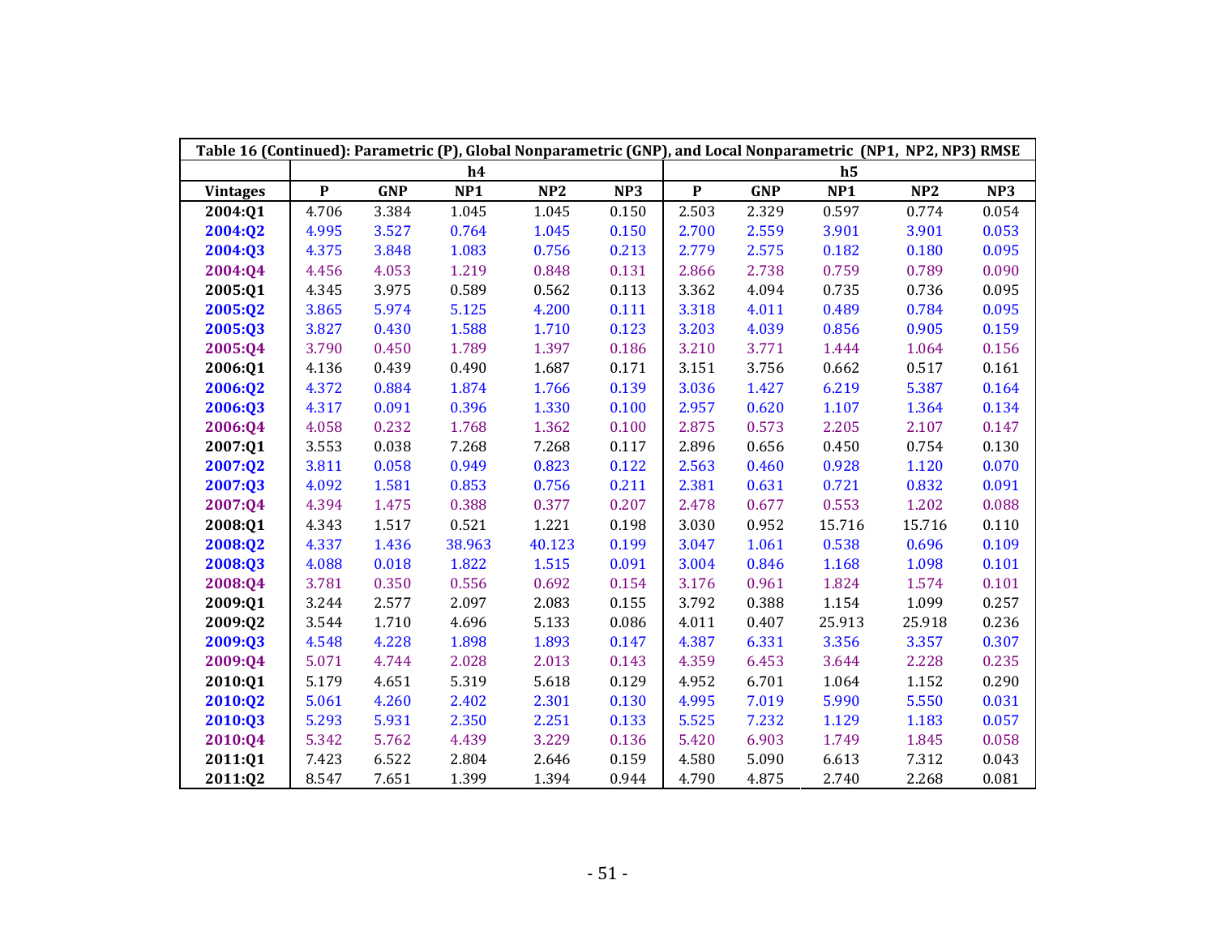| Table 16 (Continued): Parametric (P), Global Nonparametric (GNP), and Local Nonparametric (NP1, NP2, NP3) RMSE | | | | | | | | | | |
|---|---|---|---|---|---|---|---|---|---|---|
| | h4 | | | | | h5 | | | | |
| **Vintages** | **P** | **GNP** | **NP1** | **NP2** | **NP3** | **P** | **GNP** | **NP1** | **NP2** | **NP3** |
| **2004:Q1** | 4.706 | 3.384 | 1.045 | 1.045 | 0.150 | 2.503 | 2.329 | 0.597 | 0.774 | 0.054 |
| **2004:Q2** | 4.995 | 3.527 | 0.764 | 1.045 | 0.150 | 2.700 | 2.559 | 3.901 | 3.901 | 0.053 |
| **2004:Q3** | 4.375 | 3.848 | 1.083 | 0.756 | 0.213 | 2.779 | 2.575 | 0.182 | 0.180 | 0.095 |
| **2004:Q4** | 4.456 | 4.053 | 1.219 | 0.848 | 0.131 | 2.866 | 2.738 | 0.759 | 0.789 | 0.090 |
| **2005:Q1** | 4.345 | 3.975 | 0.589 | 0.562 | 0.113 | 3.362 | 4.094 | 0.735 | 0.736 | 0.095 |
| **2005:Q2** | 3.865 | 5.974 | 5.125 | 4.200 | 0.111 | 3.318 | 4.011 | 0.489 | 0.784 | 0.095 |
| **2005:Q3** | 3.827 | 0.430 | 1.588 | 1.710 | 0.123 | 3.203 | 4.039 | 0.856 | 0.905 | 0.159 |
| **2005:Q4** | 3.790 | 0.450 | 1.789 | 1.397 | 0.186 | 3.210 | 3.771 | 1.444 | 1.064 | 0.156 |
| **2006:Q1** | 4.136 | 0.439 | 0.490 | 1.687 | 0.171 | 3.151 | 3.756 | 0.662 | 0.517 | 0.161 |
| **2006:Q2** | 4.372 | 0.884 | 1.874 | 1.766 | 0.139 | 3.036 | 1.427 | 6.219 | 5.387 | 0.164 |
| **2006:Q3** | 4.317 | 0.091 | 0.396 | 1.330 | 0.100 | 2.957 | 0.620 | 1.107 | 1.364 | 0.134 |
| **2006:Q4** | 4.058 | 0.232 | 1.768 | 1.362 | 0.100 | 2.875 | 0.573 | 2.205 | 2.107 | 0.147 |
| **2007:Q1** | 3.553 | 0.038 | 7.268 | 7.268 | 0.117 | 2.896 | 0.656 | 0.450 | 0.754 | 0.130 |
| **2007:Q2** | 3.811 | 0.058 | 0.949 | 0.823 | 0.122 | 2.563 | 0.460 | 0.928 | 1.120 | 0.070 |
| **2007:Q3** | 4.092 | 1.581 | 0.853 | 0.756 | 0.211 | 2.381 | 0.631 | 0.721 | 0.832 | 0.091 |
| **2007:Q4** | 4.394 | 1.475 | 0.388 | 0.377 | 0.207 | 2.478 | 0.677 | 0.553 | 1.202 | 0.088 |
| **2008:Q1** | 4.343 | 1.517 | 0.521 | 1.221 | 0.198 | 3.030 | 0.952 | 15.716 | 15.716 | 0.110 |
| **2008:Q2** | 4.337 | 1.436 | 38.963 | 40.123 | 0.199 | 3.047 | 1.061 | 0.538 | 0.696 | 0.109 |
| **2008:Q3** | 4.088 | 0.018 | 1.822 | 1.515 | 0.091 | 3.004 | 0.846 | 1.168 | 1.098 | 0.101 |
| **2008:Q4** | 3.781 | 0.350 | 0.556 | 0.692 | 0.154 | 3.176 | 0.961 | 1.824 | 1.574 | 0.101 |
| **2009:Q1** | 3.244 | 2.577 | 2.097 | 2.083 | 0.155 | 3.792 | 0.388 | 1.154 | 1.099 | 0.257 |
| **2009:Q2** | 3.544 | 1.710 | 4.696 | 5.133 | 0.086 | 4.011 | 0.407 | 25.913 | 25.918 | 0.236 |
| **2009:Q3** | 4.548 | 4.228 | 1.898 | 1.893 | 0.147 | 4.387 | 6.331 | 3.356 | 3.357 | 0.307 |
| **2009:Q4** | 5.071 | 4.744 | 2.028 | 2.013 | 0.143 | 4.359 | 6.453 | 3.644 | 2.228 | 0.235 |
| **2010:Q1** | 5.179 | 4.651 | 5.319 | 5.618 | 0.129 | 4.952 | 6.701 | 1.064 | 1.152 | 0.290 |
| **2010:Q2** | 5.061 | 4.260 | 2.402 | 2.301 | 0.130 | 4.995 | 7.019 | 5.990 | 5.550 | 0.031 |
| **2010:Q3** | 5.293 | 5.931 | 2.350 | 2.251 | 0.133 | 5.525 | 7.232 | 1.129 | 1.183 | 0.057 |
| **2010:Q4** | 5.342 | 5.762 | 4.439 | 3.229 | 0.136 | 5.420 | 6.903 | 1.749 | 1.845 | 0.058 |
| **2011:Q1** | 7.423 | 6.522 | 2.804 | 2.646 | 0.159 | 4.580 | 5.090 | 6.613 | 7.312 | 0.043 |
| **2011:Q2** | 8.547 | 7.651 | 1.399 | 1.394 | 0.944 | 4.790 | 4.875 | 2.740 | 2.268 | 0.081 |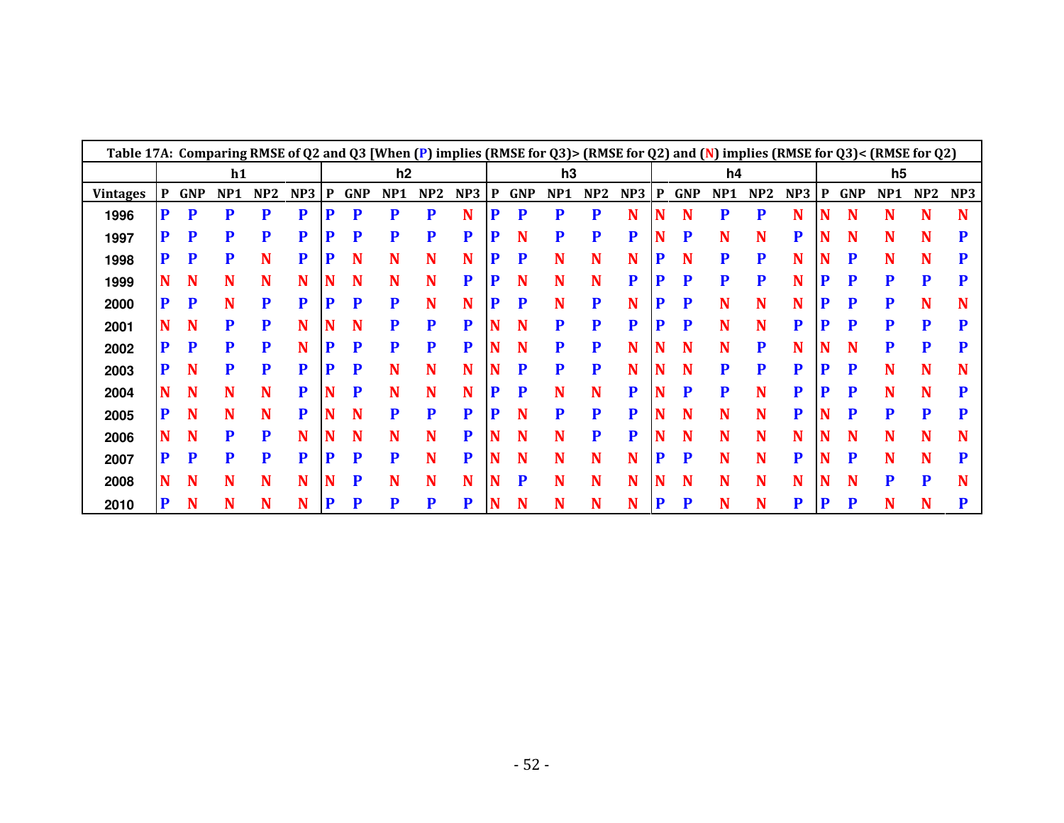| Table 17A: Comparing RMSE of Q2 and Q3 [When (P) implies (RMSE for Q3)> (RMSE for Q2) and (N) implies (RMSE for Q3)< (RMSE for Q2) | | | | | | | | | | | | | | | | | | | | | | | | | |
|---|---|---|---|---|---|---|---|---|---|---|---|---|---|---|---|---|---|---|---|---|---|---|---|---|---|
| | h1 | | | | | h2 | | | | | h3 | | | | | h4 | | | | | h5 | | | | |
| Vintages | P | GNP | NP1 | NP2 | NP3 | P | GNP | NP1 | NP2 | NP3 | P | GNP | NP1 | NP2 | NP3 | P | GNP | NP1 | NP2 | NP3 | P | GNP | NP1 | NP2 | NP3 |
| 1996 | P | P | P | P | P | P | P | P | P | N | P | P | P | P | N | N | N | P | P | N | N | N | N | N | N |
| 1997 | P | P | P | P | P | P | P | P | P | P | P | N | P | P | P | N | P | N | N | P | N | N | N | N | P |
| 1998 | P | P | P | N | P | P | N | N | N | N | P | P | N | N | N | P | N | P | P | N | N | P | N | N | P |
| 1999 | N | N | N | N | N | N | N | N | N | P | P | N | N | N | P | P | P | P | P | N | P | P | P | P | P |
| 2000 | P | P | N | P | P | P | P | P | N | N | P | P | N | P | N | P | P | N | N | N | P | P | P | N | N |
| 2001 | N | N | P | P | N | N | N | P | P | P | N | N | P | P | P | P | P | N | N | P | P | P | P | P | P |
| 2002 | P | P | P | P | N | P | P | P | P | P | N | N | P | P | N | N | N | N | P | N | N | N | P | P | P |
| 2003 | P | N | P | P | P | P | P | N | N | N | N | P | P | P | N | N | N | P | P | P | P | P | N | N | N |
| 2004 | N | N | N | N | P | N | P | N | N | N | P | P | N | N | P | N | P | P | N | P | P | P | N | N | P |
| 2005 | P | N | N | N | P | N | N | P | P | P | P | N | P | P | P | N | N | N | N | P | N | P | P | P | P |
| 2006 | N | N | P | P | N | N | N | N | N | P | N | N | N | P | P | N | N | N | N | N | N | N | N | N | N |
| 2007 | P | P | P | P | P | P | P | P | N | P | N | N | N | N | N | P | P | N | N | P | N | P | N | N | P |
| 2008 | N | N | N | N | N | N | P | N | N | N | N | P | N | N | N | N | N | N | N | N | N | N | P | P | N |
| 2010 | P | N | N | N | N | P | P | P | P | P | N | N | N | N | N | P | P | N | N | P | P | P | N | N | P |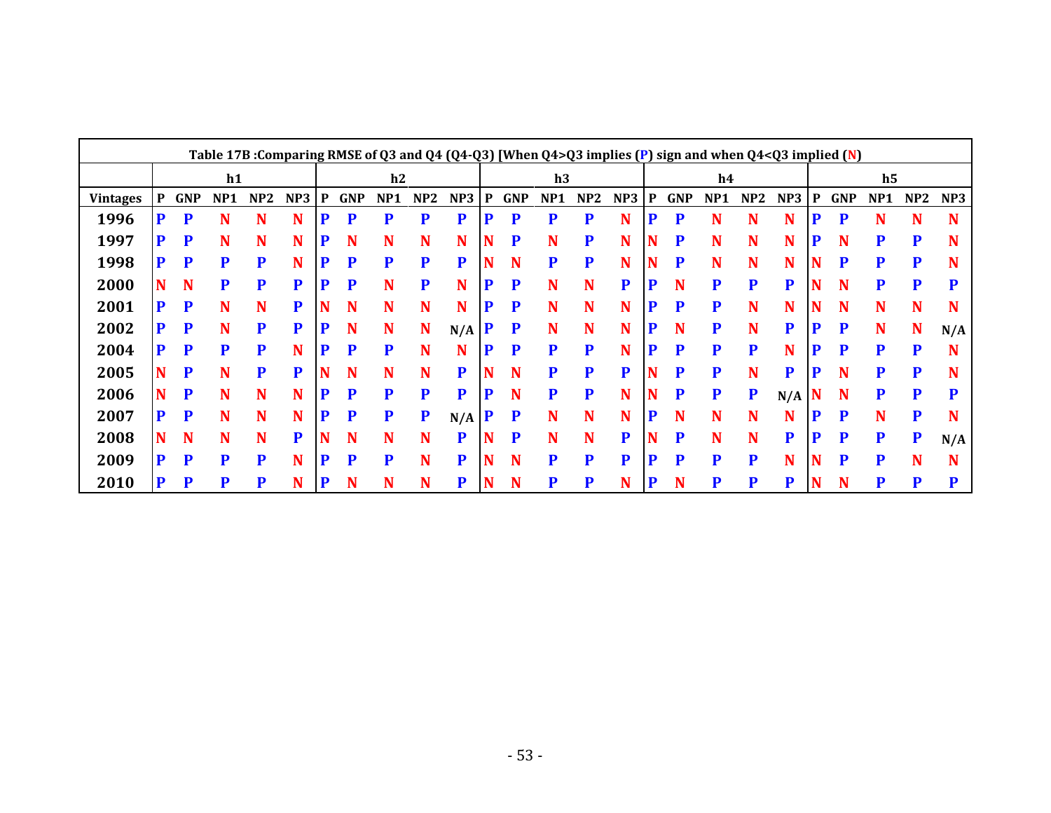| Table 17B :Comparing RMSE of Q3 and Q4 (Q4-Q3) [When Q4>Q3 implies (P) sign and when Q4<Q3 implied (N) | | | | | | | | | | | | | | | | | | | | | | | | | |
|---|---|---|---|---|---|---|---|---|---|---|---|---|---|---|---|---|---|---|---|---|---|---|---|---|---|
| | h1 | | | | | h2 | | | | | h3 | | | | | h4 | | | | | h5 | | | | |
| Vintages | P | GNP | NP1 | NP2 | NP3 | P | GNP | NP1 | NP2 | NP3 | P | GNP | NP1 | NP2 | NP3 | P | GNP | NP1 | NP2 | NP3 | P | GNP | NP1 | NP2 | NP3 |
| 1996 | P | P | N | N | N | P | P | P | P | P | P | P | P | P | N | P | P | N | N | N | P | P | N | N | N |
| 1997 | P | P | N | N | N | P | N | N | N | N | N | P | N | P | N | N | P | N | N | N | P | N | P | P | N |
| 1998 | P | P | P | P | N | P | P | P | P | P | N | N | P | P | N | N | P | N | N | N | N | P | P | P | N |
| 2000 | N | N | P | P | P | P | P | N | P | N | P | P | N | N | P | P | N | P | P | P | N | N | P | P | P |
| 2001 | P | P | N | N | P | N | N | N | N | N | P | P | N | N | N | P | P | P | N | N | N | N | N | N | N |
| 2002 | P | P | N | P | P | P | N | N | N | N/A | P | P | N | N | N | P | N | P | N | P | P | P | N | N | N/A |
| 2004 | P | P | P | P | N | P | P | P | N | N | P | P | P | P | N | P | P | P | P | N | P | P | P | P | N |
| 2005 | N | P | N | P | P | N | N | N | N | P | N | N | P | P | P | N | P | P | N | P | P | N | P | P | N |
| 2006 | N | P | N | N | N | P | P | P | P | P | P | N | P | P | N | N | P | P | P | N/A | N | N | P | P | P |
| 2007 | P | P | N | N | N | P | P | P | P | N/A | P | P | N | N | N | P | N | N | N | N | P | P | N | P | N |
| 2008 | N | N | N | N | P | N | N | N | N | P | N | P | N | N | P | N | P | N | N | P | P | P | P | P | N/A |
| 2009 | P | P | P | P | N | P | P | P | N | P | N | N | P | P | P | P | P | P | P | N | N | P | P | N | N |
| 2010 | P | P | P | P | N | P | N | N | N | P | N | N | P | P | N | P | N | P | P | P | N | N | P | P | P |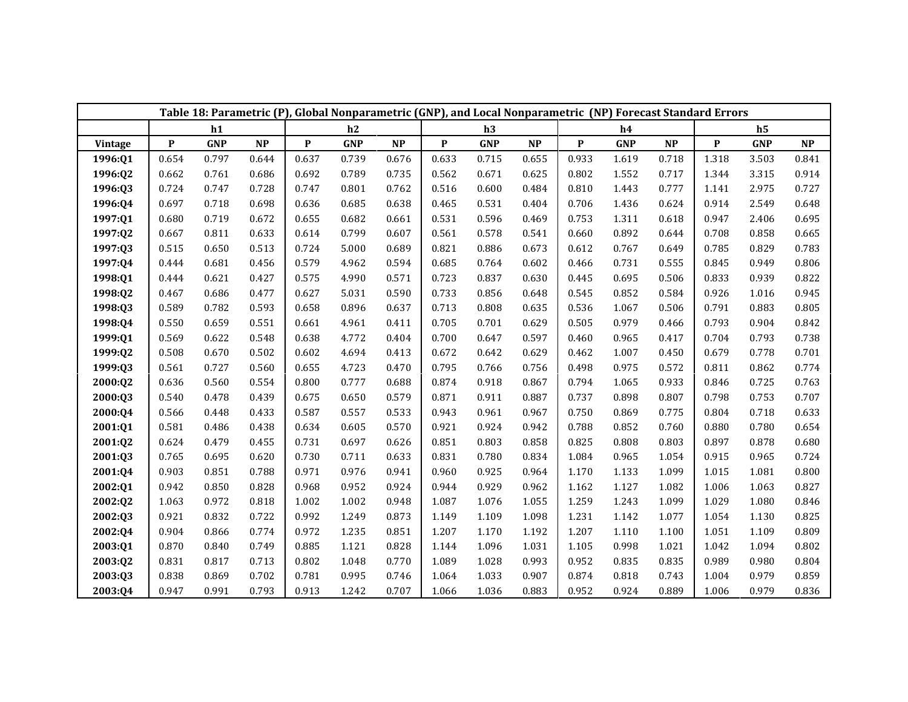| Table 18: Parametric (P), Global Nonparametric (GNP), and Local Nonparametric (NP) Forecast Standard Errors | | | | | | | | | | | | | | | |
|---|---|---|---|---|---|---|---|---|---|---|---|---|---|---|---|
| | h1 | | | h2 | | | h3 | | | h4 | | | h5 | | |
| **Vintage** | **P** | **GNP** | **NP** | **P** | **GNP** | **NP** | **P** | **GNP** | **NP** | **P** | **GNP** | **NP** | **P** | **GNP** | **NP** |
| **1996:Q1** | 0.654 | 0.797 | 0.644 | 0.637 | 0.739 | 0.676 | 0.633 | 0.715 | 0.655 | 0.933 | 1.619 | 0.718 | 1.318 | 3.503 | 0.841 |
| **1996:Q2** | 0.662 | 0.761 | 0.686 | 0.692 | 0.789 | 0.735 | 0.562 | 0.671 | 0.625 | 0.802 | 1.552 | 0.717 | 1.344 | 3.315 | 0.914 |
| **1996:Q3** | 0.724 | 0.747 | 0.728 | 0.747 | 0.801 | 0.762 | 0.516 | 0.600 | 0.484 | 0.810 | 1.443 | 0.777 | 1.141 | 2.975 | 0.727 |
| **1996:Q4** | 0.697 | 0.718 | 0.698 | 0.636 | 0.685 | 0.638 | 0.465 | 0.531 | 0.404 | 0.706 | 1.436 | 0.624 | 0.914 | 2.549 | 0.648 |
| **1997:Q1** | 0.680 | 0.719 | 0.672 | 0.655 | 0.682 | 0.661 | 0.531 | 0.596 | 0.469 | 0.753 | 1.311 | 0.618 | 0.947 | 2.406 | 0.695 |
| **1997:Q2** | 0.667 | 0.811 | 0.633 | 0.614 | 0.799 | 0.607 | 0.561 | 0.578 | 0.541 | 0.660 | 0.892 | 0.644 | 0.708 | 0.858 | 0.665 |
| **1997:Q3** | 0.515 | 0.650 | 0.513 | 0.724 | 5.000 | 0.689 | 0.821 | 0.886 | 0.673 | 0.612 | 0.767 | 0.649 | 0.785 | 0.829 | 0.783 |
| **1997:Q4** | 0.444 | 0.681 | 0.456 | 0.579 | 4.962 | 0.594 | 0.685 | 0.764 | 0.602 | 0.466 | 0.731 | 0.555 | 0.845 | 0.949 | 0.806 |
| **1998:Q1** | 0.444 | 0.621 | 0.427 | 0.575 | 4.990 | 0.571 | 0.723 | 0.837 | 0.630 | 0.445 | 0.695 | 0.506 | 0.833 | 0.939 | 0.822 |
| **1998:Q2** | 0.467 | 0.686 | 0.477 | 0.627 | 5.031 | 0.590 | 0.733 | 0.856 | 0.648 | 0.545 | 0.852 | 0.584 | 0.926 | 1.016 | 0.945 |
| **1998:Q3** | 0.589 | 0.782 | 0.593 | 0.658 | 0.896 | 0.637 | 0.713 | 0.808 | 0.635 | 0.536 | 1.067 | 0.506 | 0.791 | 0.883 | 0.805 |
| **1998:Q4** | 0.550 | 0.659 | 0.551 | 0.661 | 4.961 | 0.411 | 0.705 | 0.701 | 0.629 | 0.505 | 0.979 | 0.466 | 0.793 | 0.904 | 0.842 |
| **1999:Q1** | 0.569 | 0.622 | 0.548 | 0.638 | 4.772 | 0.404 | 0.700 | 0.647 | 0.597 | 0.460 | 0.965 | 0.417 | 0.704 | 0.793 | 0.738 |
| **1999:Q2** | 0.508 | 0.670 | 0.502 | 0.602 | 4.694 | 0.413 | 0.672 | 0.642 | 0.629 | 0.462 | 1.007 | 0.450 | 0.679 | 0.778 | 0.701 |
| **1999:Q3** | 0.561 | 0.727 | 0.560 | 0.655 | 4.723 | 0.470 | 0.795 | 0.766 | 0.756 | 0.498 | 0.975 | 0.572 | 0.811 | 0.862 | 0.774 |
| **2000:Q2** | 0.636 | 0.560 | 0.554 | 0.800 | 0.777 | 0.688 | 0.874 | 0.918 | 0.867 | 0.794 | 1.065 | 0.933 | 0.846 | 0.725 | 0.763 |
| **2000:Q3** | 0.540 | 0.478 | 0.439 | 0.675 | 0.650 | 0.579 | 0.871 | 0.911 | 0.887 | 0.737 | 0.898 | 0.807 | 0.798 | 0.753 | 0.707 |
| **2000:Q4** | 0.566 | 0.448 | 0.433 | 0.587 | 0.557 | 0.533 | 0.943 | 0.961 | 0.967 | 0.750 | 0.869 | 0.775 | 0.804 | 0.718 | 0.633 |
| **2001:Q1** | 0.581 | 0.486 | 0.438 | 0.634 | 0.605 | 0.570 | 0.921 | 0.924 | 0.942 | 0.788 | 0.852 | 0.760 | 0.880 | 0.780 | 0.654 |
| **2001:Q2** | 0.624 | 0.479 | 0.455 | 0.731 | 0.697 | 0.626 | 0.851 | 0.803 | 0.858 | 0.825 | 0.808 | 0.803 | 0.897 | 0.878 | 0.680 |
| **2001:Q3** | 0.765 | 0.695 | 0.620 | 0.730 | 0.711 | 0.633 | 0.831 | 0.780 | 0.834 | 1.084 | 0.965 | 1.054 | 0.915 | 0.965 | 0.724 |
| **2001:Q4** | 0.903 | 0.851 | 0.788 | 0.971 | 0.976 | 0.941 | 0.960 | 0.925 | 0.964 | 1.170 | 1.133 | 1.099 | 1.015 | 1.081 | 0.800 |
| **2002:Q1** | 0.942 | 0.850 | 0.828 | 0.968 | 0.952 | 0.924 | 0.944 | 0.929 | 0.962 | 1.162 | 1.127 | 1.082 | 1.006 | 1.063 | 0.827 |
| **2002:Q2** | 1.063 | 0.972 | 0.818 | 1.002 | 1.002 | 0.948 | 1.087 | 1.076 | 1.055 | 1.259 | 1.243 | 1.099 | 1.029 | 1.080 | 0.846 |
| **2002:Q3** | 0.921 | 0.832 | 0.722 | 0.992 | 1.249 | 0.873 | 1.149 | 1.109 | 1.098 | 1.231 | 1.142 | 1.077 | 1.054 | 1.130 | 0.825 |
| **2002:Q4** | 0.904 | 0.866 | 0.774 | 0.972 | 1.235 | 0.851 | 1.207 | 1.170 | 1.192 | 1.207 | 1.110 | 1.100 | 1.051 | 1.109 | 0.809 |
| **2003:Q1** | 0.870 | 0.840 | 0.749 | 0.885 | 1.121 | 0.828 | 1.144 | 1.096 | 1.031 | 1.105 | 0.998 | 1.021 | 1.042 | 1.094 | 0.802 |
| **2003:Q2** | 0.831 | 0.817 | 0.713 | 0.802 | 1.048 | 0.770 | 1.089 | 1.028 | 0.993 | 0.952 | 0.835 | 0.835 | 0.989 | 0.980 | 0.804 |
| **2003:Q3** | 0.838 | 0.869 | 0.702 | 0.781 | 0.995 | 0.746 | 1.064 | 1.033 | 0.907 | 0.874 | 0.818 | 0.743 | 1.004 | 0.979 | 0.859 |
| **2003:Q4** | 0.947 | 0.991 | 0.793 | 0.913 | 1.242 | 0.707 | 1.066 | 1.036 | 0.883 | 0.952 | 0.924 | 0.889 | 1.006 | 0.979 | 0.836 |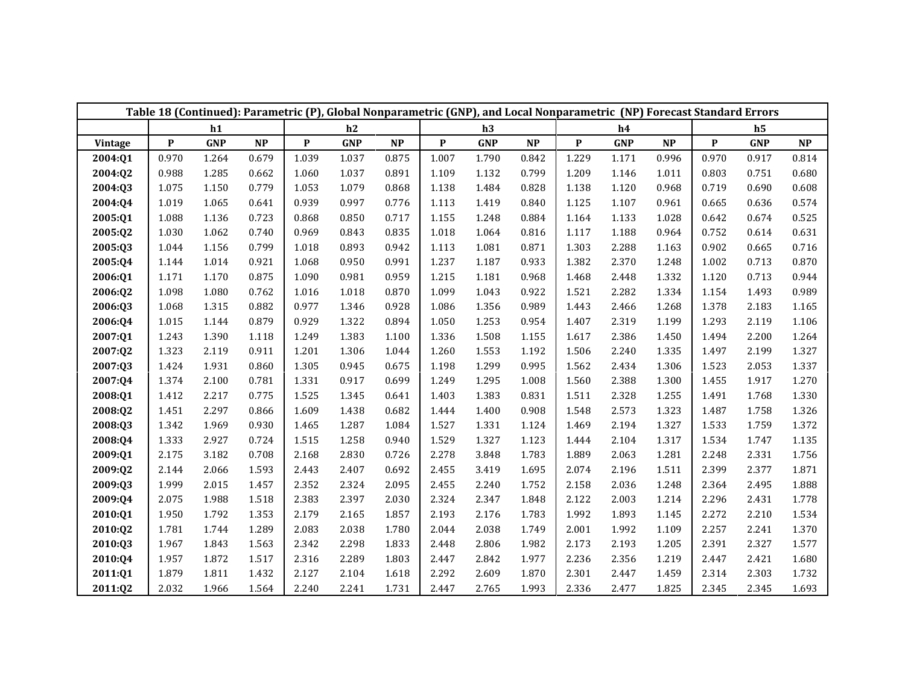| Table 18 (Continued): Parametric (P), Global Nonparametric (GNP), and Local Nonparametric (NP) Forecast Standard Errors | | | | | | | | | | | | | | | |
|---|---|---|---|---|---|---|---|---|---|---|---|---|---|---|---|
| | h1 | | | h2 | | | h3 | | | h4 | | | h5 | | |
| **Vintage** | **P** | **GNP** | **NP** | **P** | **GNP** | **NP** | **P** | **GNP** | **NP** | **P** | **GNP** | **NP** | **P** | **GNP** | **NP** |
| **2004:Q1** | 0.970 | 1.264 | 0.679 | 1.039 | 1.037 | 0.875 | 1.007 | 1.790 | 0.842 | 1.229 | 1.171 | 0.996 | 0.970 | 0.917 | 0.814 |
| **2004:Q2** | 0.988 | 1.285 | 0.662 | 1.060 | 1.037 | 0.891 | 1.109 | 1.132 | 0.799 | 1.209 | 1.146 | 1.011 | 0.803 | 0.751 | 0.680 |
| **2004:Q3** | 1.075 | 1.150 | 0.779 | 1.053 | 1.079 | 0.868 | 1.138 | 1.484 | 0.828 | 1.138 | 1.120 | 0.968 | 0.719 | 0.690 | 0.608 |
| **2004:Q4** | 1.019 | 1.065 | 0.641 | 0.939 | 0.997 | 0.776 | 1.113 | 1.419 | 0.840 | 1.125 | 1.107 | 0.961 | 0.665 | 0.636 | 0.574 |
| **2005:Q1** | 1.088 | 1.136 | 0.723 | 0.868 | 0.850 | 0.717 | 1.155 | 1.248 | 0.884 | 1.164 | 1.133 | 1.028 | 0.642 | 0.674 | 0.525 |
| **2005:Q2** | 1.030 | 1.062 | 0.740 | 0.969 | 0.843 | 0.835 | 1.018 | 1.064 | 0.816 | 1.117 | 1.188 | 0.964 | 0.752 | 0.614 | 0.631 |
| **2005:Q3** | 1.044 | 1.156 | 0.799 | 1.018 | 0.893 | 0.942 | 1.113 | 1.081 | 0.871 | 1.303 | 2.288 | 1.163 | 0.902 | 0.665 | 0.716 |
| **2005:Q4** | 1.144 | 1.014 | 0.921 | 1.068 | 0.950 | 0.991 | 1.237 | 1.187 | 0.933 | 1.382 | 2.370 | 1.248 | 1.002 | 0.713 | 0.870 |
| **2006:Q1** | 1.171 | 1.170 | 0.875 | 1.090 | 0.981 | 0.959 | 1.215 | 1.181 | 0.968 | 1.468 | 2.448 | 1.332 | 1.120 | 0.713 | 0.944 |
| **2006:Q2** | 1.098 | 1.080 | 0.762 | 1.016 | 1.018 | 0.870 | 1.099 | 1.043 | 0.922 | 1.521 | 2.282 | 1.334 | 1.154 | 1.493 | 0.989 |
| **2006:Q3** | 1.068 | 1.315 | 0.882 | 0.977 | 1.346 | 0.928 | 1.086 | 1.356 | 0.989 | 1.443 | 2.466 | 1.268 | 1.378 | 2.183 | 1.165 |
| **2006:Q4** | 1.015 | 1.144 | 0.879 | 0.929 | 1.322 | 0.894 | 1.050 | 1.253 | 0.954 | 1.407 | 2.319 | 1.199 | 1.293 | 2.119 | 1.106 |
| **2007:Q1** | 1.243 | 1.390 | 1.118 | 1.249 | 1.383 | 1.100 | 1.336 | 1.508 | 1.155 | 1.617 | 2.386 | 1.450 | 1.494 | 2.200 | 1.264 |
| **2007:Q2** | 1.323 | 2.119 | 0.911 | 1.201 | 1.306 | 1.044 | 1.260 | 1.553 | 1.192 | 1.506 | 2.240 | 1.335 | 1.497 | 2.199 | 1.327 |
| **2007:Q3** | 1.424 | 1.931 | 0.860 | 1.305 | 0.945 | 0.675 | 1.198 | 1.299 | 0.995 | 1.562 | 2.434 | 1.306 | 1.523 | 2.053 | 1.337 |
| **2007:Q4** | 1.374 | 2.100 | 0.781 | 1.331 | 0.917 | 0.699 | 1.249 | 1.295 | 1.008 | 1.560 | 2.388 | 1.300 | 1.455 | 1.917 | 1.270 |
| **2008:Q1** | 1.412 | 2.217 | 0.775 | 1.525 | 1.345 | 0.641 | 1.403 | 1.383 | 0.831 | 1.511 | 2.328 | 1.255 | 1.491 | 1.768 | 1.330 |
| **2008:Q2** | 1.451 | 2.297 | 0.866 | 1.609 | 1.438 | 0.682 | 1.444 | 1.400 | 0.908 | 1.548 | 2.573 | 1.323 | 1.487 | 1.758 | 1.326 |
| **2008:Q3** | 1.342 | 1.969 | 0.930 | 1.465 | 1.287 | 1.084 | 1.527 | 1.331 | 1.124 | 1.469 | 2.194 | 1.327 | 1.533 | 1.759 | 1.372 |
| **2008:Q4** | 1.333 | 2.927 | 0.724 | 1.515 | 1.258 | 0.940 | 1.529 | 1.327 | 1.123 | 1.444 | 2.104 | 1.317 | 1.534 | 1.747 | 1.135 |
| **2009:Q1** | 2.175 | 3.182 | 0.708 | 2.168 | 2.830 | 0.726 | 2.278 | 3.848 | 1.783 | 1.889 | 2.063 | 1.281 | 2.248 | 2.331 | 1.756 |
| **2009:Q2** | 2.144 | 2.066 | 1.593 | 2.443 | 2.407 | 0.692 | 2.455 | 3.419 | 1.695 | 2.074 | 2.196 | 1.511 | 2.399 | 2.377 | 1.871 |
| **2009:Q3** | 1.999 | 2.015 | 1.457 | 2.352 | 2.324 | 2.095 | 2.455 | 2.240 | 1.752 | 2.158 | 2.036 | 1.248 | 2.364 | 2.495 | 1.888 |
| **2009:Q4** | 2.075 | 1.988 | 1.518 | 2.383 | 2.397 | 2.030 | 2.324 | 2.347 | 1.848 | 2.122 | 2.003 | 1.214 | 2.296 | 2.431 | 1.778 |
| **2010:Q1** | 1.950 | 1.792 | 1.353 | 2.179 | 2.165 | 1.857 | 2.193 | 2.176 | 1.783 | 1.992 | 1.893 | 1.145 | 2.272 | 2.210 | 1.534 |
| **2010:Q2** | 1.781 | 1.744 | 1.289 | 2.083 | 2.038 | 1.780 | 2.044 | 2.038 | 1.749 | 2.001 | 1.992 | 1.109 | 2.257 | 2.241 | 1.370 |
| **2010:Q3** | 1.967 | 1.843 | 1.563 | 2.342 | 2.298 | 1.833 | 2.448 | 2.806 | 1.982 | 2.173 | 2.193 | 1.205 | 2.391 | 2.327 | 1.577 |
| **2010:Q4** | 1.957 | 1.872 | 1.517 | 2.316 | 2.289 | 1.803 | 2.447 | 2.842 | 1.977 | 2.236 | 2.356 | 1.219 | 2.447 | 2.421 | 1.680 |
| **2011:Q1** | 1.879 | 1.811 | 1.432 | 2.127 | 2.104 | 1.618 | 2.292 | 2.609 | 1.870 | 2.301 | 2.447 | 1.459 | 2.314 | 2.303 | 1.732 |
| **2011:Q2** | 2.032 | 1.966 | 1.564 | 2.240 | 2.241 | 1.731 | 2.447 | 2.765 | 1.993 | 2.336 | 2.477 | 1.825 | 2.345 | 2.345 | 1.693 |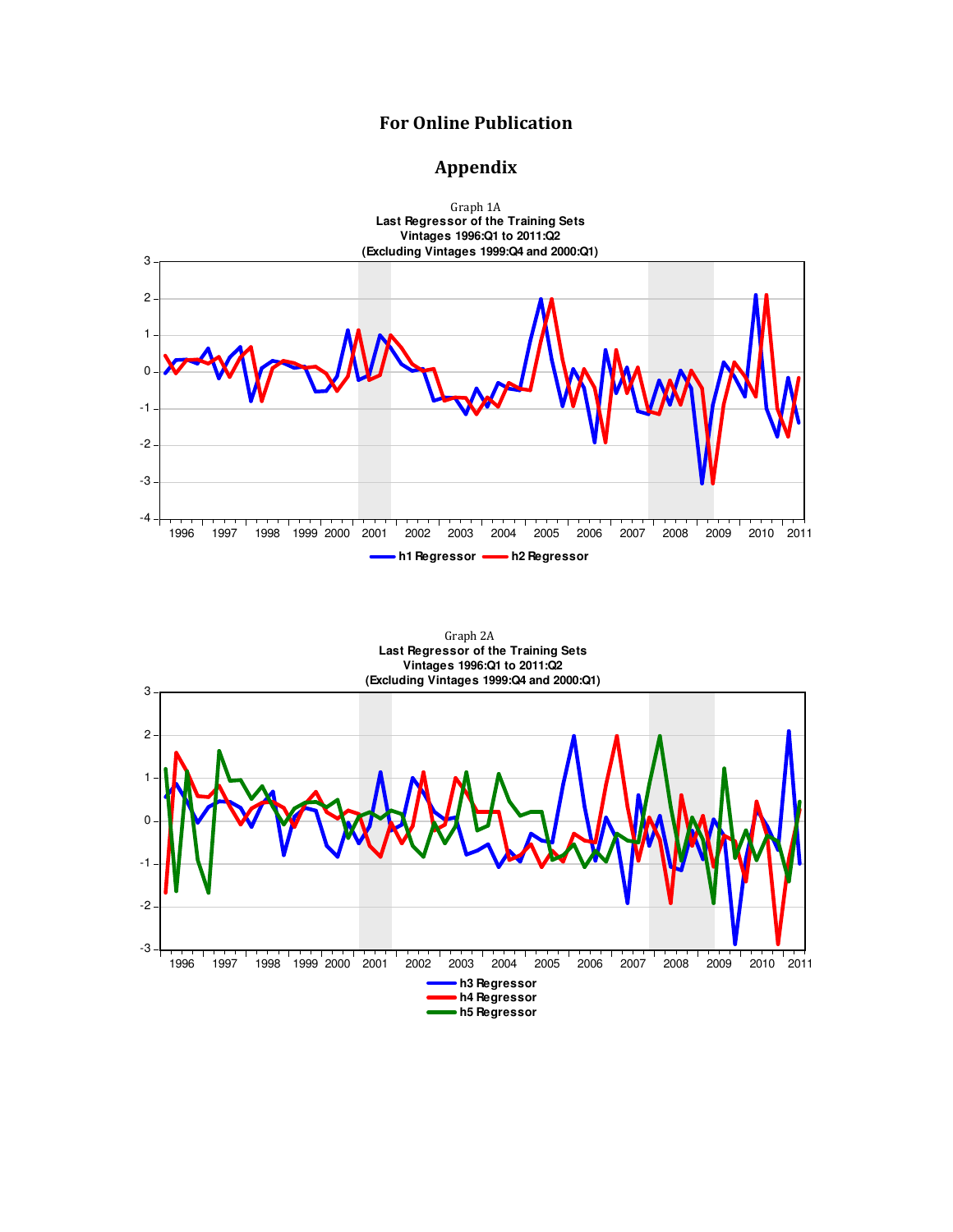**For Online Publication**

## Appendix

Graph 1A

**Last Regressor of the Training Sets**
**Vintages 1996:Q1 to 2011:Q2**
**(Excluding Vintages 1999:Q4 and 2000:Q1)**

Graph 2A

**Last Regressor of the Training Sets**
**Vintages 1996:Q1 to 2011:Q2**
**(Excluding Vintages 1999:Q4 and 2000:Q1)**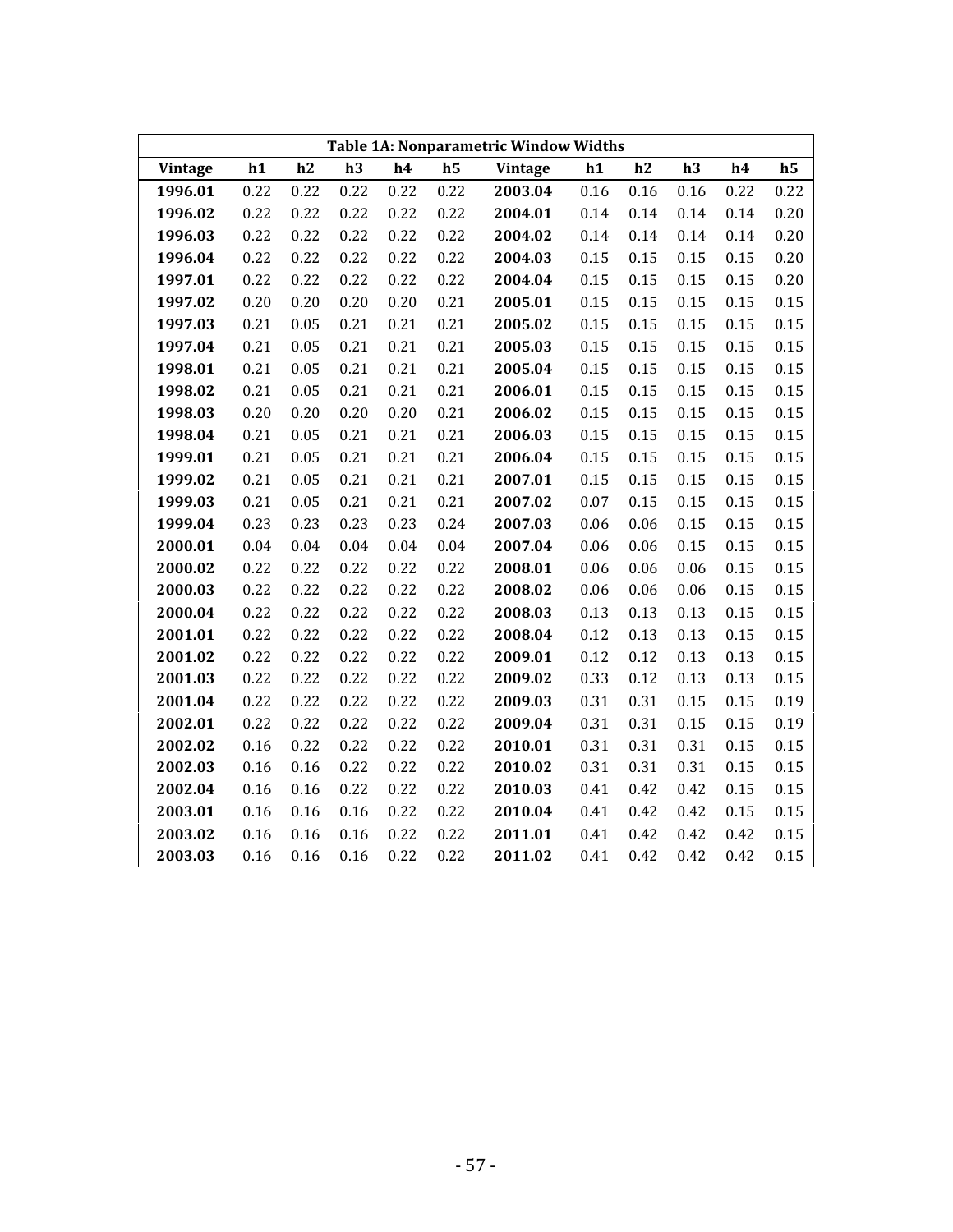**Table 1A: Nonparametric Window Widths**

| Vintage | h1 | h2 | h3 | h4 | h5 | Vintage | h1 | h2 | h3 | h4 | h5 |
|---|---|---|---|---|---|---|---|---|---|---|---|
| **1996.01** | 0.22 | 0.22 | 0.22 | 0.22 | 0.22 | **2003.04** | 0.16 | 0.16 | 0.16 | 0.22 | 0.22 |
| **1996.02** | 0.22 | 0.22 | 0.22 | 0.22 | 0.22 | **2004.01** | 0.14 | 0.14 | 0.14 | 0.14 | 0.20 |
| **1996.03** | 0.22 | 0.22 | 0.22 | 0.22 | 0.22 | **2004.02** | 0.14 | 0.14 | 0.14 | 0.14 | 0.20 |
| **1996.04** | 0.22 | 0.22 | 0.22 | 0.22 | 0.22 | **2004.03** | 0.15 | 0.15 | 0.15 | 0.15 | 0.20 |
| **1997.01** | 0.22 | 0.22 | 0.22 | 0.22 | 0.22 | **2004.04** | 0.15 | 0.15 | 0.15 | 0.15 | 0.20 |
| **1997.02** | 0.20 | 0.20 | 0.20 | 0.20 | 0.21 | **2005.01** | 0.15 | 0.15 | 0.15 | 0.15 | 0.15 |
| **1997.03** | 0.21 | 0.05 | 0.21 | 0.21 | 0.21 | **2005.02** | 0.15 | 0.15 | 0.15 | 0.15 | 0.15 |
| **1997.04** | 0.21 | 0.05 | 0.21 | 0.21 | 0.21 | **2005.03** | 0.15 | 0.15 | 0.15 | 0.15 | 0.15 |
| **1998.01** | 0.21 | 0.05 | 0.21 | 0.21 | 0.21 | **2005.04** | 0.15 | 0.15 | 0.15 | 0.15 | 0.15 |
| **1998.02** | 0.21 | 0.05 | 0.21 | 0.21 | 0.21 | **2006.01** | 0.15 | 0.15 | 0.15 | 0.15 | 0.15 |
| **1998.03** | 0.20 | 0.20 | 0.20 | 0.20 | 0.21 | **2006.02** | 0.15 | 0.15 | 0.15 | 0.15 | 0.15 |
| **1998.04** | 0.21 | 0.05 | 0.21 | 0.21 | 0.21 | **2006.03** | 0.15 | 0.15 | 0.15 | 0.15 | 0.15 |
| **1999.01** | 0.21 | 0.05 | 0.21 | 0.21 | 0.21 | **2006.04** | 0.15 | 0.15 | 0.15 | 0.15 | 0.15 |
| **1999.02** | 0.21 | 0.05 | 0.21 | 0.21 | 0.21 | **2007.01** | 0.15 | 0.15 | 0.15 | 0.15 | 0.15 |
| **1999.03** | 0.21 | 0.05 | 0.21 | 0.21 | 0.21 | **2007.02** | 0.07 | 0.15 | 0.15 | 0.15 | 0.15 |
| **1999.04** | 0.23 | 0.23 | 0.23 | 0.23 | 0.24 | **2007.03** | 0.06 | 0.06 | 0.15 | 0.15 | 0.15 |
| **2000.01** | 0.04 | 0.04 | 0.04 | 0.04 | 0.04 | **2007.04** | 0.06 | 0.06 | 0.15 | 0.15 | 0.15 |
| **2000.02** | 0.22 | 0.22 | 0.22 | 0.22 | 0.22 | **2008.01** | 0.06 | 0.06 | 0.06 | 0.15 | 0.15 |
| **2000.03** | 0.22 | 0.22 | 0.22 | 0.22 | 0.22 | **2008.02** | 0.06 | 0.06 | 0.06 | 0.15 | 0.15 |
| **2000.04** | 0.22 | 0.22 | 0.22 | 0.22 | 0.22 | **2008.03** | 0.13 | 0.13 | 0.13 | 0.15 | 0.15 |
| **2001.01** | 0.22 | 0.22 | 0.22 | 0.22 | 0.22 | **2008.04** | 0.12 | 0.13 | 0.13 | 0.15 | 0.15 |
| **2001.02** | 0.22 | 0.22 | 0.22 | 0.22 | 0.22 | **2009.01** | 0.12 | 0.12 | 0.13 | 0.13 | 0.15 |
| **2001.03** | 0.22 | 0.22 | 0.22 | 0.22 | 0.22 | **2009.02** | 0.33 | 0.12 | 0.13 | 0.13 | 0.15 |
| **2001.04** | 0.22 | 0.22 | 0.22 | 0.22 | 0.22 | **2009.03** | 0.31 | 0.31 | 0.15 | 0.15 | 0.19 |
| **2002.01** | 0.22 | 0.22 | 0.22 | 0.22 | 0.22 | **2009.04** | 0.31 | 0.31 | 0.15 | 0.15 | 0.19 |
| **2002.02** | 0.16 | 0.22 | 0.22 | 0.22 | 0.22 | **2010.01** | 0.31 | 0.31 | 0.31 | 0.15 | 0.15 |
| **2002.03** | 0.16 | 0.16 | 0.22 | 0.22 | 0.22 | **2010.02** | 0.31 | 0.31 | 0.31 | 0.15 | 0.15 |
| **2002.04** | 0.16 | 0.16 | 0.22 | 0.22 | 0.22 | **2010.03** | 0.41 | 0.42 | 0.42 | 0.15 | 0.15 |
| **2003.01** | 0.16 | 0.16 | 0.16 | 0.22 | 0.22 | **2010.04** | 0.41 | 0.42 | 0.42 | 0.15 | 0.15 |
| **2003.02** | 0.16 | 0.16 | 0.16 | 0.22 | 0.22 | **2011.01** | 0.41 | 0.42 | 0.42 | 0.42 | 0.15 |
| **2003.03** | 0.16 | 0.16 | 0.16 | 0.22 | 0.22 | **2011.02** | 0.41 | 0.42 | 0.42 | 0.42 | 0.15 |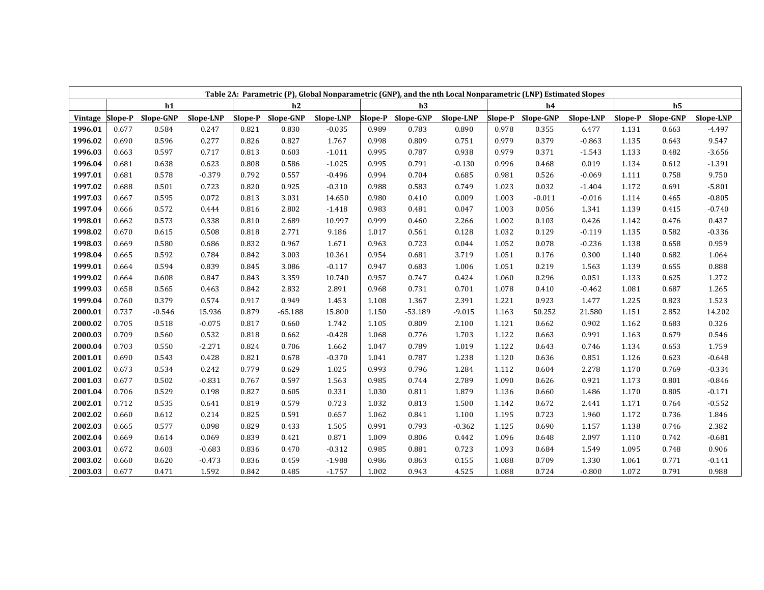| Table 2A: Parametric (P), Global Nonparametric (GNP), and the nth Local Nonparametric (LNP) Estimated Slopes | | | | | | | | | | | | | | | |
|---|---|---|---|---|---|---|---|---|---|---|---|---|---|---|---|
| | h1 | | | h2 | | | h3 | | | h4 | | | h5 | | |
| **Vintage** | **Slope-P** | **Slope-GNP** | **Slope-LNP** | **Slope-P** | **Slope-GNP** | **Slope-LNP** | **Slope-P** | **Slope-GNP** | **Slope-LNP** | **Slope-P** | **Slope-GNP** | **Slope-LNP** | **Slope-P** | **Slope-GNP** | **Slope-LNP** |
| **1996.01** | 0.677 | 0.584 | 0.247 | 0.821 | 0.830 | -0.035 | 0.989 | 0.783 | 0.890 | 0.978 | 0.355 | 6.477 | 1.131 | 0.663 | -4.497 |
| **1996.02** | 0.690 | 0.596 | 0.277 | 0.826 | 0.827 | 1.767 | 0.998 | 0.809 | 0.751 | 0.979 | 0.379 | -0.863 | 1.135 | 0.643 | 9.547 |
| **1996.03** | 0.663 | 0.597 | 0.717 | 0.813 | 0.603 | -1.011 | 0.995 | 0.787 | 0.938 | 0.979 | 0.371 | -1.543 | 1.133 | 0.482 | -3.656 |
| **1996.04** | 0.681 | 0.638 | 0.623 | 0.808 | 0.586 | -1.025 | 0.995 | 0.791 | -0.130 | 0.996 | 0.468 | 0.019 | 1.134 | 0.612 | -1.391 |
| **1997.01** | 0.681 | 0.578 | -0.379 | 0.792 | 0.557 | -0.496 | 0.994 | 0.704 | 0.685 | 0.981 | 0.526 | -0.069 | 1.111 | 0.758 | 9.750 |
| **1997.02** | 0.688 | 0.501 | 0.723 | 0.820 | 0.925 | -0.310 | 0.988 | 0.583 | 0.749 | 1.023 | 0.032 | -1.404 | 1.172 | 0.691 | -5.801 |
| **1997.03** | 0.667 | 0.595 | 0.072 | 0.813 | 3.031 | 14.650 | 0.980 | 0.410 | 0.009 | 1.003 | -0.011 | -0.016 | 1.114 | 0.465 | -0.805 |
| **1997.04** | 0.666 | 0.572 | 0.444 | 0.816 | 2.802 | -1.418 | 0.983 | 0.481 | 0.047 | 1.003 | 0.056 | 1.341 | 1.139 | 0.415 | -0.740 |
| **1998.01** | 0.662 | 0.573 | 0.338 | 0.810 | 2.689 | 10.997 | 0.999 | 0.460 | 2.266 | 1.002 | 0.103 | 0.426 | 1.142 | 0.476 | 0.437 |
| **1998.02** | 0.670 | 0.615 | 0.508 | 0.818 | 2.771 | 9.186 | 1.017 | 0.561 | 0.128 | 1.032 | 0.129 | -0.119 | 1.135 | 0.582 | -0.336 |
| **1998.03** | 0.669 | 0.580 | 0.686 | 0.832 | 0.967 | 1.671 | 0.963 | 0.723 | 0.044 | 1.052 | 0.078 | -0.236 | 1.138 | 0.658 | 0.959 |
| **1998.04** | 0.665 | 0.592 | 0.784 | 0.842 | 3.003 | 10.361 | 0.954 | 0.681 | 3.719 | 1.051 | 0.176 | 0.300 | 1.140 | 0.682 | 1.064 |
| **1999.01** | 0.664 | 0.594 | 0.839 | 0.845 | 3.086 | -0.117 | 0.947 | 0.683 | 1.006 | 1.051 | 0.219 | 1.563 | 1.139 | 0.655 | 0.888 |
| **1999.02** | 0.664 | 0.608 | 0.847 | 0.843 | 3.359 | 10.740 | 0.957 | 0.747 | 0.424 | 1.060 | 0.296 | 0.051 | 1.133 | 0.625 | 1.272 |
| **1999.03** | 0.658 | 0.565 | 0.463 | 0.842 | 2.832 | 2.891 | 0.968 | 0.731 | 0.701 | 1.078 | 0.410 | -0.462 | 1.081 | 0.687 | 1.265 |
| **1999.04** | 0.760 | 0.379 | 0.574 | 0.917 | 0.949 | 1.453 | 1.108 | 1.367 | 2.391 | 1.221 | 0.923 | 1.477 | 1.225 | 0.823 | 1.523 |
| **2000.01** | 0.737 | -0.546 | 15.936 | 0.879 | -65.188 | 15.800 | 1.150 | -53.189 | -9.015 | 1.163 | 50.252 | 21.580 | 1.151 | 2.852 | 14.202 |
| **2000.02** | 0.705 | 0.518 | -0.075 | 0.817 | 0.660 | 1.742 | 1.105 | 0.809 | 2.100 | 1.121 | 0.662 | 0.902 | 1.162 | 0.683 | 0.326 |
| **2000.03** | 0.709 | 0.560 | 0.532 | 0.818 | 0.662 | -0.428 | 1.068 | 0.776 | 1.703 | 1.122 | 0.663 | 0.991 | 1.163 | 0.679 | 0.546 |
| **2000.04** | 0.703 | 0.550 | -2.271 | 0.824 | 0.706 | 1.662 | 1.047 | 0.789 | 1.019 | 1.122 | 0.643 | 0.746 | 1.134 | 0.653 | 1.759 |
| **2001.01** | 0.690 | 0.543 | 0.428 | 0.821 | 0.678 | -0.370 | 1.041 | 0.787 | 1.238 | 1.120 | 0.636 | 0.851 | 1.126 | 0.623 | -0.648 |
| **2001.02** | 0.673 | 0.534 | 0.242 | 0.779 | 0.629 | 1.025 | 0.993 | 0.796 | 1.284 | 1.112 | 0.604 | 2.278 | 1.170 | 0.769 | -0.334 |
| **2001.03** | 0.677 | 0.502 | -0.831 | 0.767 | 0.597 | 1.563 | 0.985 | 0.744 | 2.789 | 1.090 | 0.626 | 0.921 | 1.173 | 0.801 | -0.846 |
| **2001.04** | 0.706 | 0.529 | 0.198 | 0.827 | 0.605 | 0.331 | 1.030 | 0.811 | 1.879 | 1.136 | 0.660 | 1.486 | 1.170 | 0.805 | -0.171 |
| **2002.01** | 0.712 | 0.535 | 0.641 | 0.819 | 0.579 | 0.723 | 1.032 | 0.813 | 1.500 | 1.142 | 0.672 | 2.441 | 1.171 | 0.764 | -0.552 |
| **2002.02** | 0.660 | 0.612 | 0.214 | 0.825 | 0.591 | 0.657 | 1.062 | 0.841 | 1.100 | 1.195 | 0.723 | 1.960 | 1.172 | 0.736 | 1.846 |
| **2002.03** | 0.665 | 0.577 | 0.098 | 0.829 | 0.433 | 1.505 | 0.991 | 0.793 | -0.362 | 1.125 | 0.690 | 1.157 | 1.138 | 0.746 | 2.382 |
| **2002.04** | 0.669 | 0.614 | 0.069 | 0.839 | 0.421 | 0.871 | 1.009 | 0.806 | 0.442 | 1.096 | 0.648 | 2.097 | 1.110 | 0.742 | -0.681 |
| **2003.01** | 0.672 | 0.603 | -0.683 | 0.836 | 0.470 | -0.312 | 0.985 | 0.881 | 0.723 | 1.093 | 0.684 | 1.549 | 1.095 | 0.748 | 0.906 |
| **2003.02** | 0.660 | 0.620 | -0.473 | 0.836 | 0.459 | -1.988 | 0.986 | 0.863 | 0.155 | 1.088 | 0.709 | 1.330 | 1.061 | 0.771 | -0.141 |
| **2003.03** | 0.677 | 0.471 | 1.592 | 0.842 | 0.485 | -1.757 | 1.002 | 0.943 | 4.525 | 1.088 | 0.724 | -0.800 | 1.072 | 0.791 | 0.988 |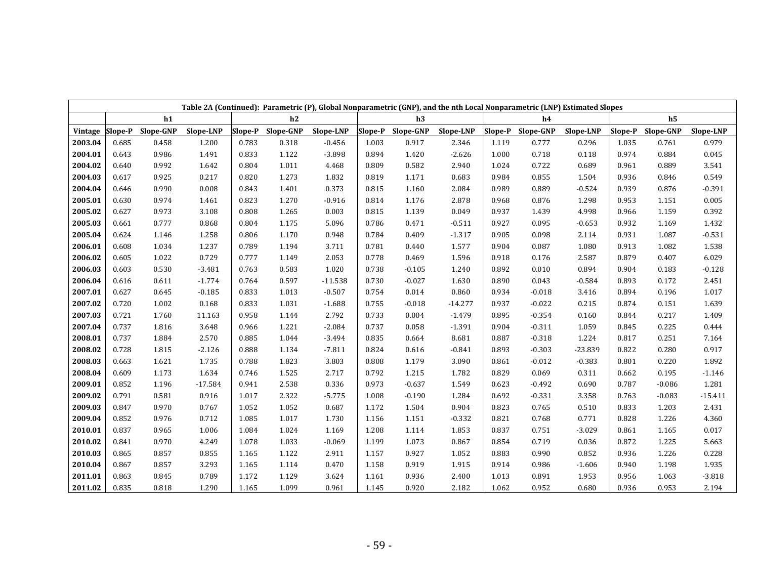| Table 2A (Continued): Parametric (P), Global Nonparametric (GNP), and the nth Local Nonparametric (LNP) Estimated Slopes | | | | | | | | | | | | | | | |
|---|---|---|---|---|---|---|---|---|---|---|---|---|---|---|---|
| | h1 | | | h2 | | | h3 | | | h4 | | | h5 | | |
| **Vintage** | **Slope-P** | **Slope-GNP** | **Slope-LNP** | **Slope-P** | **Slope-GNP** | **Slope-LNP** | **Slope-P** | **Slope-GNP** | **Slope-LNP** | **Slope-P** | **Slope-GNP** | **Slope-LNP** | **Slope-P** | **Slope-GNP** | **Slope-LNP** |
| **2003.04** | 0.685 | 0.458 | 1.200 | 0.783 | 0.318 | -0.456 | 1.003 | 0.917 | 2.346 | 1.119 | 0.777 | 0.296 | 1.035 | 0.761 | 0.979 |
| **2004.01** | 0.643 | 0.986 | 1.491 | 0.833 | 1.122 | -3.898 | 0.894 | 1.420 | -2.626 | 1.000 | 0.718 | 0.118 | 0.974 | 0.884 | 0.045 |
| **2004.02** | 0.640 | 0.992 | 1.642 | 0.804 | 1.011 | 4.468 | 0.809 | 0.582 | 2.940 | 1.024 | 0.722 | 0.689 | 0.961 | 0.889 | 3.541 |
| **2004.03** | 0.617 | 0.925 | 0.217 | 0.820 | 1.273 | 1.832 | 0.819 | 1.171 | 0.683 | 0.984 | 0.855 | 1.504 | 0.936 | 0.846 | 0.549 |
| **2004.04** | 0.646 | 0.990 | 0.008 | 0.843 | 1.401 | 0.373 | 0.815 | 1.160 | 2.084 | 0.989 | 0.889 | -0.524 | 0.939 | 0.876 | -0.391 |
| **2005.01** | 0.630 | 0.974 | 1.461 | 0.823 | 1.270 | -0.916 | 0.814 | 1.176 | 2.878 | 0.968 | 0.876 | 1.298 | 0.953 | 1.151 | 0.005 |
| **2005.02** | 0.627 | 0.973 | 3.108 | 0.808 | 1.265 | 0.003 | 0.815 | 1.139 | 0.049 | 0.937 | 1.439 | 4.998 | 0.966 | 1.159 | 0.392 |
| **2005.03** | 0.661 | 0.777 | 0.868 | 0.804 | 1.175 | 5.096 | 0.786 | 0.471 | -0.511 | 0.927 | 0.095 | -0.653 | 0.932 | 1.169 | 1.432 |
| **2005.04** | 0.624 | 1.146 | 1.258 | 0.806 | 1.170 | 0.948 | 0.784 | 0.409 | -1.317 | 0.905 | 0.098 | 2.114 | 0.931 | 1.087 | -0.531 |
| **2006.01** | 0.608 | 1.034 | 1.237 | 0.789 | 1.194 | 3.711 | 0.781 | 0.440 | 1.577 | 0.904 | 0.087 | 1.080 | 0.913 | 1.082 | 1.538 |
| **2006.02** | 0.605 | 1.022 | 0.729 | 0.777 | 1.149 | 2.053 | 0.778 | 0.469 | 1.596 | 0.918 | 0.176 | 2.587 | 0.879 | 0.407 | 6.029 |
| **2006.03** | 0.603 | 0.530 | -3.481 | 0.763 | 0.583 | 1.020 | 0.738 | -0.105 | 1.240 | 0.892 | 0.010 | 0.894 | 0.904 | 0.183 | -0.128 |
| **2006.04** | 0.616 | 0.611 | -1.774 | 0.764 | 0.597 | -11.538 | 0.730 | -0.027 | 1.630 | 0.890 | 0.043 | -0.584 | 0.893 | 0.172 | 2.451 |
| **2007.01** | 0.627 | 0.645 | -0.185 | 0.833 | 1.013 | -0.507 | 0.754 | 0.014 | 0.860 | 0.934 | -0.018 | 3.416 | 0.894 | 0.196 | 1.017 |
| **2007.02** | 0.720 | 1.002 | 0.168 | 0.833 | 1.031 | -1.688 | 0.755 | -0.018 | -14.277 | 0.937 | -0.022 | 0.215 | 0.874 | 0.151 | 1.639 |
| **2007.03** | 0.721 | 1.760 | 11.163 | 0.958 | 1.144 | 2.792 | 0.733 | 0.004 | -1.479 | 0.895 | -0.354 | 0.160 | 0.844 | 0.217 | 1.409 |
| **2007.04** | 0.737 | 1.816 | 3.648 | 0.966 | 1.221 | -2.084 | 0.737 | 0.058 | -1.391 | 0.904 | -0.311 | 1.059 | 0.845 | 0.225 | 0.444 |
| **2008.01** | 0.737 | 1.884 | 2.570 | 0.885 | 1.044 | -3.494 | 0.835 | 0.664 | 8.681 | 0.887 | -0.318 | 1.224 | 0.817 | 0.251 | 7.164 |
| **2008.02** | 0.728 | 1.815 | -2.126 | 0.888 | 1.134 | -7.811 | 0.824 | 0.616 | -0.841 | 0.893 | -0.303 | -23.839 | 0.822 | 0.280 | 0.917 |
| **2008.03** | 0.663 | 1.621 | 1.735 | 0.788 | 1.823 | 3.803 | 0.808 | 1.179 | 3.090 | 0.861 | -0.012 | -0.383 | 0.801 | 0.220 | 1.892 |
| **2008.04** | 0.609 | 1.173 | 1.634 | 0.746 | 1.525 | 2.717 | 0.792 | 1.215 | 1.782 | 0.829 | 0.069 | 0.311 | 0.662 | 0.195 | -1.146 |
| **2009.01** | 0.852 | 1.196 | -17.584 | 0.941 | 2.538 | 0.336 | 0.973 | -0.637 | 1.549 | 0.623 | -0.492 | 0.690 | 0.787 | -0.086 | 1.281 |
| **2009.02** | 0.791 | 0.581 | 0.916 | 1.017 | 2.322 | -5.775 | 1.008 | -0.190 | 1.284 | 0.692 | -0.331 | 3.358 | 0.763 | -0.083 | -15.411 |
| **2009.03** | 0.847 | 0.970 | 0.767 | 1.052 | 1.052 | 0.687 | 1.172 | 1.504 | 0.904 | 0.823 | 0.765 | 0.510 | 0.833 | 1.203 | 2.431 |
| **2009.04** | 0.852 | 0.976 | 0.712 | 1.085 | 1.017 | 1.730 | 1.156 | 1.151 | -0.332 | 0.821 | 0.768 | 0.771 | 0.828 | 1.226 | 4.360 |
| **2010.01** | 0.837 | 0.965 | 1.006 | 1.084 | 1.024 | 1.169 | 1.208 | 1.114 | 1.853 | 0.837 | 0.751 | -3.029 | 0.861 | 1.165 | 0.017 |
| **2010.02** | 0.841 | 0.970 | 4.249 | 1.078 | 1.033 | -0.069 | 1.199 | 1.073 | 0.867 | 0.854 | 0.719 | 0.036 | 0.872 | 1.225 | 5.663 |
| **2010.03** | 0.865 | 0.857 | 0.855 | 1.165 | 1.122 | 2.911 | 1.157 | 0.927 | 1.052 | 0.883 | 0.990 | 0.852 | 0.936 | 1.226 | 0.228 |
| **2010.04** | 0.867 | 0.857 | 3.293 | 1.165 | 1.114 | 0.470 | 1.158 | 0.919 | 1.915 | 0.914 | 0.986 | -1.606 | 0.940 | 1.198 | 1.935 |
| **2011.01** | 0.863 | 0.845 | 0.789 | 1.172 | 1.129 | 3.624 | 1.161 | 0.936 | 2.400 | 1.013 | 0.891 | 1.953 | 0.956 | 1.063 | -3.818 |
| **2011.02** | 0.835 | 0.818 | 1.290 | 1.165 | 1.099 | 0.961 | 1.145 | 0.920 | 2.182 | 1.062 | 0.952 | 0.680 | 0.936 | 0.953 | 2.194 |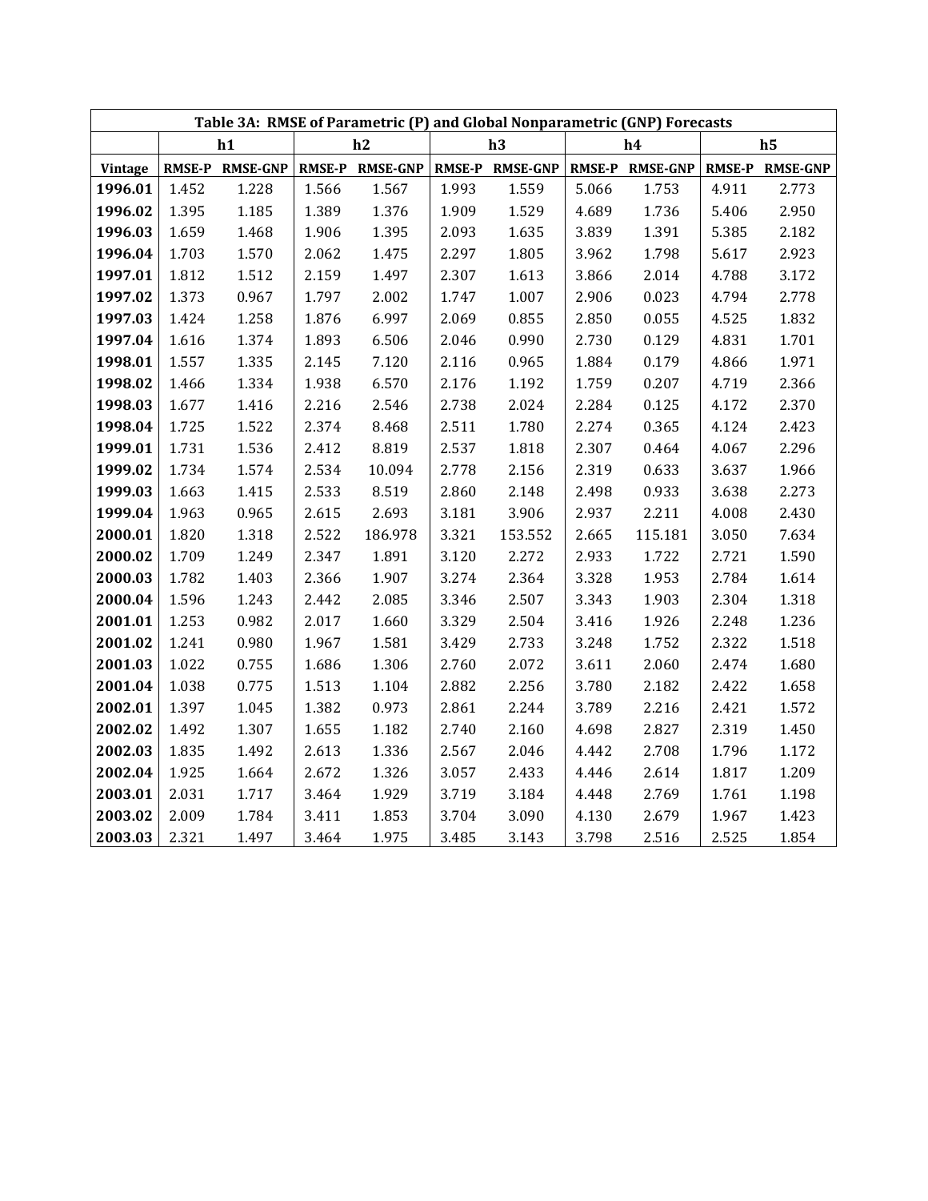| Table 3A: RMSE of Parametric (P) and Global Nonparametric (GNP) Forecasts | | | | | | | | | | |
|---|---|---|---|---|---|---|---|---|---|---|
| | h1 | | h2 | | h3 | | h4 | | h5 | |
| **Vintage** | **RMSE-P** | **RMSE-GNP** | **RMSE-P** | **RMSE-GNP** | **RMSE-P** | **RMSE-GNP** | **RMSE-P** | **RMSE-GNP** | **RMSE-P** | **RMSE-GNP** |
| **1996.01** | 1.452 | 1.228 | 1.566 | 1.567 | 1.993 | 1.559 | 5.066 | 1.753 | 4.911 | 2.773 |
| **1996.02** | 1.395 | 1.185 | 1.389 | 1.376 | 1.909 | 1.529 | 4.689 | 1.736 | 5.406 | 2.950 |
| **1996.03** | 1.659 | 1.468 | 1.906 | 1.395 | 2.093 | 1.635 | 3.839 | 1.391 | 5.385 | 2.182 |
| **1996.04** | 1.703 | 1.570 | 2.062 | 1.475 | 2.297 | 1.805 | 3.962 | 1.798 | 5.617 | 2.923 |
| **1997.01** | 1.812 | 1.512 | 2.159 | 1.497 | 2.307 | 1.613 | 3.866 | 2.014 | 4.788 | 3.172 |
| **1997.02** | 1.373 | 0.967 | 1.797 | 2.002 | 1.747 | 1.007 | 2.906 | 0.023 | 4.794 | 2.778 |
| **1997.03** | 1.424 | 1.258 | 1.876 | 6.997 | 2.069 | 0.855 | 2.850 | 0.055 | 4.525 | 1.832 |
| **1997.04** | 1.616 | 1.374 | 1.893 | 6.506 | 2.046 | 0.990 | 2.730 | 0.129 | 4.831 | 1.701 |
| **1998.01** | 1.557 | 1.335 | 2.145 | 7.120 | 2.116 | 0.965 | 1.884 | 0.179 | 4.866 | 1.971 |
| **1998.02** | 1.466 | 1.334 | 1.938 | 6.570 | 2.176 | 1.192 | 1.759 | 0.207 | 4.719 | 2.366 |
| **1998.03** | 1.677 | 1.416 | 2.216 | 2.546 | 2.738 | 2.024 | 2.284 | 0.125 | 4.172 | 2.370 |
| **1998.04** | 1.725 | 1.522 | 2.374 | 8.468 | 2.511 | 1.780 | 2.274 | 0.365 | 4.124 | 2.423 |
| **1999.01** | 1.731 | 1.536 | 2.412 | 8.819 | 2.537 | 1.818 | 2.307 | 0.464 | 4.067 | 2.296 |
| **1999.02** | 1.734 | 1.574 | 2.534 | 10.094 | 2.778 | 2.156 | 2.319 | 0.633 | 3.637 | 1.966 |
| **1999.03** | 1.663 | 1.415 | 2.533 | 8.519 | 2.860 | 2.148 | 2.498 | 0.933 | 3.638 | 2.273 |
| **1999.04** | 1.963 | 0.965 | 2.615 | 2.693 | 3.181 | 3.906 | 2.937 | 2.211 | 4.008 | 2.430 |
| **2000.01** | 1.820 | 1.318 | 2.522 | 186.978 | 3.321 | 153.552 | 2.665 | 115.181 | 3.050 | 7.634 |
| **2000.02** | 1.709 | 1.249 | 2.347 | 1.891 | 3.120 | 2.272 | 2.933 | 1.722 | 2.721 | 1.590 |
| **2000.03** | 1.782 | 1.403 | 2.366 | 1.907 | 3.274 | 2.364 | 3.328 | 1.953 | 2.784 | 1.614 |
| **2000.04** | 1.596 | 1.243 | 2.442 | 2.085 | 3.346 | 2.507 | 3.343 | 1.903 | 2.304 | 1.318 |
| **2001.01** | 1.253 | 0.982 | 2.017 | 1.660 | 3.329 | 2.504 | 3.416 | 1.926 | 2.248 | 1.236 |
| **2001.02** | 1.241 | 0.980 | 1.967 | 1.581 | 3.429 | 2.733 | 3.248 | 1.752 | 2.322 | 1.518 |
| **2001.03** | 1.022 | 0.755 | 1.686 | 1.306 | 2.760 | 2.072 | 3.611 | 2.060 | 2.474 | 1.680 |
| **2001.04** | 1.038 | 0.775 | 1.513 | 1.104 | 2.882 | 2.256 | 3.780 | 2.182 | 2.422 | 1.658 |
| **2002.01** | 1.397 | 1.045 | 1.382 | 0.973 | 2.861 | 2.244 | 3.789 | 2.216 | 2.421 | 1.572 |
| **2002.02** | 1.492 | 1.307 | 1.655 | 1.182 | 2.740 | 2.160 | 4.698 | 2.827 | 2.319 | 1.450 |
| **2002.03** | 1.835 | 1.492 | 2.613 | 1.336 | 2.567 | 2.046 | 4.442 | 2.708 | 1.796 | 1.172 |
| **2002.04** | 1.925 | 1.664 | 2.672 | 1.326 | 3.057 | 2.433 | 4.446 | 2.614 | 1.817 | 1.209 |
| **2003.01** | 2.031 | 1.717 | 3.464 | 1.929 | 3.719 | 3.184 | 4.448 | 2.769 | 1.761 | 1.198 |
| **2003.02** | 2.009 | 1.784 | 3.411 | 1.853 | 3.704 | 3.090 | 4.130 | 2.679 | 1.967 | 1.423 |
| **2003.03** | 2.321 | 1.497 | 3.464 | 1.975 | 3.485 | 3.143 | 3.798 | 2.516 | 2.525 | 1.854 |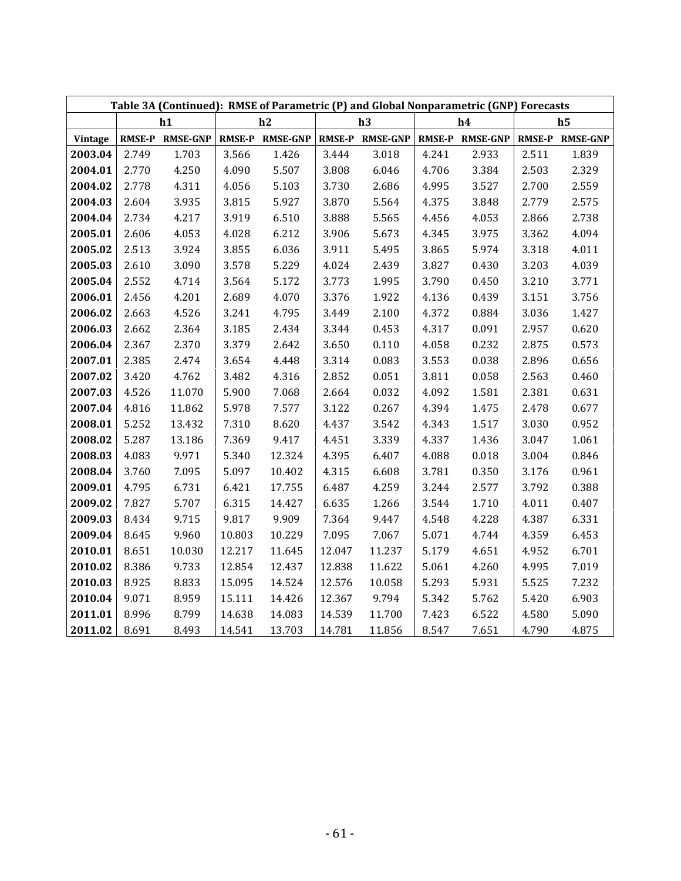| Table 3A (Continued): RMSE of Parametric (P) and Global Nonparametric (GNP) Forecasts | | | | | | | | | | |
|---|---|---|---|---|---|---|---|---|---|---|
| | h1 | | h2 | | h3 | | h4 | | h5 | |
| **Vintage** | **RMSE-P** | **RMSE-GNP** | **RMSE-P** | **RMSE-GNP** | **RMSE-P** | **RMSE-GNP** | **RMSE-P** | **RMSE-GNP** | **RMSE-P** | **RMSE-GNP** |
| **2003.04** | 2.749 | 1.703 | 3.566 | 1.426 | 3.444 | 3.018 | 4.241 | 2.933 | 2.511 | 1.839 |
| **2004.01** | 2.770 | 4.250 | 4.090 | 5.507 | 3.808 | 6.046 | 4.706 | 3.384 | 2.503 | 2.329 |
| **2004.02** | 2.778 | 4.311 | 4.056 | 5.103 | 3.730 | 2.686 | 4.995 | 3.527 | 2.700 | 2.559 |
| **2004.03** | 2.604 | 3.935 | 3.815 | 5.927 | 3.870 | 5.564 | 4.375 | 3.848 | 2.779 | 2.575 |
| **2004.04** | 2.734 | 4.217 | 3.919 | 6.510 | 3.888 | 5.565 | 4.456 | 4.053 | 2.866 | 2.738 |
| **2005.01** | 2.606 | 4.053 | 4.028 | 6.212 | 3.906 | 5.673 | 4.345 | 3.975 | 3.362 | 4.094 |
| **2005.02** | 2.513 | 3.924 | 3.855 | 6.036 | 3.911 | 5.495 | 3.865 | 5.974 | 3.318 | 4.011 |
| **2005.03** | 2.610 | 3.090 | 3.578 | 5.229 | 4.024 | 2.439 | 3.827 | 0.430 | 3.203 | 4.039 |
| **2005.04** | 2.552 | 4.714 | 3.564 | 5.172 | 3.773 | 1.995 | 3.790 | 0.450 | 3.210 | 3.771 |
| **2006.01** | 2.456 | 4.201 | 2.689 | 4.070 | 3.376 | 1.922 | 4.136 | 0.439 | 3.151 | 3.756 |
| **2006.02** | 2.663 | 4.526 | 3.241 | 4.795 | 3.449 | 2.100 | 4.372 | 0.884 | 3.036 | 1.427 |
| **2006.03** | 2.662 | 2.364 | 3.185 | 2.434 | 3.344 | 0.453 | 4.317 | 0.091 | 2.957 | 0.620 |
| **2006.04** | 2.367 | 2.370 | 3.379 | 2.642 | 3.650 | 0.110 | 4.058 | 0.232 | 2.875 | 0.573 |
| **2007.01** | 2.385 | 2.474 | 3.654 | 4.448 | 3.314 | 0.083 | 3.553 | 0.038 | 2.896 | 0.656 |
| **2007.02** | 3.420 | 4.762 | 3.482 | 4.316 | 2.852 | 0.051 | 3.811 | 0.058 | 2.563 | 0.460 |
| **2007.03** | 4.526 | 11.070 | 5.900 | 7.068 | 2.664 | 0.032 | 4.092 | 1.581 | 2.381 | 0.631 |
| **2007.04** | 4.816 | 11.862 | 5.978 | 7.577 | 3.122 | 0.267 | 4.394 | 1.475 | 2.478 | 0.677 |
| **2008.01** | 5.252 | 13.432 | 7.310 | 8.620 | 4.437 | 3.542 | 4.343 | 1.517 | 3.030 | 0.952 |
| **2008.02** | 5.287 | 13.186 | 7.369 | 9.417 | 4.451 | 3.339 | 4.337 | 1.436 | 3.047 | 1.061 |
| **2008.03** | 4.083 | 9.971 | 5.340 | 12.324 | 4.395 | 6.407 | 4.088 | 0.018 | 3.004 | 0.846 |
| **2008.04** | 3.760 | 7.095 | 5.097 | 10.402 | 4.315 | 6.608 | 3.781 | 0.350 | 3.176 | 0.961 |
| **2009.01** | 4.795 | 6.731 | 6.421 | 17.755 | 6.487 | 4.259 | 3.244 | 2.577 | 3.792 | 0.388 |
| **2009.02** | 7.827 | 5.707 | 6.315 | 14.427 | 6.635 | 1.266 | 3.544 | 1.710 | 4.011 | 0.407 |
| **2009.03** | 8.434 | 9.715 | 9.817 | 9.909 | 7.364 | 9.447 | 4.548 | 4.228 | 4.387 | 6.331 |
| **2009.04** | 8.645 | 9.960 | 10.803 | 10.229 | 7.095 | 7.067 | 5.071 | 4.744 | 4.359 | 6.453 |
| **2010.01** | 8.651 | 10.030 | 12.217 | 11.645 | 12.047 | 11.237 | 5.179 | 4.651 | 4.952 | 6.701 |
| **2010.02** | 8.386 | 9.733 | 12.854 | 12.437 | 12.838 | 11.622 | 5.061 | 4.260 | 4.995 | 7.019 |
| **2010.03** | 8.925 | 8.833 | 15.095 | 14.524 | 12.576 | 10.058 | 5.293 | 5.931 | 5.525 | 7.232 |
| **2010.04** | 9.071 | 8.959 | 15.111 | 14.426 | 12.367 | 9.794 | 5.342 | 5.762 | 5.420 | 6.903 |
| **2011.01** | 8.996 | 8.799 | 14.638 | 14.083 | 14.539 | 11.700 | 7.423 | 6.522 | 4.580 | 5.090 |
| **2011.02** | 8.691 | 8.493 | 14.541 | 13.703 | 14.781 | 11.856 | 8.547 | 7.651 | 4.790 | 4.875 |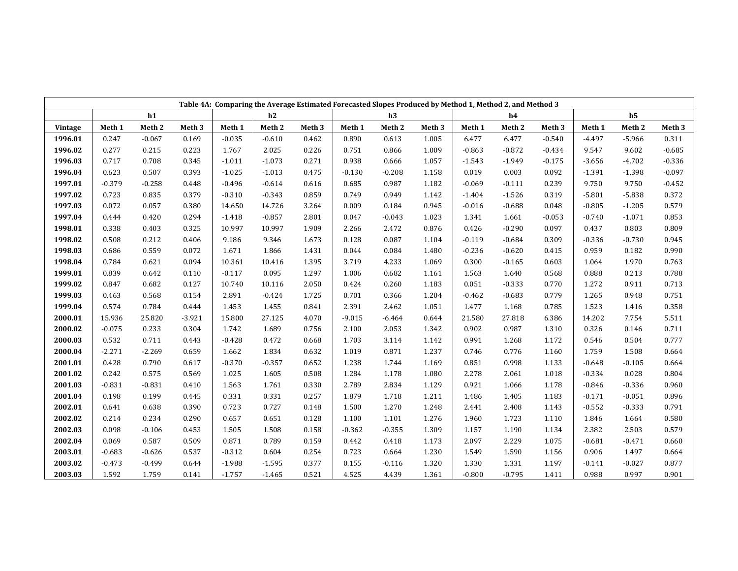| Table 4A: Comparing the Average Estimated Forecasted Slopes Produced by Method 1, Method 2, and Method 3 | | | | | | | | | | | | | | | |
|---|---|---|---|---|---|---|---|---|---|---|---|---|---|---|---|
| | h1 | | | h2 | | | h3 | | | h4 | | | h5 | | |
| **Vintage** | **Meth 1** | **Meth 2** | **Meth 3** | **Meth 1** | **Meth 2** | **Meth 3** | **Meth 1** | **Meth 2** | **Meth 3** | **Meth 1** | **Meth 2** | **Meth 3** | **Meth 1** | **Meth 2** | **Meth 3** |
| **1996.01** | 0.247 | -0.067 | 0.169 | -0.035 | -0.610 | 0.462 | 0.890 | 0.613 | 1.005 | 6.477 | 6.477 | -0.540 | -4.497 | -5.966 | 0.311 |
| **1996.02** | 0.277 | 0.215 | 0.223 | 1.767 | 2.025 | 0.226 | 0.751 | 0.866 | 1.009 | -0.863 | -0.872 | -0.434 | 9.547 | 9.602 | -0.685 |
| **1996.03** | 0.717 | 0.708 | 0.345 | -1.011 | -1.073 | 0.271 | 0.938 | 0.666 | 1.057 | -1.543 | -1.949 | -0.175 | -3.656 | -4.702 | -0.336 |
| **1996.04** | 0.623 | 0.507 | 0.393 | -1.025 | -1.013 | 0.475 | -0.130 | -0.208 | 1.158 | 0.019 | 0.003 | 0.092 | -1.391 | -1.398 | -0.097 |
| **1997.01** | -0.379 | -0.258 | 0.448 | -0.496 | -0.614 | 0.616 | 0.685 | 0.987 | 1.182 | -0.069 | -0.111 | 0.239 | 9.750 | 9.750 | -0.452 |
| **1997.02** | 0.723 | 0.835 | 0.379 | -0.310 | -0.343 | 0.859 | 0.749 | 0.949 | 1.142 | -1.404 | -1.526 | 0.319 | -5.801 | -5.838 | 0.372 |
| **1997.03** | 0.072 | 0.057 | 0.380 | 14.650 | 14.726 | 3.264 | 0.009 | 0.184 | 0.945 | -0.016 | -0.688 | 0.048 | -0.805 | -1.205 | 0.579 |
| **1997.04** | 0.444 | 0.420 | 0.294 | -1.418 | -0.857 | 2.801 | 0.047 | -0.043 | 1.023 | 1.341 | 1.661 | -0.053 | -0.740 | -1.071 | 0.853 |
| **1998.01** | 0.338 | 0.403 | 0.325 | 10.997 | 10.997 | 1.909 | 2.266 | 2.472 | 0.876 | 0.426 | -0.290 | 0.097 | 0.437 | 0.803 | 0.809 |
| **1998.02** | 0.508 | 0.212 | 0.406 | 9.186 | 9.346 | 1.673 | 0.128 | 0.087 | 1.104 | -0.119 | -0.684 | 0.309 | -0.336 | -0.730 | 0.945 |
| **1998.03** | 0.686 | 0.559 | 0.072 | 1.671 | 1.866 | 1.431 | 0.044 | 0.084 | 1.480 | -0.236 | -0.620 | 0.415 | 0.959 | 0.182 | 0.990 |
| **1998.04** | 0.784 | 0.621 | 0.094 | 10.361 | 10.416 | 1.395 | 3.719 | 4.233 | 1.069 | 0.300 | -0.165 | 0.603 | 1.064 | 1.970 | 0.763 |
| **1999.01** | 0.839 | 0.642 | 0.110 | -0.117 | 0.095 | 1.297 | 1.006 | 0.682 | 1.161 | 1.563 | 1.640 | 0.568 | 0.888 | 0.213 | 0.788 |
| **1999.02** | 0.847 | 0.682 | 0.127 | 10.740 | 10.116 | 2.050 | 0.424 | 0.260 | 1.183 | 0.051 | -0.333 | 0.770 | 1.272 | 0.911 | 0.713 |
| **1999.03** | 0.463 | 0.568 | 0.154 | 2.891 | -0.424 | 1.725 | 0.701 | 0.366 | 1.204 | -0.462 | -0.683 | 0.779 | 1.265 | 0.948 | 0.751 |
| **1999.04** | 0.574 | 0.784 | 0.444 | 1.453 | 1.455 | 0.841 | 2.391 | 2.462 | 1.051 | 1.477 | 1.168 | 0.785 | 1.523 | 1.416 | 0.358 |
| **2000.01** | 15.936 | 25.820 | -3.921 | 15.800 | 27.125 | 4.070 | -9.015 | -6.464 | 0.644 | 21.580 | 27.818 | 6.386 | 14.202 | 7.754 | 5.511 |
| **2000.02** | -0.075 | 0.233 | 0.304 | 1.742 | 1.689 | 0.756 | 2.100 | 2.053 | 1.342 | 0.902 | 0.987 | 1.310 | 0.326 | 0.146 | 0.711 |
| **2000.03** | 0.532 | 0.711 | 0.443 | -0.428 | 0.472 | 0.668 | 1.703 | 3.114 | 1.142 | 0.991 | 1.268 | 1.172 | 0.546 | 0.504 | 0.777 |
| **2000.04** | -2.271 | -2.269 | 0.659 | 1.662 | 1.834 | 0.632 | 1.019 | 0.871 | 1.237 | 0.746 | 0.776 | 1.160 | 1.759 | 1.508 | 0.664 |
| **2001.01** | 0.428 | 0.790 | 0.617 | -0.370 | -0.357 | 0.652 | 1.238 | 1.744 | 1.169 | 0.851 | 0.998 | 1.133 | -0.648 | -0.105 | 0.664 |
| **2001.02** | 0.242 | 0.575 | 0.569 | 1.025 | 1.605 | 0.508 | 1.284 | 1.178 | 1.080 | 2.278 | 2.061 | 1.018 | -0.334 | 0.028 | 0.804 |
| **2001.03** | -0.831 | -0.831 | 0.410 | 1.563 | 1.761 | 0.330 | 2.789 | 2.834 | 1.129 | 0.921 | 1.066 | 1.178 | -0.846 | -0.336 | 0.960 |
| **2001.04** | 0.198 | 0.199 | 0.445 | 0.331 | 0.331 | 0.257 | 1.879 | 1.718 | 1.211 | 1.486 | 1.405 | 1.183 | -0.171 | -0.051 | 0.896 |
| **2002.01** | 0.641 | 0.638 | 0.390 | 0.723 | 0.727 | 0.148 | 1.500 | 1.270 | 1.248 | 2.441 | 2.408 | 1.143 | -0.552 | -0.333 | 0.791 |
| **2002.02** | 0.214 | 0.234 | 0.290 | 0.657 | 0.651 | 0.128 | 1.100 | 1.101 | 1.276 | 1.960 | 1.723 | 1.110 | 1.846 | 1.664 | 0.580 |
| **2002.03** | 0.098 | -0.106 | 0.453 | 1.505 | 1.508 | 0.158 | -0.362 | -0.355 | 1.309 | 1.157 | 1.190 | 1.134 | 2.382 | 2.503 | 0.579 |
| **2002.04** | 0.069 | 0.587 | 0.509 | 0.871 | 0.789 | 0.159 | 0.442 | 0.418 | 1.173 | 2.097 | 2.229 | 1.075 | -0.681 | -0.471 | 0.660 |
| **2003.01** | -0.683 | -0.626 | 0.537 | -0.312 | 0.604 | 0.254 | 0.723 | 0.664 | 1.230 | 1.549 | 1.590 | 1.156 | 0.906 | 1.497 | 0.664 |
| **2003.02** | -0.473 | -0.499 | 0.644 | -1.988 | -1.595 | 0.377 | 0.155 | -0.116 | 1.320 | 1.330 | 1.331 | 1.197 | -0.141 | -0.027 | 0.877 |
| **2003.03** | 1.592 | 1.759 | 0.141 | -1.757 | -1.465 | 0.521 | 4.525 | 4.439 | 1.361 | -0.800 | -0.795 | 1.411 | 0.988 | 0.997 | 0.901 |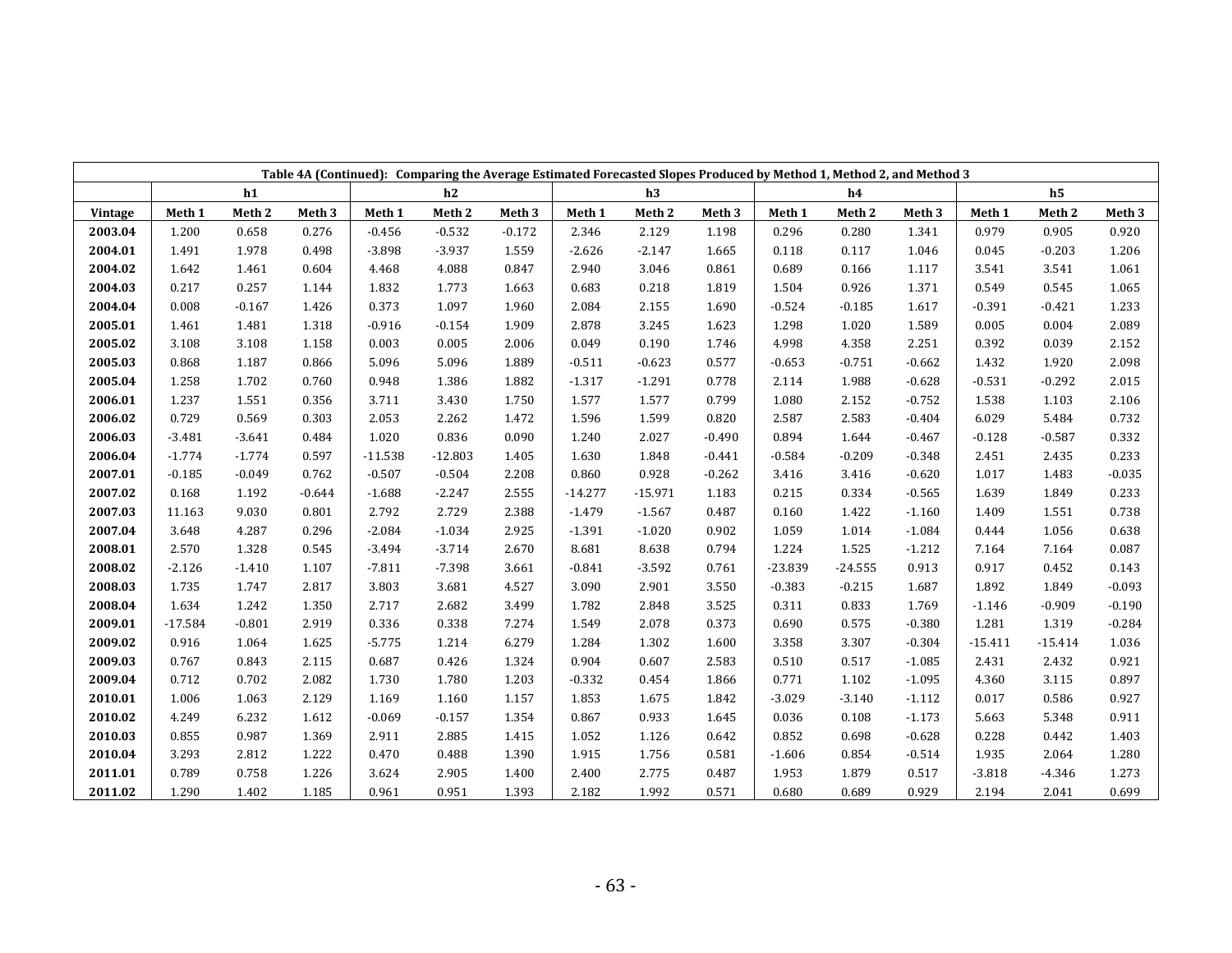| Table 4A (Continued): Comparing the Average Estimated Forecasted Slopes Produced by Method 1, Method 2, and Method 3 | | | | | | | | | | | | | | | |
|---|---|---|---|---|---|---|---|---|---|---|---|---|---|---|---|
| | h1 | | | h2 | | | h3 | | | h4 | | | h5 | | |
| **Vintage** | **Meth 1** | **Meth 2** | **Meth 3** | **Meth 1** | **Meth 2** | **Meth 3** | **Meth 1** | **Meth 2** | **Meth 3** | **Meth 1** | **Meth 2** | **Meth 3** | **Meth 1** | **Meth 2** | **Meth 3** |
| **2003.04** | 1.200 | 0.658 | 0.276 | -0.456 | -0.532 | -0.172 | 2.346 | 2.129 | 1.198 | 0.296 | 0.280 | 1.341 | 0.979 | 0.905 | 0.920 |
| **2004.01** | 1.491 | 1.978 | 0.498 | -3.898 | -3.937 | 1.559 | -2.626 | -2.147 | 1.665 | 0.118 | 0.117 | 1.046 | 0.045 | -0.203 | 1.206 |
| **2004.02** | 1.642 | 1.461 | 0.604 | 4.468 | 4.088 | 0.847 | 2.940 | 3.046 | 0.861 | 0.689 | 0.166 | 1.117 | 3.541 | 3.541 | 1.061 |
| **2004.03** | 0.217 | 0.257 | 1.144 | 1.832 | 1.773 | 1.663 | 0.683 | 0.218 | 1.819 | 1.504 | 0.926 | 1.371 | 0.549 | 0.545 | 1.065 |
| **2004.04** | 0.008 | -0.167 | 1.426 | 0.373 | 1.097 | 1.960 | 2.084 | 2.155 | 1.690 | -0.524 | -0.185 | 1.617 | -0.391 | -0.421 | 1.233 |
| **2005.01** | 1.461 | 1.481 | 1.318 | -0.916 | -0.154 | 1.909 | 2.878 | 3.245 | 1.623 | 1.298 | 1.020 | 1.589 | 0.005 | 0.004 | 2.089 |
| **2005.02** | 3.108 | 3.108 | 1.158 | 0.003 | 0.005 | 2.006 | 0.049 | 0.190 | 1.746 | 4.998 | 4.358 | 2.251 | 0.392 | 0.039 | 2.152 |
| **2005.03** | 0.868 | 1.187 | 0.866 | 5.096 | 5.096 | 1.889 | -0.511 | -0.623 | 0.577 | -0.653 | -0.751 | -0.662 | 1.432 | 1.920 | 2.098 |
| **2005.04** | 1.258 | 1.702 | 0.760 | 0.948 | 1.386 | 1.882 | -1.317 | -1.291 | 0.778 | 2.114 | 1.988 | -0.628 | -0.531 | -0.292 | 2.015 |
| **2006.01** | 1.237 | 1.551 | 0.356 | 3.711 | 3.430 | 1.750 | 1.577 | 1.577 | 0.799 | 1.080 | 2.152 | -0.752 | 1.538 | 1.103 | 2.106 |
| **2006.02** | 0.729 | 0.569 | 0.303 | 2.053 | 2.262 | 1.472 | 1.596 | 1.599 | 0.820 | 2.587 | 2.583 | -0.404 | 6.029 | 5.484 | 0.732 |
| **2006.03** | -3.481 | -3.641 | 0.484 | 1.020 | 0.836 | 0.090 | 1.240 | 2.027 | -0.490 | 0.894 | 1.644 | -0.467 | -0.128 | -0.587 | 0.332 |
| **2006.04** | -1.774 | -1.774 | 0.597 | -11.538 | -12.803 | 1.405 | 1.630 | 1.848 | -0.441 | -0.584 | -0.209 | -0.348 | 2.451 | 2.435 | 0.233 |
| **2007.01** | -0.185 | -0.049 | 0.762 | -0.507 | -0.504 | 2.208 | 0.860 | 0.928 | -0.262 | 3.416 | 3.416 | -0.620 | 1.017 | 1.483 | -0.035 |
| **2007.02** | 0.168 | 1.192 | -0.644 | -1.688 | -2.247 | 2.555 | -14.277 | -15.971 | 1.183 | 0.215 | 0.334 | -0.565 | 1.639 | 1.849 | 0.233 |
| **2007.03** | 11.163 | 9.030 | 0.801 | 2.792 | 2.729 | 2.388 | -1.479 | -1.567 | 0.487 | 0.160 | 1.422 | -1.160 | 1.409 | 1.551 | 0.738 |
| **2007.04** | 3.648 | 4.287 | 0.296 | -2.084 | -1.034 | 2.925 | -1.391 | -1.020 | 0.902 | 1.059 | 1.014 | -1.084 | 0.444 | 1.056 | 0.638 |
| **2008.01** | 2.570 | 1.328 | 0.545 | -3.494 | -3.714 | 2.670 | 8.681 | 8.638 | 0.794 | 1.224 | 1.525 | -1.212 | 7.164 | 7.164 | 0.087 |
| **2008.02** | -2.126 | -1.410 | 1.107 | -7.811 | -7.398 | 3.661 | -0.841 | -3.592 | 0.761 | -23.839 | -24.555 | 0.913 | 0.917 | 0.452 | 0.143 |
| **2008.03** | 1.735 | 1.747 | 2.817 | 3.803 | 3.681 | 4.527 | 3.090 | 2.901 | 3.550 | -0.383 | -0.215 | 1.687 | 1.892 | 1.849 | -0.093 |
| **2008.04** | 1.634 | 1.242 | 1.350 | 2.717 | 2.682 | 3.499 | 1.782 | 2.848 | 3.525 | 0.311 | 0.833 | 1.769 | -1.146 | -0.909 | -0.190 |
| **2009.01** | -17.584 | -0.801 | 2.919 | 0.336 | 0.338 | 7.274 | 1.549 | 2.078 | 0.373 | 0.690 | 0.575 | -0.380 | 1.281 | 1.319 | -0.284 |
| **2009.02** | 0.916 | 1.064 | 1.625 | -5.775 | 1.214 | 6.279 | 1.284 | 1.302 | 1.600 | 3.358 | 3.307 | -0.304 | -15.411 | -15.414 | 1.036 |
| **2009.03** | 0.767 | 0.843 | 2.115 | 0.687 | 0.426 | 1.324 | 0.904 | 0.607 | 2.583 | 0.510 | 0.517 | -1.085 | 2.431 | 2.432 | 0.921 |
| **2009.04** | 0.712 | 0.702 | 2.082 | 1.730 | 1.780 | 1.203 | -0.332 | 0.454 | 1.866 | 0.771 | 1.102 | -1.095 | 4.360 | 3.115 | 0.897 |
| **2010.01** | 1.006 | 1.063 | 2.129 | 1.169 | 1.160 | 1.157 | 1.853 | 1.675 | 1.842 | -3.029 | -3.140 | -1.112 | 0.017 | 0.586 | 0.927 |
| **2010.02** | 4.249 | 6.232 | 1.612 | -0.069 | -0.157 | 1.354 | 0.867 | 0.933 | 1.645 | 0.036 | 0.108 | -1.173 | 5.663 | 5.348 | 0.911 |
| **2010.03** | 0.855 | 0.987 | 1.369 | 2.911 | 2.885 | 1.415 | 1.052 | 1.126 | 0.642 | 0.852 | 0.698 | -0.628 | 0.228 | 0.442 | 1.403 |
| **2010.04** | 3.293 | 2.812 | 1.222 | 0.470 | 0.488 | 1.390 | 1.915 | 1.756 | 0.581 | -1.606 | 0.854 | -0.514 | 1.935 | 2.064 | 1.280 |
| **2011.01** | 0.789 | 0.758 | 1.226 | 3.624 | 2.905 | 1.400 | 2.400 | 2.775 | 0.487 | 1.953 | 1.879 | 0.517 | -3.818 | -4.346 | 1.273 |
| **2011.02** | 1.290 | 1.402 | 1.185 | 0.961 | 0.951 | 1.393 | 2.182 | 1.992 | 0.571 | 0.680 | 0.689 | 0.929 | 2.194 | 2.041 | 0.699 |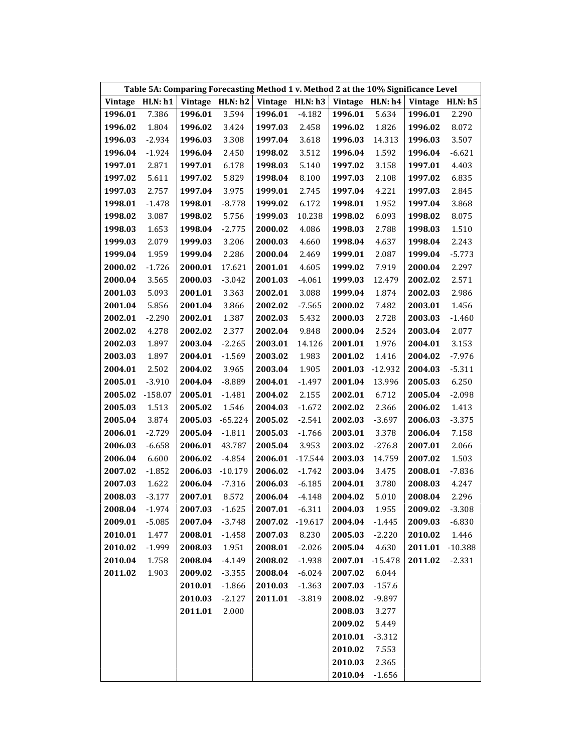| Table 5A: Comparing Forecasting Method 1 v. Method 2 at the 10% Significance Level | | | | | | | | | |
|---|---|---|---|---|---|---|---|---|---|
| **Vintage** | **HLN: h1** | **Vintage** | **HLN: h2** | **Vintage** | **HLN: h3** | **Vintage** | **HLN: h4** | **Vintage** | **HLN: h5** |
| **1996.01** | 7.386 | **1996.01** | 3.594 | **1996.01** | -4.182 | **1996.01** | 5.634 | **1996.01** | 2.290 |
| **1996.02** | 1.804 | **1996.02** | 3.424 | **1997.03** | 2.458 | **1996.02** | 1.826 | **1996.02** | 8.072 |
| **1996.03** | -2.934 | **1996.03** | 3.308 | **1997.04** | 3.618 | **1996.03** | 14.313 | **1996.03** | 3.507 |
| **1996.04** | -1.924 | **1996.04** | 2.450 | **1998.02** | 3.512 | **1996.04** | 1.592 | **1996.04** | -6.621 |
| **1997.01** | 2.871 | **1997.01** | 6.178 | **1998.03** | 5.140 | **1997.02** | 3.158 | **1997.01** | 4.403 |
| **1997.02** | 5.611 | **1997.02** | 5.829 | **1998.04** | 8.100 | **1997.03** | 2.108 | **1997.02** | 6.835 |
| **1997.03** | 2.757 | **1997.04** | 3.975 | **1999.01** | 2.745 | **1997.04** | 4.221 | **1997.03** | 2.845 |
| **1998.01** | -1.478 | **1998.01** | -8.778 | **1999.02** | 6.172 | **1998.01** | 1.952 | **1997.04** | 3.868 |
| **1998.02** | 3.087 | **1998.02** | 5.756 | **1999.03** | 10.238 | **1998.02** | 6.093 | **1998.02** | 8.075 |
| **1998.03** | 1.653 | **1998.04** | -2.775 | **2000.02** | 4.086 | **1998.03** | 2.788 | **1998.03** | 1.510 |
| **1999.03** | 2.079 | **1999.03** | 3.206 | **2000.03** | 4.660 | **1998.04** | 4.637 | **1998.04** | 2.243 |
| **1999.04** | 1.959 | **1999.04** | 2.286 | **2000.04** | 2.469 | **1999.01** | 2.087 | **1999.04** | -5.773 |
| **2000.02** | -1.726 | **2000.01** | 17.621 | **2001.01** | 4.605 | **1999.02** | 7.919 | **2000.04** | 2.297 |
| **2000.04** | 3.565 | **2000.03** | -3.042 | **2001.03** | -4.061 | **1999.03** | 12.479 | **2002.02** | 2.571 |
| **2001.03** | 5.093 | **2001.01** | 3.363 | **2002.01** | 3.088 | **1999.04** | 1.874 | **2002.03** | 2.986 |
| **2001.04** | 5.856 | **2001.04** | 3.866 | **2002.02** | -7.565 | **2000.02** | 7.482 | **2003.01** | 1.456 |
| **2002.01** | -2.290 | **2002.01** | 1.387 | **2002.03** | 5.432 | **2000.03** | 2.728 | **2003.03** | -1.460 |
| **2002.02** | 4.278 | **2002.02** | 2.377 | **2002.04** | 9.848 | **2000.04** | 2.524 | **2003.04** | 2.077 |
| **2002.03** | 1.897 | **2003.04** | -2.265 | **2003.01** | 14.126 | **2001.01** | 1.976 | **2004.01** | 3.153 |
| **2003.03** | 1.897 | **2004.01** | -1.569 | **2003.02** | 1.983 | **2001.02** | 1.416 | **2004.02** | -7.976 |
| **2004.01** | 2.502 | **2004.02** | 3.965 | **2003.04** | 1.905 | **2001.03** | -12.932 | **2004.03** | -5.311 |
| **2005.01** | -3.910 | **2004.04** | -8.889 | **2004.01** | -1.497 | **2001.04** | 13.996 | **2005.03** | 6.250 |
| **2005.02** | -158.07 | **2005.01** | -1.481 | **2004.02** | 2.155 | **2002.01** | 6.712 | **2005.04** | -2.098 |
| **2005.03** | 1.513 | **2005.02** | 1.546 | **2004.03** | -1.672 | **2002.02** | 2.366 | **2006.02** | 1.413 |
| **2005.04** | 3.874 | **2005.03** | -65.224 | **2005.02** | -2.541 | **2002.03** | -3.697 | **2006.03** | -3.375 |
| **2006.01** | -2.729 | **2005.04** | -1.811 | **2005.03** | -1.766 | **2003.01** | 3.378 | **2006.04** | 7.158 |
| **2006.03** | -6.658 | **2006.01** | 43.787 | **2005.04** | 3.953 | **2003.02** | -276.8 | **2007.01** | 2.066 |
| **2006.04** | 6.600 | **2006.02** | -4.854 | **2006.01** | -17.544 | **2003.03** | 14.759 | **2007.02** | 1.503 |
| **2007.02** | -1.852 | **2006.03** | -10.179 | **2006.02** | -1.742 | **2003.04** | 3.475 | **2008.01** | -7.836 |
| **2007.03** | 1.622 | **2006.04** | -7.316 | **2006.03** | -6.185 | **2004.01** | 3.780 | **2008.03** | 4.247 |
| **2008.03** | -3.177 | **2007.01** | 8.572 | **2006.04** | -4.148 | **2004.02** | 5.010 | **2008.04** | 2.296 |
| **2008.04** | -1.974 | **2007.03** | -1.625 | **2007.01** | -6.311 | **2004.03** | 1.955 | **2009.02** | -3.308 |
| **2009.01** | -5.085 | **2007.04** | -3.748 | **2007.02** | -19.617 | **2004.04** | -1.445 | **2009.03** | -6.830 |
| **2010.01** | 1.477 | **2008.01** | -1.458 | **2007.03** | 8.230 | **2005.03** | -2.220 | **2010.02** | 1.446 |
| **2010.02** | -1.999 | **2008.03** | 1.951 | **2008.01** | -2.026 | **2005.04** | 4.630 | **2011.01** | -10.388 |
| **2010.04** | 1.758 | **2008.04** | -4.149 | **2008.02** | -1.938 | **2007.01** | -15.478 | **2011.02** | -2.331 |
| **2011.02** | 1.903 | **2009.02** | -3.355 | **2008.04** | -6.024 | **2007.02** | 6.044 | | |
| | | **2010.01** | -1.866 | **2010.03** | -1.363 | **2007.03** | -157.6 | | |
| | | **2010.03** | -2.127 | **2011.01** | -3.819 | **2008.02** | -9.897 | | |
| | | **2011.01** | 2.000 | | | **2008.03** | 3.277 | | |
| | | | | | | **2009.02** | 5.449 | | |
| | | | | | | **2010.01** | -3.312 | | |
| | | | | | | **2010.02** | 7.553 | | |
| | | | | | | **2010.03** | 2.365 | | |
| | | | | | | **2010.04** | -1.656 | | |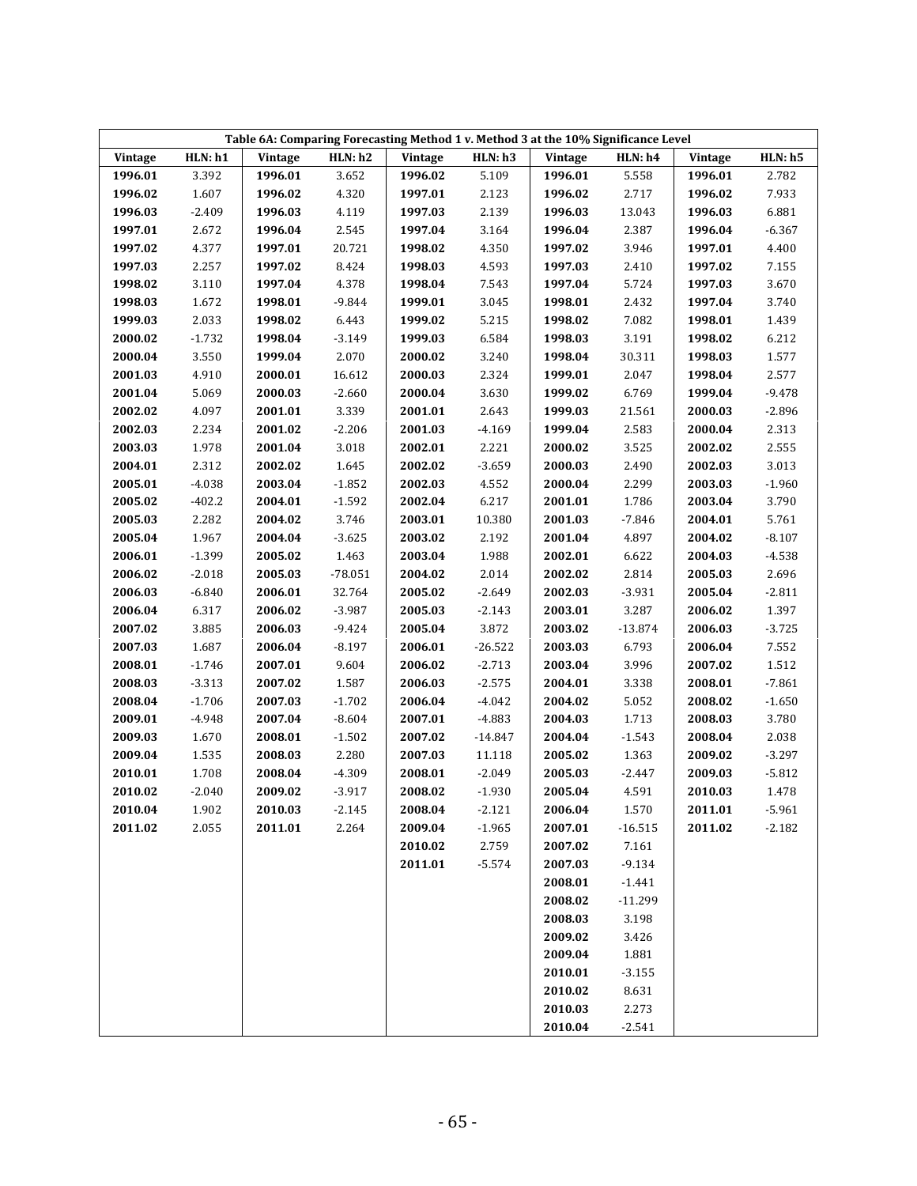| Table 6A: Comparing Forecasting Method 1 v. Method 3 at the 10% Significance Level | | | | | | | | | |
|---|---|---|---|---|---|---|---|---|---|
| **Vintage** | **HLN: h1** | **Vintage** | **HLN: h2** | **Vintage** | **HLN: h3** | **Vintage** | **HLN: h4** | **Vintage** | **HLN: h5** |
| **1996.01** | 3.392 | **1996.01** | 3.652 | **1996.02** | 5.109 | **1996.01** | 5.558 | **1996.01** | 2.782 |
| **1996.02** | 1.607 | **1996.02** | 4.320 | **1997.01** | 2.123 | **1996.02** | 2.717 | **1996.02** | 7.933 |
| **1996.03** | -2.409 | **1996.03** | 4.119 | **1997.03** | 2.139 | **1996.03** | 13.043 | **1996.03** | 6.881 |
| **1997.01** | 2.672 | **1996.04** | 2.545 | **1997.04** | 3.164 | **1996.04** | 2.387 | **1996.04** | -6.367 |
| **1997.02** | 4.377 | **1997.01** | 20.721 | **1998.02** | 4.350 | **1997.02** | 3.946 | **1997.01** | 4.400 |
| **1997.03** | 2.257 | **1997.02** | 8.424 | **1998.03** | 4.593 | **1997.03** | 2.410 | **1997.02** | 7.155 |
| **1998.02** | 3.110 | **1997.04** | 4.378 | **1998.04** | 7.543 | **1997.04** | 5.724 | **1997.03** | 3.670 |
| **1998.03** | 1.672 | **1998.01** | -9.844 | **1999.01** | 3.045 | **1998.01** | 2.432 | **1997.04** | 3.740 |
| **1999.03** | 2.033 | **1998.02** | 6.443 | **1999.02** | 5.215 | **1998.02** | 7.082 | **1998.01** | 1.439 |
| **2000.02** | -1.732 | **1998.04** | -3.149 | **1999.03** | 6.584 | **1998.03** | 3.191 | **1998.02** | 6.212 |
| **2000.04** | 3.550 | **1999.04** | 2.070 | **2000.02** | 3.240 | **1998.04** | 30.311 | **1998.03** | 1.577 |
| **2001.03** | 4.910 | **2000.01** | 16.612 | **2000.03** | 2.324 | **1999.01** | 2.047 | **1998.04** | 2.577 |
| **2001.04** | 5.069 | **2000.03** | -2.660 | **2000.04** | 3.630 | **1999.02** | 6.769 | **1999.04** | -9.478 |
| **2002.02** | 4.097 | **2001.01** | 3.339 | **2001.01** | 2.643 | **1999.03** | 21.561 | **2000.03** | -2.896 |
| **2002.03** | 2.234 | **2001.02** | -2.206 | **2001.03** | -4.169 | **1999.04** | 2.583 | **2000.04** | 2.313 |
| **2003.03** | 1.978 | **2001.04** | 3.018 | **2002.01** | 2.221 | **2000.02** | 3.525 | **2002.02** | 2.555 |
| **2004.01** | 2.312 | **2002.02** | 1.645 | **2002.02** | -3.659 | **2000.03** | 2.490 | **2002.03** | 3.013 |
| **2005.01** | -4.038 | **2003.04** | -1.852 | **2002.03** | 4.552 | **2000.04** | 2.299 | **2003.03** | -1.960 |
| **2005.02** | -402.2 | **2004.01** | -1.592 | **2002.04** | 6.217 | **2001.01** | 1.786 | **2003.04** | 3.790 |
| **2005.03** | 2.282 | **2004.02** | 3.746 | **2003.01** | 10.380 | **2001.03** | -7.846 | **2004.01** | 5.761 |
| **2005.04** | 1.967 | **2004.04** | -3.625 | **2003.02** | 2.192 | **2001.04** | 4.897 | **2004.02** | -8.107 |
| **2006.01** | -1.399 | **2005.02** | 1.463 | **2003.04** | 1.988 | **2002.01** | 6.622 | **2004.03** | -4.538 |
| **2006.02** | -2.018 | **2005.03** | -78.051 | **2004.02** | 2.014 | **2002.02** | 2.814 | **2005.03** | 2.696 |
| **2006.03** | -6.840 | **2006.01** | 32.764 | **2005.02** | -2.649 | **2002.03** | -3.931 | **2005.04** | -2.811 |
| **2006.04** | 6.317 | **2006.02** | -3.987 | **2005.03** | -2.143 | **2003.01** | 3.287 | **2006.02** | 1.397 |
| **2007.02** | 3.885 | **2006.03** | -9.424 | **2005.04** | 3.872 | **2003.02** | -13.874 | **2006.03** | -3.725 |
| **2007.03** | 1.687 | **2006.04** | -8.197 | **2006.01** | -26.522 | **2003.03** | 6.793 | **2006.04** | 7.552 |
| **2008.01** | -1.746 | **2007.01** | 9.604 | **2006.02** | -2.713 | **2003.04** | 3.996 | **2007.02** | 1.512 |
| **2008.03** | -3.313 | **2007.02** | 1.587 | **2006.03** | -2.575 | **2004.01** | 3.338 | **2008.01** | -7.861 |
| **2008.04** | -1.706 | **2007.03** | -1.702 | **2006.04** | -4.042 | **2004.02** | 5.052 | **2008.02** | -1.650 |
| **2009.01** | -4.948 | **2007.04** | -8.604 | **2007.01** | -4.883 | **2004.03** | 1.713 | **2008.03** | 3.780 |
| **2009.03** | 1.670 | **2008.01** | -1.502 | **2007.02** | -14.847 | **2004.04** | -1.543 | **2008.04** | 2.038 |
| **2009.04** | 1.535 | **2008.03** | 2.280 | **2007.03** | 11.118 | **2005.02** | 1.363 | **2009.02** | -3.297 |
| **2010.01** | 1.708 | **2008.04** | -4.309 | **2008.01** | -2.049 | **2005.03** | -2.447 | **2009.03** | -5.812 |
| **2010.02** | -2.040 | **2009.02** | -3.917 | **2008.02** | -1.930 | **2005.04** | 4.591 | **2010.03** | 1.478 |
| **2010.04** | 1.902 | **2010.03** | -2.145 | **2008.04** | -2.121 | **2006.04** | 1.570 | **2011.01** | -5.961 |
| **2011.02** | 2.055 | **2011.01** | 2.264 | **2009.04** | -1.965 | **2007.01** | -16.515 | **2011.02** | -2.182 |
| | | | | **2010.02** | 2.759 | **2007.02** | 7.161 | | |
| | | | | **2011.01** | -5.574 | **2007.03** | -9.134 | | |
| | | | | | | **2008.01** | -1.441 | | |
| | | | | | | **2008.02** | -11.299 | | |
| | | | | | | **2008.03** | 3.198 | | |
| | | | | | | **2009.02** | 3.426 | | |
| | | | | | | **2009.04** | 1.881 | | |
| | | | | | | **2010.01** | -3.155 | | |
| | | | | | | **2010.02** | 8.631 | | |
| | | | | | | **2010.03** | 2.273 | | |
| | | | | | | **2010.04** | -2.541 | | |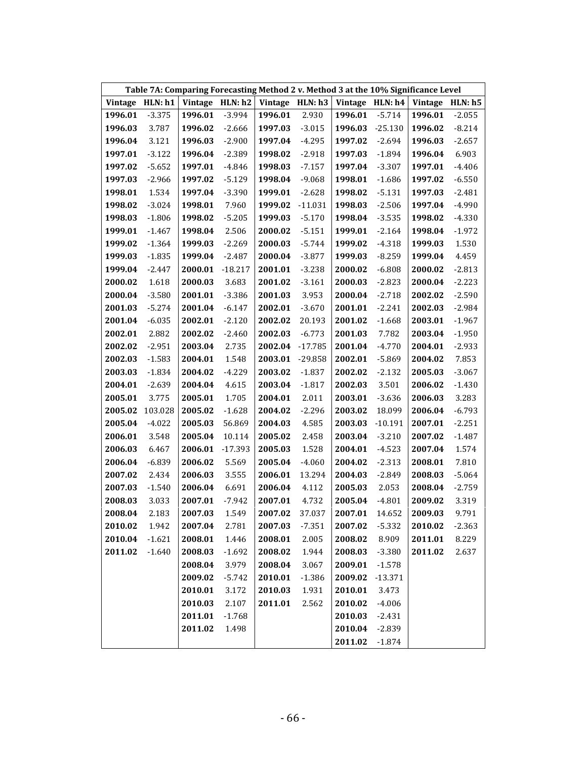| Table 7A: Comparing Forecasting Method 2 v. Method 3 at the 10% Significance Level | | | | | | | | | |
|---|---|---|---|---|---|---|---|---|---|
| Vintage | HLN: h1 | Vintage | HLN: h2 | Vintage | HLN: h3 | Vintage | HLN: h4 | Vintage | HLN: h5 |
| **1996.01** | -3.375 | **1996.01** | -3.994 | **1996.01** | 2.930 | **1996.01** | -5.714 | **1996.01** | -2.055 |
| **1996.03** | 3.787 | **1996.02** | -2.666 | **1997.03** | -3.015 | **1996.03** | -25.130 | **1996.02** | -8.214 |
| **1996.04** | 3.121 | **1996.03** | -2.900 | **1997.04** | -4.295 | **1997.02** | -2.694 | **1996.03** | -2.657 |
| **1997.01** | -3.122 | **1996.04** | -2.389 | **1998.02** | -2.918 | **1997.03** | -1.894 | **1996.04** | 6.903 |
| **1997.02** | -5.652 | **1997.01** | -4.846 | **1998.03** | -7.157 | **1997.04** | -3.307 | **1997.01** | -4.406 |
| **1997.03** | -2.966 | **1997.02** | -5.129 | **1998.04** | -9.068 | **1998.01** | -1.686 | **1997.02** | -6.550 |
| **1998.01** | 1.534 | **1997.04** | -3.390 | **1999.01** | -2.628 | **1998.02** | -5.131 | **1997.03** | -2.481 |
| **1998.02** | -3.024 | **1998.01** | 7.960 | **1999.02** | -11.031 | **1998.03** | -2.506 | **1997.04** | -4.990 |
| **1998.03** | -1.806 | **1998.02** | -5.205 | **1999.03** | -5.170 | **1998.04** | -3.535 | **1998.02** | -4.330 |
| **1999.01** | -1.467 | **1998.04** | 2.506 | **2000.02** | -5.151 | **1999.01** | -2.164 | **1998.04** | -1.972 |
| **1999.02** | -1.364 | **1999.03** | -2.269 | **2000.03** | -5.744 | **1999.02** | -4.318 | **1999.03** | 1.530 |
| **1999.03** | -1.835 | **1999.04** | -2.487 | **2000.04** | -3.877 | **1999.03** | -8.259 | **1999.04** | 4.459 |
| **1999.04** | -2.447 | **2000.01** | -18.217 | **2001.01** | -3.238 | **2000.02** | -6.808 | **2000.02** | -2.813 |
| **2000.02** | 1.618 | **2000.03** | 3.683 | **2001.02** | -3.161 | **2000.03** | -2.823 | **2000.04** | -2.223 |
| **2000.04** | -3.580 | **2001.01** | -3.386 | **2001.03** | 3.953 | **2000.04** | -2.718 | **2002.02** | -2.590 |
| **2001.03** | -5.274 | **2001.04** | -6.147 | **2002.01** | -3.670 | **2001.01** | -2.241 | **2002.03** | -2.984 |
| **2001.04** | -6.035 | **2002.01** | -2.120 | **2002.02** | 20.193 | **2001.02** | -1.668 | **2003.01** | -1.967 |
| **2002.01** | 2.882 | **2002.02** | -2.460 | **2002.03** | -6.773 | **2001.03** | 7.782 | **2003.04** | -1.950 |
| **2002.02** | -2.951 | **2003.04** | 2.735 | **2002.04** | -17.785 | **2001.04** | -4.770 | **2004.01** | -2.933 |
| **2002.03** | -1.583 | **2004.01** | 1.548 | **2003.01** | -29.858 | **2002.01** | -5.869 | **2004.02** | 7.853 |
| **2003.03** | -1.834 | **2004.02** | -4.229 | **2003.02** | -1.837 | **2002.02** | -2.132 | **2005.03** | -3.067 |
| **2004.01** | -2.639 | **2004.04** | 4.615 | **2003.04** | -1.817 | **2002.03** | 3.501 | **2006.02** | -1.430 |
| **2005.01** | 3.775 | **2005.01** | 1.705 | **2004.01** | 2.011 | **2003.01** | -3.636 | **2006.03** | 3.283 |
| **2005.02** | 103.028 | **2005.02** | -1.628 | **2004.02** | -2.296 | **2003.02** | 18.099 | **2006.04** | -6.793 |
| **2005.04** | -4.022 | **2005.03** | 56.869 | **2004.03** | 4.585 | **2003.03** | -10.191 | **2007.01** | -2.251 |
| **2006.01** | 3.548 | **2005.04** | 10.114 | **2005.02** | 2.458 | **2003.04** | -3.210 | **2007.02** | -1.487 |
| **2006.03** | 6.467 | **2006.01** | -17.393 | **2005.03** | 1.528 | **2004.01** | -4.523 | **2007.04** | 1.574 |
| **2006.04** | -6.839 | **2006.02** | 5.569 | **2005.04** | -4.060 | **2004.02** | -2.313 | **2008.01** | 7.810 |
| **2007.02** | 2.434 | **2006.03** | 3.555 | **2006.01** | 13.294 | **2004.03** | -2.849 | **2008.03** | -5.064 |
| **2007.03** | -1.540 | **2006.04** | 6.691 | **2006.04** | 4.112 | **2005.03** | 2.053 | **2008.04** | -2.759 |
| **2008.03** | 3.033 | **2007.01** | -7.942 | **2007.01** | 4.732 | **2005.04** | -4.801 | **2009.02** | 3.319 |
| **2008.04** | 2.183 | **2007.03** | 1.549 | **2007.02** | 37.037 | **2007.01** | 14.652 | **2009.03** | 9.791 |
| **2010.02** | 1.942 | **2007.04** | 2.781 | **2007.03** | -7.351 | **2007.02** | -5.332 | **2010.02** | -2.363 |
| **2010.04** | -1.621 | **2008.01** | 1.446 | **2008.01** | 2.005 | **2008.02** | 8.909 | **2011.01** | 8.229 |
| **2011.02** | -1.640 | **2008.03** | -1.692 | **2008.02** | 1.944 | **2008.03** | -3.380 | **2011.02** | 2.637 |
| | | **2008.04** | 3.979 | **2008.04** | 3.067 | **2009.01** | -1.578 | | |
| | | **2009.02** | -5.742 | **2010.01** | -1.386 | **2009.02** | -13.371 | | |
| | | **2010.01** | 3.172 | **2010.03** | 1.931 | **2010.01** | 3.473 | | |
| | | **2010.03** | 2.107 | **2011.01** | 2.562 | **2010.02** | -4.006 | | |
| | | **2011.01** | -1.768 | | | **2010.03** | -2.431 | | |
| | | **2011.02** | 1.498 | | | **2010.04** | -2.839 | | |
| | | | | | | **2011.02** | -1.874 | | |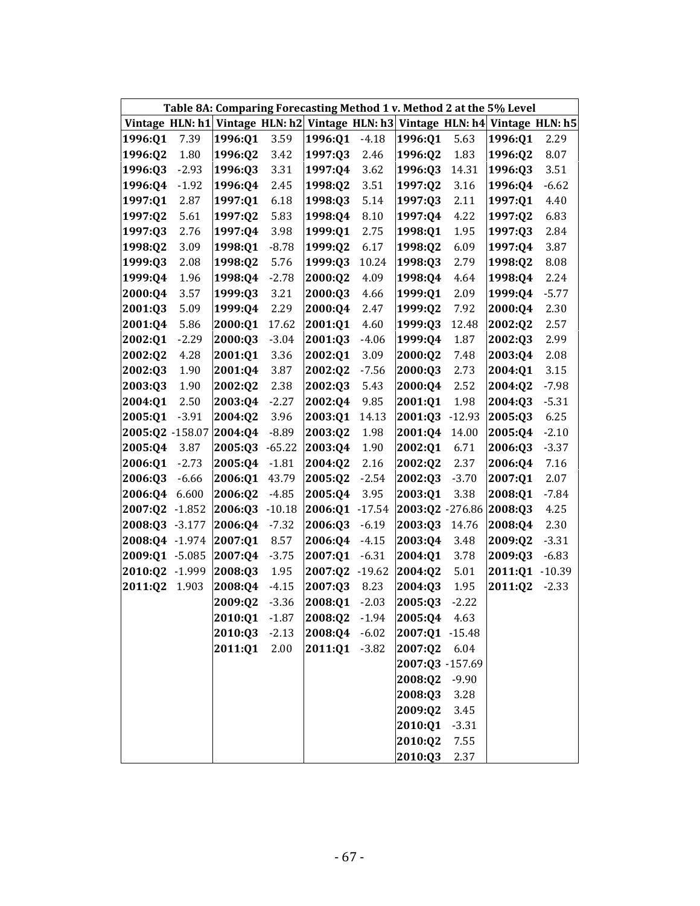| Table 8A: Comparing Forecasting Method 1 v. Method 2 at the 5% Level | | | | | | | | | |
|---|---|---|---|---|---|---|---|---|---|
| Vintage | HLN: h1 | Vintage | HLN: h2 | Vintage | HLN: h3 | Vintage | HLN: h4 | Vintage | HLN: h5 |
| **1996:Q1** | 7.39 | **1996:Q1** | 3.59 | **1996:Q1** | -4.18 | **1996:Q1** | 5.63 | **1996:Q1** | 2.29 |
| **1996:Q2** | 1.80 | **1996:Q2** | 3.42 | **1997:Q3** | 2.46 | **1996:Q2** | 1.83 | **1996:Q2** | 8.07 |
| **1996:Q3** | -2.93 | **1996:Q3** | 3.31 | **1997:Q4** | 3.62 | **1996:Q3** | 14.31 | **1996:Q3** | 3.51 |
| **1996:Q4** | -1.92 | **1996:Q4** | 2.45 | **1998:Q2** | 3.51 | **1997:Q2** | 3.16 | **1996:Q4** | -6.62 |
| **1997:Q1** | 2.87 | **1997:Q1** | 6.18 | **1998:Q3** | 5.14 | **1997:Q3** | 2.11 | **1997:Q1** | 4.40 |
| **1997:Q2** | 5.61 | **1997:Q2** | 5.83 | **1998:Q4** | 8.10 | **1997:Q4** | 4.22 | **1997:Q2** | 6.83 |
| **1997:Q3** | 2.76 | **1997:Q4** | 3.98 | **1999:Q1** | 2.75 | **1998:Q1** | 1.95 | **1997:Q3** | 2.84 |
| **1998:Q2** | 3.09 | **1998:Q1** | -8.78 | **1999:Q2** | 6.17 | **1998:Q2** | 6.09 | **1997:Q4** | 3.87 |
| **1999:Q3** | 2.08 | **1998:Q2** | 5.76 | **1999:Q3** | 10.24 | **1998:Q3** | 2.79 | **1998:Q2** | 8.08 |
| **1999:Q4** | 1.96 | **1998:Q4** | -2.78 | **2000:Q2** | 4.09 | **1998:Q4** | 4.64 | **1998:Q4** | 2.24 |
| **2000:Q4** | 3.57 | **1999:Q3** | 3.21 | **2000:Q3** | 4.66 | **1999:Q1** | 2.09 | **1999:Q4** | -5.77 |
| **2001:Q3** | 5.09 | **1999:Q4** | 2.29 | **2000:Q4** | 2.47 | **1999:Q2** | 7.92 | **2000:Q4** | 2.30 |
| **2001:Q4** | 5.86 | **2000:Q1** | 17.62 | **2001:Q1** | 4.60 | **1999:Q3** | 12.48 | **2002:Q2** | 2.57 |
| **2002:Q1** | -2.29 | **2000:Q3** | -3.04 | **2001:Q3** | -4.06 | **1999:Q4** | 1.87 | **2002:Q3** | 2.99 |
| **2002:Q2** | 4.28 | **2001:Q1** | 3.36 | **2002:Q1** | 3.09 | **2000:Q2** | 7.48 | **2003:Q4** | 2.08 |
| **2002:Q3** | 1.90 | **2001:Q4** | 3.87 | **2002:Q2** | -7.56 | **2000:Q3** | 2.73 | **2004:Q1** | 3.15 |
| **2003:Q3** | 1.90 | **2002:Q2** | 2.38 | **2002:Q3** | 5.43 | **2000:Q4** | 2.52 | **2004:Q2** | -7.98 |
| **2004:Q1** | 2.50 | **2003:Q4** | -2.27 | **2002:Q4** | 9.85 | **2001:Q1** | 1.98 | **2004:Q3** | -5.31 |
| **2005:Q1** | -3.91 | **2004:Q2** | 3.96 | **2003:Q1** | 14.13 | **2001:Q3** | -12.93 | **2005:Q3** | 6.25 |
| **2005:Q2** | -158.07 | **2004:Q4** | -8.89 | **2003:Q2** | 1.98 | **2001:Q4** | 14.00 | **2005:Q4** | -2.10 |
| **2005:Q4** | 3.87 | **2005:Q3** | -65.22 | **2003:Q4** | 1.90 | **2002:Q1** | 6.71 | **2006:Q3** | -3.37 |
| **2006:Q1** | -2.73 | **2005:Q4** | -1.81 | **2004:Q2** | 2.16 | **2002:Q2** | 2.37 | **2006:Q4** | 7.16 |
| **2006:Q3** | -6.66 | **2006:Q1** | 43.79 | **2005:Q2** | -2.54 | **2002:Q3** | -3.70 | **2007:Q1** | 2.07 |
| **2006:Q4** | 6.600 | **2006:Q2** | -4.85 | **2005:Q4** | 3.95 | **2003:Q1** | 3.38 | **2008:Q1** | -7.84 |
| **2007:Q2** | -1.852 | **2006:Q3** | -10.18 | **2006:Q1** | -17.54 | **2003:Q2** | -276.86 | **2008:Q3** | 4.25 |
| **2008:Q3** | -3.177 | **2006:Q4** | -7.32 | **2006:Q3** | -6.19 | **2003:Q3** | 14.76 | **2008:Q4** | 2.30 |
| **2008:Q4** | -1.974 | **2007:Q1** | 8.57 | **2006:Q4** | -4.15 | **2003:Q4** | 3.48 | **2009:Q2** | -3.31 |
| **2009:Q1** | -5.085 | **2007:Q4** | -3.75 | **2007:Q1** | -6.31 | **2004:Q1** | 3.78 | **2009:Q3** | -6.83 |
| **2010:Q2** | -1.999 | **2008:Q3** | 1.95 | **2007:Q2** | -19.62 | **2004:Q2** | 5.01 | **2011:Q1** | -10.39 |
| **2011:Q2** | 1.903 | **2008:Q4** | -4.15 | **2007:Q3** | 8.23 | **2004:Q3** | 1.95 | **2011:Q2** | -2.33 |
| | | **2009:Q2** | -3.36 | **2008:Q1** | -2.03 | **2005:Q3** | -2.22 | | |
| | | **2010:Q1** | -1.87 | **2008:Q2** | -1.94 | **2005:Q4** | 4.63 | | |
| | | **2010:Q3** | -2.13 | **2008:Q4** | -6.02 | **2007:Q1** | -15.48 | | |
| | | **2011:Q1** | 2.00 | **2011:Q1** | -3.82 | **2007:Q2** | 6.04 | | |
| | | | | | | **2007:Q3** | -157.69 | | |
| | | | | | | **2008:Q2** | -9.90 | | |
| | | | | | | **2008:Q3** | 3.28 | | |
| | | | | | | **2009:Q2** | 3.45 | | |
| | | | | | | **2010:Q1** | -3.31 | | |
| | | | | | | **2010:Q2** | 7.55 | | |
| | | | | | | **2010:Q3** | 2.37 | | |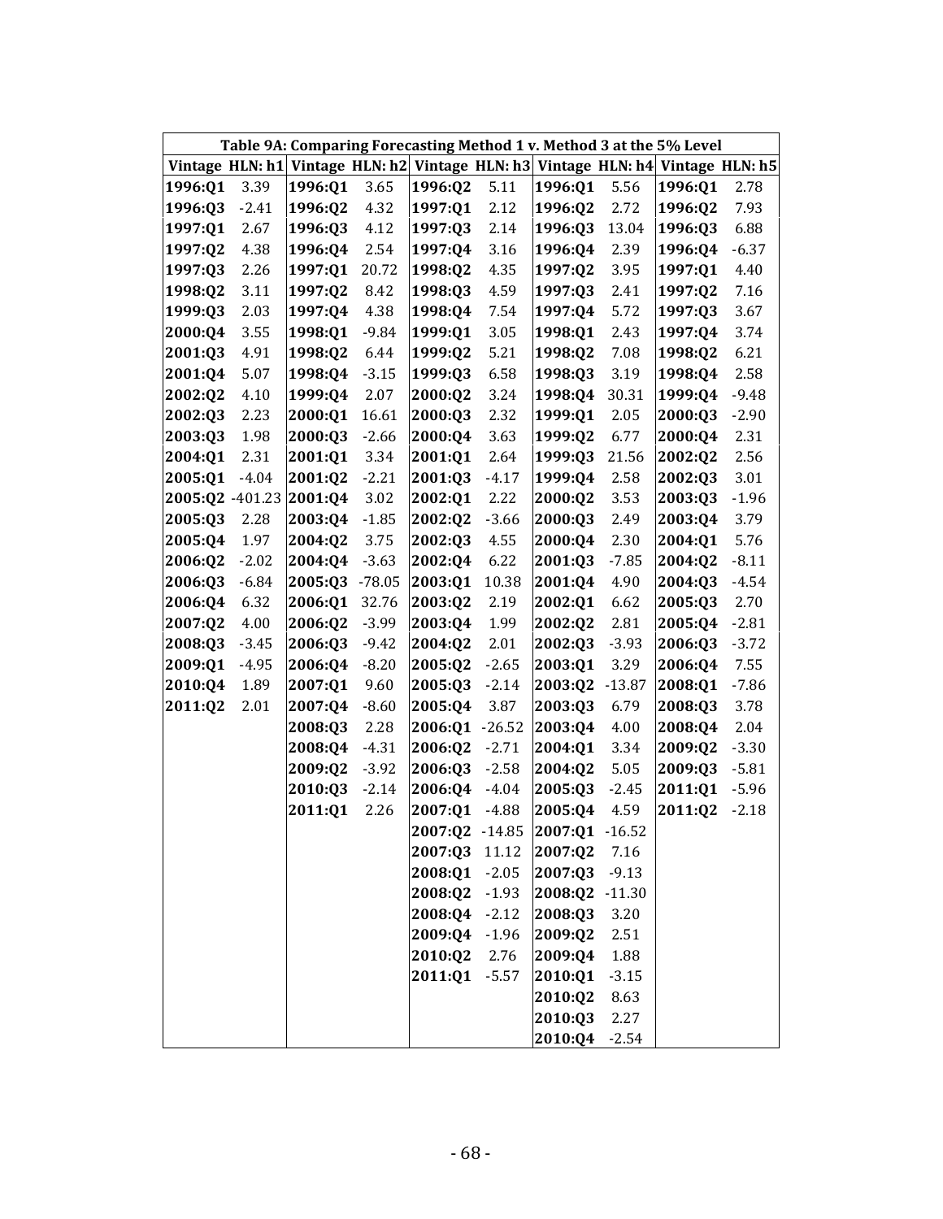| Table 9A: Comparing Forecasting Method 1 v. Method 3 at the 5% Level | | | | | | | | | |
|---|---|---|---|---|---|---|---|---|---|
| **Vintage** | **HLN: h1** | **Vintage** | **HLN: h2** | **Vintage** | **HLN: h3** | **Vintage** | **HLN: h4** | **Vintage** | **HLN: h5** |
| **1996:Q1** | 3.39 | **1996:Q1** | 3.65 | **1996:Q2** | 5.11 | **1996:Q1** | 5.56 | **1996:Q1** | 2.78 |
| **1996:Q3** | -2.41 | **1996:Q2** | 4.32 | **1997:Q1** | 2.12 | **1996:Q2** | 2.72 | **1996:Q2** | 7.93 |
| **1997:Q1** | 2.67 | **1996:Q3** | 4.12 | **1997:Q3** | 2.14 | **1996:Q3** | 13.04 | **1996:Q3** | 6.88 |
| **1997:Q2** | 4.38 | **1996:Q4** | 2.54 | **1997:Q4** | 3.16 | **1996:Q4** | 2.39 | **1996:Q4** | -6.37 |
| **1997:Q3** | 2.26 | **1997:Q1** | 20.72 | **1998:Q2** | 4.35 | **1997:Q2** | 3.95 | **1997:Q1** | 4.40 |
| **1998:Q2** | 3.11 | **1997:Q2** | 8.42 | **1998:Q3** | 4.59 | **1997:Q3** | 2.41 | **1997:Q2** | 7.16 |
| **1999:Q3** | 2.03 | **1997:Q4** | 4.38 | **1998:Q4** | 7.54 | **1997:Q4** | 5.72 | **1997:Q3** | 3.67 |
| **2000:Q4** | 3.55 | **1998:Q1** | -9.84 | **1999:Q1** | 3.05 | **1998:Q1** | 2.43 | **1997:Q4** | 3.74 |
| **2001:Q3** | 4.91 | **1998:Q2** | 6.44 | **1999:Q2** | 5.21 | **1998:Q2** | 7.08 | **1998:Q2** | 6.21 |
| **2001:Q4** | 5.07 | **1998:Q4** | -3.15 | **1999:Q3** | 6.58 | **1998:Q3** | 3.19 | **1998:Q4** | 2.58 |
| **2002:Q2** | 4.10 | **1999:Q4** | 2.07 | **2000:Q2** | 3.24 | **1998:Q4** | 30.31 | **1999:Q4** | -9.48 |
| **2002:Q3** | 2.23 | **2000:Q1** | 16.61 | **2000:Q3** | 2.32 | **1999:Q1** | 2.05 | **2000:Q3** | -2.90 |
| **2003:Q3** | 1.98 | **2000:Q3** | -2.66 | **2000:Q4** | 3.63 | **1999:Q2** | 6.77 | **2000:Q4** | 2.31 |
| **2004:Q1** | 2.31 | **2001:Q1** | 3.34 | **2001:Q1** | 2.64 | **1999:Q3** | 21.56 | **2002:Q2** | 2.56 |
| **2005:Q1** | -4.04 | **2001:Q2** | -2.21 | **2001:Q3** | -4.17 | **1999:Q4** | 2.58 | **2002:Q3** | 3.01 |
| **2005:Q2** | -401.23 | **2001:Q4** | 3.02 | **2002:Q1** | 2.22 | **2000:Q2** | 3.53 | **2003:Q3** | -1.96 |
| **2005:Q3** | 2.28 | **2003:Q4** | -1.85 | **2002:Q2** | -3.66 | **2000:Q3** | 2.49 | **2003:Q4** | 3.79 |
| **2005:Q4** | 1.97 | **2004:Q2** | 3.75 | **2002:Q3** | 4.55 | **2000:Q4** | 2.30 | **2004:Q1** | 5.76 |
| **2006:Q2** | -2.02 | **2004:Q4** | -3.63 | **2002:Q4** | 6.22 | **2001:Q3** | -7.85 | **2004:Q2** | -8.11 |
| **2006:Q3** | -6.84 | **2005:Q3** | -78.05 | **2003:Q1** | 10.38 | **2001:Q4** | 4.90 | **2004:Q3** | -4.54 |
| **2006:Q4** | 6.32 | **2006:Q1** | 32.76 | **2003:Q2** | 2.19 | **2002:Q1** | 6.62 | **2005:Q3** | 2.70 |
| **2007:Q2** | 4.00 | **2006:Q2** | -3.99 | **2003:Q4** | 1.99 | **2002:Q2** | 2.81 | **2005:Q4** | -2.81 |
| **2008:Q3** | -3.45 | **2006:Q3** | -9.42 | **2004:Q2** | 2.01 | **2002:Q3** | -3.93 | **2006:Q3** | -3.72 |
| **2009:Q1** | -4.95 | **2006:Q4** | -8.20 | **2005:Q2** | -2.65 | **2003:Q1** | 3.29 | **2006:Q4** | 7.55 |
| **2010:Q4** | 1.89 | **2007:Q1** | 9.60 | **2005:Q3** | -2.14 | **2003:Q2** | -13.87 | **2008:Q1** | -7.86 |
| **2011:Q2** | 2.01 | **2007:Q4** | -8.60 | **2005:Q4** | 3.87 | **2003:Q3** | 6.79 | **2008:Q3** | 3.78 |
| | | **2008:Q3** | 2.28 | **2006:Q1** | -26.52 | **2003:Q4** | 4.00 | **2008:Q4** | 2.04 |
| | | **2008:Q4** | -4.31 | **2006:Q2** | -2.71 | **2004:Q1** | 3.34 | **2009:Q2** | -3.30 |
| | | **2009:Q2** | -3.92 | **2006:Q3** | -2.58 | **2004:Q2** | 5.05 | **2009:Q3** | -5.81 |
| | | **2010:Q3** | -2.14 | **2006:Q4** | -4.04 | **2005:Q3** | -2.45 | **2011:Q1** | -5.96 |
| | | **2011:Q1** | 2.26 | **2007:Q1** | -4.88 | **2005:Q4** | 4.59 | **2011:Q2** | -2.18 |
| | | | | **2007:Q2** | -14.85 | **2007:Q1** | -16.52 | | |
| | | | | **2007:Q3** | 11.12 | **2007:Q2** | 7.16 | | |
| | | | | **2008:Q1** | -2.05 | **2007:Q3** | -9.13 | | |
| | | | | **2008:Q2** | -1.93 | **2008:Q2** | -11.30 | | |
| | | | | **2008:Q4** | -2.12 | **2008:Q3** | 3.20 | | |
| | | | | **2009:Q4** | -1.96 | **2009:Q2** | 2.51 | | |
| | | | | **2010:Q2** | 2.76 | **2009:Q4** | 1.88 | | |
| | | | | **2011:Q1** | -5.57 | **2010:Q1** | -3.15 | | |
| | | | | | | **2010:Q2** | 8.63 | | |
| | | | | | | **2010:Q3** | 2.27 | | |
| | | | | | | **2010:Q4** | -2.54 | | |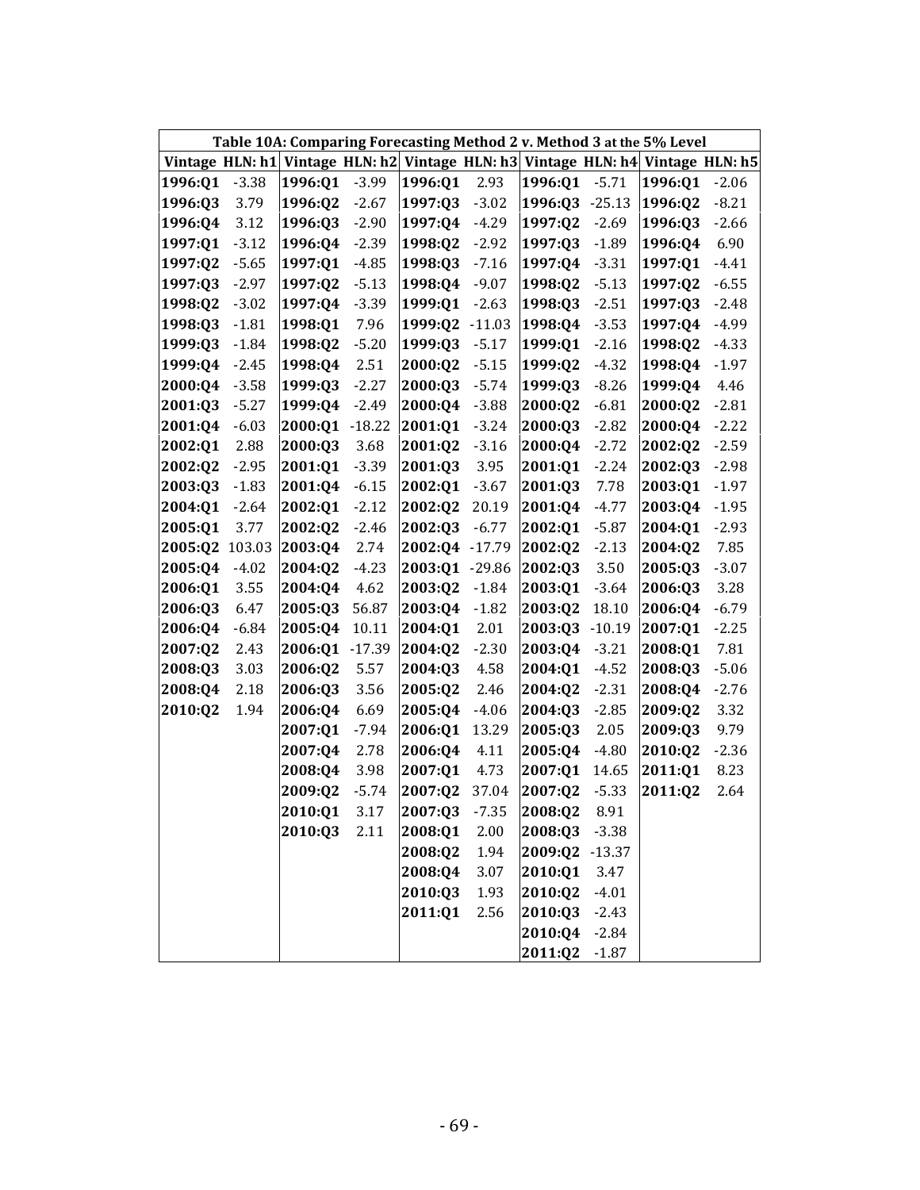| **Table 10A: Comparing Forecasting Method 2 v. Method 3 at the 5% Level** | | | | | | | | | |
|---|---|---|---|---|---|---|---|---|---|
| **Vintage** | **HLN: h1** | **Vintage** | **HLN: h2** | **Vintage** | **HLN: h3** | **Vintage** | **HLN: h4** | **Vintage** | **HLN: h5** |
| **1996:Q1** | -3.38 | **1996:Q1** | -3.99 | **1996:Q1** | 2.93 | **1996:Q1** | -5.71 | **1996:Q1** | -2.06 |
| **1996:Q3** | 3.79 | **1996:Q2** | -2.67 | **1997:Q3** | -3.02 | **1996:Q3** | -25.13 | **1996:Q2** | -8.21 |
| **1996:Q4** | 3.12 | **1996:Q3** | -2.90 | **1997:Q4** | -4.29 | **1997:Q2** | -2.69 | **1996:Q3** | -2.66 |
| **1997:Q1** | -3.12 | **1996:Q4** | -2.39 | **1998:Q2** | -2.92 | **1997:Q3** | -1.89 | **1996:Q4** | 6.90 |
| **1997:Q2** | -5.65 | **1997:Q1** | -4.85 | **1998:Q3** | -7.16 | **1997:Q4** | -3.31 | **1997:Q1** | -4.41 |
| **1997:Q3** | -2.97 | **1997:Q2** | -5.13 | **1998:Q4** | -9.07 | **1998:Q2** | -5.13 | **1997:Q2** | -6.55 |
| **1998:Q2** | -3.02 | **1997:Q4** | -3.39 | **1999:Q1** | -2.63 | **1998:Q3** | -2.51 | **1997:Q3** | -2.48 |
| **1998:Q3** | -1.81 | **1998:Q1** | 7.96 | **1999:Q2** | -11.03 | **1998:Q4** | -3.53 | **1997:Q4** | -4.99 |
| **1999:Q3** | -1.84 | **1998:Q2** | -5.20 | **1999:Q3** | -5.17 | **1999:Q1** | -2.16 | **1998:Q2** | -4.33 |
| **1999:Q4** | -2.45 | **1998:Q4** | 2.51 | **2000:Q2** | -5.15 | **1999:Q2** | -4.32 | **1998:Q4** | -1.97 |
| **2000:Q4** | -3.58 | **1999:Q3** | -2.27 | **2000:Q3** | -5.74 | **1999:Q3** | -8.26 | **1999:Q4** | 4.46 |
| **2001:Q3** | -5.27 | **1999:Q4** | -2.49 | **2000:Q4** | -3.88 | **2000:Q2** | -6.81 | **2000:Q2** | -2.81 |
| **2001:Q4** | -6.03 | **2000:Q1** | -18.22 | **2001:Q1** | -3.24 | **2000:Q3** | -2.82 | **2000:Q4** | -2.22 |
| **2002:Q1** | 2.88 | **2000:Q3** | 3.68 | **2001:Q2** | -3.16 | **2000:Q4** | -2.72 | **2002:Q2** | -2.59 |
| **2002:Q2** | -2.95 | **2001:Q1** | -3.39 | **2001:Q3** | 3.95 | **2001:Q1** | -2.24 | **2002:Q3** | -2.98 |
| **2003:Q3** | -1.83 | **2001:Q4** | -6.15 | **2002:Q1** | -3.67 | **2001:Q3** | 7.78 | **2003:Q1** | -1.97 |
| **2004:Q1** | -2.64 | **2002:Q1** | -2.12 | **2002:Q2** | 20.19 | **2001:Q4** | -4.77 | **2003:Q4** | -1.95 |
| **2005:Q1** | 3.77 | **2002:Q2** | -2.46 | **2002:Q3** | -6.77 | **2002:Q1** | -5.87 | **2004:Q1** | -2.93 |
| **2005:Q2** | 103.03 | **2003:Q4** | 2.74 | **2002:Q4** | -17.79 | **2002:Q2** | -2.13 | **2004:Q2** | 7.85 |
| **2005:Q4** | -4.02 | **2004:Q2** | -4.23 | **2003:Q1** | -29.86 | **2002:Q3** | 3.50 | **2005:Q3** | -3.07 |
| **2006:Q1** | 3.55 | **2004:Q4** | 4.62 | **2003:Q2** | -1.84 | **2003:Q1** | -3.64 | **2006:Q3** | 3.28 |
| **2006:Q3** | 6.47 | **2005:Q3** | 56.87 | **2003:Q4** | -1.82 | **2003:Q2** | 18.10 | **2006:Q4** | -6.79 |
| **2006:Q4** | -6.84 | **2005:Q4** | 10.11 | **2004:Q1** | 2.01 | **2003:Q3** | -10.19 | **2007:Q1** | -2.25 |
| **2007:Q2** | 2.43 | **2006:Q1** | -17.39 | **2004:Q2** | -2.30 | **2003:Q4** | -3.21 | **2008:Q1** | 7.81 |
| **2008:Q3** | 3.03 | **2006:Q2** | 5.57 | **2004:Q3** | 4.58 | **2004:Q1** | -4.52 | **2008:Q3** | -5.06 |
| **2008:Q4** | 2.18 | **2006:Q3** | 3.56 | **2005:Q2** | 2.46 | **2004:Q2** | -2.31 | **2008:Q4** | -2.76 |
| **2010:Q2** | 1.94 | **2006:Q4** | 6.69 | **2005:Q4** | -4.06 | **2004:Q3** | -2.85 | **2009:Q2** | 3.32 |
| | | **2007:Q1** | -7.94 | **2006:Q1** | 13.29 | **2005:Q3** | 2.05 | **2009:Q3** | 9.79 |
| | | **2007:Q4** | 2.78 | **2006:Q4** | 4.11 | **2005:Q4** | -4.80 | **2010:Q2** | -2.36 |
| | | **2008:Q4** | 3.98 | **2007:Q1** | 4.73 | **2007:Q1** | 14.65 | **2011:Q1** | 8.23 |
| | | **2009:Q2** | -5.74 | **2007:Q2** | 37.04 | **2007:Q2** | -5.33 | **2011:Q2** | 2.64 |
| | | **2010:Q1** | 3.17 | **2007:Q3** | -7.35 | **2008:Q2** | 8.91 | | |
| | | **2010:Q3** | 2.11 | **2008:Q1** | 2.00 | **2008:Q3** | -3.38 | | |
| | | | | **2008:Q2** | 1.94 | **2009:Q2** | -13.37 | | |
| | | | | **2008:Q4** | 3.07 | **2010:Q1** | 3.47 | | |
| | | | | **2010:Q3** | 1.93 | **2010:Q2** | -4.01 | | |
| | | | | **2011:Q1** | 2.56 | **2010:Q3** | -2.43 | | |
| | | | | | | **2010:Q4** | -2.84 | | |
| | | | | | | **2011:Q2** | -1.87 | | |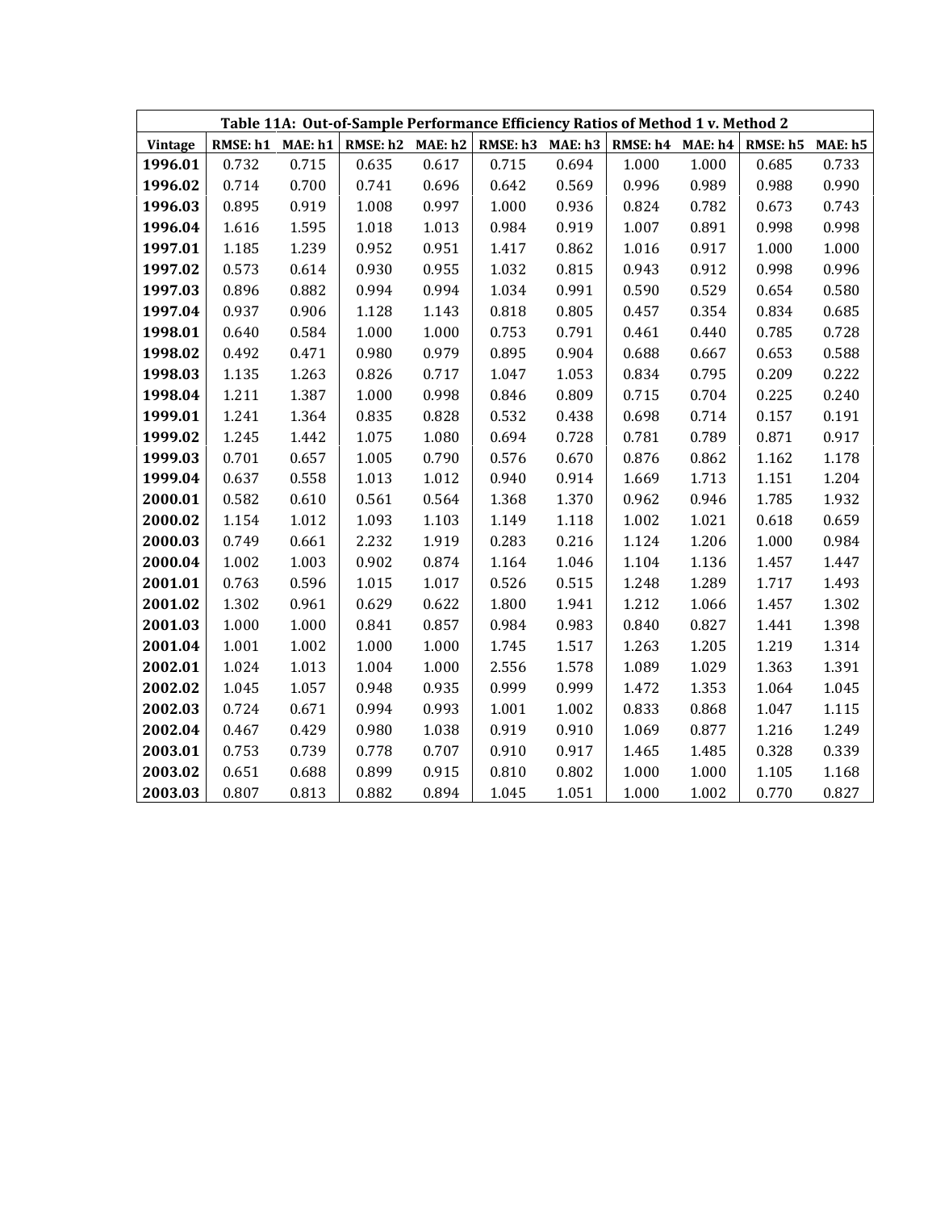| Table 11A: Out-of-Sample Performance Efficiency Ratios of Method 1 v. Method 2 | | | | | | | | | | |
|---|---|---|---|---|---|---|---|---|---|---|
| **Vintage** | **RMSE: h1** | **MAE: h1** | **RMSE: h2** | **MAE: h2** | **RMSE: h3** | **MAE: h3** | **RMSE: h4** | **MAE: h4** | **RMSE: h5** | **MAE: h5** |
| **1996.01** | 0.732 | 0.715 | 0.635 | 0.617 | 0.715 | 0.694 | 1.000 | 1.000 | 0.685 | 0.733 |
| **1996.02** | 0.714 | 0.700 | 0.741 | 0.696 | 0.642 | 0.569 | 0.996 | 0.989 | 0.988 | 0.990 |
| **1996.03** | 0.895 | 0.919 | 1.008 | 0.997 | 1.000 | 0.936 | 0.824 | 0.782 | 0.673 | 0.743 |
| **1996.04** | 1.616 | 1.595 | 1.018 | 1.013 | 0.984 | 0.919 | 1.007 | 0.891 | 0.998 | 0.998 |
| **1997.01** | 1.185 | 1.239 | 0.952 | 0.951 | 1.417 | 0.862 | 1.016 | 0.917 | 1.000 | 1.000 |
| **1997.02** | 0.573 | 0.614 | 0.930 | 0.955 | 1.032 | 0.815 | 0.943 | 0.912 | 0.998 | 0.996 |
| **1997.03** | 0.896 | 0.882 | 0.994 | 0.994 | 1.034 | 0.991 | 0.590 | 0.529 | 0.654 | 0.580 |
| **1997.04** | 0.937 | 0.906 | 1.128 | 1.143 | 0.818 | 0.805 | 0.457 | 0.354 | 0.834 | 0.685 |
| **1998.01** | 0.640 | 0.584 | 1.000 | 1.000 | 0.753 | 0.791 | 0.461 | 0.440 | 0.785 | 0.728 |
| **1998.02** | 0.492 | 0.471 | 0.980 | 0.979 | 0.895 | 0.904 | 0.688 | 0.667 | 0.653 | 0.588 |
| **1998.03** | 1.135 | 1.263 | 0.826 | 0.717 | 1.047 | 1.053 | 0.834 | 0.795 | 0.209 | 0.222 |
| **1998.04** | 1.211 | 1.387 | 1.000 | 0.998 | 0.846 | 0.809 | 0.715 | 0.704 | 0.225 | 0.240 |
| **1999.01** | 1.241 | 1.364 | 0.835 | 0.828 | 0.532 | 0.438 | 0.698 | 0.714 | 0.157 | 0.191 |
| **1999.02** | 1.245 | 1.442 | 1.075 | 1.080 | 0.694 | 0.728 | 0.781 | 0.789 | 0.871 | 0.917 |
| **1999.03** | 0.701 | 0.657 | 1.005 | 0.790 | 0.576 | 0.670 | 0.876 | 0.862 | 1.162 | 1.178 |
| **1999.04** | 0.637 | 0.558 | 1.013 | 1.012 | 0.940 | 0.914 | 1.669 | 1.713 | 1.151 | 1.204 |
| **2000.01** | 0.582 | 0.610 | 0.561 | 0.564 | 1.368 | 1.370 | 0.962 | 0.946 | 1.785 | 1.932 |
| **2000.02** | 1.154 | 1.012 | 1.093 | 1.103 | 1.149 | 1.118 | 1.002 | 1.021 | 0.618 | 0.659 |
| **2000.03** | 0.749 | 0.661 | 2.232 | 1.919 | 0.283 | 0.216 | 1.124 | 1.206 | 1.000 | 0.984 |
| **2000.04** | 1.002 | 1.003 | 0.902 | 0.874 | 1.164 | 1.046 | 1.104 | 1.136 | 1.457 | 1.447 |
| **2001.01** | 0.763 | 0.596 | 1.015 | 1.017 | 0.526 | 0.515 | 1.248 | 1.289 | 1.717 | 1.493 |
| **2001.02** | 1.302 | 0.961 | 0.629 | 0.622 | 1.800 | 1.941 | 1.212 | 1.066 | 1.457 | 1.302 |
| **2001.03** | 1.000 | 1.000 | 0.841 | 0.857 | 0.984 | 0.983 | 0.840 | 0.827 | 1.441 | 1.398 |
| **2001.04** | 1.001 | 1.002 | 1.000 | 1.000 | 1.745 | 1.517 | 1.263 | 1.205 | 1.219 | 1.314 |
| **2002.01** | 1.024 | 1.013 | 1.004 | 1.000 | 2.556 | 1.578 | 1.089 | 1.029 | 1.363 | 1.391 |
| **2002.02** | 1.045 | 1.057 | 0.948 | 0.935 | 0.999 | 0.999 | 1.472 | 1.353 | 1.064 | 1.045 |
| **2002.03** | 0.724 | 0.671 | 0.994 | 0.993 | 1.001 | 1.002 | 0.833 | 0.868 | 1.047 | 1.115 |
| **2002.04** | 0.467 | 0.429 | 0.980 | 1.038 | 0.919 | 0.910 | 1.069 | 0.877 | 1.216 | 1.249 |
| **2003.01** | 0.753 | 0.739 | 0.778 | 0.707 | 0.910 | 0.917 | 1.465 | 1.485 | 0.328 | 0.339 |
| **2003.02** | 0.651 | 0.688 | 0.899 | 0.915 | 0.810 | 0.802 | 1.000 | 1.000 | 1.105 | 1.168 |
| **2003.03** | 0.807 | 0.813 | 0.882 | 0.894 | 1.045 | 1.051 | 1.000 | 1.002 | 0.770 | 0.827 |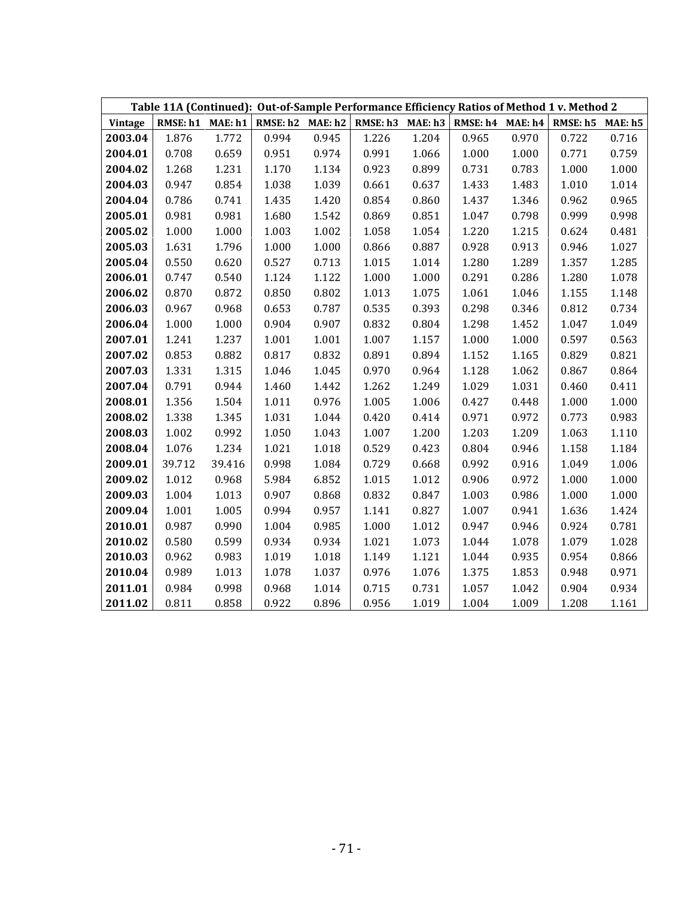| Table 11A (Continued): Out-of-Sample Performance Efficiency Ratios of Method 1 v. Method 2 | | | | | | | | | | |
|---|---|---|---|---|---|---|---|---|---|---|
| **Vintage** | **RMSE: h1** | **MAE: h1** | **RMSE: h2** | **MAE: h2** | **RMSE: h3** | **MAE: h3** | **RMSE: h4** | **MAE: h4** | **RMSE: h5** | **MAE: h5** |
| **2003.04** | 1.876 | 1.772 | 0.994 | 0.945 | 1.226 | 1.204 | 0.965 | 0.970 | 0.722 | 0.716 |
| **2004.01** | 0.708 | 0.659 | 0.951 | 0.974 | 0.991 | 1.066 | 1.000 | 1.000 | 0.771 | 0.759 |
| **2004.02** | 1.268 | 1.231 | 1.170 | 1.134 | 0.923 | 0.899 | 0.731 | 0.783 | 1.000 | 1.000 |
| **2004.03** | 0.947 | 0.854 | 1.038 | 1.039 | 0.661 | 0.637 | 1.433 | 1.483 | 1.010 | 1.014 |
| **2004.04** | 0.786 | 0.741 | 1.435 | 1.420 | 0.854 | 0.860 | 1.437 | 1.346 | 0.962 | 0.965 |
| **2005.01** | 0.981 | 0.981 | 1.680 | 1.542 | 0.869 | 0.851 | 1.047 | 0.798 | 0.999 | 0.998 |
| **2005.02** | 1.000 | 1.000 | 1.003 | 1.002 | 1.058 | 1.054 | 1.220 | 1.215 | 0.624 | 0.481 |
| **2005.03** | 1.631 | 1.796 | 1.000 | 1.000 | 0.866 | 0.887 | 0.928 | 0.913 | 0.946 | 1.027 |
| **2005.04** | 0.550 | 0.620 | 0.527 | 0.713 | 1.015 | 1.014 | 1.280 | 1.289 | 1.357 | 1.285 |
| **2006.01** | 0.747 | 0.540 | 1.124 | 1.122 | 1.000 | 1.000 | 0.291 | 0.286 | 1.280 | 1.078 |
| **2006.02** | 0.870 | 0.872 | 0.850 | 0.802 | 1.013 | 1.075 | 1.061 | 1.046 | 1.155 | 1.148 |
| **2006.03** | 0.967 | 0.968 | 0.653 | 0.787 | 0.535 | 0.393 | 0.298 | 0.346 | 0.812 | 0.734 |
| **2006.04** | 1.000 | 1.000 | 0.904 | 0.907 | 0.832 | 0.804 | 1.298 | 1.452 | 1.047 | 1.049 |
| **2007.01** | 1.241 | 1.237 | 1.001 | 1.001 | 1.007 | 1.157 | 1.000 | 1.000 | 0.597 | 0.563 |
| **2007.02** | 0.853 | 0.882 | 0.817 | 0.832 | 0.891 | 0.894 | 1.152 | 1.165 | 0.829 | 0.821 |
| **2007.03** | 1.331 | 1.315 | 1.046 | 1.045 | 0.970 | 0.964 | 1.128 | 1.062 | 0.867 | 0.864 |
| **2007.04** | 0.791 | 0.944 | 1.460 | 1.442 | 1.262 | 1.249 | 1.029 | 1.031 | 0.460 | 0.411 |
| **2008.01** | 1.356 | 1.504 | 1.011 | 0.976 | 1.005 | 1.006 | 0.427 | 0.448 | 1.000 | 1.000 |
| **2008.02** | 1.338 | 1.345 | 1.031 | 1.044 | 0.420 | 0.414 | 0.971 | 0.972 | 0.773 | 0.983 |
| **2008.03** | 1.002 | 0.992 | 1.050 | 1.043 | 1.007 | 1.200 | 1.203 | 1.209 | 1.063 | 1.110 |
| **2008.04** | 1.076 | 1.234 | 1.021 | 1.018 | 0.529 | 0.423 | 0.804 | 0.946 | 1.158 | 1.184 |
| **2009.01** | 39.712 | 39.416 | 0.998 | 1.084 | 0.729 | 0.668 | 0.992 | 0.916 | 1.049 | 1.006 |
| **2009.02** | 1.012 | 0.968 | 5.984 | 6.852 | 1.015 | 1.012 | 0.906 | 0.972 | 1.000 | 1.000 |
| **2009.03** | 1.004 | 1.013 | 0.907 | 0.868 | 0.832 | 0.847 | 1.003 | 0.986 | 1.000 | 1.000 |
| **2009.04** | 1.001 | 1.005 | 0.994 | 0.957 | 1.141 | 0.827 | 1.007 | 0.941 | 1.636 | 1.424 |
| **2010.01** | 0.987 | 0.990 | 1.004 | 0.985 | 1.000 | 1.012 | 0.947 | 0.946 | 0.924 | 0.781 |
| **2010.02** | 0.580 | 0.599 | 0.934 | 0.934 | 1.021 | 1.073 | 1.044 | 1.078 | 1.079 | 1.028 |
| **2010.03** | 0.962 | 0.983 | 1.019 | 1.018 | 1.149 | 1.121 | 1.044 | 0.935 | 0.954 | 0.866 |
| **2010.04** | 0.989 | 1.013 | 1.078 | 1.037 | 0.976 | 1.076 | 1.375 | 1.853 | 0.948 | 0.971 |
| **2011.01** | 0.984 | 0.998 | 0.968 | 1.014 | 0.715 | 0.731 | 1.057 | 1.042 | 0.904 | 0.934 |
| **2011.02** | 0.811 | 0.858 | 0.922 | 0.896 | 0.956 | 1.019 | 1.004 | 1.009 | 1.208 | 1.161 |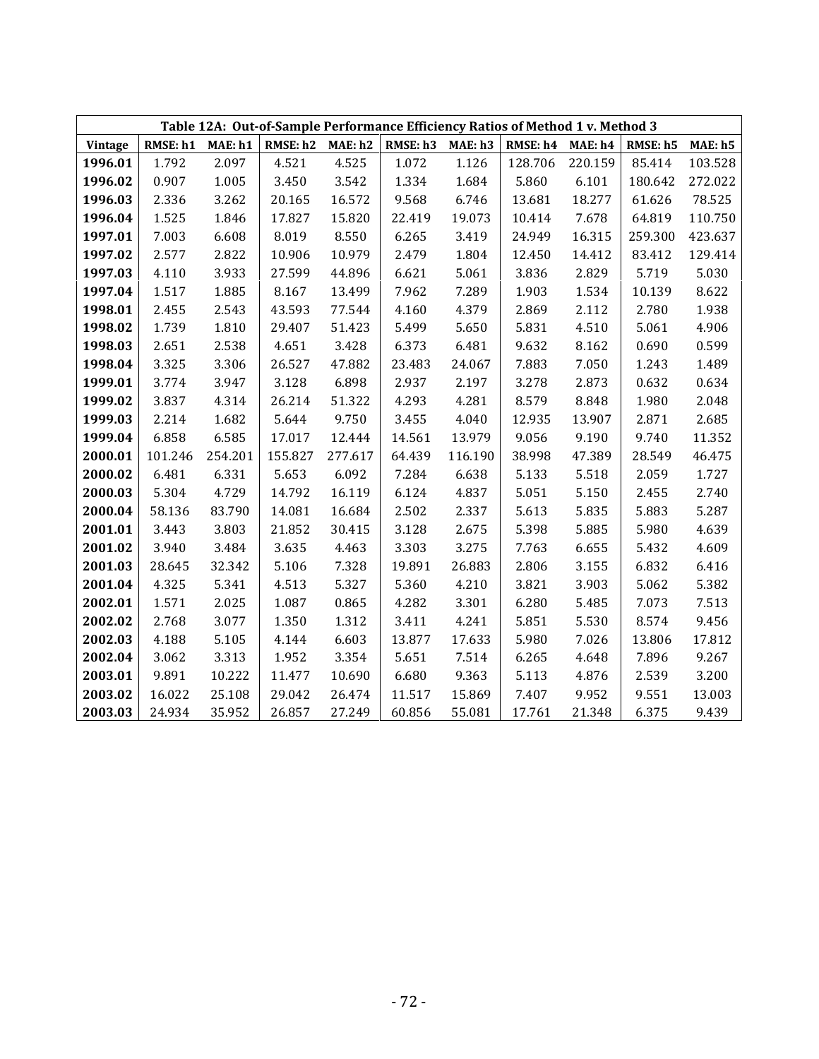| Table 12A: Out-of-Sample Performance Efficiency Ratios of Method 1 v. Method 3 | | | | | | | | | | |
|---|---|---|---|---|---|---|---|---|---|---|
| **Vintage** | **RMSE: h1** | **MAE: h1** | **RMSE: h2** | **MAE: h2** | **RMSE: h3** | **MAE: h3** | **RMSE: h4** | **MAE: h4** | **RMSE: h5** | **MAE: h5** |
| **1996.01** | 1.792 | 2.097 | 4.521 | 4.525 | 1.072 | 1.126 | 128.706 | 220.159 | 85.414 | 103.528 |
| **1996.02** | 0.907 | 1.005 | 3.450 | 3.542 | 1.334 | 1.684 | 5.860 | 6.101 | 180.642 | 272.022 |
| **1996.03** | 2.336 | 3.262 | 20.165 | 16.572 | 9.568 | 6.746 | 13.681 | 18.277 | 61.626 | 78.525 |
| **1996.04** | 1.525 | 1.846 | 17.827 | 15.820 | 22.419 | 19.073 | 10.414 | 7.678 | 64.819 | 110.750 |
| **1997.01** | 7.003 | 6.608 | 8.019 | 8.550 | 6.265 | 3.419 | 24.949 | 16.315 | 259.300 | 423.637 |
| **1997.02** | 2.577 | 2.822 | 10.906 | 10.979 | 2.479 | 1.804 | 12.450 | 14.412 | 83.412 | 129.414 |
| **1997.03** | 4.110 | 3.933 | 27.599 | 44.896 | 6.621 | 5.061 | 3.836 | 2.829 | 5.719 | 5.030 |
| **1997.04** | 1.517 | 1.885 | 8.167 | 13.499 | 7.962 | 7.289 | 1.903 | 1.534 | 10.139 | 8.622 |
| **1998.01** | 2.455 | 2.543 | 43.593 | 77.544 | 4.160 | 4.379 | 2.869 | 2.112 | 2.780 | 1.938 |
| **1998.02** | 1.739 | 1.810 | 29.407 | 51.423 | 5.499 | 5.650 | 5.831 | 4.510 | 5.061 | 4.906 |
| **1998.03** | 2.651 | 2.538 | 4.651 | 3.428 | 6.373 | 6.481 | 9.632 | 8.162 | 0.690 | 0.599 |
| **1998.04** | 3.325 | 3.306 | 26.527 | 47.882 | 23.483 | 24.067 | 7.883 | 7.050 | 1.243 | 1.489 |
| **1999.01** | 3.774 | 3.947 | 3.128 | 6.898 | 2.937 | 2.197 | 3.278 | 2.873 | 0.632 | 0.634 |
| **1999.02** | 3.837 | 4.314 | 26.214 | 51.322 | 4.293 | 4.281 | 8.579 | 8.848 | 1.980 | 2.048 |
| **1999.03** | 2.214 | 1.682 | 5.644 | 9.750 | 3.455 | 4.040 | 12.935 | 13.907 | 2.871 | 2.685 |
| **1999.04** | 6.858 | 6.585 | 17.017 | 12.444 | 14.561 | 13.979 | 9.056 | 9.190 | 9.740 | 11.352 |
| **2000.01** | 101.246 | 254.201 | 155.827 | 277.617 | 64.439 | 116.190 | 38.998 | 47.389 | 28.549 | 46.475 |
| **2000.02** | 6.481 | 6.331 | 5.653 | 6.092 | 7.284 | 6.638 | 5.133 | 5.518 | 2.059 | 1.727 |
| **2000.03** | 5.304 | 4.729 | 14.792 | 16.119 | 6.124 | 4.837 | 5.051 | 5.150 | 2.455 | 2.740 |
| **2000.04** | 58.136 | 83.790 | 14.081 | 16.684 | 2.502 | 2.337 | 5.613 | 5.835 | 5.883 | 5.287 |
| **2001.01** | 3.443 | 3.803 | 21.852 | 30.415 | 3.128 | 2.675 | 5.398 | 5.885 | 5.980 | 4.639 |
| **2001.02** | 3.940 | 3.484 | 3.635 | 4.463 | 3.303 | 3.275 | 7.763 | 6.655 | 5.432 | 4.609 |
| **2001.03** | 28.645 | 32.342 | 5.106 | 7.328 | 19.891 | 26.883 | 2.806 | 3.155 | 6.832 | 6.416 |
| **2001.04** | 4.325 | 5.341 | 4.513 | 5.327 | 5.360 | 4.210 | 3.821 | 3.903 | 5.062 | 5.382 |
| **2002.01** | 1.571 | 2.025 | 1.087 | 0.865 | 4.282 | 3.301 | 6.280 | 5.485 | 7.073 | 7.513 |
| **2002.02** | 2.768 | 3.077 | 1.350 | 1.312 | 3.411 | 4.241 | 5.851 | 5.530 | 8.574 | 9.456 |
| **2002.03** | 4.188 | 5.105 | 4.144 | 6.603 | 13.877 | 17.633 | 5.980 | 7.026 | 13.806 | 17.812 |
| **2002.04** | 3.062 | 3.313 | 1.952 | 3.354 | 5.651 | 7.514 | 6.265 | 4.648 | 7.896 | 9.267 |
| **2003.01** | 9.891 | 10.222 | 11.477 | 10.690 | 6.680 | 9.363 | 5.113 | 4.876 | 2.539 | 3.200 |
| **2003.02** | 16.022 | 25.108 | 29.042 | 26.474 | 11.517 | 15.869 | 7.407 | 9.952 | 9.551 | 13.003 |
| **2003.03** | 24.934 | 35.952 | 26.857 | 27.249 | 60.856 | 55.081 | 17.761 | 21.348 | 6.375 | 9.439 |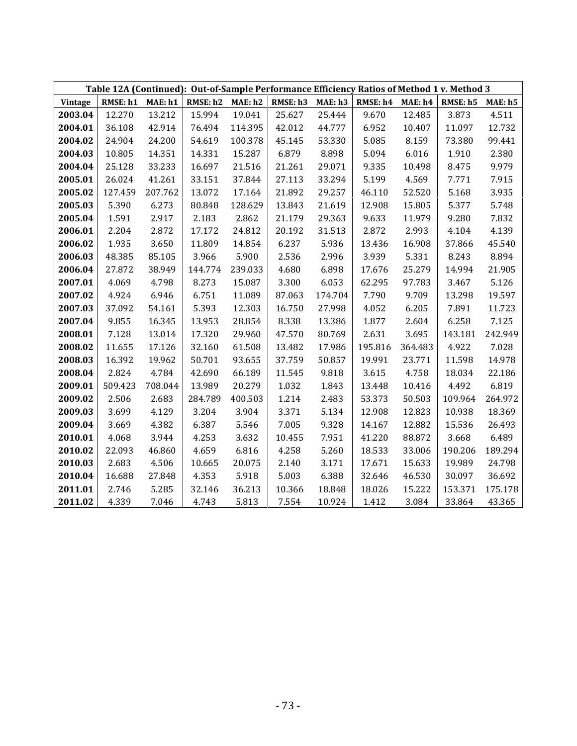| Table 12A (Continued): Out-of-Sample Performance Efficiency Ratios of Method 1 v. Method 3 | | | | | | | | | | |
|---|---|---|---|---|---|---|---|---|---|---|
| Vintage | RMSE: h1 | MAE: h1 | RMSE: h2 | MAE: h2 | RMSE: h3 | MAE: h3 | RMSE: h4 | MAE: h4 | RMSE: h5 | MAE: h5 |
| **2003.04** | 12.270 | 13.212 | 15.994 | 19.041 | 25.627 | 25.444 | 9.670 | 12.485 | 3.873 | 4.511 |
| **2004.01** | 36.108 | 42.914 | 76.494 | 114.395 | 42.012 | 44.777 | 6.952 | 10.407 | 11.097 | 12.732 |
| **2004.02** | 24.904 | 24.200 | 54.619 | 100.378 | 45.145 | 53.330 | 5.085 | 8.159 | 73.380 | 99.441 |
| **2004.03** | 10.805 | 14.351 | 14.331 | 15.287 | 6.879 | 8.898 | 5.094 | 6.016 | 1.910 | 2.380 |
| **2004.04** | 25.128 | 33.233 | 16.697 | 21.516 | 21.261 | 29.071 | 9.335 | 10.498 | 8.475 | 9.979 |
| **2005.01** | 26.024 | 41.261 | 33.151 | 37.844 | 27.113 | 33.294 | 5.199 | 4.569 | 7.771 | 7.915 |
| **2005.02** | 127.459 | 207.762 | 13.072 | 17.164 | 21.892 | 29.257 | 46.110 | 52.520 | 5.168 | 3.935 |
| **2005.03** | 5.390 | 6.273 | 80.848 | 128.629 | 13.843 | 21.619 | 12.908 | 15.805 | 5.377 | 5.748 |
| **2005.04** | 1.591 | 2.917 | 2.183 | 2.862 | 21.179 | 29.363 | 9.633 | 11.979 | 9.280 | 7.832 |
| **2006.01** | 2.204 | 2.872 | 17.172 | 24.812 | 20.192 | 31.513 | 2.872 | 2.993 | 4.104 | 4.139 |
| **2006.02** | 1.935 | 3.650 | 11.809 | 14.854 | 6.237 | 5.936 | 13.436 | 16.908 | 37.866 | 45.540 |
| **2006.03** | 48.385 | 85.105 | 3.966 | 5.900 | 2.536 | 2.996 | 3.939 | 5.331 | 8.243 | 8.894 |
| **2006.04** | 27.872 | 38.949 | 144.774 | 239.033 | 4.680 | 6.898 | 17.676 | 25.279 | 14.994 | 21.905 |
| **2007.01** | 4.069 | 4.798 | 8.273 | 15.087 | 3.300 | 6.053 | 62.295 | 97.783 | 3.467 | 5.126 |
| **2007.02** | 4.924 | 6.946 | 6.751 | 11.089 | 87.063 | 174.704 | 7.790 | 9.709 | 13.298 | 19.597 |
| **2007.03** | 37.092 | 54.161 | 5.393 | 12.303 | 16.750 | 27.998 | 4.052 | 6.205 | 7.891 | 11.723 |
| **2007.04** | 9.855 | 16.345 | 13.953 | 28.854 | 8.338 | 13.386 | 1.877 | 2.604 | 6.258 | 7.125 |
| **2008.01** | 7.128 | 13.014 | 17.320 | 29.960 | 47.570 | 80.769 | 2.631 | 3.695 | 143.181 | 242.949 |
| **2008.02** | 11.655 | 17.126 | 32.160 | 61.508 | 13.482 | 17.986 | 195.816 | 364.483 | 4.922 | 7.028 |
| **2008.03** | 16.392 | 19.962 | 50.701 | 93.655 | 37.759 | 50.857 | 19.991 | 23.771 | 11.598 | 14.978 |
| **2008.04** | 2.824 | 4.784 | 42.690 | 66.189 | 11.545 | 9.818 | 3.615 | 4.758 | 18.034 | 22.186 |
| **2009.01** | 509.423 | 708.044 | 13.989 | 20.279 | 1.032 | 1.843 | 13.448 | 10.416 | 4.492 | 6.819 |
| **2009.02** | 2.506 | 2.683 | 284.789 | 400.503 | 1.214 | 2.483 | 53.373 | 50.503 | 109.964 | 264.972 |
| **2009.03** | 3.699 | 4.129 | 3.204 | 3.904 | 3.371 | 5.134 | 12.908 | 12.823 | 10.938 | 18.369 |
| **2009.04** | 3.669 | 4.382 | 6.387 | 5.546 | 7.005 | 9.328 | 14.167 | 12.882 | 15.536 | 26.493 |
| **2010.01** | 4.068 | 3.944 | 4.253 | 3.632 | 10.455 | 7.951 | 41.220 | 88.872 | 3.668 | 6.489 |
| **2010.02** | 22.093 | 46.860 | 4.659 | 6.816 | 4.258 | 5.260 | 18.533 | 33.006 | 190.206 | 189.294 |
| **2010.03** | 2.683 | 4.506 | 10.665 | 20.075 | 2.140 | 3.171 | 17.671 | 15.633 | 19.989 | 24.798 |
| **2010.04** | 16.688 | 27.848 | 4.353 | 5.918 | 5.003 | 6.388 | 32.646 | 46.530 | 30.097 | 36.692 |
| **2011.01** | 2.746 | 5.285 | 32.146 | 36.213 | 10.366 | 18.848 | 18.026 | 15.222 | 153.371 | 175.178 |
| **2011.02** | 4.339 | 7.046 | 4.743 | 5.813 | 7.554 | 10.924 | 1.412 | 3.084 | 33.864 | 43.365 |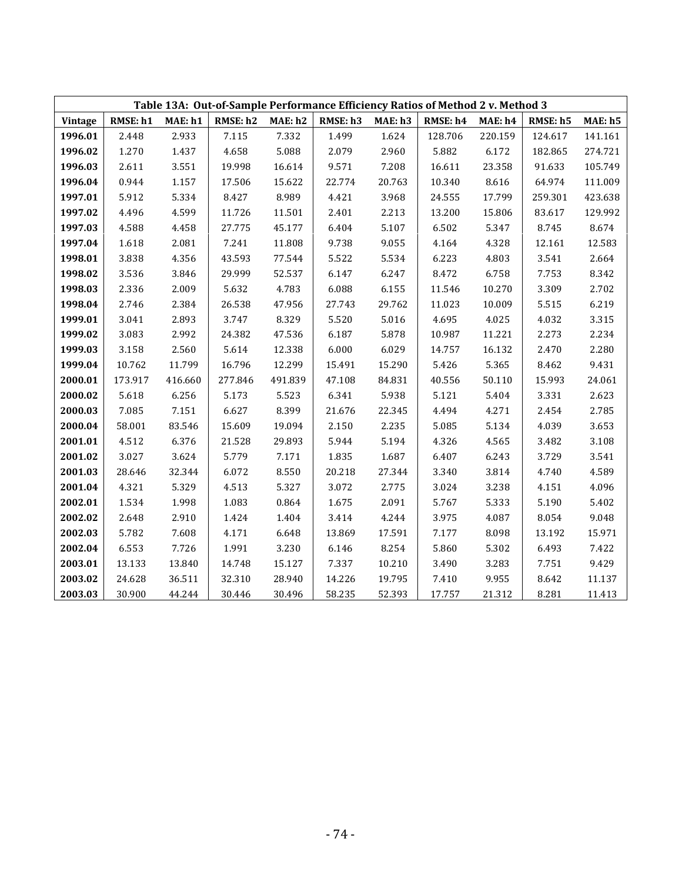| Table 13A: Out-of-Sample Performance Efficiency Ratios of Method 2 v. Method 3 | | | | | | | | | | |
|---|---|---|---|---|---|---|---|---|---|---|
| **Vintage** | **RMSE: h1** | **MAE: h1** | **RMSE: h2** | **MAE: h2** | **RMSE: h3** | **MAE: h3** | **RMSE: h4** | **MAE: h4** | **RMSE: h5** | **MAE: h5** |
| **1996.01** | 2.448 | 2.933 | 7.115 | 7.332 | 1.499 | 1.624 | 128.706 | 220.159 | 124.617 | 141.161 |
| **1996.02** | 1.270 | 1.437 | 4.658 | 5.088 | 2.079 | 2.960 | 5.882 | 6.172 | 182.865 | 274.721 |
| **1996.03** | 2.611 | 3.551 | 19.998 | 16.614 | 9.571 | 7.208 | 16.611 | 23.358 | 91.633 | 105.749 |
| **1996.04** | 0.944 | 1.157 | 17.506 | 15.622 | 22.774 | 20.763 | 10.340 | 8.616 | 64.974 | 111.009 |
| **1997.01** | 5.912 | 5.334 | 8.427 | 8.989 | 4.421 | 3.968 | 24.555 | 17.799 | 259.301 | 423.638 |
| **1997.02** | 4.496 | 4.599 | 11.726 | 11.501 | 2.401 | 2.213 | 13.200 | 15.806 | 83.617 | 129.992 |
| **1997.03** | 4.588 | 4.458 | 27.775 | 45.177 | 6.404 | 5.107 | 6.502 | 5.347 | 8.745 | 8.674 |
| **1997.04** | 1.618 | 2.081 | 7.241 | 11.808 | 9.738 | 9.055 | 4.164 | 4.328 | 12.161 | 12.583 |
| **1998.01** | 3.838 | 4.356 | 43.593 | 77.544 | 5.522 | 5.534 | 6.223 | 4.803 | 3.541 | 2.664 |
| **1998.02** | 3.536 | 3.846 | 29.999 | 52.537 | 6.147 | 6.247 | 8.472 | 6.758 | 7.753 | 8.342 |
| **1998.03** | 2.336 | 2.009 | 5.632 | 4.783 | 6.088 | 6.155 | 11.546 | 10.270 | 3.309 | 2.702 |
| **1998.04** | 2.746 | 2.384 | 26.538 | 47.956 | 27.743 | 29.762 | 11.023 | 10.009 | 5.515 | 6.219 |
| **1999.01** | 3.041 | 2.893 | 3.747 | 8.329 | 5.520 | 5.016 | 4.695 | 4.025 | 4.032 | 3.315 |
| **1999.02** | 3.083 | 2.992 | 24.382 | 47.536 | 6.187 | 5.878 | 10.987 | 11.221 | 2.273 | 2.234 |
| **1999.03** | 3.158 | 2.560 | 5.614 | 12.338 | 6.000 | 6.029 | 14.757 | 16.132 | 2.470 | 2.280 |
| **1999.04** | 10.762 | 11.799 | 16.796 | 12.299 | 15.491 | 15.290 | 5.426 | 5.365 | 8.462 | 9.431 |
| **2000.01** | 173.917 | 416.660 | 277.846 | 491.839 | 47.108 | 84.831 | 40.556 | 50.110 | 15.993 | 24.061 |
| **2000.02** | 5.618 | 6.256 | 5.173 | 5.523 | 6.341 | 5.938 | 5.121 | 5.404 | 3.331 | 2.623 |
| **2000.03** | 7.085 | 7.151 | 6.627 | 8.399 | 21.676 | 22.345 | 4.494 | 4.271 | 2.454 | 2.785 |
| **2000.04** | 58.001 | 83.546 | 15.609 | 19.094 | 2.150 | 2.235 | 5.085 | 5.134 | 4.039 | 3.653 |
| **2001.01** | 4.512 | 6.376 | 21.528 | 29.893 | 5.944 | 5.194 | 4.326 | 4.565 | 3.482 | 3.108 |
| **2001.02** | 3.027 | 3.624 | 5.779 | 7.171 | 1.835 | 1.687 | 6.407 | 6.243 | 3.729 | 3.541 |
| **2001.03** | 28.646 | 32.344 | 6.072 | 8.550 | 20.218 | 27.344 | 3.340 | 3.814 | 4.740 | 4.589 |
| **2001.04** | 4.321 | 5.329 | 4.513 | 5.327 | 3.072 | 2.775 | 3.024 | 3.238 | 4.151 | 4.096 |
| **2002.01** | 1.534 | 1.998 | 1.083 | 0.864 | 1.675 | 2.091 | 5.767 | 5.333 | 5.190 | 5.402 |
| **2002.02** | 2.648 | 2.910 | 1.424 | 1.404 | 3.414 | 4.244 | 3.975 | 4.087 | 8.054 | 9.048 |
| **2002.03** | 5.782 | 7.608 | 4.171 | 6.648 | 13.869 | 17.591 | 7.177 | 8.098 | 13.192 | 15.971 |
| **2002.04** | 6.553 | 7.726 | 1.991 | 3.230 | 6.146 | 8.254 | 5.860 | 5.302 | 6.493 | 7.422 |
| **2003.01** | 13.133 | 13.840 | 14.748 | 15.127 | 7.337 | 10.210 | 3.490 | 3.283 | 7.751 | 9.429 |
| **2003.02** | 24.628 | 36.511 | 32.310 | 28.940 | 14.226 | 19.795 | 7.410 | 9.955 | 8.642 | 11.137 |
| **2003.03** | 30.900 | 44.244 | 30.446 | 30.496 | 58.235 | 52.393 | 17.757 | 21.312 | 8.281 | 11.413 |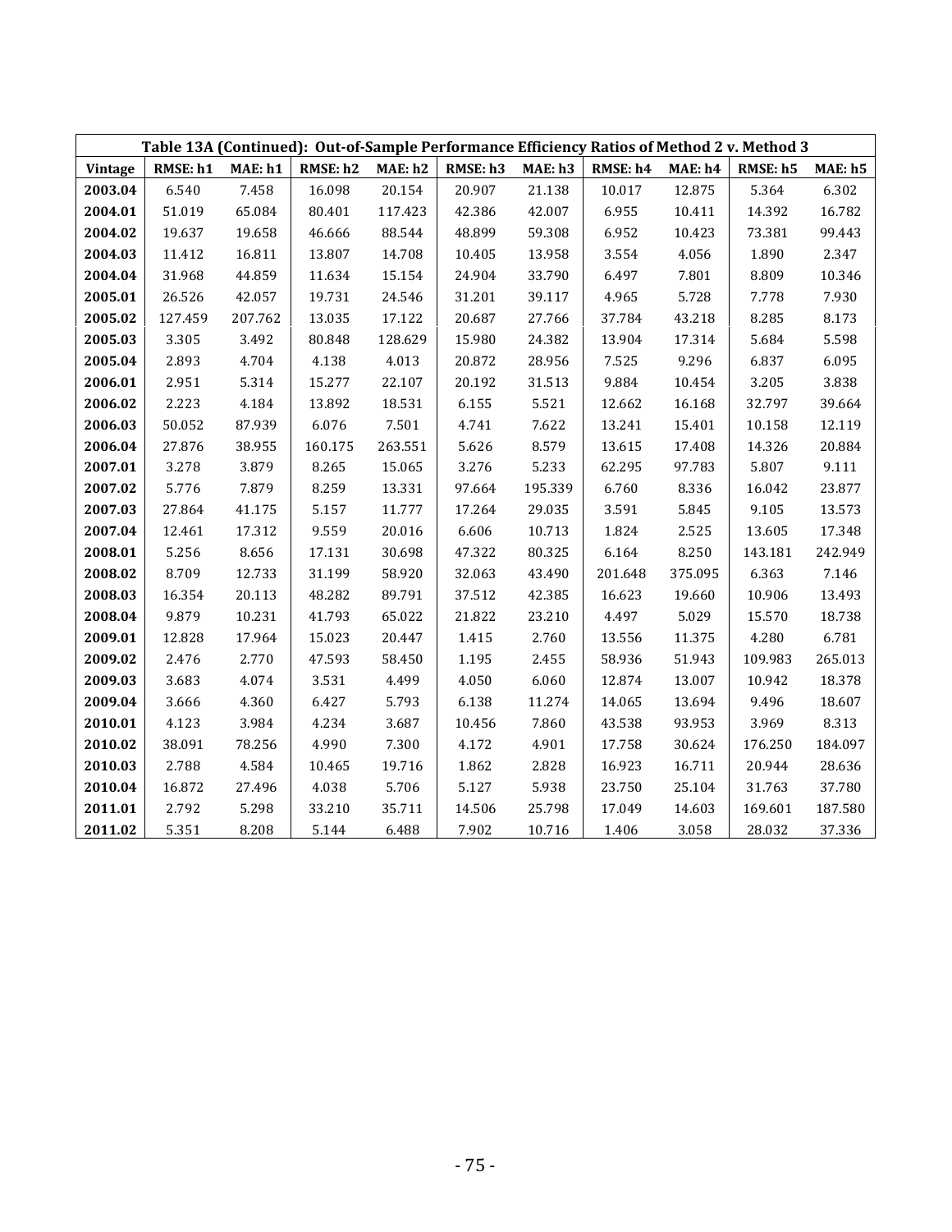| Table 13A (Continued): Out-of-Sample Performance Efficiency Ratios of Method 2 v. Method 3 | | | | | | | | | | |
|---|---|---|---|---|---|---|---|---|---|---|
| **Vintage** | **RMSE: h1** | **MAE: h1** | **RMSE: h2** | **MAE: h2** | **RMSE: h3** | **MAE: h3** | **RMSE: h4** | **MAE: h4** | **RMSE: h5** | **MAE: h5** |
| **2003.04** | 6.540 | 7.458 | 16.098 | 20.154 | 20.907 | 21.138 | 10.017 | 12.875 | 5.364 | 6.302 |
| **2004.01** | 51.019 | 65.084 | 80.401 | 117.423 | 42.386 | 42.007 | 6.955 | 10.411 | 14.392 | 16.782 |
| **2004.02** | 19.637 | 19.658 | 46.666 | 88.544 | 48.899 | 59.308 | 6.952 | 10.423 | 73.381 | 99.443 |
| **2004.03** | 11.412 | 16.811 | 13.807 | 14.708 | 10.405 | 13.958 | 3.554 | 4.056 | 1.890 | 2.347 |
| **2004.04** | 31.968 | 44.859 | 11.634 | 15.154 | 24.904 | 33.790 | 6.497 | 7.801 | 8.809 | 10.346 |
| **2005.01** | 26.526 | 42.057 | 19.731 | 24.546 | 31.201 | 39.117 | 4.965 | 5.728 | 7.778 | 7.930 |
| **2005.02** | 127.459 | 207.762 | 13.035 | 17.122 | 20.687 | 27.766 | 37.784 | 43.218 | 8.285 | 8.173 |
| **2005.03** | 3.305 | 3.492 | 80.848 | 128.629 | 15.980 | 24.382 | 13.904 | 17.314 | 5.684 | 5.598 |
| **2005.04** | 2.893 | 4.704 | 4.138 | 4.013 | 20.872 | 28.956 | 7.525 | 9.296 | 6.837 | 6.095 |
| **2006.01** | 2.951 | 5.314 | 15.277 | 22.107 | 20.192 | 31.513 | 9.884 | 10.454 | 3.205 | 3.838 |
| **2006.02** | 2.223 | 4.184 | 13.892 | 18.531 | 6.155 | 5.521 | 12.662 | 16.168 | 32.797 | 39.664 |
| **2006.03** | 50.052 | 87.939 | 6.076 | 7.501 | 4.741 | 7.622 | 13.241 | 15.401 | 10.158 | 12.119 |
| **2006.04** | 27.876 | 38.955 | 160.175 | 263.551 | 5.626 | 8.579 | 13.615 | 17.408 | 14.326 | 20.884 |
| **2007.01** | 3.278 | 3.879 | 8.265 | 15.065 | 3.276 | 5.233 | 62.295 | 97.783 | 5.807 | 9.111 |
| **2007.02** | 5.776 | 7.879 | 8.259 | 13.331 | 97.664 | 195.339 | 6.760 | 8.336 | 16.042 | 23.877 |
| **2007.03** | 27.864 | 41.175 | 5.157 | 11.777 | 17.264 | 29.035 | 3.591 | 5.845 | 9.105 | 13.573 |
| **2007.04** | 12.461 | 17.312 | 9.559 | 20.016 | 6.606 | 10.713 | 1.824 | 2.525 | 13.605 | 17.348 |
| **2008.01** | 5.256 | 8.656 | 17.131 | 30.698 | 47.322 | 80.325 | 6.164 | 8.250 | 143.181 | 242.949 |
| **2008.02** | 8.709 | 12.733 | 31.199 | 58.920 | 32.063 | 43.490 | 201.648 | 375.095 | 6.363 | 7.146 |
| **2008.03** | 16.354 | 20.113 | 48.282 | 89.791 | 37.512 | 42.385 | 16.623 | 19.660 | 10.906 | 13.493 |
| **2008.04** | 9.879 | 10.231 | 41.793 | 65.022 | 21.822 | 23.210 | 4.497 | 5.029 | 15.570 | 18.738 |
| **2009.01** | 12.828 | 17.964 | 15.023 | 20.447 | 1.415 | 2.760 | 13.556 | 11.375 | 4.280 | 6.781 |
| **2009.02** | 2.476 | 2.770 | 47.593 | 58.450 | 1.195 | 2.455 | 58.936 | 51.943 | 109.983 | 265.013 |
| **2009.03** | 3.683 | 4.074 | 3.531 | 4.499 | 4.050 | 6.060 | 12.874 | 13.007 | 10.942 | 18.378 |
| **2009.04** | 3.666 | 4.360 | 6.427 | 5.793 | 6.138 | 11.274 | 14.065 | 13.694 | 9.496 | 18.607 |
| **2010.01** | 4.123 | 3.984 | 4.234 | 3.687 | 10.456 | 7.860 | 43.538 | 93.953 | 3.969 | 8.313 |
| **2010.02** | 38.091 | 78.256 | 4.990 | 7.300 | 4.172 | 4.901 | 17.758 | 30.624 | 176.250 | 184.097 |
| **2010.03** | 2.788 | 4.584 | 10.465 | 19.716 | 1.862 | 2.828 | 16.923 | 16.711 | 20.944 | 28.636 |
| **2010.04** | 16.872 | 27.496 | 4.038 | 5.706 | 5.127 | 5.938 | 23.750 | 25.104 | 31.763 | 37.780 |
| **2011.01** | 2.792 | 5.298 | 33.210 | 35.711 | 14.506 | 25.798 | 17.049 | 14.603 | 169.601 | 187.580 |
| **2011.02** | 5.351 | 8.208 | 5.144 | 6.488 | 7.902 | 10.716 | 1.406 | 3.058 | 28.032 | 37.336 |